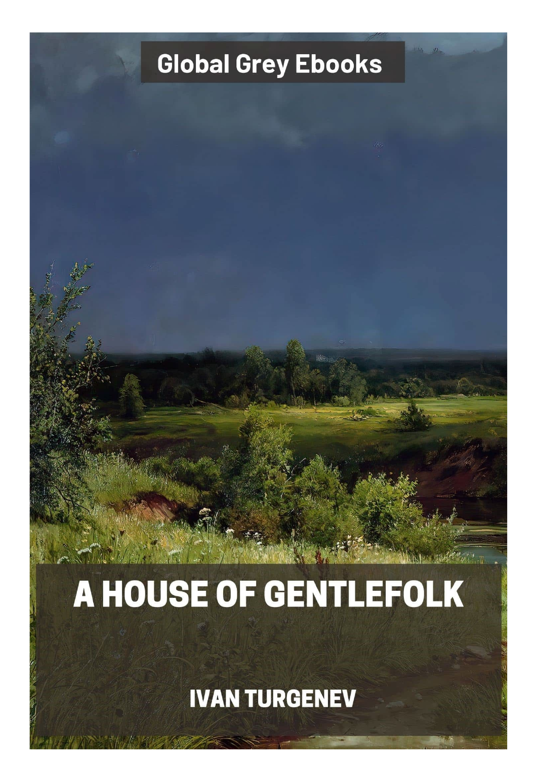Global Grey Ebooks

# A HOUSE OF GENTLEFOLK

IVAN TURGENEV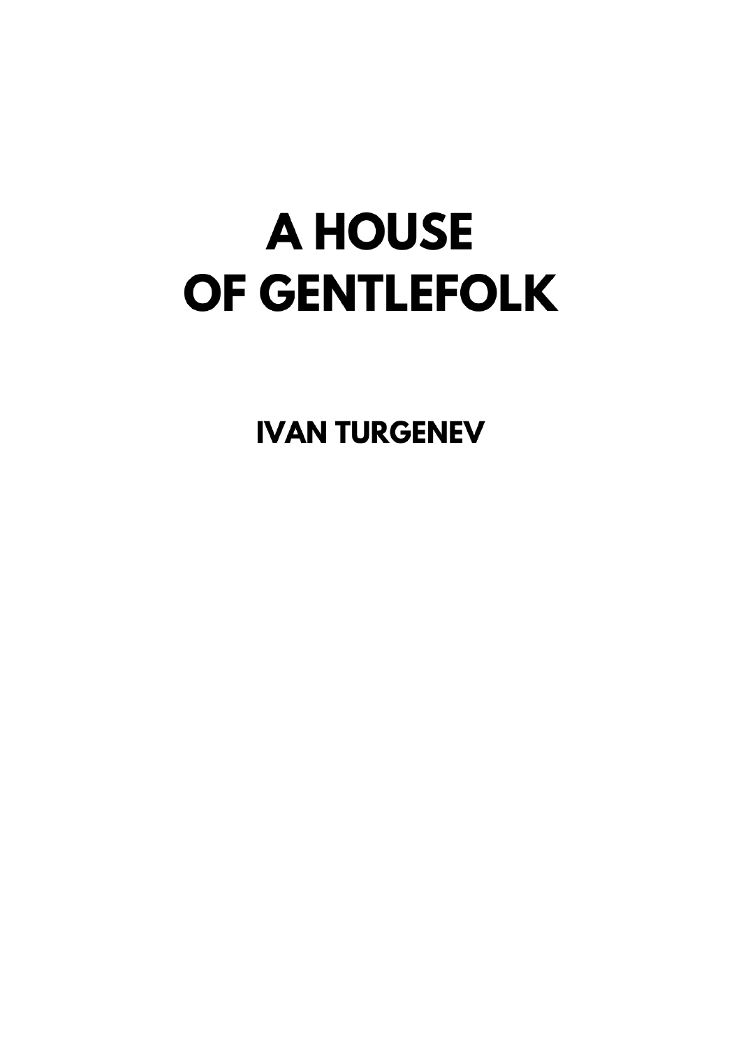# A HOUSE OF GENTLEFOLK

## IVAN TURGENEV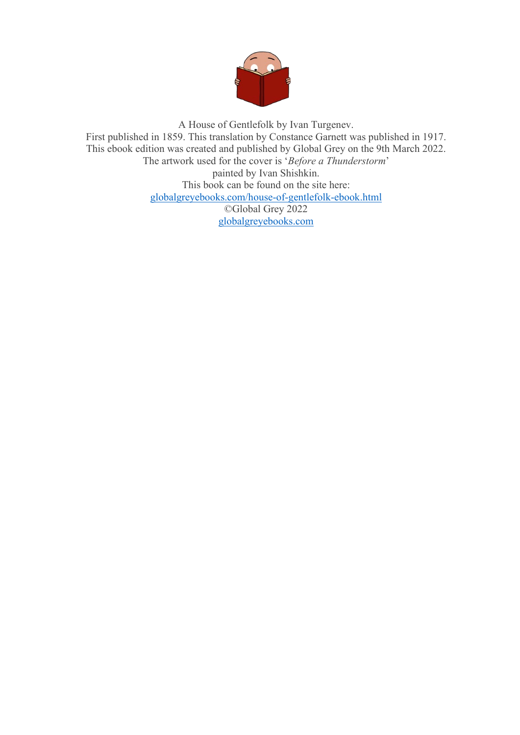A House of Gentlefolk by Ivan Turgenev.
First published in 1859. This translation by Constance Garnett was published in 1917.
This ebook edition was created and published by Global Grey on the 9th March 2022.
The artwork used for the cover is '*Before a Thunderstorm*'
painted by Ivan Shishkin.
This book can be found on the site here:
globalgreyebooks.com/house-of-gentlefolk-ebook.html
©Global Grey 2022
globalgreyebooks.com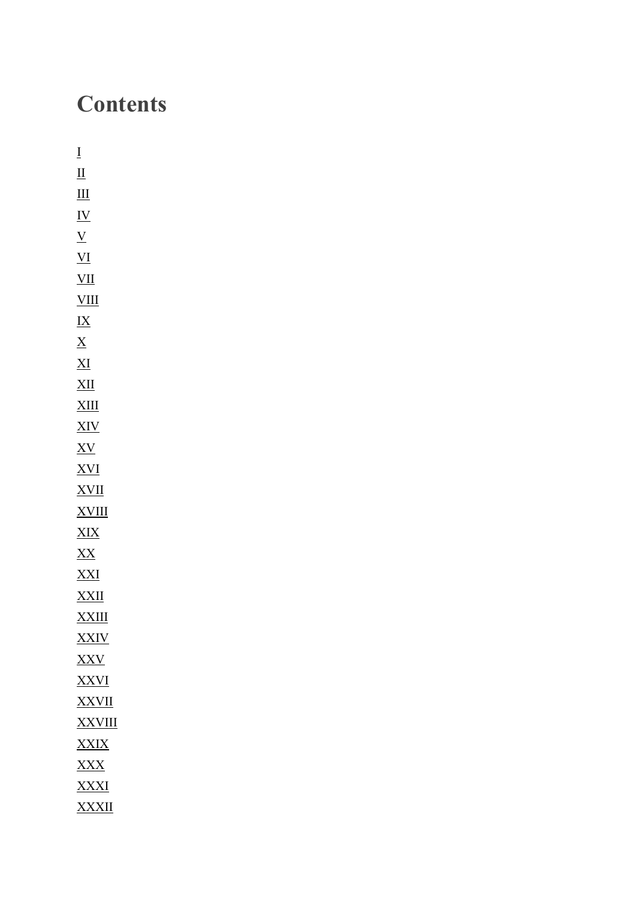# Contents

I
II
III
IV
V
VI
VII
VIII
IX
X
XI
XII
XIII
XIV
XV
XVI
XVII
XVIII
XIX
XX
XXI
XXII
XXIII
XXIV
XXV
XXVI
XXVII
XXVIII
XXIX
XXX
XXXI
XXXII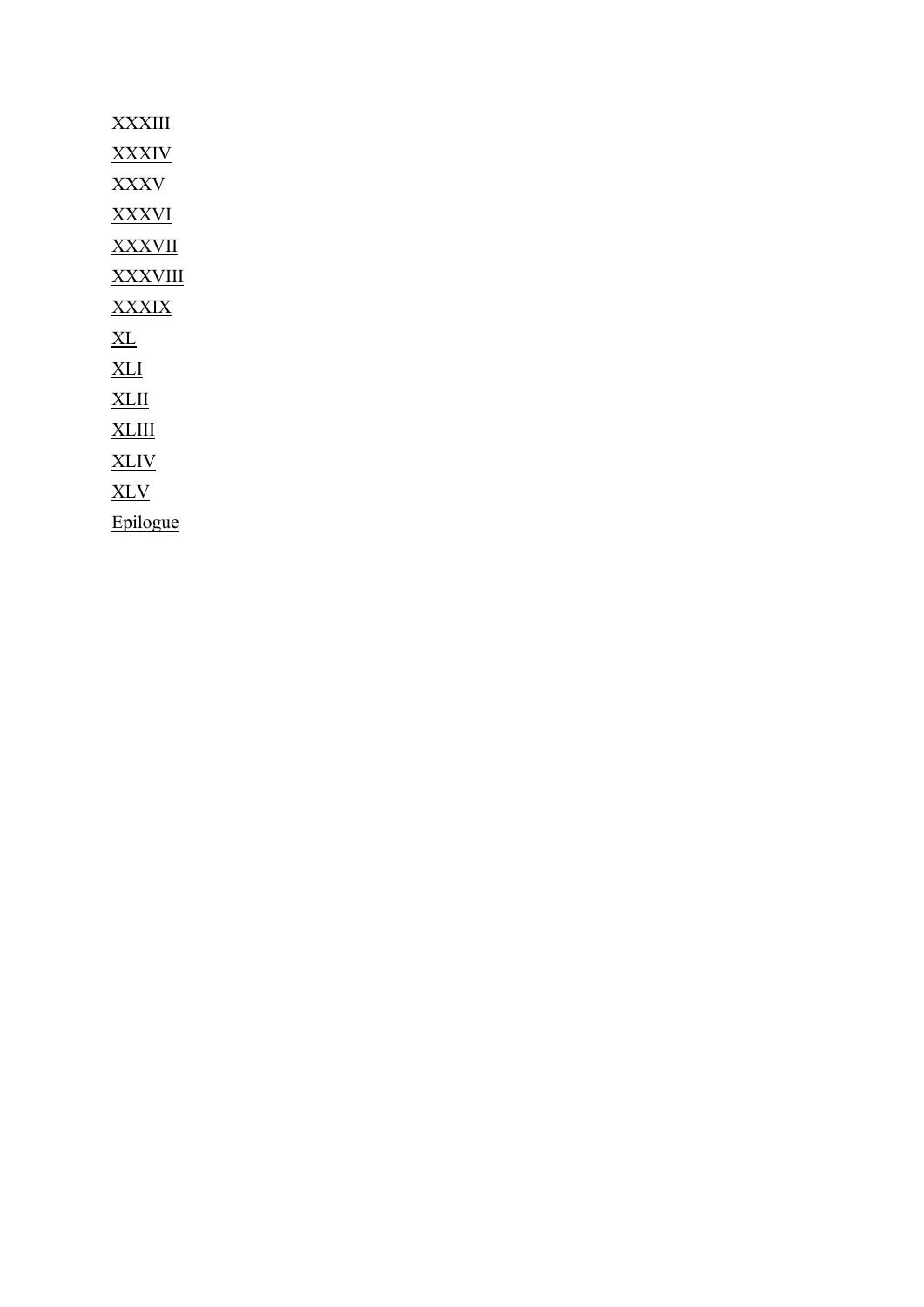XXXIII

XXXIV

XXXV

XXXVI

XXXVII

XXXVIII

XXXIX

XL

XLI

XLII

XLIII

XLIV

XLV

Epilogue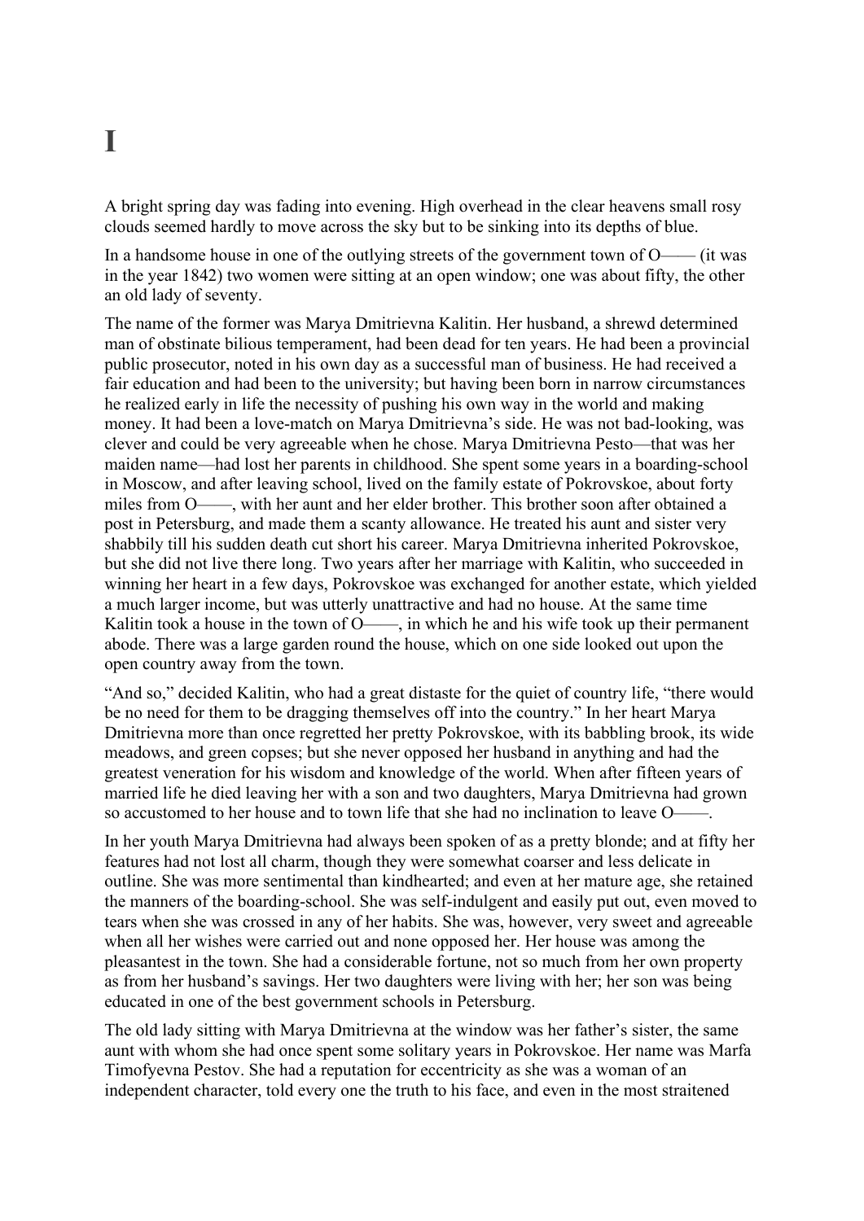# I

A bright spring day was fading into evening. High overhead in the clear heavens small rosy clouds seemed hardly to move across the sky but to be sinking into its depths of blue.

In a handsome house in one of the outlying streets of the government town of O—— (it was in the year 1842) two women were sitting at an open window; one was about fifty, the other an old lady of seventy.

The name of the former was Marya Dmitrievna Kalitin. Her husband, a shrewd determined man of obstinate bilious temperament, had been dead for ten years. He had been a provincial public prosecutor, noted in his own day as a successful man of business. He had received a fair education and had been to the university; but having been born in narrow circumstances he realized early in life the necessity of pushing his own way in the world and making money. It had been a love-match on Marya Dmitrievna's side. He was not bad-looking, was clever and could be very agreeable when he chose. Marya Dmitrievna Pesto—that was her maiden name—had lost her parents in childhood. She spent some years in a boarding-school in Moscow, and after leaving school, lived on the family estate of Pokrovskoe, about forty miles from O——, with her aunt and her elder brother. This brother soon after obtained a post in Petersburg, and made them a scanty allowance. He treated his aunt and sister very shabbily till his sudden death cut short his career. Marya Dmitrievna inherited Pokrovskoe, but she did not live there long. Two years after her marriage with Kalitin, who succeeded in winning her heart in a few days, Pokrovskoe was exchanged for another estate, which yielded a much larger income, but was utterly unattractive and had no house. At the same time Kalitin took a house in the town of O——, in which he and his wife took up their permanent abode. There was a large garden round the house, which on one side looked out upon the open country away from the town.

"And so," decided Kalitin, who had a great distaste for the quiet of country life, "there would be no need for them to be dragging themselves off into the country." In her heart Marya Dmitrievna more than once regretted her pretty Pokrovskoe, with its babbling brook, its wide meadows, and green copses; but she never opposed her husband in anything and had the greatest veneration for his wisdom and knowledge of the world. When after fifteen years of married life he died leaving her with a son and two daughters, Marya Dmitrievna had grown so accustomed to her house and to town life that she had no inclination to leave O——.

In her youth Marya Dmitrievna had always been spoken of as a pretty blonde; and at fifty her features had not lost all charm, though they were somewhat coarser and less delicate in outline. She was more sentimental than kindhearted; and even at her mature age, she retained the manners of the boarding-school. She was self-indulgent and easily put out, even moved to tears when she was crossed in any of her habits. She was, however, very sweet and agreeable when all her wishes were carried out and none opposed her. Her house was among the pleasantest in the town. She had a considerable fortune, not so much from her own property as from her husband's savings. Her two daughters were living with her; her son was being educated in one of the best government schools in Petersburg.

The old lady sitting with Marya Dmitrievna at the window was her father's sister, the same aunt with whom she had once spent some solitary years in Pokrovskoe. Her name was Marfa Timofyevna Pestov. She had a reputation for eccentricity as she was a woman of an independent character, told every one the truth to his face, and even in the most straitened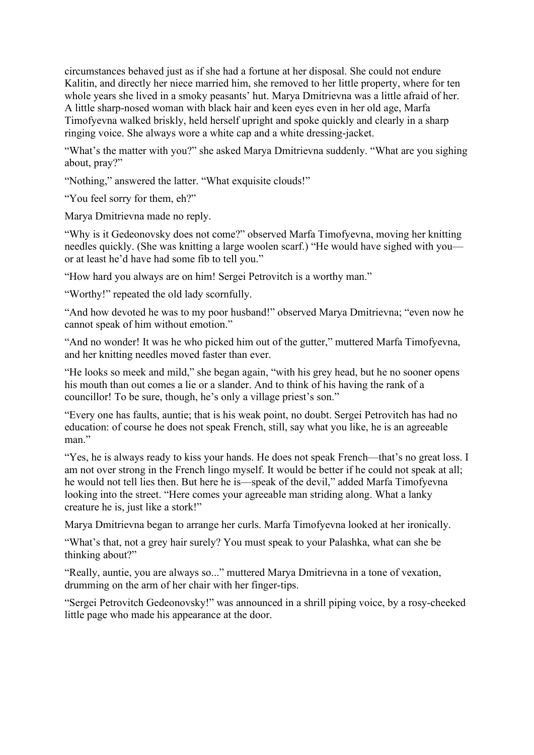circumstances behaved just as if she had a fortune at her disposal. She could not endure Kalitin, and directly her niece married him, she removed to her little property, where for ten whole years she lived in a smoky peasants' hut. Marya Dmitrievna was a little afraid of her. A little sharp-nosed woman with black hair and keen eyes even in her old age, Marfa Timofyevna walked briskly, held herself upright and spoke quickly and clearly in a sharp ringing voice. She always wore a white cap and a white dressing-jacket.

"What's the matter with you?" she asked Marya Dmitrievna suddenly. "What are you sighing about, pray?"

"Nothing," answered the latter. "What exquisite clouds!"

"You feel sorry for them, eh?"

Marya Dmitrievna made no reply.

"Why is it Gedeonovsky does not come?" observed Marfa Timofyevna, moving her knitting needles quickly. (She was knitting a large woolen scarf.) "He would have sighed with you—or at least he'd have had some fib to tell you."

"How hard you always are on him! Sergei Petrovitch is a worthy man."

"Worthy!" repeated the old lady scornfully.

"And how devoted he was to my poor husband!" observed Marya Dmitrievna; "even now he cannot speak of him without emotion."

"And no wonder! It was he who picked him out of the gutter," muttered Marfa Timofyevna, and her knitting needles moved faster than ever.

"He looks so meek and mild," she began again, "with his grey head, but he no sooner opens his mouth than out comes a lie or a slander. And to think of his having the rank of a councillor! To be sure, though, he's only a village priest's son."

"Every one has faults, auntie; that is his weak point, no doubt. Sergei Petrovitch has had no education: of course he does not speak French, still, say what you like, he is an agreeable man."

"Yes, he is always ready to kiss your hands. He does not speak French—that's no great loss. I am not over strong in the French lingo myself. It would be better if he could not speak at all; he would not tell lies then. But here he is—speak of the devil," added Marfa Timofyevna looking into the street. "Here comes your agreeable man striding along. What a lanky creature he is, just like a stork!"

Marya Dmitrievna began to arrange her curls. Marfa Timofyevna looked at her ironically.

"What's that, not a grey hair surely? You must speak to your Palashka, what can she be thinking about?"

"Really, auntie, you are always so..." muttered Marya Dmitrievna in a tone of vexation, drumming on the arm of her chair with her finger-tips.

"Sergei Petrovitch Gedeonovsky!" was announced in a shrill piping voice, by a rosy-cheeked little page who made his appearance at the door.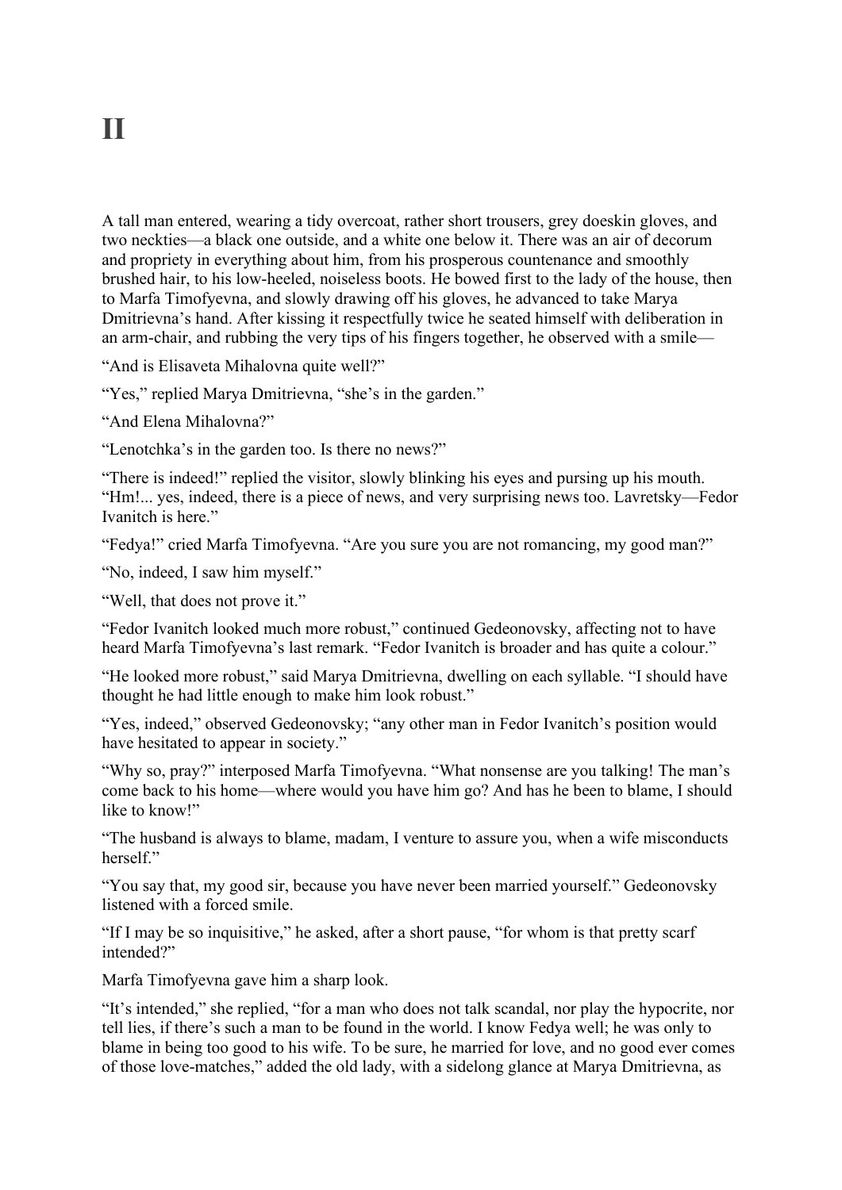# II

A tall man entered, wearing a tidy overcoat, rather short trousers, grey doeskin gloves, and two neckties—a black one outside, and a white one below it. There was an air of decorum and propriety in everything about him, from his prosperous countenance and smoothly brushed hair, to his low-heeled, noiseless boots. He bowed first to the lady of the house, then to Marfa Timofyevna, and slowly drawing off his gloves, he advanced to take Marya Dmitrievna's hand. After kissing it respectfully twice he seated himself with deliberation in an arm-chair, and rubbing the very tips of his fingers together, he observed with a smile—

"And is Elisaveta Mihalovna quite well?"

"Yes," replied Marya Dmitrievna, "she's in the garden."

"And Elena Mihalovna?"

"Lenotchka's in the garden too. Is there no news?"

"There is indeed!" replied the visitor, slowly blinking his eyes and pursing up his mouth. "Hm!... yes, indeed, there is a piece of news, and very surprising news too. Lavretsky—Fedor Ivanitch is here."

"Fedya!" cried Marfa Timofyevna. "Are you sure you are not romancing, my good man?"

"No, indeed, I saw him myself."

"Well, that does not prove it."

"Fedor Ivanitch looked much more robust," continued Gedeonovsky, affecting not to have heard Marfa Timofyevna's last remark. "Fedor Ivanitch is broader and has quite a colour."

"He looked more robust," said Marya Dmitrievna, dwelling on each syllable. "I should have thought he had little enough to make him look robust."

"Yes, indeed," observed Gedeonovsky; "any other man in Fedor Ivanitch's position would have hesitated to appear in society."

"Why so, pray?" interposed Marfa Timofyevna. "What nonsense are you talking! The man's come back to his home—where would you have him go? And has he been to blame, I should like to know!"

"The husband is always to blame, madam, I venture to assure you, when a wife misconducts herself."

"You say that, my good sir, because you have never been married yourself." Gedeonovsky listened with a forced smile.

"If I may be so inquisitive," he asked, after a short pause, "for whom is that pretty scarf intended?"

Marfa Timofyevna gave him a sharp look.

"It's intended," she replied, "for a man who does not talk scandal, nor play the hypocrite, nor tell lies, if there's such a man to be found in the world. I know Fedya well; he was only to blame in being too good to his wife. To be sure, he married for love, and no good ever comes of those love-matches," added the old lady, with a sidelong glance at Marya Dmitrievna, as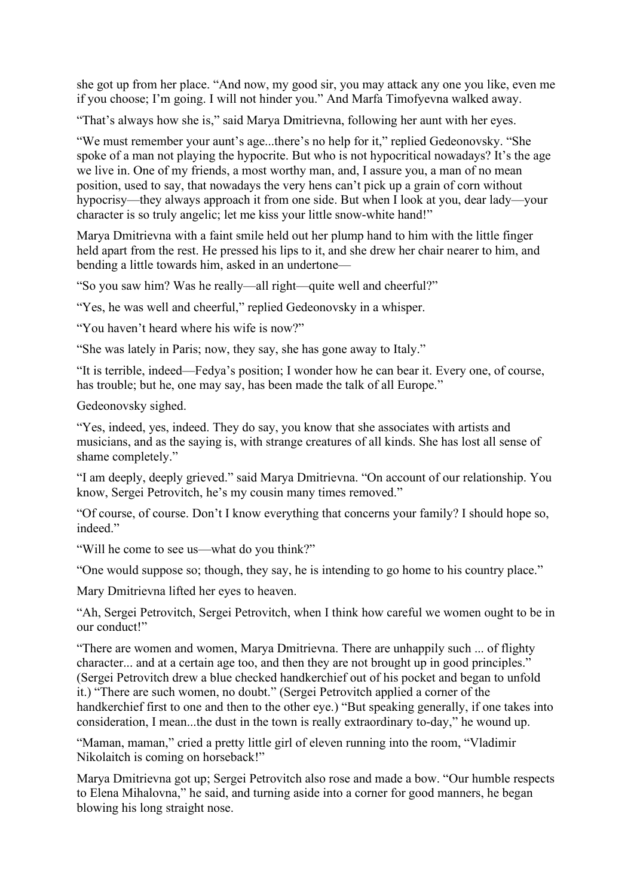she got up from her place. “And now, my good sir, you may attack any one you like, even me if you choose; I’m going. I will not hinder you.” And Marfa Timofyevna walked away.

“That’s always how she is,” said Marya Dmitrievna, following her aunt with her eyes.

“We must remember your aunt’s age...there’s no help for it,” replied Gedeonovsky. “She spoke of a man not playing the hypocrite. But who is not hypocritical nowadays? It’s the age we live in. One of my friends, a most worthy man, and, I assure you, a man of no mean position, used to say, that nowadays the very hens can’t pick up a grain of corn without hypocrisy—they always approach it from one side. But when I look at you, dear lady—your character is so truly angelic; let me kiss your little snow-white hand!”

Marya Dmitrievna with a faint smile held out her plump hand to him with the little finger held apart from the rest. He pressed his lips to it, and she drew her chair nearer to him, and bending a little towards him, asked in an undertone—

“So you saw him? Was he really—all right—quite well and cheerful?”

“Yes, he was well and cheerful,” replied Gedeonovsky in a whisper.

“You haven’t heard where his wife is now?”

“She was lately in Paris; now, they say, she has gone away to Italy.”

“It is terrible, indeed—Fedya’s position; I wonder how he can bear it. Every one, of course, has trouble; but he, one may say, has been made the talk of all Europe.”

Gedeonovsky sighed.

“Yes, indeed, yes, indeed. They do say, you know that she associates with artists and musicians, and as the saying is, with strange creatures of all kinds. She has lost all sense of shame completely.”

“I am deeply, deeply grieved.” said Marya Dmitrievna. “On account of our relationship. You know, Sergei Petrovitch, he’s my cousin many times removed.”

“Of course, of course. Don’t I know everything that concerns your family? I should hope so, indeed.”

“Will he come to see us—what do you think?”

“One would suppose so; though, they say, he is intending to go home to his country place.”

Mary Dmitrievna lifted her eyes to heaven.

“Ah, Sergei Petrovitch, Sergei Petrovitch, when I think how careful we women ought to be in our conduct!”

“There are women and women, Marya Dmitrievna. There are unhappily such ... of flighty character... and at a certain age too, and then they are not brought up in good principles.” (Sergei Petrovitch drew a blue checked handkerchief out of his pocket and began to unfold it.) “There are such women, no doubt.” (Sergei Petrovitch applied a corner of the handkerchief first to one and then to the other eye.) “But speaking generally, if one takes into consideration, I mean...the dust in the town is really extraordinary to-day,” he wound up.

“Maman, maman,” cried a pretty little girl of eleven running into the room, “Vladimir Nikolaitch is coming on horseback!”

Marya Dmitrievna got up; Sergei Petrovitch also rose and made a bow. “Our humble respects to Elena Mihalovna,” he said, and turning aside into a corner for good manners, he began blowing his long straight nose.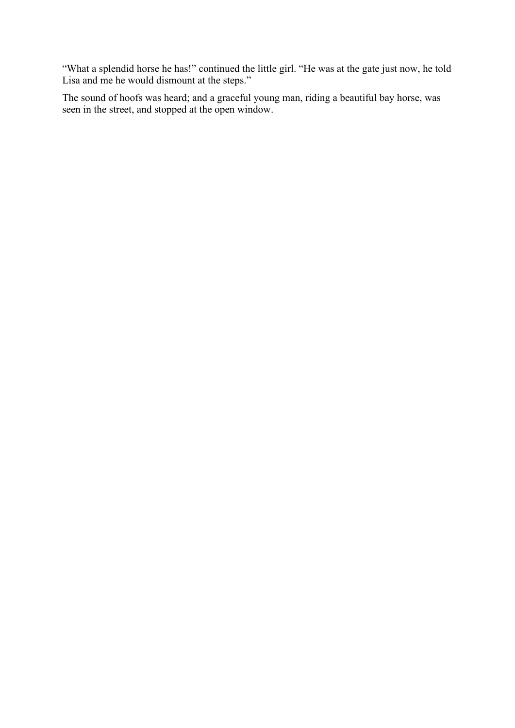“What a splendid horse he has!” continued the little girl. “He was at the gate just now, he told Lisa and me he would dismount at the steps.”

The sound of hoofs was heard; and a graceful young man, riding a beautiful bay horse, was seen in the street, and stopped at the open window.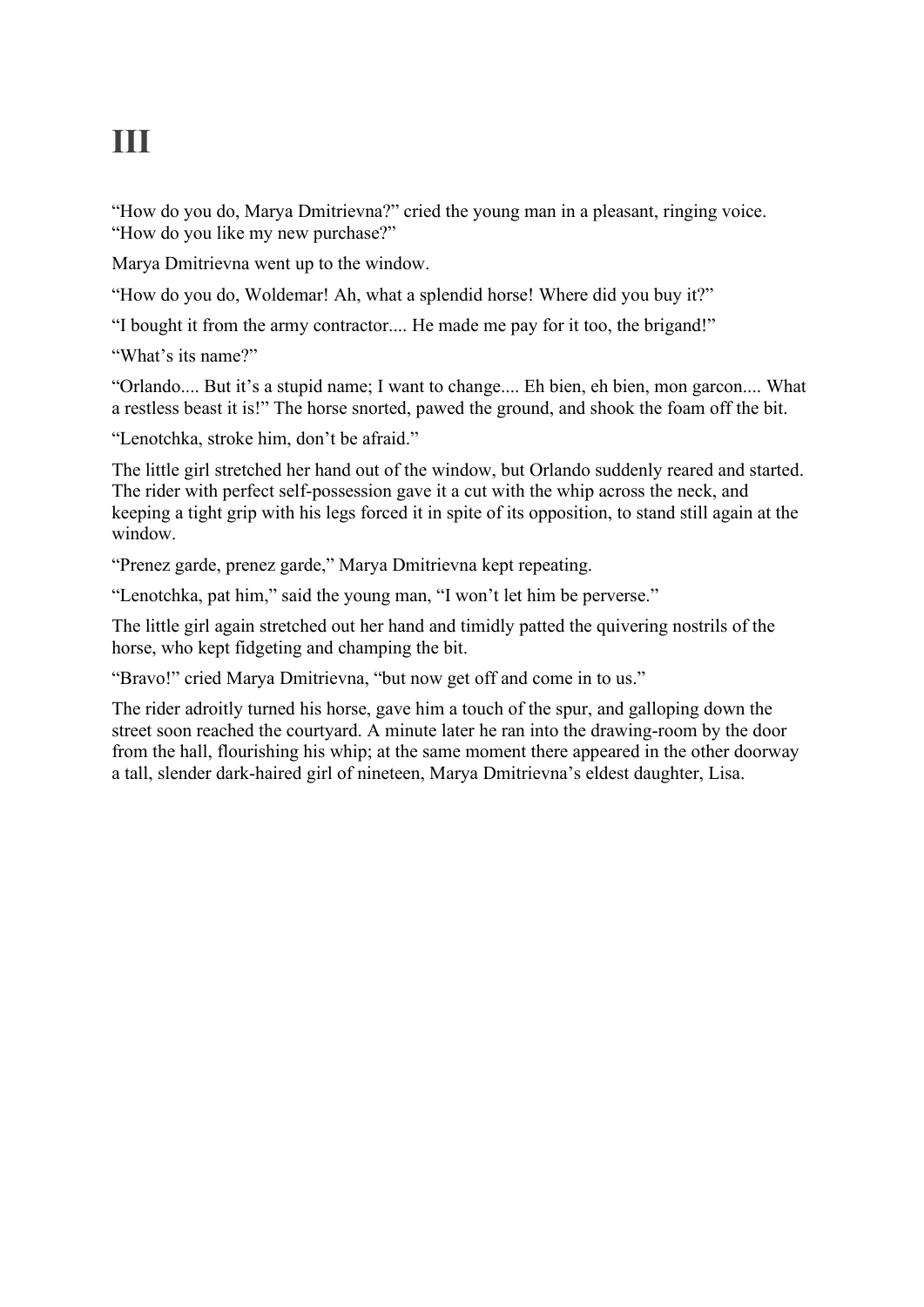# III

“How do you do, Marya Dmitrievna?” cried the young man in a pleasant, ringing voice. “How do you like my new purchase?”

Marya Dmitrievna went up to the window.

“How do you do, Woldemar! Ah, what a splendid horse! Where did you buy it?”

“I bought it from the army contractor.... He made me pay for it too, the brigand!”

“What’s its name?”

“Orlando.... But it’s a stupid name; I want to change.... Eh bien, eh bien, mon garcon.... What a restless beast it is!” The horse snorted, pawed the ground, and shook the foam off the bit.

“Lenotchka, stroke him, don’t be afraid.”

The little girl stretched her hand out of the window, but Orlando suddenly reared and started. The rider with perfect self-possession gave it a cut with the whip across the neck, and keeping a tight grip with his legs forced it in spite of its opposition, to stand still again at the window.

“Prenez garde, prenez garde,” Marya Dmitrievna kept repeating.

“Lenotchka, pat him,” said the young man, “I won’t let him be perverse.”

The little girl again stretched out her hand and timidly patted the quivering nostrils of the horse, who kept fidgeting and champing the bit.

“Bravo!” cried Marya Dmitrievna, “but now get off and come in to us.”

The rider adroitly turned his horse, gave him a touch of the spur, and galloping down the street soon reached the courtyard. A minute later he ran into the drawing-room by the door from the hall, flourishing his whip; at the same moment there appeared in the other doorway a tall, slender dark-haired girl of nineteen, Marya Dmitrievna’s eldest daughter, Lisa.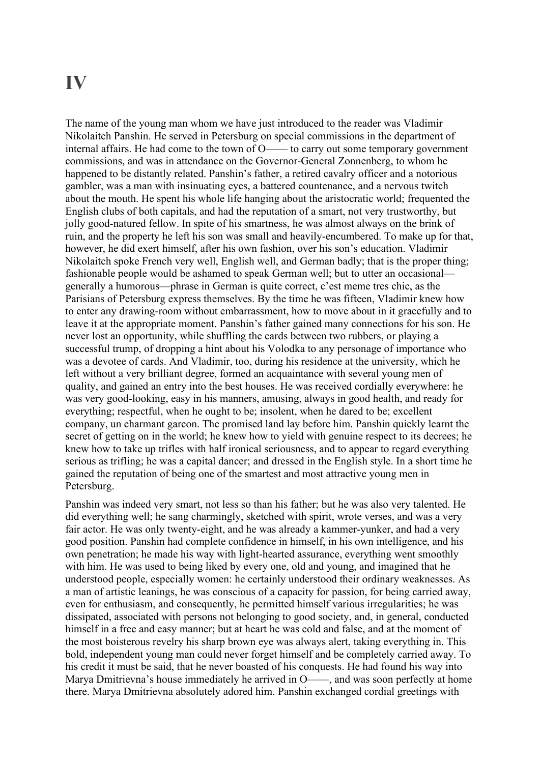# IV

The name of the young man whom we have just introduced to the reader was Vladimir Nikolaitch Panshin. He served in Petersburg on special commissions in the department of internal affairs. He had come to the town of O—— to carry out some temporary government commissions, and was in attendance on the Governor-General Zonnenberg, to whom he happened to be distantly related. Panshin's father, a retired cavalry officer and a notorious gambler, was a man with insinuating eyes, a battered countenance, and a nervous twitch about the mouth. He spent his whole life hanging about the aristocratic world; frequented the English clubs of both capitals, and had the reputation of a smart, not very trustworthy, but jolly good-natured fellow. In spite of his smartness, he was almost always on the brink of ruin, and the property he left his son was small and heavily-encumbered. To make up for that, however, he did exert himself, after his own fashion, over his son's education. Vladimir Nikolaitch spoke French very well, English well, and German badly; that is the proper thing; fashionable people would be ashamed to speak German well; but to utter an occasional—generally a humorous—phrase in German is quite correct, c'est meme tres chic, as the Parisians of Petersburg express themselves. By the time he was fifteen, Vladimir knew how to enter any drawing-room without embarrassment, how to move about in it gracefully and to leave it at the appropriate moment. Panshin's father gained many connections for his son. He never lost an opportunity, while shuffling the cards between two rubbers, or playing a successful trump, of dropping a hint about his Volodka to any personage of importance who was a devotee of cards. And Vladimir, too, during his residence at the university, which he left without a very brilliant degree, formed an acquaintance with several young men of quality, and gained an entry into the best houses. He was received cordially everywhere: he was very good-looking, easy in his manners, amusing, always in good health, and ready for everything; respectful, when he ought to be; insolent, when he dared to be; excellent company, un charmant garcon. The promised land lay before him. Panshin quickly learnt the secret of getting on in the world; he knew how to yield with genuine respect to its decrees; he knew how to take up trifles with half ironical seriousness, and to appear to regard everything serious as trifling; he was a capital dancer; and dressed in the English style. In a short time he gained the reputation of being one of the smartest and most attractive young men in Petersburg.

Panshin was indeed very smart, not less so than his father; but he was also very talented. He did everything well; he sang charmingly, sketched with spirit, wrote verses, and was a very fair actor. He was only twenty-eight, and he was already a kammer-yunker, and had a very good position. Panshin had complete confidence in himself, in his own intelligence, and his own penetration; he made his way with light-hearted assurance, everything went smoothly with him. He was used to being liked by every one, old and young, and imagined that he understood people, especially women: he certainly understood their ordinary weaknesses. As a man of artistic leanings, he was conscious of a capacity for passion, for being carried away, even for enthusiasm, and consequently, he permitted himself various irregularities; he was dissipated, associated with persons not belonging to good society, and, in general, conducted himself in a free and easy manner; but at heart he was cold and false, and at the moment of the most boisterous revelry his sharp brown eye was always alert, taking everything in. This bold, independent young man could never forget himself and be completely carried away. To his credit it must be said, that he never boasted of his conquests. He had found his way into Marya Dmitrievna's house immediately he arrived in O——, and was soon perfectly at home there. Marya Dmitrievna absolutely adored him. Panshin exchanged cordial greetings with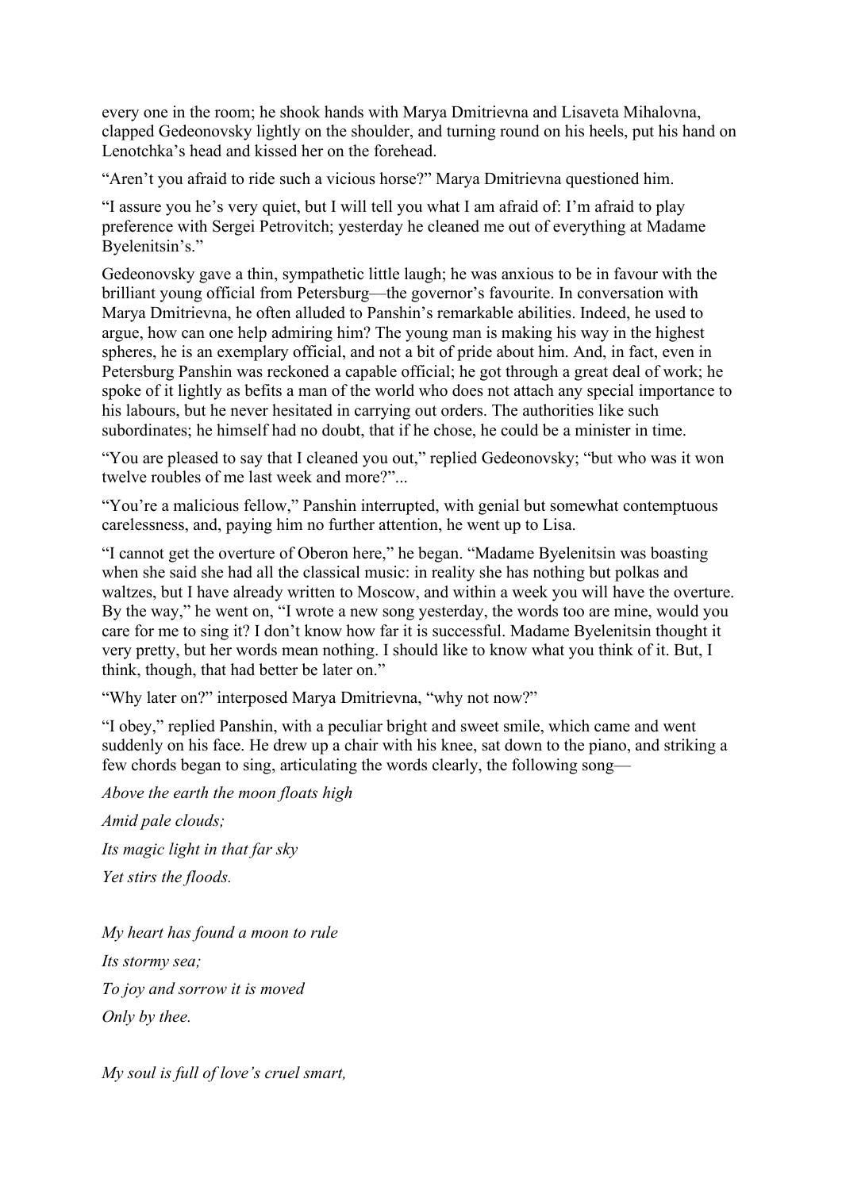every one in the room; he shook hands with Marya Dmitrievna and Lisaveta Mihalovna, clapped Gedeonovsky lightly on the shoulder, and turning round on his heels, put his hand on Lenotchka's head and kissed her on the forehead.

"Aren't you afraid to ride such a vicious horse?" Marya Dmitrievna questioned him.

"I assure you he's very quiet, but I will tell you what I am afraid of: I'm afraid to play preference with Sergei Petrovitch; yesterday he cleaned me out of everything at Madame Byelenitsin's."

Gedeonovsky gave a thin, sympathetic little laugh; he was anxious to be in favour with the brilliant young official from Petersburg—the governor's favourite. In conversation with Marya Dmitrievna, he often alluded to Panshin's remarkable abilities. Indeed, he used to argue, how can one help admiring him? The young man is making his way in the highest spheres, he is an exemplary official, and not a bit of pride about him. And, in fact, even in Petersburg Panshin was reckoned a capable official; he got through a great deal of work; he spoke of it lightly as befits a man of the world who does not attach any special importance to his labours, but he never hesitated in carrying out orders. The authorities like such subordinates; he himself had no doubt, that if he chose, he could be a minister in time.

"You are pleased to say that I cleaned you out," replied Gedeonovsky; "but who was it won twelve roubles of me last week and more?"...

"You're a malicious fellow," Panshin interrupted, with genial but somewhat contemptuous carelessness, and, paying him no further attention, he went up to Lisa.

"I cannot get the overture of Oberon here," he began. "Madame Byelenitsin was boasting when she said she had all the classical music: in reality she has nothing but polkas and waltzes, but I have already written to Moscow, and within a week you will have the overture. By the way," he went on, "I wrote a new song yesterday, the words too are mine, would you care for me to sing it? I don't know how far it is successful. Madame Byelenitsin thought it very pretty, but her words mean nothing. I should like to know what you think of it. But, I think, though, that had better be later on."

"Why later on?" interposed Marya Dmitrievna, "why not now?"

"I obey," replied Panshin, with a peculiar bright and sweet smile, which came and went suddenly on his face. He drew up a chair with his knee, sat down to the piano, and striking a few chords began to sing, articulating the words clearly, the following song—

*Above the earth the moon floats high*

*Amid pale clouds;*

*Its magic light in that far sky*

*Yet stirs the floods.*

*My heart has found a moon to rule*

*Its stormy sea;*

*To joy and sorrow it is moved*

*Only by thee.*

*My soul is full of love's cruel smart,*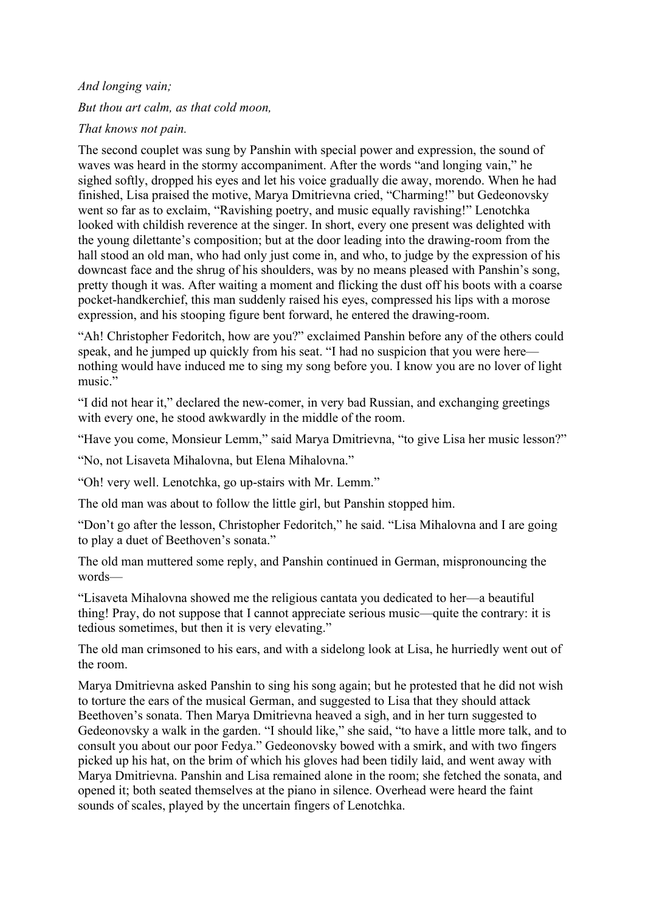*And longing vain;*

*But thou art calm, as that cold moon,*

*That knows not pain.*

The second couplet was sung by Panshin with special power and expression, the sound of waves was heard in the stormy accompaniment. After the words “and longing vain,” he sighed softly, dropped his eyes and let his voice gradually die away, morendo. When he had finished, Lisa praised the motive, Marya Dmitrievna cried, “Charming!” but Gedeonovsky went so far as to exclaim, “Ravishing poetry, and music equally ravishing!” Lenotchka looked with childish reverence at the singer. In short, every one present was delighted with the young dilettante’s composition; but at the door leading into the drawing-room from the hall stood an old man, who had only just come in, and who, to judge by the expression of his downcast face and the shrug of his shoulders, was by no means pleased with Panshin’s song, pretty though it was. After waiting a moment and flicking the dust off his boots with a coarse pocket-handkerchief, this man suddenly raised his eyes, compressed his lips with a morose expression, and his stooping figure bent forward, he entered the drawing-room.

“Ah! Christopher Fedoritch, how are you?” exclaimed Panshin before any of the others could speak, and he jumped up quickly from his seat. “I had no suspicion that you were here—nothing would have induced me to sing my song before you. I know you are no lover of light music.”

“I did not hear it,” declared the new-comer, in very bad Russian, and exchanging greetings with every one, he stood awkwardly in the middle of the room.

“Have you come, Monsieur Lemm,” said Marya Dmitrievna, “to give Lisa her music lesson?”

“No, not Lisaveta Mihalovna, but Elena Mihalovna.”

“Oh! very well. Lenotchka, go up-stairs with Mr. Lemm.”

The old man was about to follow the little girl, but Panshin stopped him.

“Don’t go after the lesson, Christopher Fedoritch,” he said. “Lisa Mihalovna and I are going to play a duet of Beethoven’s sonata.”

The old man muttered some reply, and Panshin continued in German, mispronouncing the words—

“Lisaveta Mihalovna showed me the religious cantata you dedicated to her—a beautiful thing! Pray, do not suppose that I cannot appreciate serious music—quite the contrary: it is tedious sometimes, but then it is very elevating.”

The old man crimsoned to his ears, and with a sidelong look at Lisa, he hurriedly went out of the room.

Marya Dmitrievna asked Panshin to sing his song again; but he protested that he did not wish to torture the ears of the musical German, and suggested to Lisa that they should attack Beethoven’s sonata. Then Marya Dmitrievna heaved a sigh, and in her turn suggested to Gedeonovsky a walk in the garden. “I should like,” she said, “to have a little more talk, and to consult you about our poor Fedya.” Gedeonovsky bowed with a smirk, and with two fingers picked up his hat, on the brim of which his gloves had been tidily laid, and went away with Marya Dmitrievna. Panshin and Lisa remained alone in the room; she fetched the sonata, and opened it; both seated themselves at the piano in silence. Overhead were heard the faint sounds of scales, played by the uncertain fingers of Lenotchka.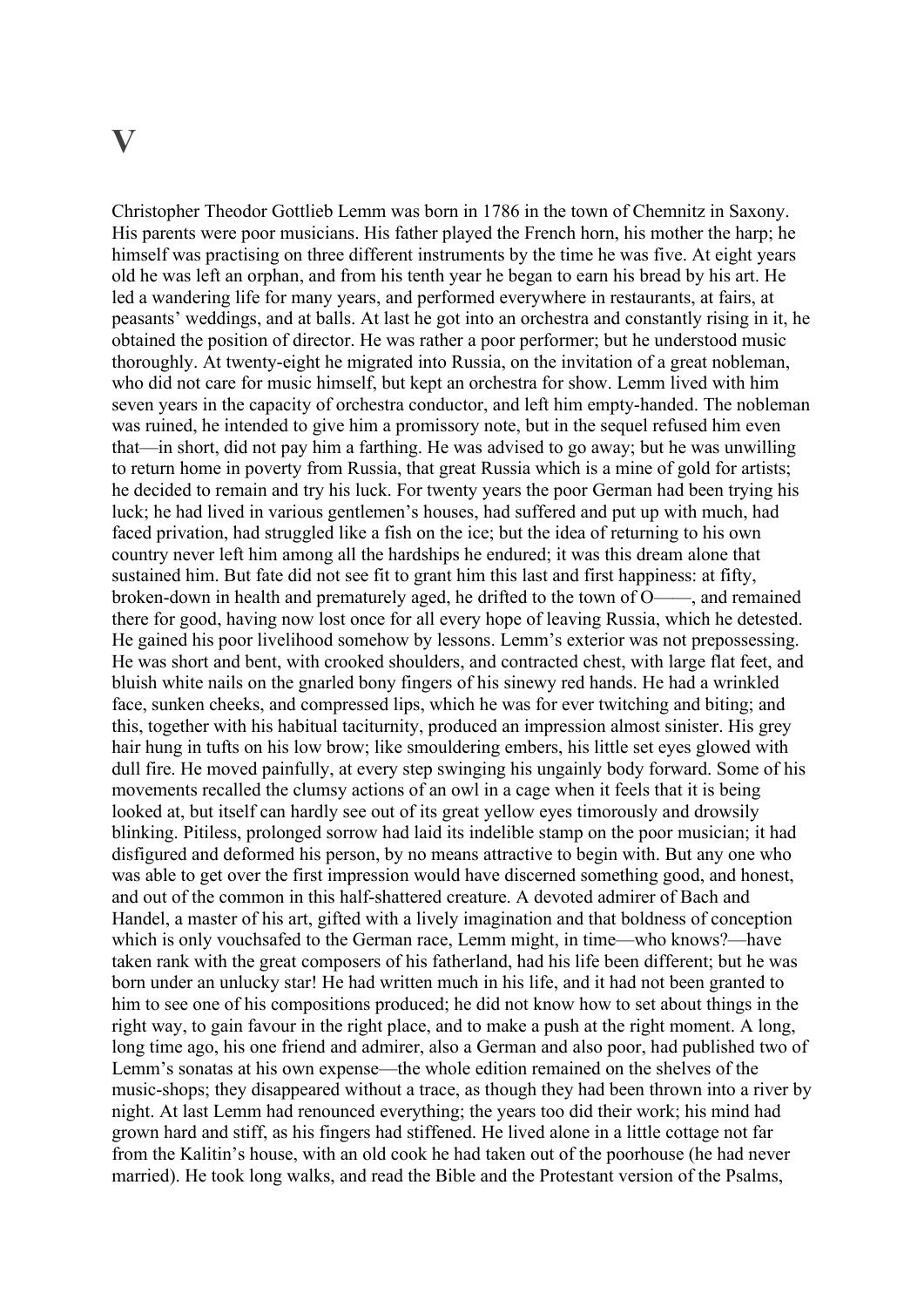# V

Christopher Theodor Gottlieb Lemm was born in 1786 in the town of Chemnitz in Saxony. His parents were poor musicians. His father played the French horn, his mother the harp; he himself was practising on three different instruments by the time he was five. At eight years old he was left an orphan, and from his tenth year he began to earn his bread by his art. He led a wandering life for many years, and performed everywhere in restaurants, at fairs, at peasants' weddings, and at balls. At last he got into an orchestra and constantly rising in it, he obtained the position of director. He was rather a poor performer; but he understood music thoroughly. At twenty-eight he migrated into Russia, on the invitation of a great nobleman, who did not care for music himself, but kept an orchestra for show. Lemm lived with him seven years in the capacity of orchestra conductor, and left him empty-handed. The nobleman was ruined, he intended to give him a promissory note, but in the sequel refused him even that—in short, did not pay him a farthing. He was advised to go away; but he was unwilling to return home in poverty from Russia, that great Russia which is a mine of gold for artists; he decided to remain and try his luck. For twenty years the poor German had been trying his luck; he had lived in various gentlemen's houses, had suffered and put up with much, had faced privation, had struggled like a fish on the ice; but the idea of returning to his own country never left him among all the hardships he endured; it was this dream alone that sustained him. But fate did not see fit to grant him this last and first happiness: at fifty, broken-down in health and prematurely aged, he drifted to the town of O——, and remained there for good, having now lost once for all every hope of leaving Russia, which he detested. He gained his poor livelihood somehow by lessons. Lemm's exterior was not prepossessing. He was short and bent, with crooked shoulders, and contracted chest, with large flat feet, and bluish white nails on the gnarled bony fingers of his sinewy red hands. He had a wrinkled face, sunken cheeks, and compressed lips, which he was for ever twitching and biting; and this, together with his habitual taciturnity, produced an impression almost sinister. His grey hair hung in tufts on his low brow; like smouldering embers, his little set eyes glowed with dull fire. He moved painfully, at every step swinging his ungainly body forward. Some of his movements recalled the clumsy actions of an owl in a cage when it feels that it is being looked at, but itself can hardly see out of its great yellow eyes timorously and drowsily blinking. Pitiless, prolonged sorrow had laid its indelible stamp on the poor musician; it had disfigured and deformed his person, by no means attractive to begin with. But any one who was able to get over the first impression would have discerned something good, and honest, and out of the common in this half-shattered creature. A devoted admirer of Bach and Handel, a master of his art, gifted with a lively imagination and that boldness of conception which is only vouchsafed to the German race, Lemm might, in time—who knows?—have taken rank with the great composers of his fatherland, had his life been different; but he was born under an unlucky star! He had written much in his life, and it had not been granted to him to see one of his compositions produced; he did not know how to set about things in the right way, to gain favour in the right place, and to make a push at the right moment. A long, long time ago, his one friend and admirer, also a German and also poor, had published two of Lemm's sonatas at his own expense—the whole edition remained on the shelves of the music-shops; they disappeared without a trace, as though they had been thrown into a river by night. At last Lemm had renounced everything; the years too did their work; his mind had grown hard and stiff, as his fingers had stiffened. He lived alone in a little cottage not far from the Kalitin's house, with an old cook he had taken out of the poorhouse (he had never married). He took long walks, and read the Bible and the Protestant version of the Psalms,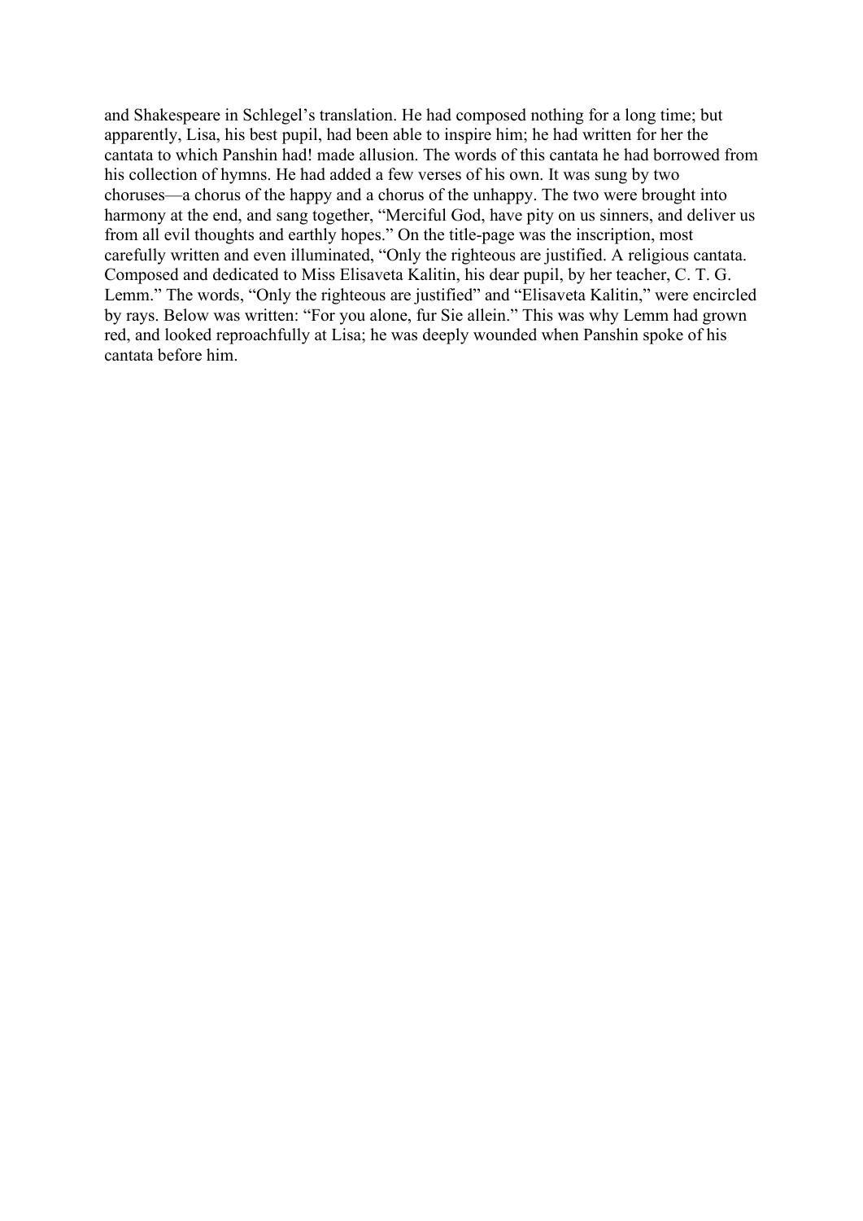and Shakespeare in Schlegel's translation. He had composed nothing for a long time; but apparently, Lisa, his best pupil, had been able to inspire him; he had written for her the cantata to which Panshin had! made allusion. The words of this cantata he had borrowed from his collection of hymns. He had added a few verses of his own. It was sung by two choruses—a chorus of the happy and a chorus of the unhappy. The two were brought into harmony at the end, and sang together, "Merciful God, have pity on us sinners, and deliver us from all evil thoughts and earthly hopes." On the title-page was the inscription, most carefully written and even illuminated, "Only the righteous are justified. A religious cantata. Composed and dedicated to Miss Elisaveta Kalitin, his dear pupil, by her teacher, C. T. G. Lemm." The words, "Only the righteous are justified" and "Elisaveta Kalitin," were encircled by rays. Below was written: "For you alone, fur Sie allein." This was why Lemm had grown red, and looked reproachfully at Lisa; he was deeply wounded when Panshin spoke of his cantata before him.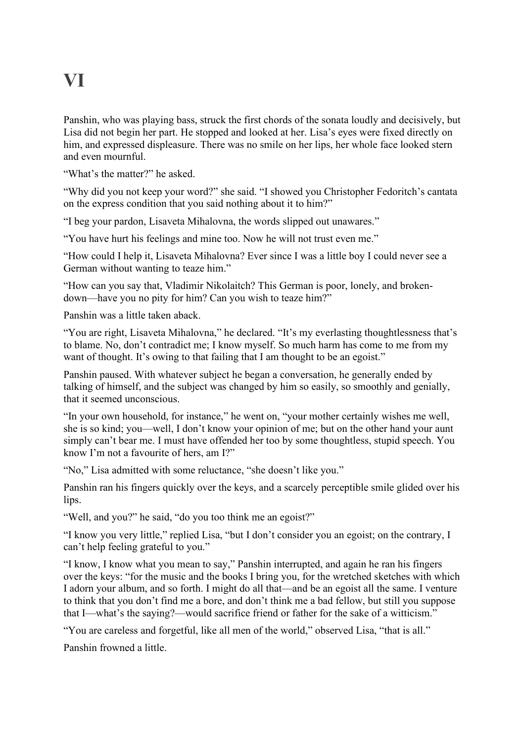# VI

Panshin, who was playing bass, struck the first chords of the sonata loudly and decisively, but Lisa did not begin her part. He stopped and looked at her. Lisa's eyes were fixed directly on him, and expressed displeasure. There was no smile on her lips, her whole face looked stern and even mournful.

"What's the matter?" he asked.

"Why did you not keep your word?" she said. "I showed you Christopher Fedoritch's cantata on the express condition that you said nothing about it to him?"

"I beg your pardon, Lisaveta Mihalovna, the words slipped out unawares."

"You have hurt his feelings and mine too. Now he will not trust even me."

"How could I help it, Lisaveta Mihalovna? Ever since I was a little boy I could never see a German without wanting to teaze him."

"How can you say that, Vladimir Nikolaitch? This German is poor, lonely, and broken-down—have you no pity for him? Can you wish to teaze him?"

Panshin was a little taken aback.

"You are right, Lisaveta Mihalovna," he declared. "It's my everlasting thoughtlessness that's to blame. No, don't contradict me; I know myself. So much harm has come to me from my want of thought. It's owing to that failing that I am thought to be an egoist."

Panshin paused. With whatever subject he began a conversation, he generally ended by talking of himself, and the subject was changed by him so easily, so smoothly and genially, that it seemed unconscious.

"In your own household, for instance," he went on, "your mother certainly wishes me well, she is so kind; you—well, I don't know your opinion of me; but on the other hand your aunt simply can't bear me. I must have offended her too by some thoughtless, stupid speech. You know I'm not a favourite of hers, am I?"

"No," Lisa admitted with some reluctance, "she doesn't like you."

Panshin ran his fingers quickly over the keys, and a scarcely perceptible smile glided over his lips.

"Well, and you?" he said, "do you too think me an egoist?"

"I know you very little," replied Lisa, "but I don't consider you an egoist; on the contrary, I can't help feeling grateful to you."

"I know, I know what you mean to say," Panshin interrupted, and again he ran his fingers over the keys: "for the music and the books I bring you, for the wretched sketches with which I adorn your album, and so forth. I might do all that—and be an egoist all the same. I venture to think that you don't find me a bore, and don't think me a bad fellow, but still you suppose that I—what's the saying?—would sacrifice friend or father for the sake of a witticism."

"You are careless and forgetful, like all men of the world," observed Lisa, "that is all."

Panshin frowned a little.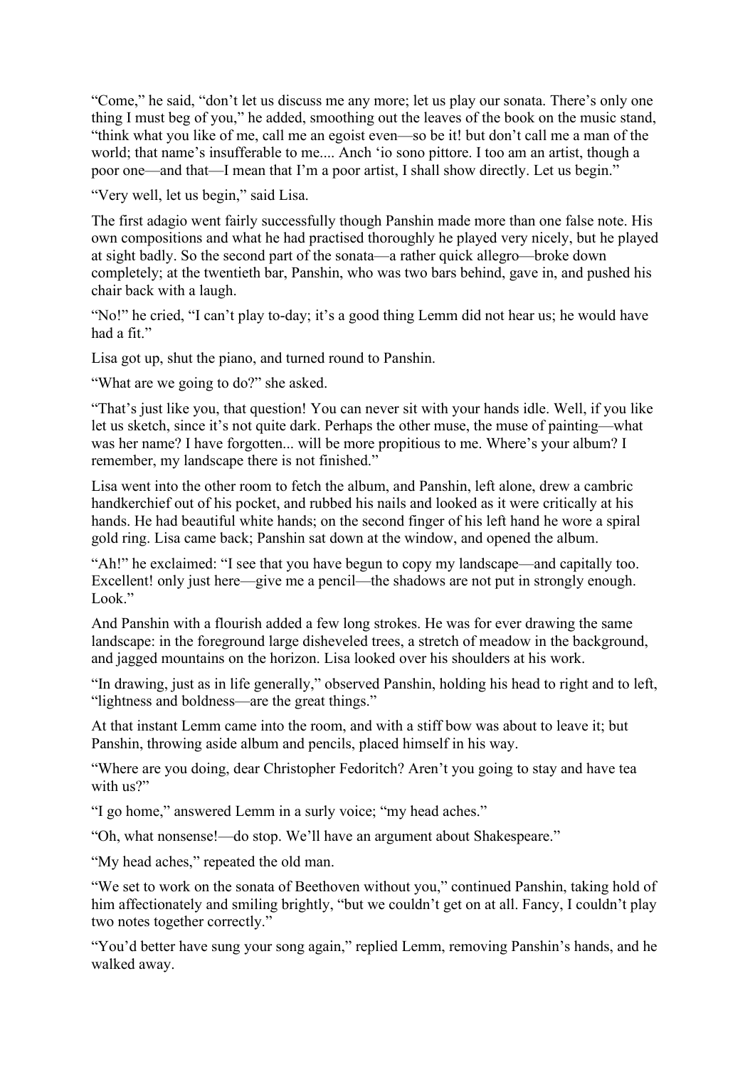"Come," he said, "don't let us discuss me any more; let us play our sonata. There's only one thing I must beg of you," he added, smoothing out the leaves of the book on the music stand, "think what you like of me, call me an egoist even—so be it! but don't call me a man of the world; that name's insufferable to me.... Anch 'io sono pittore. I too am an artist, though a poor one—and that—I mean that I'm a poor artist, I shall show directly. Let us begin."

"Very well, let us begin," said Lisa.

The first adagio went fairly successfully though Panshin made more than one false note. His own compositions and what he had practised thoroughly he played very nicely, but he played at sight badly. So the second part of the sonata—a rather quick allegro—broke down completely; at the twentieth bar, Panshin, who was two bars behind, gave in, and pushed his chair back with a laugh.

"No!" he cried, "I can't play to-day; it's a good thing Lemm did not hear us; he would have had a fit."

Lisa got up, shut the piano, and turned round to Panshin.

"What are we going to do?" she asked.

"That's just like you, that question! You can never sit with your hands idle. Well, if you like let us sketch, since it's not quite dark. Perhaps the other muse, the muse of painting—what was her name? I have forgotten... will be more propitious to me. Where's your album? I remember, my landscape there is not finished."

Lisa went into the other room to fetch the album, and Panshin, left alone, drew a cambric handkerchief out of his pocket, and rubbed his nails and looked as it were critically at his hands. He had beautiful white hands; on the second finger of his left hand he wore a spiral gold ring. Lisa came back; Panshin sat down at the window, and opened the album.

"Ah!" he exclaimed: "I see that you have begun to copy my landscape—and capitally too. Excellent! only just here—give me a pencil—the shadows are not put in strongly enough. Look."

And Panshin with a flourish added a few long strokes. He was for ever drawing the same landscape: in the foreground large disheveled trees, a stretch of meadow in the background, and jagged mountains on the horizon. Lisa looked over his shoulders at his work.

"In drawing, just as in life generally," observed Panshin, holding his head to right and to left, "lightness and boldness—are the great things."

At that instant Lemm came into the room, and with a stiff bow was about to leave it; but Panshin, throwing aside album and pencils, placed himself in his way.

"Where are you doing, dear Christopher Fedoritch? Aren't you going to stay and have tea with us?"

"I go home," answered Lemm in a surly voice; "my head aches."

"Oh, what nonsense!—do stop. We'll have an argument about Shakespeare."

"My head aches," repeated the old man.

"We set to work on the sonata of Beethoven without you," continued Panshin, taking hold of him affectionately and smiling brightly, "but we couldn't get on at all. Fancy, I couldn't play two notes together correctly."

"You'd better have sung your song again," replied Lemm, removing Panshin's hands, and he walked away.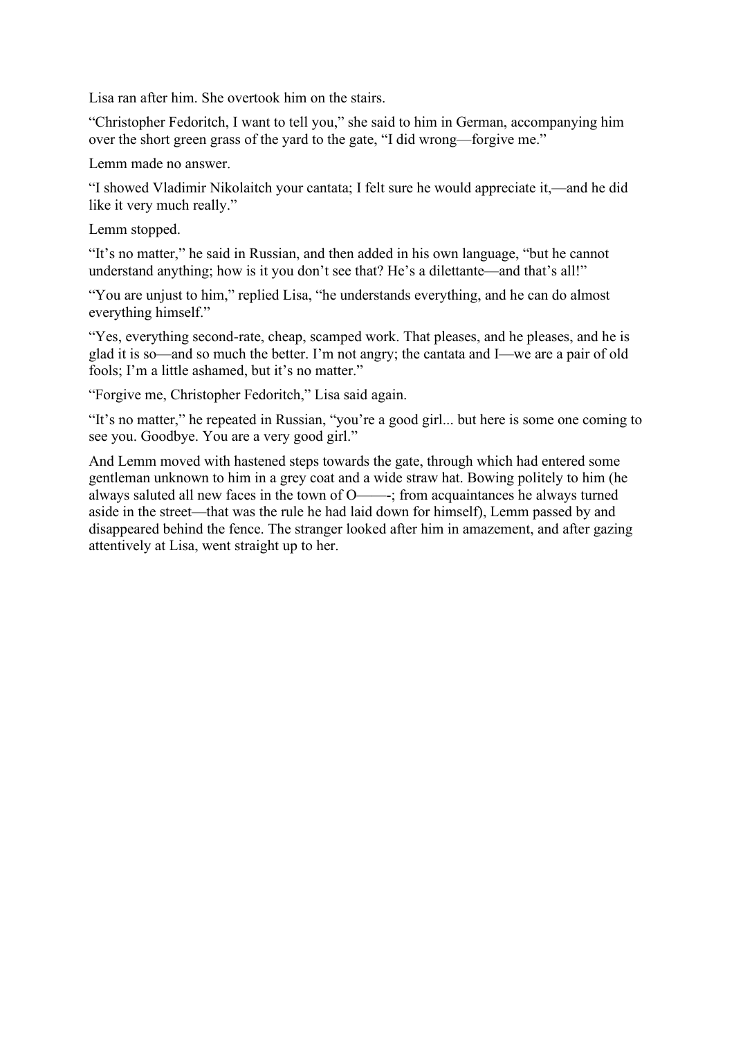Lisa ran after him. She overtook him on the stairs.

“Christopher Fedoritch, I want to tell you,” she said to him in German, accompanying him over the short green grass of the yard to the gate, “I did wrong—forgive me.”

Lemm made no answer.

“I showed Vladimir Nikolaitch your cantata; I felt sure he would appreciate it,—and he did like it very much really.”

Lemm stopped.

“It’s no matter,” he said in Russian, and then added in his own language, “but he cannot understand anything; how is it you don’t see that? He’s a dilettante—and that’s all!”

“You are unjust to him,” replied Lisa, “he understands everything, and he can do almost everything himself.”

“Yes, everything second-rate, cheap, scamped work. That pleases, and he pleases, and he is glad it is so—and so much the better. I’m not angry; the cantata and I—we are a pair of old fools; I’m a little ashamed, but it’s no matter.”

“Forgive me, Christopher Fedoritch,” Lisa said again.

“It’s no matter,” he repeated in Russian, “you’re a good girl... but here is some one coming to see you. Goodbye. You are a very good girl.”

And Lemm moved with hastened steps towards the gate, through which had entered some gentleman unknown to him in a grey coat and a wide straw hat. Bowing politely to him (he always saluted all new faces in the town of O——-; from acquaintances he always turned aside in the street—that was the rule he had laid down for himself), Lemm passed by and disappeared behind the fence. The stranger looked after him in amazement, and after gazing attentively at Lisa, went straight up to her.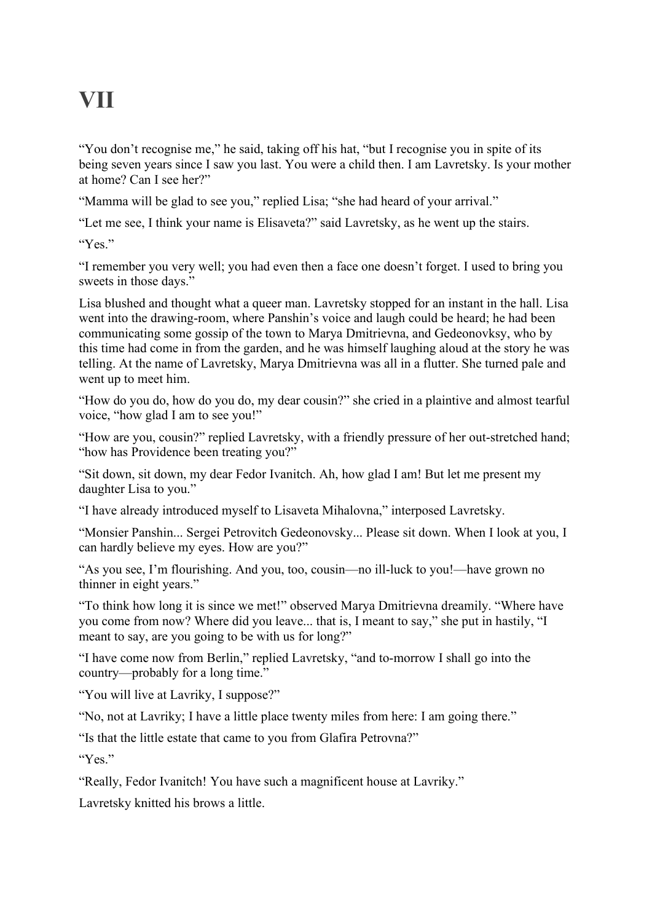# VII

“You don’t recognise me,” he said, taking off his hat, “but I recognise you in spite of its being seven years since I saw you last. You were a child then. I am Lavretsky. Is your mother at home? Can I see her?”

“Mamma will be glad to see you,” replied Lisa; “she had heard of your arrival.”

“Let me see, I think your name is Elisaveta?” said Lavretsky, as he went up the stairs.

“Yes.”

“I remember you very well; you had even then a face one doesn’t forget. I used to bring you sweets in those days.”

Lisa blushed and thought what a queer man. Lavretsky stopped for an instant in the hall. Lisa went into the drawing-room, where Panshin’s voice and laugh could be heard; he had been communicating some gossip of the town to Marya Dmitrievna, and Gedeonovksy, who by this time had come in from the garden, and he was himself laughing aloud at the story he was telling. At the name of Lavretsky, Marya Dmitrievna was all in a flutter. She turned pale and went up to meet him.

“How do you do, how do you do, my dear cousin?” she cried in a plaintive and almost tearful voice, “how glad I am to see you!”

“How are you, cousin?” replied Lavretsky, with a friendly pressure of her out-stretched hand; “how has Providence been treating you?”

“Sit down, sit down, my dear Fedor Ivanitch. Ah, how glad I am! But let me present my daughter Lisa to you.”

“I have already introduced myself to Lisaveta Mihalovna,” interposed Lavretsky.

“Monsier Panshin... Sergei Petrovitch Gedeonovsky... Please sit down. When I look at you, I can hardly believe my eyes. How are you?”

“As you see, I’m flourishing. And you, too, cousin—no ill-luck to you!—have grown no thinner in eight years.”

“To think how long it is since we met!” observed Marya Dmitrievna dreamily. “Where have you come from now? Where did you leave... that is, I meant to say,” she put in hastily, “I meant to say, are you going to be with us for long?”

“I have come now from Berlin,” replied Lavretsky, “and to-morrow I shall go into the country—probably for a long time.”

“You will live at Lavriky, I suppose?”

“No, not at Lavriky; I have a little place twenty miles from here: I am going there.”

“Is that the little estate that came to you from Glafira Petrovna?”

“Yes.”

“Really, Fedor Ivanitch! You have such a magnificent house at Lavriky.”

Lavretsky knitted his brows a little.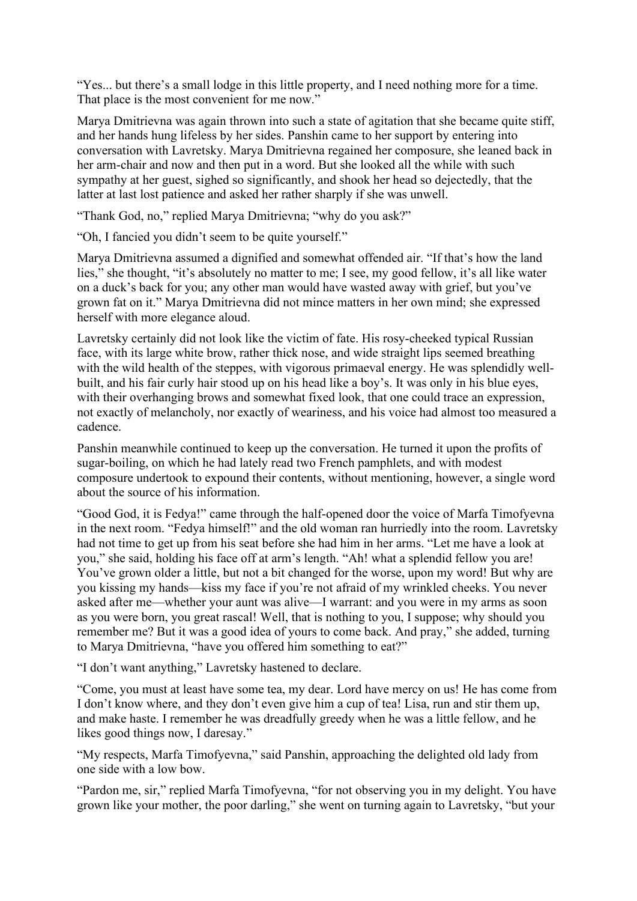"Yes... but there's a small lodge in this little property, and I need nothing more for a time. That place is the most convenient for me now."

Marya Dmitrievna was again thrown into such a state of agitation that she became quite stiff, and her hands hung lifeless by her sides. Panshin came to her support by entering into conversation with Lavretsky. Marya Dmitrievna regained her composure, she leaned back in her arm-chair and now and then put in a word. But she looked all the while with such sympathy at her guest, sighed so significantly, and shook her head so dejectedly, that the latter at last lost patience and asked her rather sharply if she was unwell.

"Thank God, no," replied Marya Dmitrievna; "why do you ask?"

"Oh, I fancied you didn't seem to be quite yourself."

Marya Dmitrievna assumed a dignified and somewhat offended air. "If that's how the land lies," she thought, "it's absolutely no matter to me; I see, my good fellow, it's all like water on a duck's back for you; any other man would have wasted away with grief, but you've grown fat on it." Marya Dmitrievna did not mince matters in her own mind; she expressed herself with more elegance aloud.

Lavretsky certainly did not look like the victim of fate. His rosy-cheeked typical Russian face, with its large white brow, rather thick nose, and wide straight lips seemed breathing with the wild health of the steppes, with vigorous primaeval energy. He was splendidly well-built, and his fair curly hair stood up on his head like a boy's. It was only in his blue eyes, with their overhanging brows and somewhat fixed look, that one could trace an expression, not exactly of melancholy, nor exactly of weariness, and his voice had almost too measured a cadence.

Panshin meanwhile continued to keep up the conversation. He turned it upon the profits of sugar-boiling, on which he had lately read two French pamphlets, and with modest composure undertook to expound their contents, without mentioning, however, a single word about the source of his information.

"Good God, it is Fedya!" came through the half-opened door the voice of Marfa Timofyevna in the next room. "Fedya himself!" and the old woman ran hurriedly into the room. Lavretsky had not time to get up from his seat before she had him in her arms. "Let me have a look at you," she said, holding his face off at arm's length. "Ah! what a splendid fellow you are! You've grown older a little, but not a bit changed for the worse, upon my word! But why are you kissing my hands—kiss my face if you're not afraid of my wrinkled cheeks. You never asked after me—whether your aunt was alive—I warrant: and you were in my arms as soon as you were born, you great rascal! Well, that is nothing to you, I suppose; why should you remember me? But it was a good idea of yours to come back. And pray," she added, turning to Marya Dmitrievna, "have you offered him something to eat?"

"I don't want anything," Lavretsky hastened to declare.

"Come, you must at least have some tea, my dear. Lord have mercy on us! He has come from I don't know where, and they don't even give him a cup of tea! Lisa, run and stir them up, and make haste. I remember he was dreadfully greedy when he was a little fellow, and he likes good things now, I daresay."

"My respects, Marfa Timofyevna," said Panshin, approaching the delighted old lady from one side with a low bow.

"Pardon me, sir," replied Marfa Timofyevna, "for not observing you in my delight. You have grown like your mother, the poor darling," she went on turning again to Lavretsky, "but your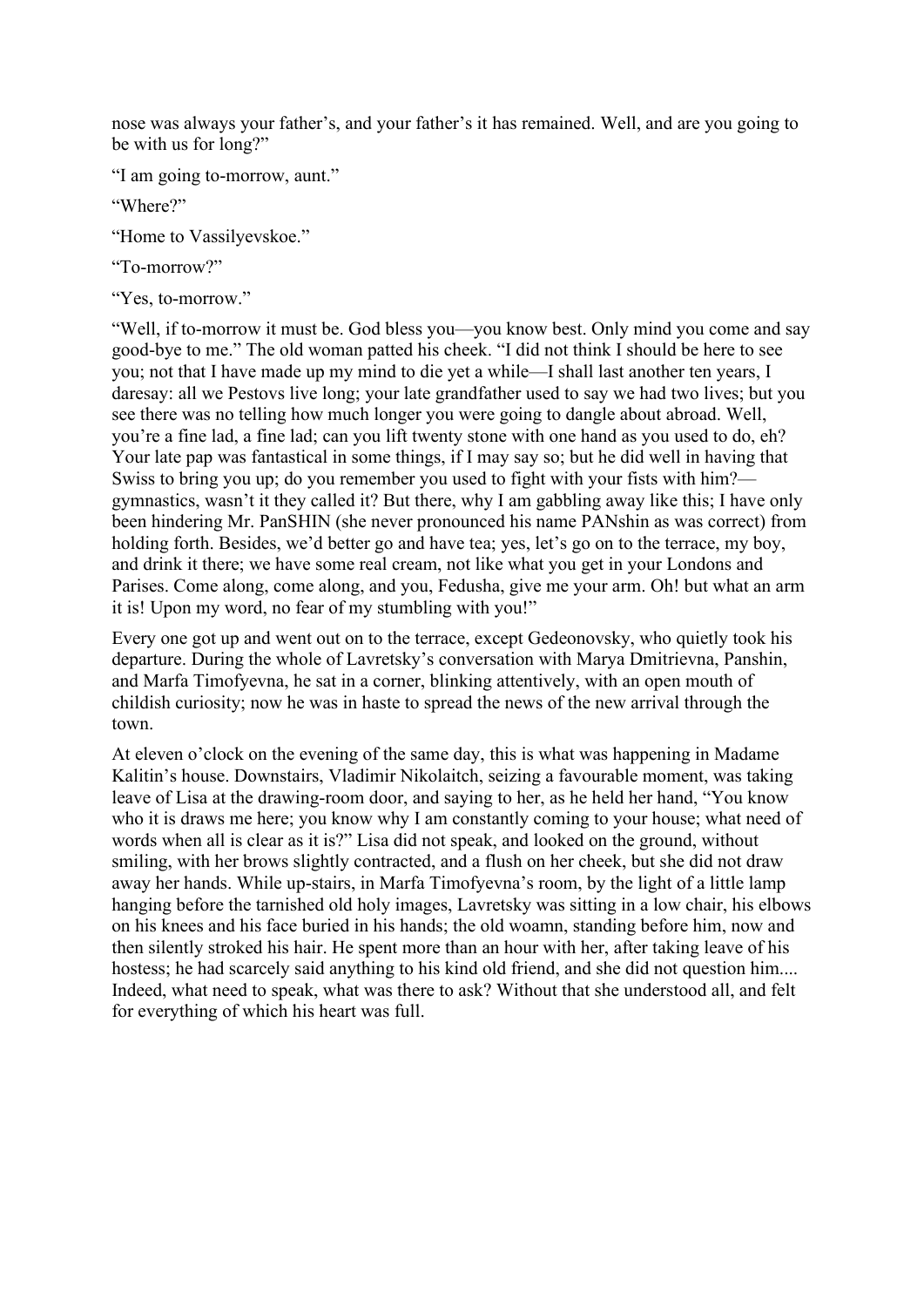nose was always your father's, and your father's it has remained. Well, and are you going to be with us for long?"

"I am going to-morrow, aunt."

"Where?"

"Home to Vassilyevskoe."

"To-morrow?"

"Yes, to-morrow."

"Well, if to-morrow it must be. God bless you—you know best. Only mind you come and say good-bye to me." The old woman patted his cheek. "I did not think I should be here to see you; not that I have made up my mind to die yet a while—I shall last another ten years, I daresay: all we Pestovs live long; your late grandfather used to say we had two lives; but you see there was no telling how much longer you were going to dangle about abroad. Well, you're a fine lad, a fine lad; can you lift twenty stone with one hand as you used to do, eh? Your late pap was fantastical in some things, if I may say so; but he did well in having that Swiss to bring you up; do you remember you used to fight with your fists with him?—gymnastics, wasn't it they called it? But there, why I am gabbling away like this; I have only been hindering Mr. PanSHIN (she never pronounced his name PANshin as was correct) from holding forth. Besides, we'd better go and have tea; yes, let's go on to the terrace, my boy, and drink it there; we have some real cream, not like what you get in your Londons and Parises. Come along, come along, and you, Fedusha, give me your arm. Oh! but what an arm it is! Upon my word, no fear of my stumbling with you!"

Every one got up and went out on to the terrace, except Gedeonovsky, who quietly took his departure. During the whole of Lavretsky's conversation with Marya Dmitrievna, Panshin, and Marfa Timofyevna, he sat in a corner, blinking attentively, with an open mouth of childish curiosity; now he was in haste to spread the news of the new arrival through the town.

At eleven o'clock on the evening of the same day, this is what was happening in Madame Kalitin's house. Downstairs, Vladimir Nikolaitch, seizing a favourable moment, was taking leave of Lisa at the drawing-room door, and saying to her, as he held her hand, "You know who it is draws me here; you know why I am constantly coming to your house; what need of words when all is clear as it is?" Lisa did not speak, and looked on the ground, without smiling, with her brows slightly contracted, and a flush on her cheek, but she did not draw away her hands. While up-stairs, in Marfa Timofyevna's room, by the light of a little lamp hanging before the tarnished old holy images, Lavretsky was sitting in a low chair, his elbows on his knees and his face buried in his hands; the old woamn, standing before him, now and then silently stroked his hair. He spent more than an hour with her, after taking leave of his hostess; he had scarcely said anything to his kind old friend, and she did not question him.... Indeed, what need to speak, what was there to ask? Without that she understood all, and felt for everything of which his heart was full.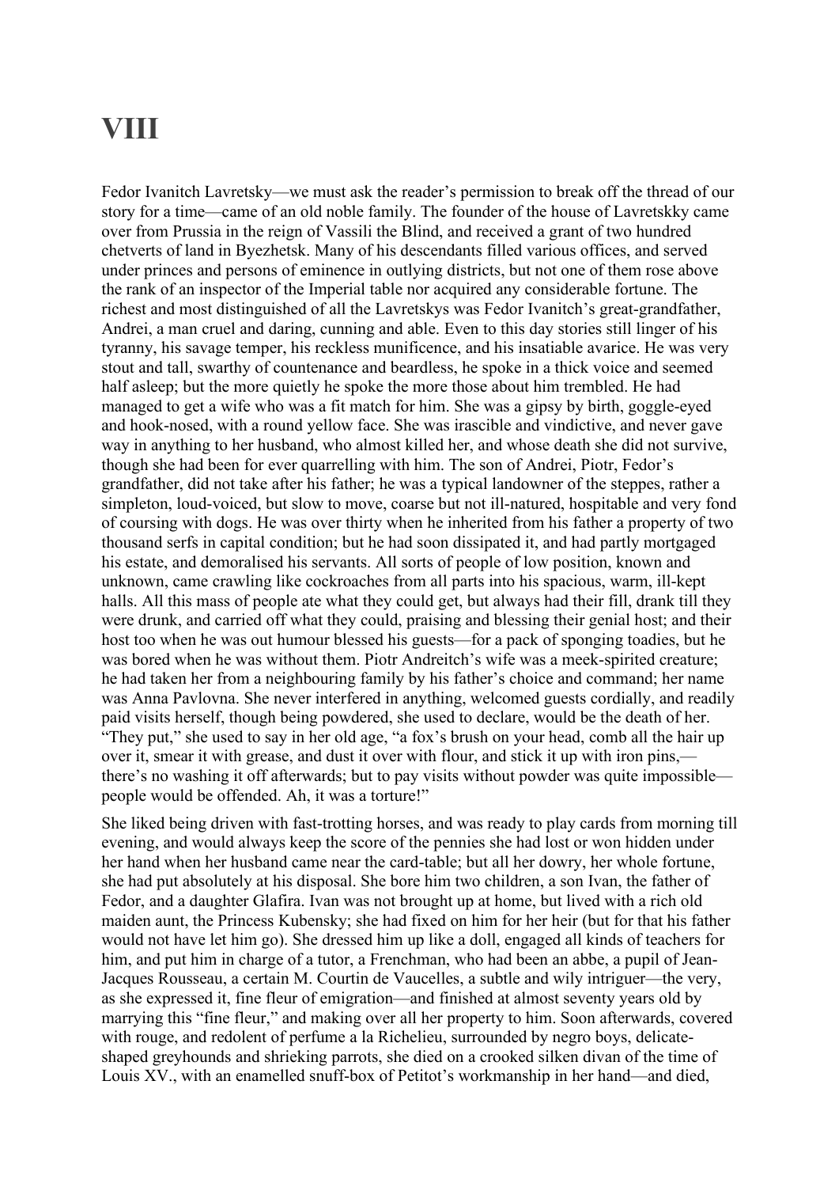# VIII

Fedor Ivanitch Lavretsky—we must ask the reader's permission to break off the thread of our story for a time—came of an old noble family. The founder of the house of Lavretskky came over from Prussia in the reign of Vassili the Blind, and received a grant of two hundred chetverts of land in Byezhetsk. Many of his descendants filled various offices, and served under princes and persons of eminence in outlying districts, but not one of them rose above the rank of an inspector of the Imperial table nor acquired any considerable fortune. The richest and most distinguished of all the Lavretskys was Fedor Ivanitch's great-grandfather, Andrei, a man cruel and daring, cunning and able. Even to this day stories still linger of his tyranny, his savage temper, his reckless munificence, and his insatiable avarice. He was very stout and tall, swarthy of countenance and beardless, he spoke in a thick voice and seemed half asleep; but the more quietly he spoke the more those about him trembled. He had managed to get a wife who was a fit match for him. She was a gipsy by birth, goggle-eyed and hook-nosed, with a round yellow face. She was irascible and vindictive, and never gave way in anything to her husband, who almost killed her, and whose death she did not survive, though she had been for ever quarrelling with him. The son of Andrei, Piotr, Fedor's grandfather, did not take after his father; he was a typical landowner of the steppes, rather a simpleton, loud-voiced, but slow to move, coarse but not ill-natured, hospitable and very fond of coursing with dogs. He was over thirty when he inherited from his father a property of two thousand serfs in capital condition; but he had soon dissipated it, and had partly mortgaged his estate, and demoralised his servants. All sorts of people of low position, known and unknown, came crawling like cockroaches from all parts into his spacious, warm, ill-kept halls. All this mass of people ate what they could get, but always had their fill, drank till they were drunk, and carried off what they could, praising and blessing their genial host; and their host too when he was out humour blessed his guests—for a pack of sponging toadies, but he was bored when he was without them. Piotr Andreitch's wife was a meek-spirited creature; he had taken her from a neighbouring family by his father's choice and command; her name was Anna Pavlovna. She never interfered in anything, welcomed guests cordially, and readily paid visits herself, though being powdered, she used to declare, would be the death of her. "They put," she used to say in her old age, "a fox's brush on your head, comb all the hair up over it, smear it with grease, and dust it over with flour, and stick it up with iron pins,—there's no washing it off afterwards; but to pay visits without powder was quite impossible—people would be offended. Ah, it was a torture!"

She liked being driven with fast-trotting horses, and was ready to play cards from morning till evening, and would always keep the score of the pennies she had lost or won hidden under her hand when her husband came near the card-table; but all her dowry, her whole fortune, she had put absolutely at his disposal. She bore him two children, a son Ivan, the father of Fedor, and a daughter Glafira. Ivan was not brought up at home, but lived with a rich old maiden aunt, the Princess Kubensky; she had fixed on him for her heir (but for that his father would not have let him go). She dressed him up like a doll, engaged all kinds of teachers for him, and put him in charge of a tutor, a Frenchman, who had been an abbe, a pupil of Jean-Jacques Rousseau, a certain M. Courtin de Vaucelles, a subtle and wily intriguer—the very, as she expressed it, fine fleur of emigration—and finished at almost seventy years old by marrying this "fine fleur," and making over all her property to him. Soon afterwards, covered with rouge, and redolent of perfume a la Richelieu, surrounded by negro boys, delicate-shaped greyhounds and shrieking parrots, she died on a crooked silken divan of the time of Louis XV., with an enamelled snuff-box of Petitot's workmanship in her hand—and died,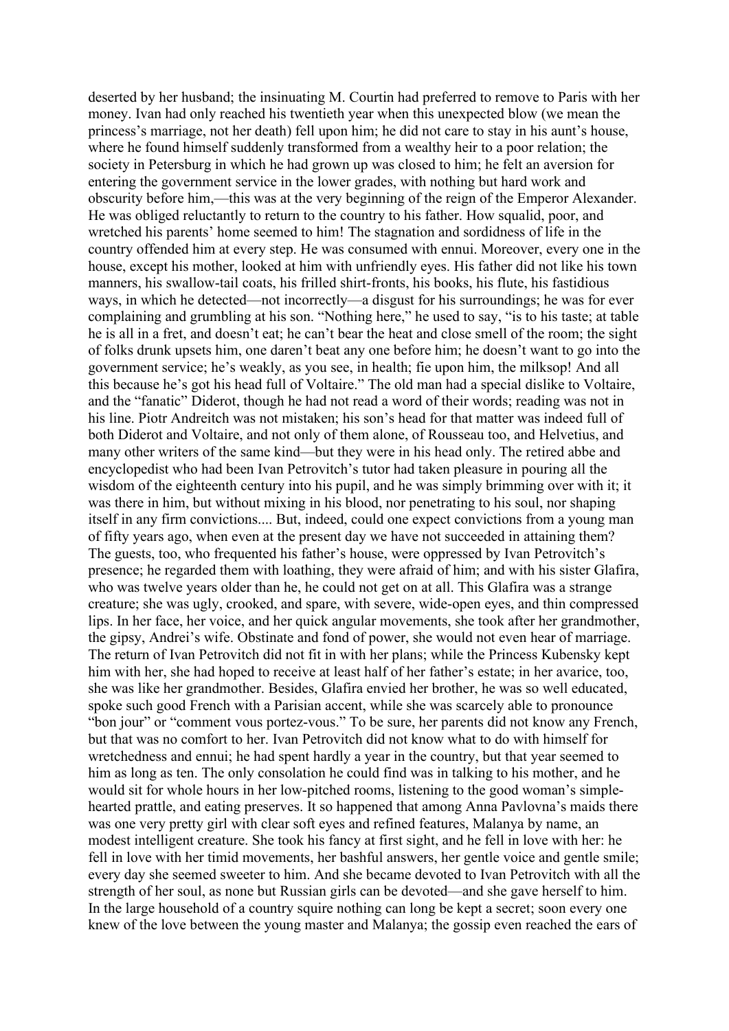deserted by her husband; the insinuating M. Courtin had preferred to remove to Paris with her money. Ivan had only reached his twentieth year when this unexpected blow (we mean the princess's marriage, not her death) fell upon him; he did not care to stay in his aunt's house, where he found himself suddenly transformed from a wealthy heir to a poor relation; the society in Petersburg in which he had grown up was closed to him; he felt an aversion for entering the government service in the lower grades, with nothing but hard work and obscurity before him,—this was at the very beginning of the reign of the Emperor Alexander. He was obliged reluctantly to return to the country to his father. How squalid, poor, and wretched his parents' home seemed to him! The stagnation and sordidness of life in the country offended him at every step. He was consumed with ennui. Moreover, every one in the house, except his mother, looked at him with unfriendly eyes. His father did not like his town manners, his swallow-tail coats, his frilled shirt-fronts, his books, his flute, his fastidious ways, in which he detected—not incorrectly—a disgust for his surroundings; he was for ever complaining and grumbling at his son. "Nothing here," he used to say, "is to his taste; at table he is all in a fret, and doesn't eat; he can't bear the heat and close smell of the room; the sight of folks drunk upsets him, one daren't beat any one before him; he doesn't want to go into the government service; he's weakly, as you see, in health; fie upon him, the milksop! And all this because he's got his head full of Voltaire." The old man had a special dislike to Voltaire, and the "fanatic" Diderot, though he had not read a word of their words; reading was not in his line. Piotr Andreitch was not mistaken; his son's head for that matter was indeed full of both Diderot and Voltaire, and not only of them alone, of Rousseau too, and Helvetius, and many other writers of the same kind—but they were in his head only. The retired abbe and encyclopedist who had been Ivan Petrovitch's tutor had taken pleasure in pouring all the wisdom of the eighteenth century into his pupil, and he was simply brimming over with it; it was there in him, but without mixing in his blood, nor penetrating to his soul, nor shaping itself in any firm convictions.... But, indeed, could one expect convictions from a young man of fifty years ago, when even at the present day we have not succeeded in attaining them? The guests, too, who frequented his father's house, were oppressed by Ivan Petrovitch's presence; he regarded them with loathing, they were afraid of him; and with his sister Glafira, who was twelve years older than he, he could not get on at all. This Glafira was a strange creature; she was ugly, crooked, and spare, with severe, wide-open eyes, and thin compressed lips. In her face, her voice, and her quick angular movements, she took after her grandmother, the gipsy, Andrei's wife. Obstinate and fond of power, she would not even hear of marriage. The return of Ivan Petrovitch did not fit in with her plans; while the Princess Kubensky kept him with her, she had hoped to receive at least half of her father's estate; in her avarice, too, she was like her grandmother. Besides, Glafira envied her brother, he was so well educated, spoke such good French with a Parisian accent, while she was scarcely able to pronounce "bon jour" or "comment vous portez-vous." To be sure, her parents did not know any French, but that was no comfort to her. Ivan Petrovitch did not know what to do with himself for wretchedness and ennui; he had spent hardly a year in the country, but that year seemed to him as long as ten. The only consolation he could find was in talking to his mother, and he would sit for whole hours in her low-pitched rooms, listening to the good woman's simple-hearted prattle, and eating preserves. It so happened that among Anna Pavlovna's maids there was one very pretty girl with clear soft eyes and refined features, Malanya by name, an modest intelligent creature. She took his fancy at first sight, and he fell in love with her: he fell in love with her timid movements, her bashful answers, her gentle voice and gentle smile; every day she seemed sweeter to him. And she became devoted to Ivan Petrovitch with all the strength of her soul, as none but Russian girls can be devoted—and she gave herself to him. In the large household of a country squire nothing can long be kept a secret; soon every one knew of the love between the young master and Malanya; the gossip even reached the ears of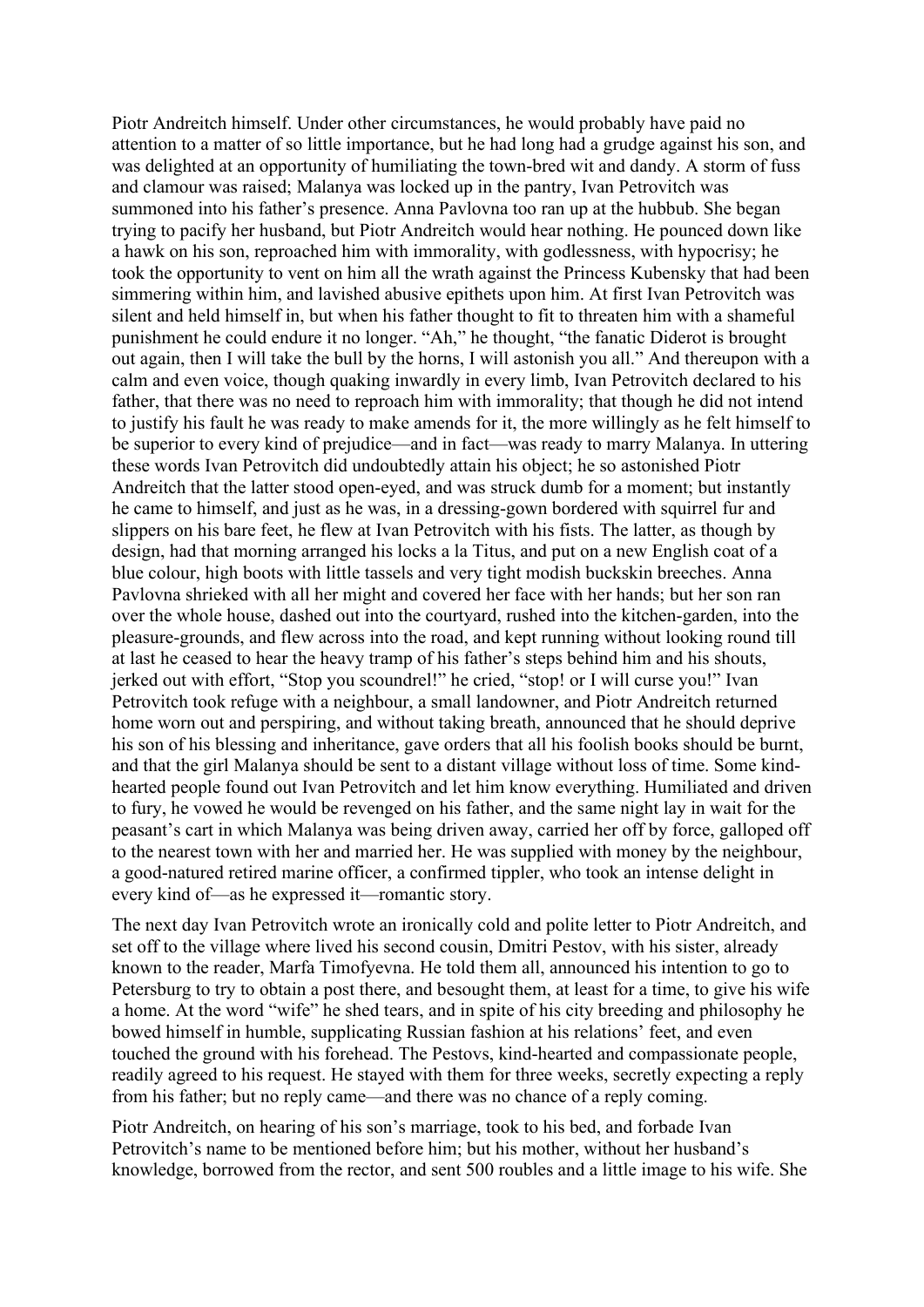Piotr Andreitch himself. Under other circumstances, he would probably have paid no attention to a matter of so little importance, but he had long had a grudge against his son, and was delighted at an opportunity of humiliating the town-bred wit and dandy. A storm of fuss and clamour was raised; Malanya was locked up in the pantry, Ivan Petrovitch was summoned into his father's presence. Anna Pavlovna too ran up at the hubbub. She began trying to pacify her husband, but Piotr Andreitch would hear nothing. He pounced down like a hawk on his son, reproached him with immorality, with godlessness, with hypocrisy; he took the opportunity to vent on him all the wrath against the Princess Kubensky that had been simmering within him, and lavished abusive epithets upon him. At first Ivan Petrovitch was silent and held himself in, but when his father thought to fit to threaten him with a shameful punishment he could endure it no longer. "Ah," he thought, "the fanatic Diderot is brought out again, then I will take the bull by the horns, I will astonish you all." And thereupon with a calm and even voice, though quaking inwardly in every limb, Ivan Petrovitch declared to his father, that there was no need to reproach him with immorality; that though he did not intend to justify his fault he was ready to make amends for it, the more willingly as he felt himself to be superior to every kind of prejudice—and in fact—was ready to marry Malanya. In uttering these words Ivan Petrovitch did undoubtedly attain his object; he so astonished Piotr Andreitch that the latter stood open-eyed, and was struck dumb for a moment; but instantly he came to himself, and just as he was, in a dressing-gown bordered with squirrel fur and slippers on his bare feet, he flew at Ivan Petrovitch with his fists. The latter, as though by design, had that morning arranged his locks a la Titus, and put on a new English coat of a blue colour, high boots with little tassels and very tight modish buckskin breeches. Anna Pavlovna shrieked with all her might and covered her face with her hands; but her son ran over the whole house, dashed out into the courtyard, rushed into the kitchen-garden, into the pleasure-grounds, and flew across into the road, and kept running without looking round till at last he ceased to hear the heavy tramp of his father's steps behind him and his shouts, jerked out with effort, "Stop you scoundrel!" he cried, "stop! or I will curse you!" Ivan Petrovitch took refuge with a neighbour, a small landowner, and Piotr Andreitch returned home worn out and perspiring, and without taking breath, announced that he should deprive his son of his blessing and inheritance, gave orders that all his foolish books should be burnt, and that the girl Malanya should be sent to a distant village without loss of time. Some kind-hearted people found out Ivan Petrovitch and let him know everything. Humiliated and driven to fury, he vowed he would be revenged on his father, and the same night lay in wait for the peasant's cart in which Malanya was being driven away, carried her off by force, galloped off to the nearest town with her and married her. He was supplied with money by the neighbour, a good-natured retired marine officer, a confirmed tippler, who took an intense delight in every kind of—as he expressed it—romantic story.

The next day Ivan Petrovitch wrote an ironically cold and polite letter to Piotr Andreitch, and set off to the village where lived his second cousin, Dmitri Pestov, with his sister, already known to the reader, Marfa Timofyevna. He told them all, announced his intention to go to Petersburg to try to obtain a post there, and besought them, at least for a time, to give his wife a home. At the word "wife" he shed tears, and in spite of his city breeding and philosophy he bowed himself in humble, supplicating Russian fashion at his relations' feet, and even touched the ground with his forehead. The Pestovs, kind-hearted and compassionate people, readily agreed to his request. He stayed with them for three weeks, secretly expecting a reply from his father; but no reply came—and there was no chance of a reply coming.

Piotr Andreitch, on hearing of his son's marriage, took to his bed, and forbade Ivan Petrovitch's name to be mentioned before him; but his mother, without her husband's knowledge, borrowed from the rector, and sent 500 roubles and a little image to his wife. She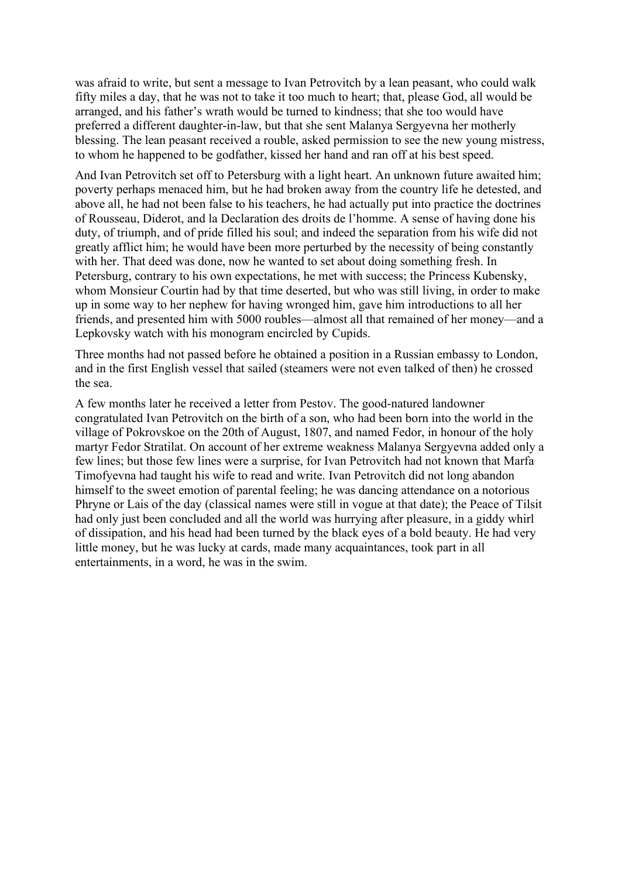was afraid to write, but sent a message to Ivan Petrovitch by a lean peasant, who could walk fifty miles a day, that he was not to take it too much to heart; that, please God, all would be arranged, and his father's wrath would be turned to kindness; that she too would have preferred a different daughter-in-law, but that she sent Malanya Sergyevna her motherly blessing. The lean peasant received a rouble, asked permission to see the new young mistress, to whom he happened to be godfather, kissed her hand and ran off at his best speed.

And Ivan Petrovitch set off to Petersburg with a light heart. An unknown future awaited him; poverty perhaps menaced him, but he had broken away from the country life he detested, and above all, he had not been false to his teachers, he had actually put into practice the doctrines of Rousseau, Diderot, and la Declaration des droits de l'homme. A sense of having done his duty, of triumph, and of pride filled his soul; and indeed the separation from his wife did not greatly afflict him; he would have been more perturbed by the necessity of being constantly with her. That deed was done, now he wanted to set about doing something fresh. In Petersburg, contrary to his own expectations, he met with success; the Princess Kubensky, whom Monsieur Courtin had by that time deserted, but who was still living, in order to make up in some way to her nephew for having wronged him, gave him introductions to all her friends, and presented him with 5000 roubles—almost all that remained of her money—and a Lepkovsky watch with his monogram encircled by Cupids.

Three months had not passed before he obtained a position in a Russian embassy to London, and in the first English vessel that sailed (steamers were not even talked of then) he crossed the sea.

A few months later he received a letter from Pestov. The good-natured landowner congratulated Ivan Petrovitch on the birth of a son, who had been born into the world in the village of Pokrovskoe on the 20th of August, 1807, and named Fedor, in honour of the holy martyr Fedor Stratilat. On account of her extreme weakness Malanya Sergyevna added only a few lines; but those few lines were a surprise, for Ivan Petrovitch had not known that Marfa Timofyevna had taught his wife to read and write. Ivan Petrovitch did not long abandon himself to the sweet emotion of parental feeling; he was dancing attendance on a notorious Phryne or Lais of the day (classical names were still in vogue at that date); the Peace of Tilsit had only just been concluded and all the world was hurrying after pleasure, in a giddy whirl of dissipation, and his head had been turned by the black eyes of a bold beauty. He had very little money, but he was lucky at cards, made many acquaintances, took part in all entertainments, in a word, he was in the swim.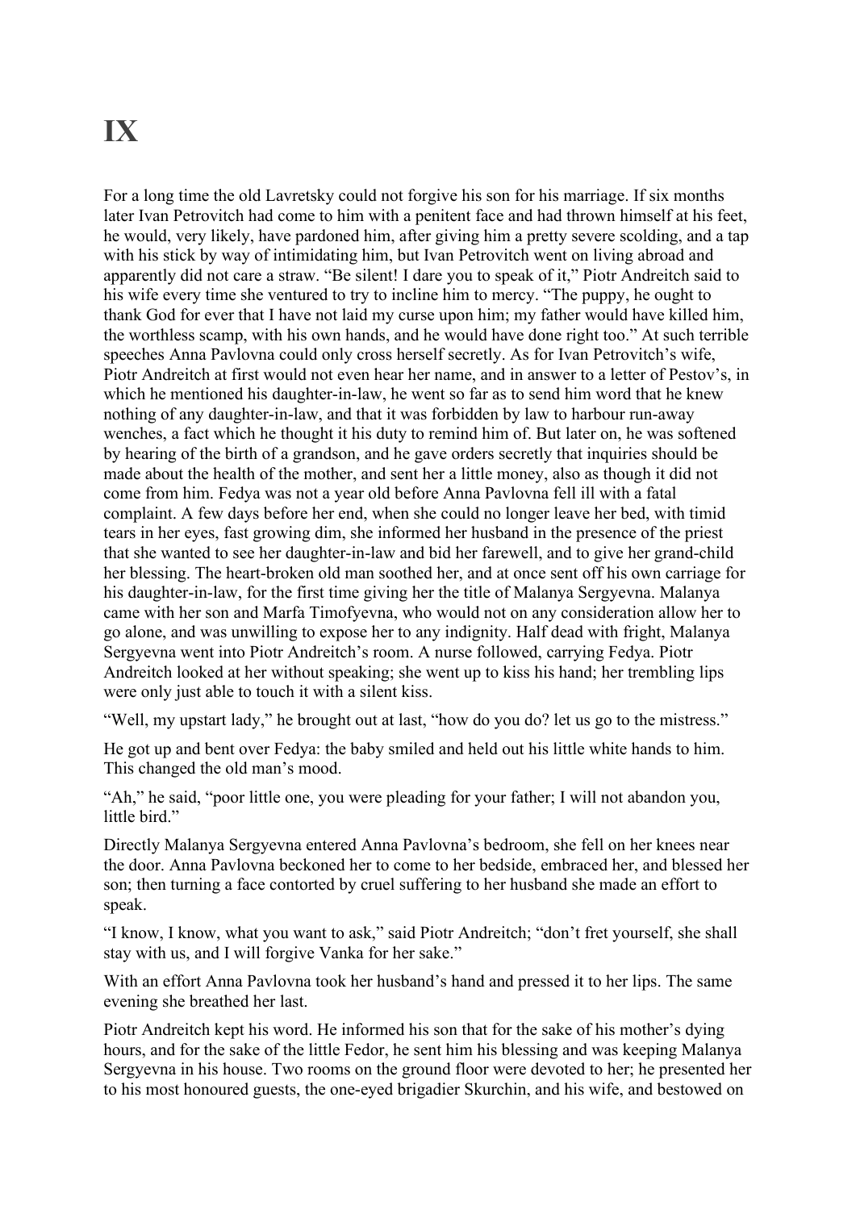# IX

For a long time the old Lavretsky could not forgive his son for his marriage. If six months later Ivan Petrovitch had come to him with a penitent face and had thrown himself at his feet, he would, very likely, have pardoned him, after giving him a pretty severe scolding, and a tap with his stick by way of intimidating him, but Ivan Petrovitch went on living abroad and apparently did not care a straw. "Be silent! I dare you to speak of it," Piotr Andreitch said to his wife every time she ventured to try to incline him to mercy. "The puppy, he ought to thank God for ever that I have not laid my curse upon him; my father would have killed him, the worthless scamp, with his own hands, and he would have done right too." At such terrible speeches Anna Pavlovna could only cross herself secretly. As for Ivan Petrovitch's wife, Piotr Andreitch at first would not even hear her name, and in answer to a letter of Pestov's, in which he mentioned his daughter-in-law, he went so far as to send him word that he knew nothing of any daughter-in-law, and that it was forbidden by law to harbour run-away wenches, a fact which he thought it his duty to remind him of. But later on, he was softened by hearing of the birth of a grandson, and he gave orders secretly that inquiries should be made about the health of the mother, and sent her a little money, also as though it did not come from him. Fedya was not a year old before Anna Pavlovna fell ill with a fatal complaint. A few days before her end, when she could no longer leave her bed, with timid tears in her eyes, fast growing dim, she informed her husband in the presence of the priest that she wanted to see her daughter-in-law and bid her farewell, and to give her grand-child her blessing. The heart-broken old man soothed her, and at once sent off his own carriage for his daughter-in-law, for the first time giving her the title of Malanya Sergyevna. Malanya came with her son and Marfa Timofyevna, who would not on any consideration allow her to go alone, and was unwilling to expose her to any indignity. Half dead with fright, Malanya Sergyevna went into Piotr Andreitch's room. A nurse followed, carrying Fedya. Piotr Andreitch looked at her without speaking; she went up to kiss his hand; her trembling lips were only just able to touch it with a silent kiss.

"Well, my upstart lady," he brought out at last, "how do you do? let us go to the mistress."

He got up and bent over Fedya: the baby smiled and held out his little white hands to him. This changed the old man's mood.

"Ah," he said, "poor little one, you were pleading for your father; I will not abandon you, little bird."

Directly Malanya Sergyevna entered Anna Pavlovna's bedroom, she fell on her knees near the door. Anna Pavlovna beckoned her to come to her bedside, embraced her, and blessed her son; then turning a face contorted by cruel suffering to her husband she made an effort to speak.

"I know, I know, what you want to ask," said Piotr Andreitch; "don't fret yourself, she shall stay with us, and I will forgive Vanka for her sake."

With an effort Anna Pavlovna took her husband's hand and pressed it to her lips. The same evening she breathed her last.

Piotr Andreitch kept his word. He informed his son that for the sake of his mother's dying hours, and for the sake of the little Fedor, he sent him his blessing and was keeping Malanya Sergyevna in his house. Two rooms on the ground floor were devoted to her; he presented her to his most honoured guests, the one-eyed brigadier Skurchin, and his wife, and bestowed on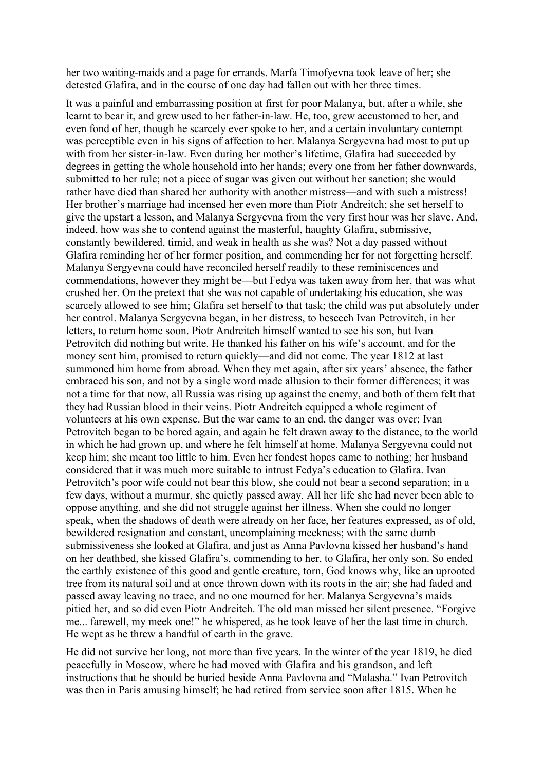her two waiting-maids and a page for errands. Marfa Timofyevna took leave of her; she detested Glafira, and in the course of one day had fallen out with her three times.

It was a painful and embarrassing position at first for poor Malanya, but, after a while, she learnt to bear it, and grew used to her father-in-law. He, too, grew accustomed to her, and even fond of her, though he scarcely ever spoke to her, and a certain involuntary contempt was perceptible even in his signs of affection to her. Malanya Sergyevna had most to put up with from her sister-in-law. Even during her mother's lifetime, Glafira had succeeded by degrees in getting the whole household into her hands; every one from her father downwards, submitted to her rule; not a piece of sugar was given out without her sanction; she would rather have died than shared her authority with another mistress—and with such a mistress! Her brother's marriage had incensed her even more than Piotr Andreitch; she set herself to give the upstart a lesson, and Malanya Sergyevna from the very first hour was her slave. And, indeed, how was she to contend against the masterful, haughty Glafira, submissive, constantly bewildered, timid, and weak in health as she was? Not a day passed without Glafira reminding her of her former position, and commending her for not forgetting herself. Malanya Sergyevna could have reconciled herself readily to these reminiscences and commendations, however they might be—but Fedya was taken away from her, that was what crushed her. On the pretext that she was not capable of undertaking his education, she was scarcely allowed to see him; Glafira set herself to that task; the child was put absolutely under her control. Malanya Sergyevna began, in her distress, to beseech Ivan Petrovitch, in her letters, to return home soon. Piotr Andreitch himself wanted to see his son, but Ivan Petrovitch did nothing but write. He thanked his father on his wife's account, and for the money sent him, promised to return quickly—and did not come. The year 1812 at last summoned him home from abroad. When they met again, after six years' absence, the father embraced his son, and not by a single word made allusion to their former differences; it was not a time for that now, all Russia was rising up against the enemy, and both of them felt that they had Russian blood in their veins. Piotr Andreitch equipped a whole regiment of volunteers at his own expense. But the war came to an end, the danger was over; Ivan Petrovitch began to be bored again, and again he felt drawn away to the distance, to the world in which he had grown up, and where he felt himself at home. Malanya Sergyevna could not keep him; she meant too little to him. Even her fondest hopes came to nothing; her husband considered that it was much more suitable to intrust Fedya's education to Glafira. Ivan Petrovitch's poor wife could not bear this blow, she could not bear a second separation; in a few days, without a murmur, she quietly passed away. All her life she had never been able to oppose anything, and she did not struggle against her illness. When she could no longer speak, when the shadows of death were already on her face, her features expressed, as of old, bewildered resignation and constant, uncomplaining meekness; with the same dumb submissiveness she looked at Glafira, and just as Anna Pavlovna kissed her husband's hand on her deathbed, she kissed Glafira's, commending to her, to Glafira, her only son. So ended the earthly existence of this good and gentle creature, torn, God knows why, like an uprooted tree from its natural soil and at once thrown down with its roots in the air; she had faded and passed away leaving no trace, and no one mourned for her. Malanya Sergyevna's maids pitied her, and so did even Piotr Andreitch. The old man missed her silent presence. "Forgive me... farewell, my meek one!" he whispered, as he took leave of her the last time in church. He wept as he threw a handful of earth in the grave.

He did not survive her long, not more than five years. In the winter of the year 1819, he died peacefully in Moscow, where he had moved with Glafira and his grandson, and left instructions that he should be buried beside Anna Pavlovna and "Malasha." Ivan Petrovitch was then in Paris amusing himself; he had retired from service soon after 1815. When he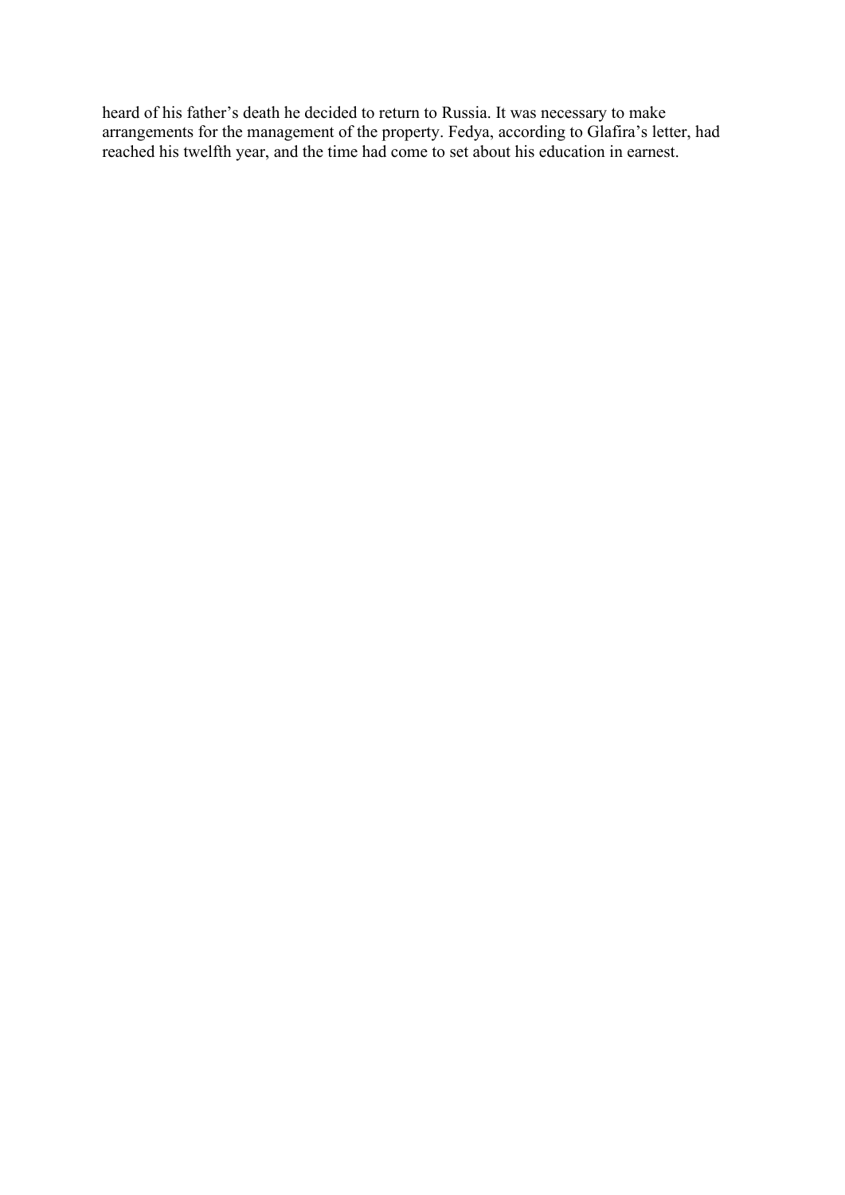heard of his father’s death he decided to return to Russia. It was necessary to make arrangements for the management of the property. Fedya, according to Glafira’s letter, had reached his twelfth year, and the time had come to set about his education in earnest.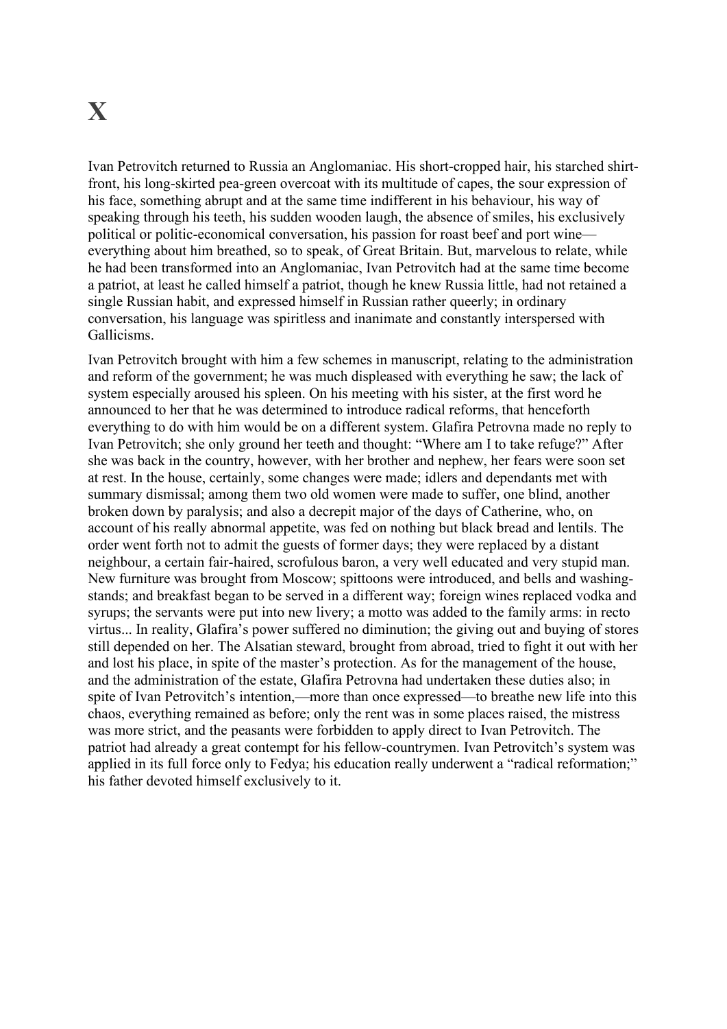# X

Ivan Petrovitch returned to Russia an Anglomaniac. His short-cropped hair, his starched shirt-front, his long-skirted pea-green overcoat with its multitude of capes, the sour expression of his face, something abrupt and at the same time indifferent in his behaviour, his way of speaking through his teeth, his sudden wooden laugh, the absence of smiles, his exclusively political or politic-economical conversation, his passion for roast beef and port wine—everything about him breathed, so to speak, of Great Britain. But, marvelous to relate, while he had been transformed into an Anglomaniac, Ivan Petrovitch had at the same time become a patriot, at least he called himself a patriot, though he knew Russia little, had not retained a single Russian habit, and expressed himself in Russian rather queerly; in ordinary conversation, his language was spiritless and inanimate and constantly interspersed with Gallicisms.

Ivan Petrovitch brought with him a few schemes in manuscript, relating to the administration and reform of the government; he was much displeased with everything he saw; the lack of system especially aroused his spleen. On his meeting with his sister, at the first word he announced to her that he was determined to introduce radical reforms, that henceforth everything to do with him would be on a different system. Glafira Petrovna made no reply to Ivan Petrovitch; she only ground her teeth and thought: "Where am I to take refuge?" After she was back in the country, however, with her brother and nephew, her fears were soon set at rest. In the house, certainly, some changes were made; idlers and dependants met with summary dismissal; among them two old women were made to suffer, one blind, another broken down by paralysis; and also a decrepit major of the days of Catherine, who, on account of his really abnormal appetite, was fed on nothing but black bread and lentils. The order went forth not to admit the guests of former days; they were replaced by a distant neighbour, a certain fair-haired, scrofulous baron, a very well educated and very stupid man. New furniture was brought from Moscow; spittoons were introduced, and bells and washing-stands; and breakfast began to be served in a different way; foreign wines replaced vodka and syrups; the servants were put into new livery; a motto was added to the family arms: in recto virtus... In reality, Glafira's power suffered no diminution; the giving out and buying of stores still depended on her. The Alsatian steward, brought from abroad, tried to fight it out with her and lost his place, in spite of the master's protection. As for the management of the house, and the administration of the estate, Glafira Petrovna had undertaken these duties also; in spite of Ivan Petrovitch's intention,—more than once expressed—to breathe new life into this chaos, everything remained as before; only the rent was in some places raised, the mistress was more strict, and the peasants were forbidden to apply direct to Ivan Petrovitch. The patriot had already a great contempt for his fellow-countrymen. Ivan Petrovitch's system was applied in its full force only to Fedya; his education really underwent a "radical reformation;" his father devoted himself exclusively to it.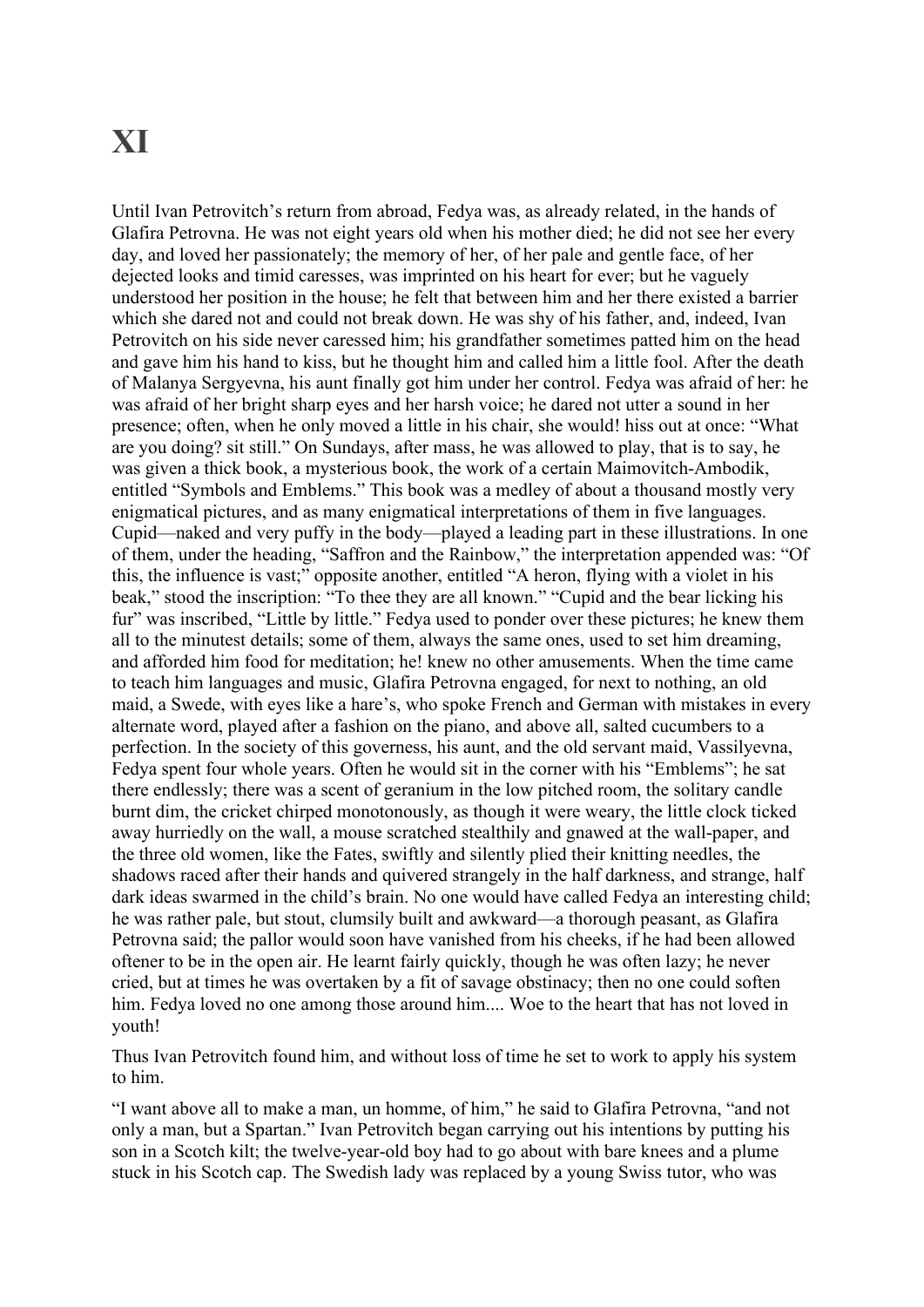# XI

Until Ivan Petrovitch's return from abroad, Fedya was, as already related, in the hands of Glafira Petrovna. He was not eight years old when his mother died; he did not see her every day, and loved her passionately; the memory of her, of her pale and gentle face, of her dejected looks and timid caresses, was imprinted on his heart for ever; but he vaguely understood her position in the house; he felt that between him and her there existed a barrier which she dared not and could not break down. He was shy of his father, and, indeed, Ivan Petrovitch on his side never caressed him; his grandfather sometimes patted him on the head and gave him his hand to kiss, but he thought him and called him a little fool. After the death of Malanya Sergyevna, his aunt finally got him under her control. Fedya was afraid of her: he was afraid of her bright sharp eyes and her harsh voice; he dared not utter a sound in her presence; often, when he only moved a little in his chair, she would! hiss out at once: "What are you doing? sit still." On Sundays, after mass, he was allowed to play, that is to say, he was given a thick book, a mysterious book, the work of a certain Maimovitch-Ambodik, entitled "Symbols and Emblems." This book was a medley of about a thousand mostly very enigmatical pictures, and as many enigmatical interpretations of them in five languages. Cupid—naked and very puffy in the body—played a leading part in these illustrations. In one of them, under the heading, "Saffron and the Rainbow," the interpretation appended was: "Of this, the influence is vast;" opposite another, entitled "A heron, flying with a violet in his beak," stood the inscription: "To thee they are all known." "Cupid and the bear licking his fur" was inscribed, "Little by little." Fedya used to ponder over these pictures; he knew them all to the minutest details; some of them, always the same ones, used to set him dreaming, and afforded him food for meditation; he! knew no other amusements. When the time came to teach him languages and music, Glafira Petrovna engaged, for next to nothing, an old maid, a Swede, with eyes like a hare's, who spoke French and German with mistakes in every alternate word, played after a fashion on the piano, and above all, salted cucumbers to a perfection. In the society of this governess, his aunt, and the old servant maid, Vassilyevna, Fedya spent four whole years. Often he would sit in the corner with his "Emblems"; he sat there endlessly; there was a scent of geranium in the low pitched room, the solitary candle burnt dim, the cricket chirped monotonously, as though it were weary, the little clock ticked away hurriedly on the wall, a mouse scratched stealthily and gnawed at the wall-paper, and the three old women, like the Fates, swiftly and silently plied their knitting needles, the shadows raced after their hands and quivered strangely in the half darkness, and strange, half dark ideas swarmed in the child's brain. No one would have called Fedya an interesting child; he was rather pale, but stout, clumsily built and awkward—a thorough peasant, as Glafira Petrovna said; the pallor would soon have vanished from his cheeks, if he had been allowed oftener to be in the open air. He learnt fairly quickly, though he was often lazy; he never cried, but at times he was overtaken by a fit of savage obstinacy; then no one could soften him. Fedya loved no one among those around him.... Woe to the heart that has not loved in youth!

Thus Ivan Petrovitch found him, and without loss of time he set to work to apply his system to him.

"I want above all to make a man, un homme, of him," he said to Glafira Petrovna, "and not only a man, but a Spartan." Ivan Petrovitch began carrying out his intentions by putting his son in a Scotch kilt; the twelve-year-old boy had to go about with bare knees and a plume stuck in his Scotch cap. The Swedish lady was replaced by a young Swiss tutor, who was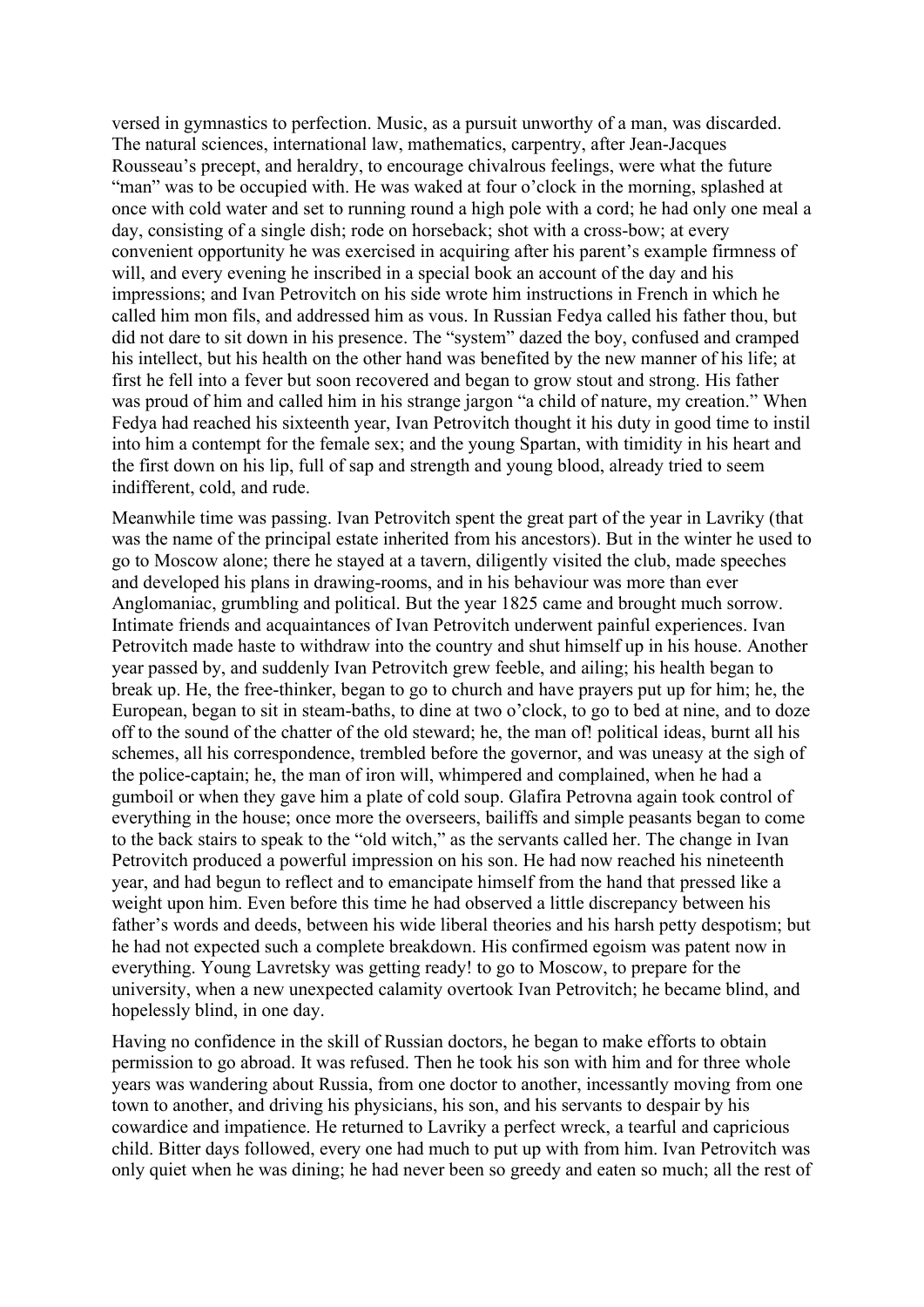versed in gymnastics to perfection. Music, as a pursuit unworthy of a man, was discarded. The natural sciences, international law, mathematics, carpentry, after Jean-Jacques Rousseau's precept, and heraldry, to encourage chivalrous feelings, were what the future "man" was to be occupied with. He was waked at four o'clock in the morning, splashed at once with cold water and set to running round a high pole with a cord; he had only one meal a day, consisting of a single dish; rode on horseback; shot with a cross-bow; at every convenient opportunity he was exercised in acquiring after his parent's example firmness of will, and every evening he inscribed in a special book an account of the day and his impressions; and Ivan Petrovitch on his side wrote him instructions in French in which he called him mon fils, and addressed him as vous. In Russian Fedya called his father thou, but did not dare to sit down in his presence. The "system" dazed the boy, confused and cramped his intellect, but his health on the other hand was benefited by the new manner of his life; at first he fell into a fever but soon recovered and began to grow stout and strong. His father was proud of him and called him in his strange jargon "a child of nature, my creation." When Fedya had reached his sixteenth year, Ivan Petrovitch thought it his duty in good time to instil into him a contempt for the female sex; and the young Spartan, with timidity in his heart and the first down on his lip, full of sap and strength and young blood, already tried to seem indifferent, cold, and rude.

Meanwhile time was passing. Ivan Petrovitch spent the great part of the year in Lavriky (that was the name of the principal estate inherited from his ancestors). But in the winter he used to go to Moscow alone; there he stayed at a tavern, diligently visited the club, made speeches and developed his plans in drawing-rooms, and in his behaviour was more than ever Anglomaniac, grumbling and political. But the year 1825 came and brought much sorrow. Intimate friends and acquaintances of Ivan Petrovitch underwent painful experiences. Ivan Petrovitch made haste to withdraw into the country and shut himself up in his house. Another year passed by, and suddenly Ivan Petrovitch grew feeble, and ailing; his health began to break up. He, the free-thinker, began to go to church and have prayers put up for him; he, the European, began to sit in steam-baths, to dine at two o'clock, to go to bed at nine, and to doze off to the sound of the chatter of the old steward; he, the man of! political ideas, burnt all his schemes, all his correspondence, trembled before the governor, and was uneasy at the sigh of the police-captain; he, the man of iron will, whimpered and complained, when he had a gumboil or when they gave him a plate of cold soup. Glafira Petrovna again took control of everything in the house; once more the overseers, bailiffs and simple peasants began to come to the back stairs to speak to the "old witch," as the servants called her. The change in Ivan Petrovitch produced a powerful impression on his son. He had now reached his nineteenth year, and had begun to reflect and to emancipate himself from the hand that pressed like a weight upon him. Even before this time he had observed a little discrepancy between his father's words and deeds, between his wide liberal theories and his harsh petty despotism; but he had not expected such a complete breakdown. His confirmed egoism was patent now in everything. Young Lavretsky was getting ready! to go to Moscow, to prepare for the university, when a new unexpected calamity overtook Ivan Petrovitch; he became blind, and hopelessly blind, in one day.

Having no confidence in the skill of Russian doctors, he began to make efforts to obtain permission to go abroad. It was refused. Then he took his son with him and for three whole years was wandering about Russia, from one doctor to another, incessantly moving from one town to another, and driving his physicians, his son, and his servants to despair by his cowardice and impatience. He returned to Lavriky a perfect wreck, a tearful and capricious child. Bitter days followed, every one had much to put up with from him. Ivan Petrovitch was only quiet when he was dining; he had never been so greedy and eaten so much; all the rest of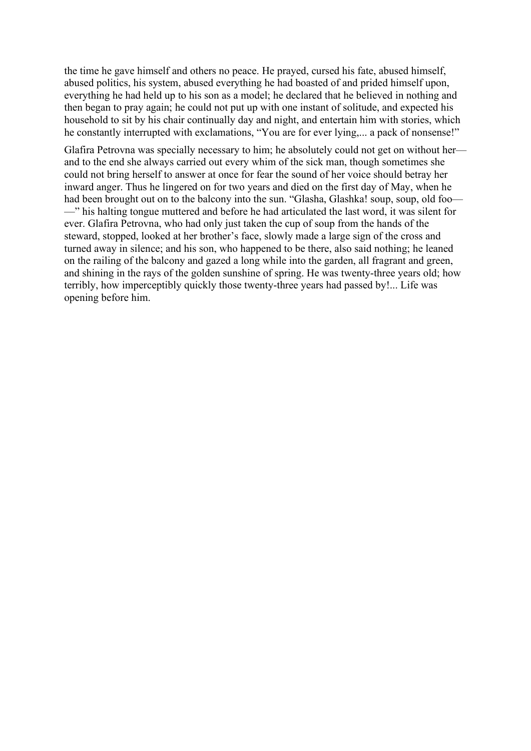the time he gave himself and others no peace. He prayed, cursed his fate, abused himself, abused politics, his system, abused everything he had boasted of and prided himself upon, everything he had held up to his son as a model; he declared that he believed in nothing and then began to pray again; he could not put up with one instant of solitude, and expected his household to sit by his chair continually day and night, and entertain him with stories, which he constantly interrupted with exclamations, "You are for ever lying,... a pack of nonsense!"

Glafira Petrovna was specially necessary to him; he absolutely could not get on without her—and to the end she always carried out every whim of the sick man, though sometimes she could not bring herself to answer at once for fear the sound of her voice should betray her inward anger. Thus he lingered on for two years and died on the first day of May, when he had been brought out on to the balcony into the sun. "Glasha, Glashka! soup, soup, old foo——" his halting tongue muttered and before he had articulated the last word, it was silent for ever. Glafira Petrovna, who had only just taken the cup of soup from the hands of the steward, stopped, looked at her brother's face, slowly made a large sign of the cross and turned away in silence; and his son, who happened to be there, also said nothing; he leaned on the railing of the balcony and gazed a long while into the garden, all fragrant and green, and shining in the rays of the golden sunshine of spring. He was twenty-three years old; how terribly, how imperceptibly quickly those twenty-three years had passed by!... Life was opening before him.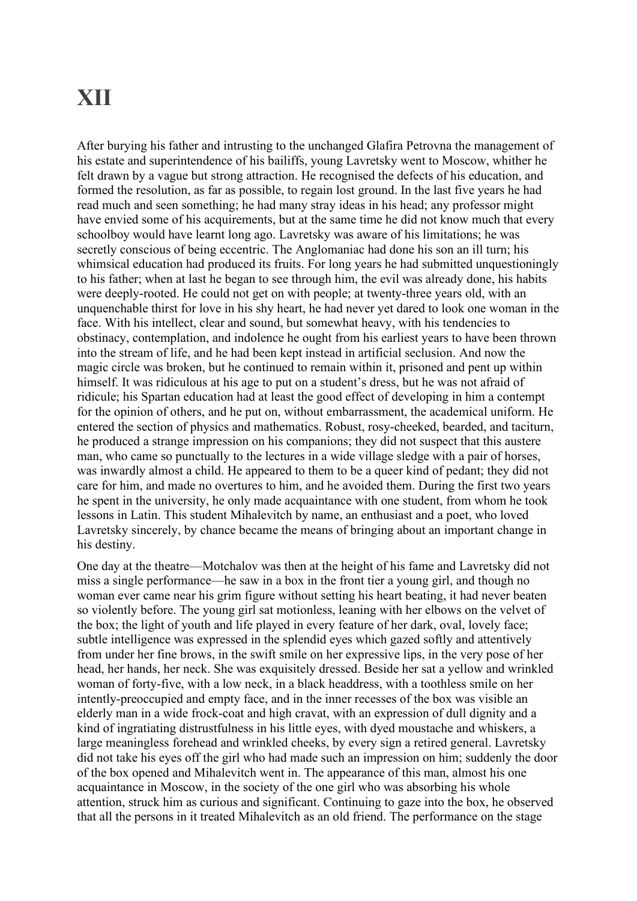# XII

After burying his father and intrusting to the unchanged Glafira Petrovna the management of his estate and superintendence of his bailiffs, young Lavretsky went to Moscow, whither he felt drawn by a vague but strong attraction. He recognised the defects of his education, and formed the resolution, as far as possible, to regain lost ground. In the last five years he had read much and seen something; he had many stray ideas in his head; any professor might have envied some of his acquirements, but at the same time he did not know much that every schoolboy would have learnt long ago. Lavretsky was aware of his limitations; he was secretly conscious of being eccentric. The Anglomaniac had done his son an ill turn; his whimsical education had produced its fruits. For long years he had submitted unquestioningly to his father; when at last he began to see through him, the evil was already done, his habits were deeply-rooted. He could not get on with people; at twenty-three years old, with an unquenchable thirst for love in his shy heart, he had never yet dared to look one woman in the face. With his intellect, clear and sound, but somewhat heavy, with his tendencies to obstinacy, contemplation, and indolence he ought from his earliest years to have been thrown into the stream of life, and he had been kept instead in artificial seclusion. And now the magic circle was broken, but he continued to remain within it, prisoned and pent up within himself. It was ridiculous at his age to put on a student's dress, but he was not afraid of ridicule; his Spartan education had at least the good effect of developing in him a contempt for the opinion of others, and he put on, without embarrassment, the academical uniform. He entered the section of physics and mathematics. Robust, rosy-cheeked, bearded, and taciturn, he produced a strange impression on his companions; they did not suspect that this austere man, who came so punctually to the lectures in a wide village sledge with a pair of horses, was inwardly almost a child. He appeared to them to be a queer kind of pedant; they did not care for him, and made no overtures to him, and he avoided them. During the first two years he spent in the university, he only made acquaintance with one student, from whom he took lessons in Latin. This student Mihalevitch by name, an enthusiast and a poet, who loved Lavretsky sincerely, by chance became the means of bringing about an important change in his destiny.

One day at the theatre—Motchalov was then at the height of his fame and Lavretsky did not miss a single performance—he saw in a box in the front tier a young girl, and though no woman ever came near his grim figure without setting his heart beating, it had never beaten so violently before. The young girl sat motionless, leaning with her elbows on the velvet of the box; the light of youth and life played in every feature of her dark, oval, lovely face; subtle intelligence was expressed in the splendid eyes which gazed softly and attentively from under her fine brows, in the swift smile on her expressive lips, in the very pose of her head, her hands, her neck. She was exquisitely dressed. Beside her sat a yellow and wrinkled woman of forty-five, with a low neck, in a black headdress, with a toothless smile on her intently-preoccupied and empty face, and in the inner recesses of the box was visible an elderly man in a wide frock-coat and high cravat, with an expression of dull dignity and a kind of ingratiating distrustfulness in his little eyes, with dyed moustache and whiskers, a large meaningless forehead and wrinkled cheeks, by every sign a retired general. Lavretsky did not take his eyes off the girl who had made such an impression on him; suddenly the door of the box opened and Mihalevitch went in. The appearance of this man, almost his one acquaintance in Moscow, in the society of the one girl who was absorbing his whole attention, struck him as curious and significant. Continuing to gaze into the box, he observed that all the persons in it treated Mihalevitch as an old friend. The performance on the stage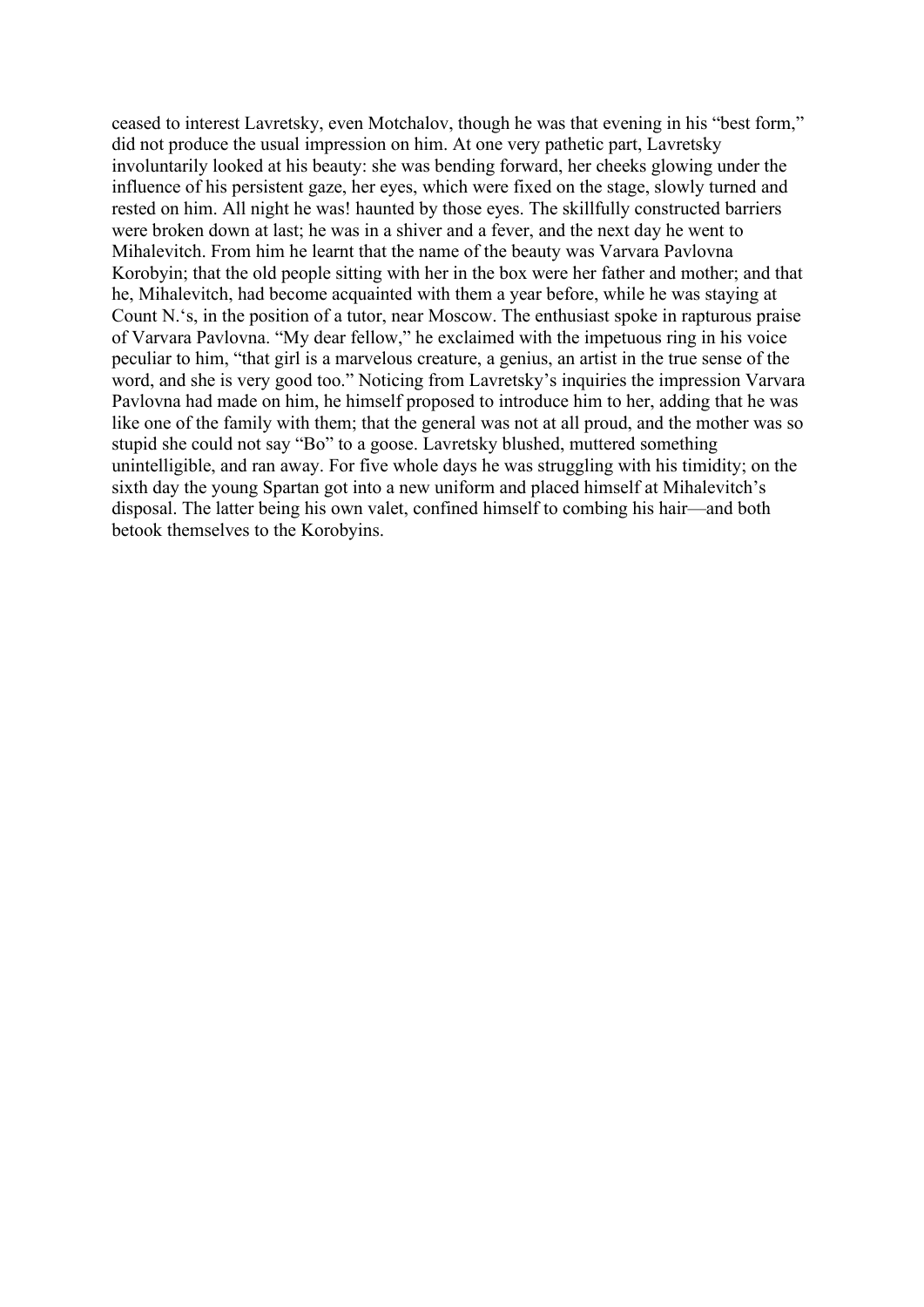ceased to interest Lavretsky, even Motchalov, though he was that evening in his "best form," did not produce the usual impression on him. At one very pathetic part, Lavretsky involuntarily looked at his beauty: she was bending forward, her cheeks glowing under the influence of his persistent gaze, her eyes, which were fixed on the stage, slowly turned and rested on him. All night he was! haunted by those eyes. The skillfully constructed barriers were broken down at last; he was in a shiver and a fever, and the next day he went to Mihalevitch. From him he learnt that the name of the beauty was Varvara Pavlovna Korobyin; that the old people sitting with her in the box were her father and mother; and that he, Mihalevitch, had become acquainted with them a year before, while he was staying at Count N.'s, in the position of a tutor, near Moscow. The enthusiast spoke in rapturous praise of Varvara Pavlovna. "My dear fellow," he exclaimed with the impetuous ring in his voice peculiar to him, "that girl is a marvelous creature, a genius, an artist in the true sense of the word, and she is very good too." Noticing from Lavretsky's inquiries the impression Varvara Pavlovna had made on him, he himself proposed to introduce him to her, adding that he was like one of the family with them; that the general was not at all proud, and the mother was so stupid she could not say "Bo" to a goose. Lavretsky blushed, muttered something unintelligible, and ran away. For five whole days he was struggling with his timidity; on the sixth day the young Spartan got into a new uniform and placed himself at Mihalevitch's disposal. The latter being his own valet, confined himself to combing his hair—and both betook themselves to the Korobyins.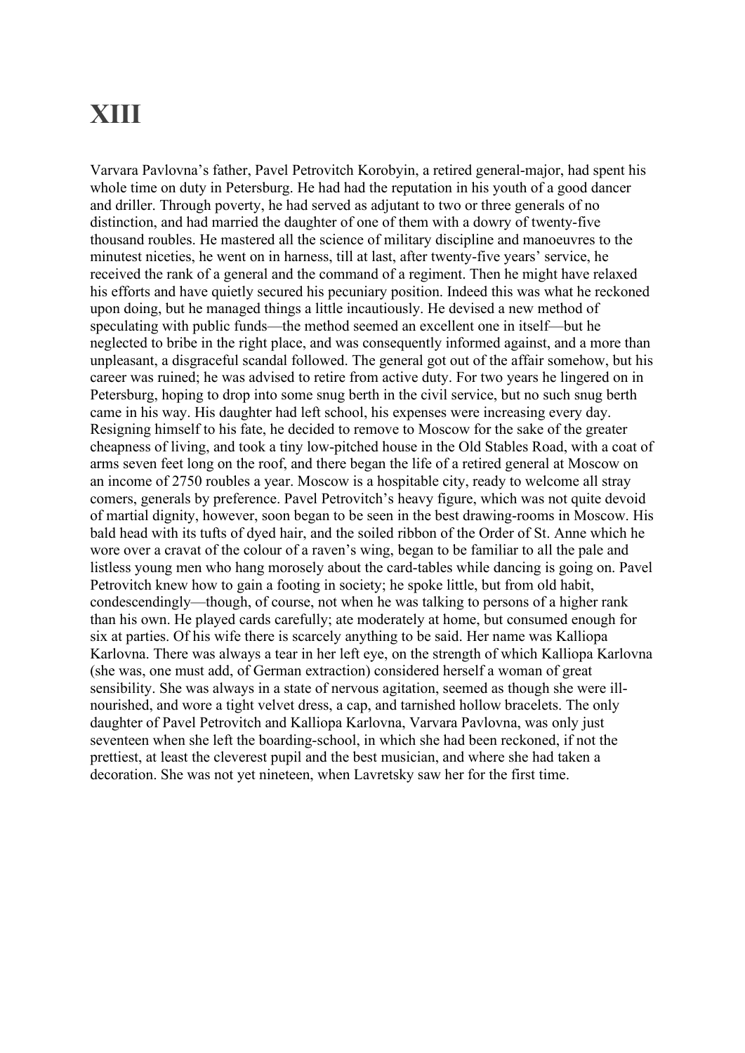# XIII

Varvara Pavlovna's father, Pavel Petrovitch Korobyin, a retired general-major, had spent his whole time on duty in Petersburg. He had had the reputation in his youth of a good dancer and driller. Through poverty, he had served as adjutant to two or three generals of no distinction, and had married the daughter of one of them with a dowry of twenty-five thousand roubles. He mastered all the science of military discipline and manoeuvres to the minutest niceties, he went on in harness, till at last, after twenty-five years' service, he received the rank of a general and the command of a regiment. Then he might have relaxed his efforts and have quietly secured his pecuniary position. Indeed this was what he reckoned upon doing, but he managed things a little incautiously. He devised a new method of speculating with public funds—the method seemed an excellent one in itself—but he neglected to bribe in the right place, and was consequently informed against, and a more than unpleasant, a disgraceful scandal followed. The general got out of the affair somehow, but his career was ruined; he was advised to retire from active duty. For two years he lingered on in Petersburg, hoping to drop into some snug berth in the civil service, but no such snug berth came in his way. His daughter had left school, his expenses were increasing every day. Resigning himself to his fate, he decided to remove to Moscow for the sake of the greater cheapness of living, and took a tiny low-pitched house in the Old Stables Road, with a coat of arms seven feet long on the roof, and there began the life of a retired general at Moscow on an income of 2750 roubles a year. Moscow is a hospitable city, ready to welcome all stray comers, generals by preference. Pavel Petrovitch's heavy figure, which was not quite devoid of martial dignity, however, soon began to be seen in the best drawing-rooms in Moscow. His bald head with its tufts of dyed hair, and the soiled ribbon of the Order of St. Anne which he wore over a cravat of the colour of a raven's wing, began to be familiar to all the pale and listless young men who hang morosely about the card-tables while dancing is going on. Pavel Petrovitch knew how to gain a footing in society; he spoke little, but from old habit, condescendingly—though, of course, not when he was talking to persons of a higher rank than his own. He played cards carefully; ate moderately at home, but consumed enough for six at parties. Of his wife there is scarcely anything to be said. Her name was Kalliopa Karlovna. There was always a tear in her left eye, on the strength of which Kalliopa Karlovna (she was, one must add, of German extraction) considered herself a woman of great sensibility. She was always in a state of nervous agitation, seemed as though she were ill-nourished, and wore a tight velvet dress, a cap, and tarnished hollow bracelets. The only daughter of Pavel Petrovitch and Kalliopa Karlovna, Varvara Pavlovna, was only just seventeen when she left the boarding-school, in which she had been reckoned, if not the prettiest, at least the cleverest pupil and the best musician, and where she had taken a decoration. She was not yet nineteen, when Lavretsky saw her for the first time.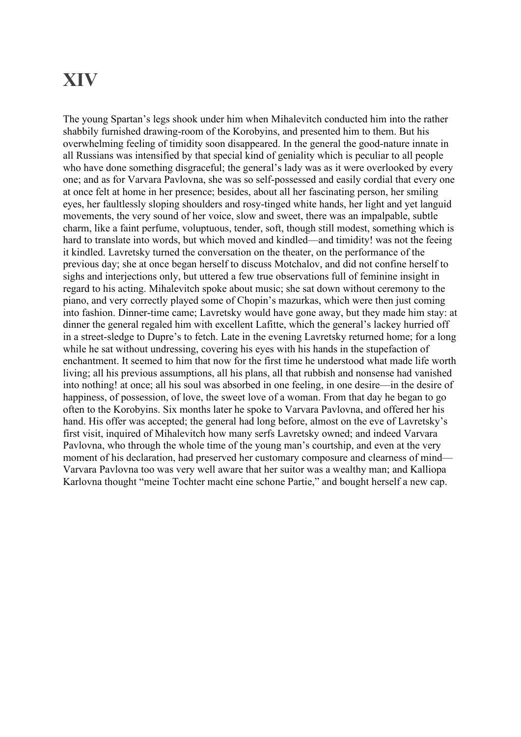# XIV

The young Spartan's legs shook under him when Mihalevitch conducted him into the rather shabbily furnished drawing-room of the Korobyins, and presented him to them. But his overwhelming feeling of timidity soon disappeared. In the general the good-nature innate in all Russians was intensified by that special kind of geniality which is peculiar to all people who have done something disgraceful; the general's lady was as it were overlooked by every one; and as for Varvara Pavlovna, she was so self-possessed and easily cordial that every one at once felt at home in her presence; besides, about all her fascinating person, her smiling eyes, her faultlessly sloping shoulders and rosy-tinged white hands, her light and yet languid movements, the very sound of her voice, slow and sweet, there was an impalpable, subtle charm, like a faint perfume, voluptuous, tender, soft, though still modest, something which is hard to translate into words, but which moved and kindled—and timidity! was not the feeing it kindled. Lavretsky turned the conversation on the theater, on the performance of the previous day; she at once began herself to discuss Motchalov, and did not confine herself to sighs and interjections only, but uttered a few true observations full of feminine insight in regard to his acting. Mihalevitch spoke about music; she sat down without ceremony to the piano, and very correctly played some of Chopin's mazurkas, which were then just coming into fashion. Dinner-time came; Lavretsky would have gone away, but they made him stay: at dinner the general regaled him with excellent Lafitte, which the general's lackey hurried off in a street-sledge to Dupre's to fetch. Late in the evening Lavretsky returned home; for a long while he sat without undressing, covering his eyes with his hands in the stupefaction of enchantment. It seemed to him that now for the first time he understood what made life worth living; all his previous assumptions, all his plans, all that rubbish and nonsense had vanished into nothing! at once; all his soul was absorbed in one feeling, in one desire—in the desire of happiness, of possession, of love, the sweet love of a woman. From that day he began to go often to the Korobyins. Six months later he spoke to Varvara Pavlovna, and offered her his hand. His offer was accepted; the general had long before, almost on the eve of Lavretsky's first visit, inquired of Mihalevitch how many serfs Lavretsky owned; and indeed Varvara Pavlovna, who through the whole time of the young man's courtship, and even at the very moment of his declaration, had preserved her customary composure and clearness of mind—Varvara Pavlovna too was very well aware that her suitor was a wealthy man; and Kalliopa Karlovna thought "meine Tochter macht eine schone Partie," and bought herself a new cap.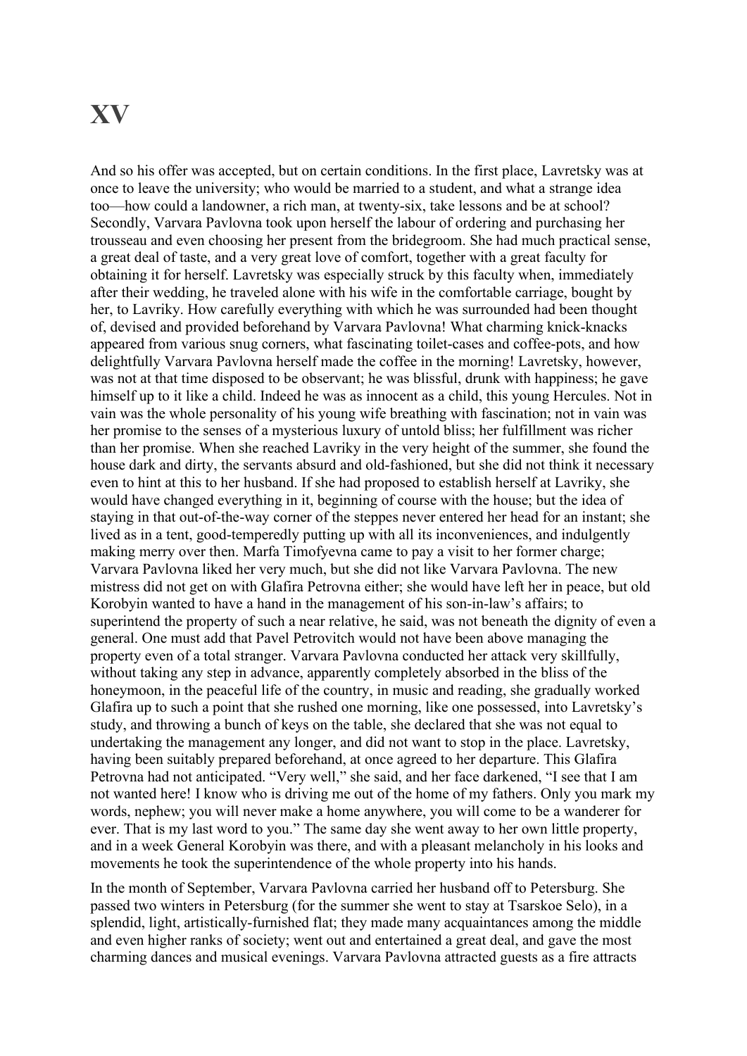# XV

And so his offer was accepted, but on certain conditions. In the first place, Lavretsky was at once to leave the university; who would be married to a student, and what a strange idea too—how could a landowner, a rich man, at twenty-six, take lessons and be at school? Secondly, Varvara Pavlovna took upon herself the labour of ordering and purchasing her trousseau and even choosing her present from the bridegroom. She had much practical sense, a great deal of taste, and a very great love of comfort, together with a great faculty for obtaining it for herself. Lavretsky was especially struck by this faculty when, immediately after their wedding, he traveled alone with his wife in the comfortable carriage, bought by her, to Lavriky. How carefully everything with which he was surrounded had been thought of, devised and provided beforehand by Varvara Pavlovna! What charming knick-knacks appeared from various snug corners, what fascinating toilet-cases and coffee-pots, and how delightfully Varvara Pavlovna herself made the coffee in the morning! Lavretsky, however, was not at that time disposed to be observant; he was blissful, drunk with happiness; he gave himself up to it like a child. Indeed he was as innocent as a child, this young Hercules. Not in vain was the whole personality of his young wife breathing with fascination; not in vain was her promise to the senses of a mysterious luxury of untold bliss; her fulfillment was richer than her promise. When she reached Lavriky in the very height of the summer, she found the house dark and dirty, the servants absurd and old-fashioned, but she did not think it necessary even to hint at this to her husband. If she had proposed to establish herself at Lavriky, she would have changed everything in it, beginning of course with the house; but the idea of staying in that out-of-the-way corner of the steppes never entered her head for an instant; she lived as in a tent, good-temperedly putting up with all its inconveniences, and indulgently making merry over then. Marfa Timofyevna came to pay a visit to her former charge; Varvara Pavlovna liked her very much, but she did not like Varvara Pavlovna. The new mistress did not get on with Glafira Petrovna either; she would have left her in peace, but old Korobyin wanted to have a hand in the management of his son-in-law's affairs; to superintend the property of such a near relative, he said, was not beneath the dignity of even a general. One must add that Pavel Petrovitch would not have been above managing the property even of a total stranger. Varvara Pavlovna conducted her attack very skillfully, without taking any step in advance, apparently completely absorbed in the bliss of the honeymoon, in the peaceful life of the country, in music and reading, she gradually worked Glafira up to such a point that she rushed one morning, like one possessed, into Lavretsky's study, and throwing a bunch of keys on the table, she declared that she was not equal to undertaking the management any longer, and did not want to stop in the place. Lavretsky, having been suitably prepared beforehand, at once agreed to her departure. This Glafira Petrovna had not anticipated. "Very well," she said, and her face darkened, "I see that I am not wanted here! I know who is driving me out of the home of my fathers. Only you mark my words, nephew; you will never make a home anywhere, you will come to be a wanderer for ever. That is my last word to you." The same day she went away to her own little property, and in a week General Korobyin was there, and with a pleasant melancholy in his looks and movements he took the superintendence of the whole property into his hands.

In the month of September, Varvara Pavlovna carried her husband off to Petersburg. She passed two winters in Petersburg (for the summer she went to stay at Tsarskoe Selo), in a splendid, light, artistically-furnished flat; they made many acquaintances among the middle and even higher ranks of society; went out and entertained a great deal, and gave the most charming dances and musical evenings. Varvara Pavlovna attracted guests as a fire attracts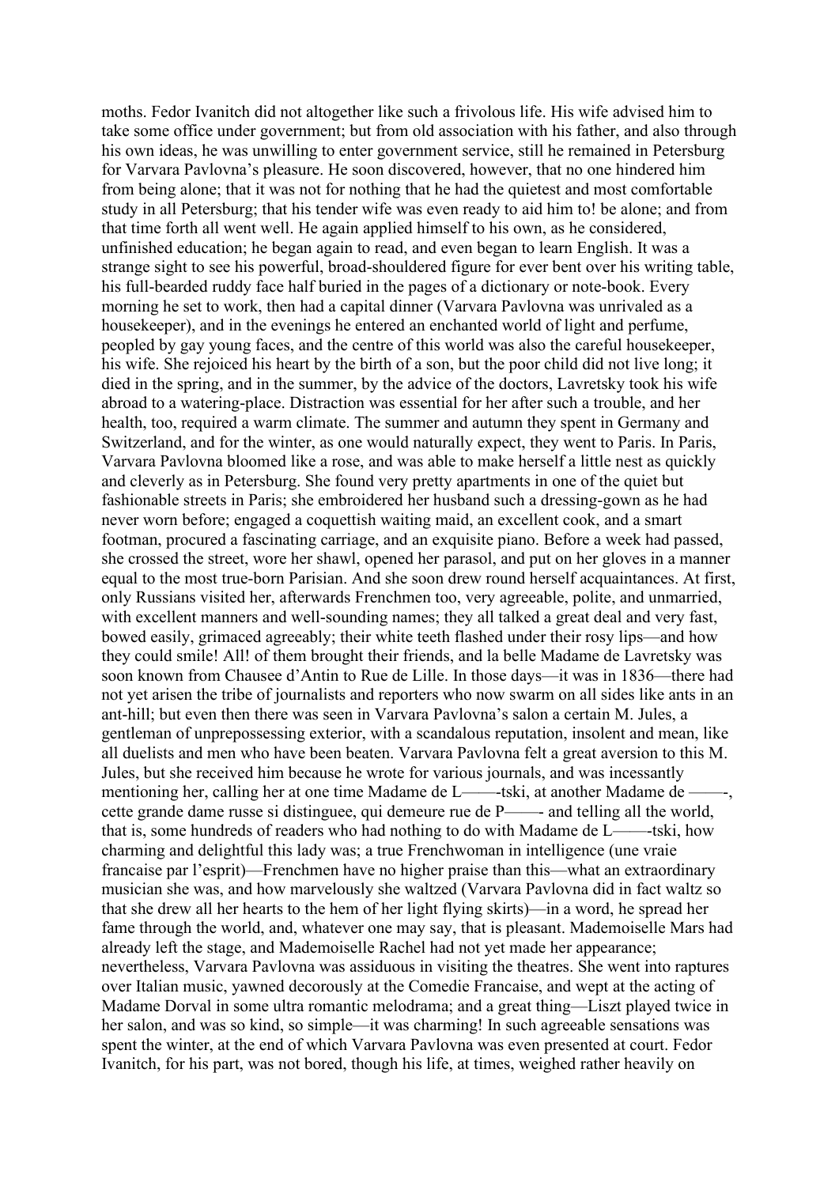moths. Fedor Ivanitch did not altogether like such a frivolous life. His wife advised him to take some office under government; but from old association with his father, and also through his own ideas, he was unwilling to enter government service, still he remained in Petersburg for Varvara Pavlovna's pleasure. He soon discovered, however, that no one hindered him from being alone; that it was not for nothing that he had the quietest and most comfortable study in all Petersburg; that his tender wife was even ready to aid him to! be alone; and from that time forth all went well. He again applied himself to his own, as he considered, unfinished education; he began again to read, and even began to learn English. It was a strange sight to see his powerful, broad-shouldered figure for ever bent over his writing table, his full-bearded ruddy face half buried in the pages of a dictionary or note-book. Every morning he set to work, then had a capital dinner (Varvara Pavlovna was unrivaled as a housekeeper), and in the evenings he entered an enchanted world of light and perfume, peopled by gay young faces, and the centre of this world was also the careful housekeeper, his wife. She rejoiced his heart by the birth of a son, but the poor child did not live long; it died in the spring, and in the summer, by the advice of the doctors, Lavretsky took his wife abroad to a watering-place. Distraction was essential for her after such a trouble, and her health, too, required a warm climate. The summer and autumn they spent in Germany and Switzerland, and for the winter, as one would naturally expect, they went to Paris. In Paris, Varvara Pavlovna bloomed like a rose, and was able to make herself a little nest as quickly and cleverly as in Petersburg. She found very pretty apartments in one of the quiet but fashionable streets in Paris; she embroidered her husband such a dressing-gown as he had never worn before; engaged a coquettish waiting maid, an excellent cook, and a smart footman, procured a fascinating carriage, and an exquisite piano. Before a week had passed, she crossed the street, wore her shawl, opened her parasol, and put on her gloves in a manner equal to the most true-born Parisian. And she soon drew round herself acquaintances. At first, only Russians visited her, afterwards Frenchmen too, very agreeable, polite, and unmarried, with excellent manners and well-sounding names; they all talked a great deal and very fast, bowed easily, grimaced agreeably; their white teeth flashed under their rosy lips—and how they could smile! All! of them brought their friends, and la belle Madame de Lavretsky was soon known from Chausee d'Antin to Rue de Lille. In those days—it was in 1836—there had not yet arisen the tribe of journalists and reporters who now swarm on all sides like ants in an ant-hill; but even then there was seen in Varvara Pavlovna's salon a certain M. Jules, a gentleman of unprepossessing exterior, with a scandalous reputation, insolent and mean, like all duelists and men who have been beaten. Varvara Pavlovna felt a great aversion to this M. Jules, but she received him because he wrote for various journals, and was incessantly mentioning her, calling her at one time Madame de L——-tski, at another Madame de ——-, cette grande dame russe si distinguee, qui demeure rue de P——- and telling all the world, that is, some hundreds of readers who had nothing to do with Madame de L——-tski, how charming and delightful this lady was; a true Frenchwoman in intelligence (une vraie francaise par l'esprit)—Frenchmen have no higher praise than this—what an extraordinary musician she was, and how marvelously she waltzed (Varvara Pavlovna did in fact waltz so that she drew all her hearts to the hem of her light flying skirts)—in a word, he spread her fame through the world, and, whatever one may say, that is pleasant. Mademoiselle Mars had already left the stage, and Mademoiselle Rachel had not yet made her appearance; nevertheless, Varvara Pavlovna was assiduous in visiting the theatres. She went into raptures over Italian music, yawned decorously at the Comedie Francaise, and wept at the acting of Madame Dorval in some ultra romantic melodrama; and a great thing—Liszt played twice in her salon, and was so kind, so simple—it was charming! In such agreeable sensations was spent the winter, at the end of which Varvara Pavlovna was even presented at court. Fedor Ivanitch, for his part, was not bored, though his life, at times, weighed rather heavily on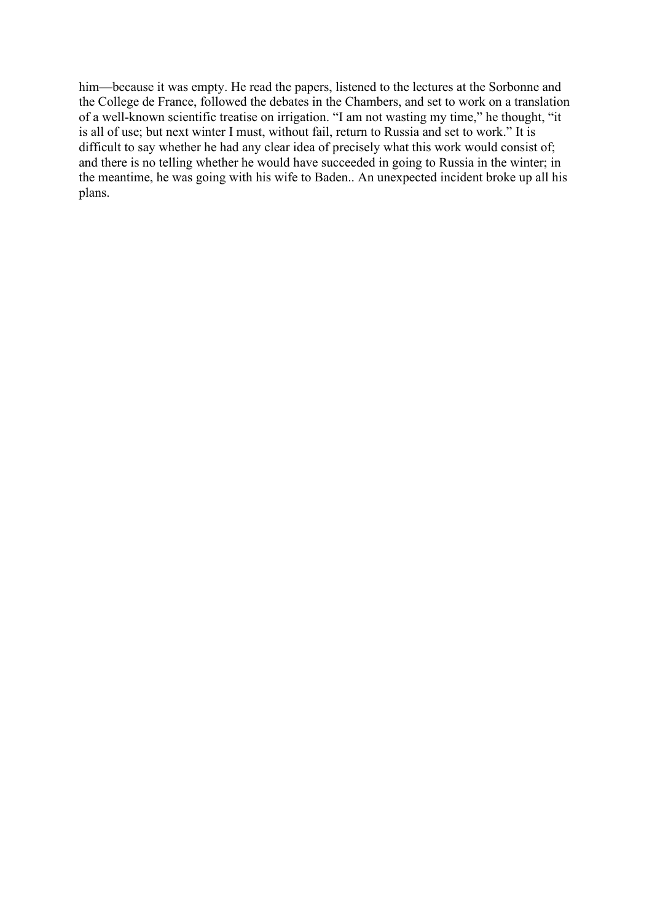him—because it was empty. He read the papers, listened to the lectures at the Sorbonne and the College de France, followed the debates in the Chambers, and set to work on a translation of a well-known scientific treatise on irrigation. “I am not wasting my time,” he thought, “it is all of use; but next winter I must, without fail, return to Russia and set to work.” It is difficult to say whether he had any clear idea of precisely what this work would consist of; and there is no telling whether he would have succeeded in going to Russia in the winter; in the meantime, he was going with his wife to Baden.. An unexpected incident broke up all his plans.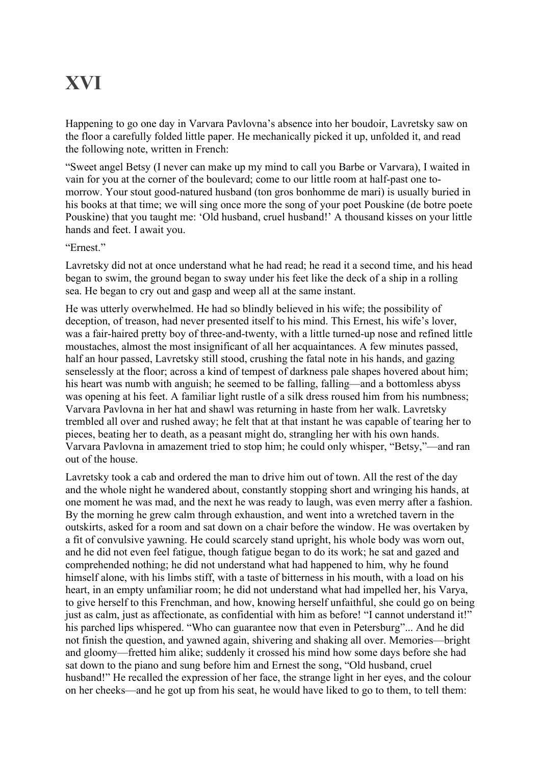# XVI

Happening to go one day in Varvara Pavlovna's absence into her boudoir, Lavretsky saw on the floor a carefully folded little paper. He mechanically picked it up, unfolded it, and read the following note, written in French:

"Sweet angel Betsy (I never can make up my mind to call you Barbe or Varvara), I waited in vain for you at the corner of the boulevard; come to our little room at half-past one to-morrow. Your stout good-natured husband (ton gros bonhomme de mari) is usually buried in his books at that time; we will sing once more the song of your poet Pouskine (de botre poete Pouskine) that you taught me: 'Old husband, cruel husband!' A thousand kisses on your little hands and feet. I await you.

"Ernest."

Lavretsky did not at once understand what he had read; he read it a second time, and his head began to swim, the ground began to sway under his feet like the deck of a ship in a rolling sea. He began to cry out and gasp and weep all at the same instant.

He was utterly overwhelmed. He had so blindly believed in his wife; the possibility of deception, of treason, had never presented itself to his mind. This Ernest, his wife's lover, was a fair-haired pretty boy of three-and-twenty, with a little turned-up nose and refined little moustaches, almost the most insignificant of all her acquaintances. A few minutes passed, half an hour passed, Lavretsky still stood, crushing the fatal note in his hands, and gazing senselessly at the floor; across a kind of tempest of darkness pale shapes hovered about him; his heart was numb with anguish; he seemed to be falling, falling—and a bottomless abyss was opening at his feet. A familiar light rustle of a silk dress roused him from his numbness; Varvara Pavlovna in her hat and shawl was returning in haste from her walk. Lavretsky trembled all over and rushed away; he felt that at that instant he was capable of tearing her to pieces, beating her to death, as a peasant might do, strangling her with his own hands. Varvara Pavlovna in amazement tried to stop him; he could only whisper, "Betsy,"—and ran out of the house.

Lavretsky took a cab and ordered the man to drive him out of town. All the rest of the day and the whole night he wandered about, constantly stopping short and wringing his hands, at one moment he was mad, and the next he was ready to laugh, was even merry after a fashion. By the morning he grew calm through exhaustion, and went into a wretched tavern in the outskirts, asked for a room and sat down on a chair before the window. He was overtaken by a fit of convulsive yawning. He could scarcely stand upright, his whole body was worn out, and he did not even feel fatigue, though fatigue began to do its work; he sat and gazed and comprehended nothing; he did not understand what had happened to him, why he found himself alone, with his limbs stiff, with a taste of bitterness in his mouth, with a load on his heart, in an empty unfamiliar room; he did not understand what had impelled her, his Varya, to give herself to this Frenchman, and how, knowing herself unfaithful, she could go on being just as calm, just as affectionate, as confidential with him as before! "I cannot understand it!" his parched lips whispered. "Who can guarantee now that even in Petersburg"... And he did not finish the question, and yawned again, shivering and shaking all over. Memories—bright and gloomy—fretted him alike; suddenly it crossed his mind how some days before she had sat down to the piano and sung before him and Ernest the song, "Old husband, cruel husband!" He recalled the expression of her face, the strange light in her eyes, and the colour on her cheeks—and he got up from his seat, he would have liked to go to them, to tell them: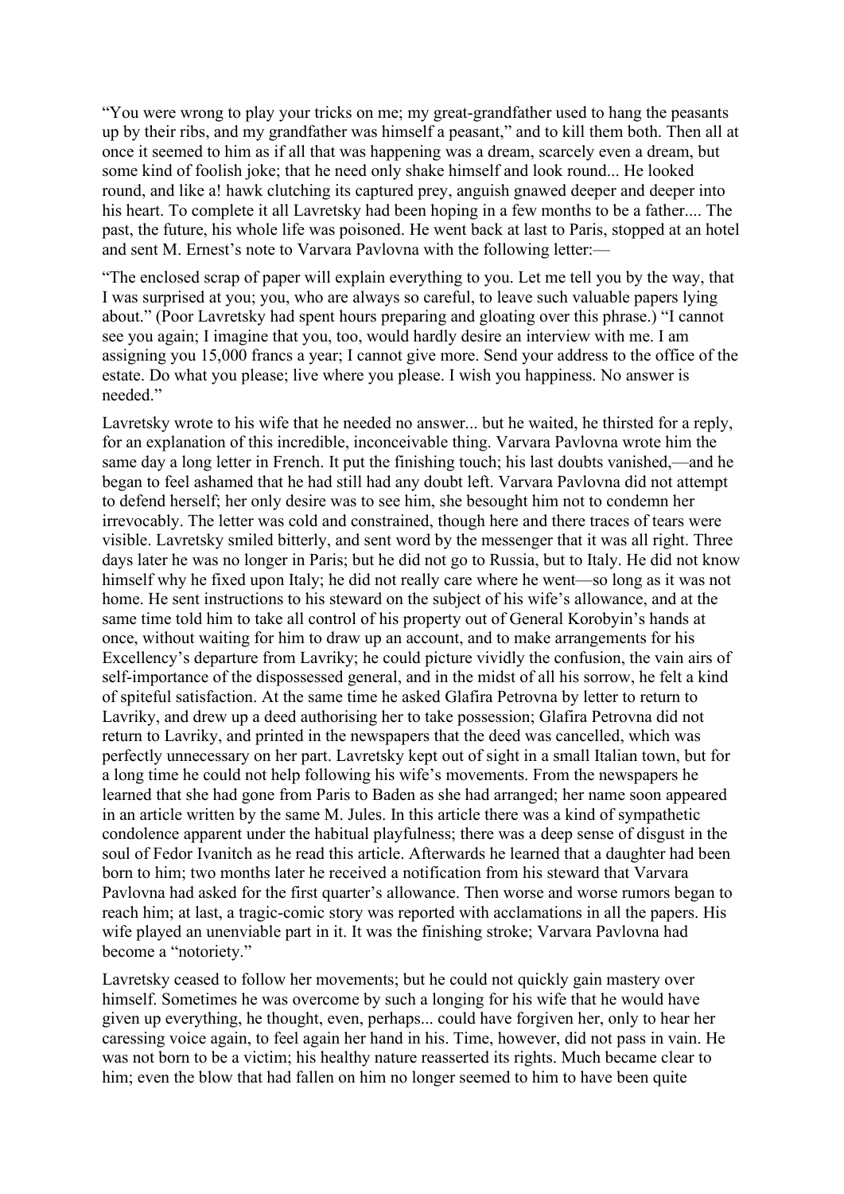"You were wrong to play your tricks on me; my great-grandfather used to hang the peasants up by their ribs, and my grandfather was himself a peasant," and to kill them both. Then all at once it seemed to him as if all that was happening was a dream, scarcely even a dream, but some kind of foolish joke; that he need only shake himself and look round... He looked round, and like a! hawk clutching its captured prey, anguish gnawed deeper and deeper into his heart. To complete it all Lavretsky had been hoping in a few months to be a father.... The past, the future, his whole life was poisoned. He went back at last to Paris, stopped at an hotel and sent M. Ernest's note to Varvara Pavlovna with the following letter:—

"The enclosed scrap of paper will explain everything to you. Let me tell you by the way, that I was surprised at you; you, who are always so careful, to leave such valuable papers lying about." (Poor Lavretsky had spent hours preparing and gloating over this phrase.) "I cannot see you again; I imagine that you, too, would hardly desire an interview with me. I am assigning you 15,000 francs a year; I cannot give more. Send your address to the office of the estate. Do what you please; live where you please. I wish you happiness. No answer is needed."

Lavretsky wrote to his wife that he needed no answer... but he waited, he thirsted for a reply, for an explanation of this incredible, inconceivable thing. Varvara Pavlovna wrote him the same day a long letter in French. It put the finishing touch; his last doubts vanished,—and he began to feel ashamed that he had still had any doubt left. Varvara Pavlovna did not attempt to defend herself; her only desire was to see him, she besought him not to condemn her irrevocably. The letter was cold and constrained, though here and there traces of tears were visible. Lavretsky smiled bitterly, and sent word by the messenger that it was all right. Three days later he was no longer in Paris; but he did not go to Russia, but to Italy. He did not know himself why he fixed upon Italy; he did not really care where he went—so long as it was not home. He sent instructions to his steward on the subject of his wife's allowance, and at the same time told him to take all control of his property out of General Korobyin's hands at once, without waiting for him to draw up an account, and to make arrangements for his Excellency's departure from Lavriky; he could picture vividly the confusion, the vain airs of self-importance of the dispossessed general, and in the midst of all his sorrow, he felt a kind of spiteful satisfaction. At the same time he asked Glafira Petrovna by letter to return to Lavriky, and drew up a deed authorising her to take possession; Glafira Petrovna did not return to Lavriky, and printed in the newspapers that the deed was cancelled, which was perfectly unnecessary on her part. Lavretsky kept out of sight in a small Italian town, but for a long time he could not help following his wife's movements. From the newspapers he learned that she had gone from Paris to Baden as she had arranged; her name soon appeared in an article written by the same M. Jules. In this article there was a kind of sympathetic condolence apparent under the habitual playfulness; there was a deep sense of disgust in the soul of Fedor Ivanitch as he read this article. Afterwards he learned that a daughter had been born to him; two months later he received a notification from his steward that Varvara Pavlovna had asked for the first quarter's allowance. Then worse and worse rumors began to reach him; at last, a tragic-comic story was reported with acclamations in all the papers. His wife played an unenviable part in it. It was the finishing stroke; Varvara Pavlovna had become a "notoriety."

Lavretsky ceased to follow her movements; but he could not quickly gain mastery over himself. Sometimes he was overcome by such a longing for his wife that he would have given up everything, he thought, even, perhaps... could have forgiven her, only to hear her caressing voice again, to feel again her hand in his. Time, however, did not pass in vain. He was not born to be a victim; his healthy nature reasserted its rights. Much became clear to him; even the blow that had fallen on him no longer seemed to him to have been quite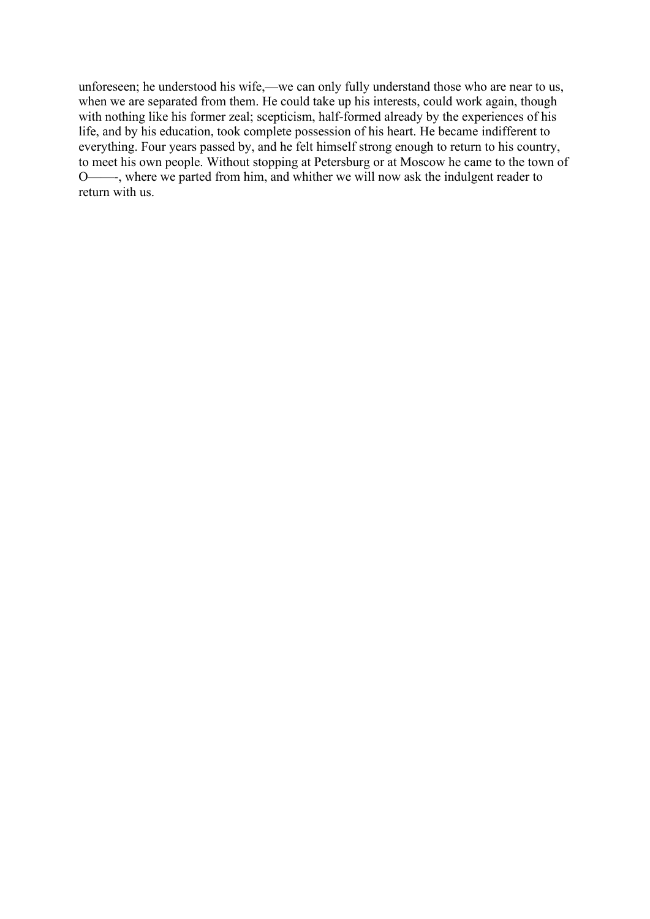unforeseen; he understood his wife,—we can only fully understand those who are near to us, when we are separated from them. He could take up his interests, could work again, though with nothing like his former zeal; scepticism, half-formed already by the experiences of his life, and by his education, took complete possession of his heart. He became indifferent to everything. Four years passed by, and he felt himself strong enough to return to his country, to meet his own people. Without stopping at Petersburg or at Moscow he came to the town of O——-, where we parted from him, and whither we will now ask the indulgent reader to return with us.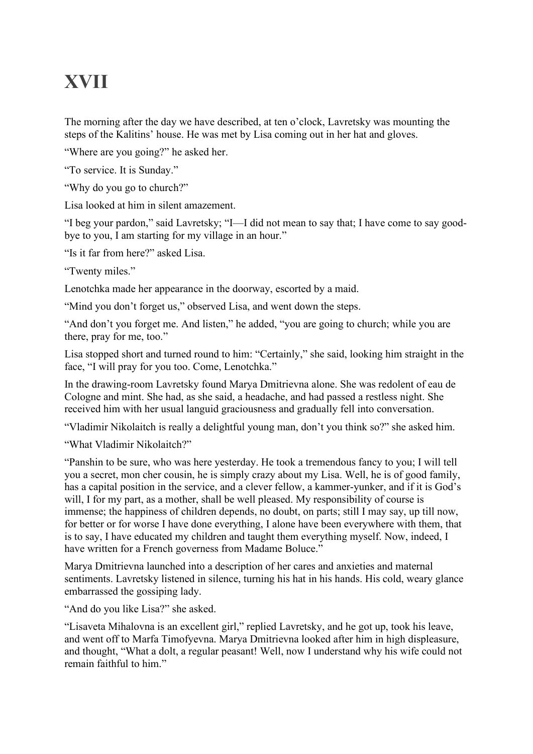# XVII

The morning after the day we have described, at ten o'clock, Lavretsky was mounting the steps of the Kalitins' house. He was met by Lisa coming out in her hat and gloves.

"Where are you going?" he asked her.

"To service. It is Sunday."

"Why do you go to church?"

Lisa looked at him in silent amazement.

"I beg your pardon," said Lavretsky; "I—I did not mean to say that; I have come to say good-bye to you, I am starting for my village in an hour."

"Is it far from here?" asked Lisa.

"Twenty miles."

Lenotchka made her appearance in the doorway, escorted by a maid.

"Mind you don't forget us," observed Lisa, and went down the steps.

"And don't you forget me. And listen," he added, "you are going to church; while you are there, pray for me, too."

Lisa stopped short and turned round to him: "Certainly," she said, looking him straight in the face, "I will pray for you too. Come, Lenotchka."

In the drawing-room Lavretsky found Marya Dmitrievna alone. She was redolent of eau de Cologne and mint. She had, as she said, a headache, and had passed a restless night. She received him with her usual languid graciousness and gradually fell into conversation.

"Vladimir Nikolaitch is really a delightful young man, don't you think so?" she asked him.

"What Vladimir Nikolaitch?"

"Panshin to be sure, who was here yesterday. He took a tremendous fancy to you; I will tell you a secret, mon cher cousin, he is simply crazy about my Lisa. Well, he is of good family, has a capital position in the service, and a clever fellow, a kammer-yunker, and if it is God's will, I for my part, as a mother, shall be well pleased. My responsibility of course is immense; the happiness of children depends, no doubt, on parts; still I may say, up till now, for better or for worse I have done everything, I alone have been everywhere with them, that is to say, I have educated my children and taught them everything myself. Now, indeed, I have written for a French governess from Madame Boluce."

Marya Dmitrievna launched into a description of her cares and anxieties and maternal sentiments. Lavretsky listened in silence, turning his hat in his hands. His cold, weary glance embarrassed the gossiping lady.

"And do you like Lisa?" she asked.

"Lisaveta Mihalovna is an excellent girl," replied Lavretsky, and he got up, took his leave, and went off to Marfa Timofyevna. Marya Dmitrievna looked after him in high displeasure, and thought, "What a dolt, a regular peasant! Well, now I understand why his wife could not remain faithful to him."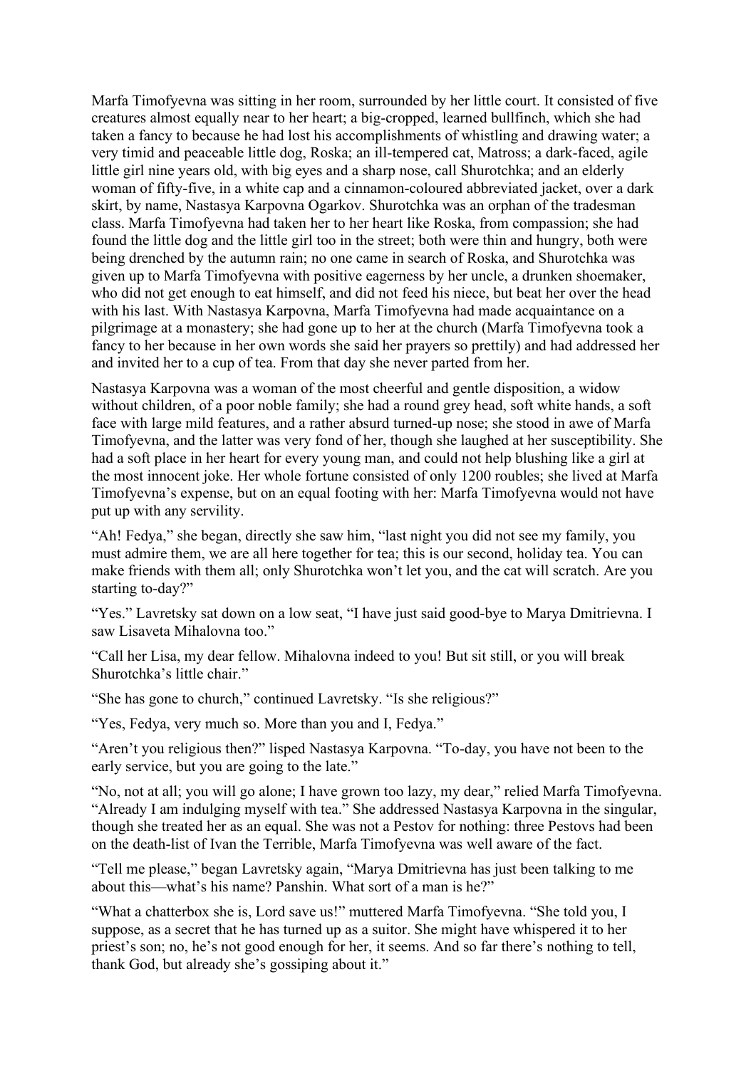Marfa Timofyevna was sitting in her room, surrounded by her little court. It consisted of five creatures almost equally near to her heart; a big-cropped, learned bullfinch, which she had taken a fancy to because he had lost his accomplishments of whistling and drawing water; a very timid and peaceable little dog, Roska; an ill-tempered cat, Matross; a dark-faced, agile little girl nine years old, with big eyes and a sharp nose, call Shurotchka; and an elderly woman of fifty-five, in a white cap and a cinnamon-coloured abbreviated jacket, over a dark skirt, by name, Nastasya Karpovna Ogarkov. Shurotchka was an orphan of the tradesman class. Marfa Timofyevna had taken her to her heart like Roska, from compassion; she had found the little dog and the little girl too in the street; both were thin and hungry, both were being drenched by the autumn rain; no one came in search of Roska, and Shurotchka was given up to Marfa Timofyevna with positive eagerness by her uncle, a drunken shoemaker, who did not get enough to eat himself, and did not feed his niece, but beat her over the head with his last. With Nastasya Karpovna, Marfa Timofyevna had made acquaintance on a pilgrimage at a monastery; she had gone up to her at the church (Marfa Timofyevna took a fancy to her because in her own words she said her prayers so prettily) and had addressed her and invited her to a cup of tea. From that day she never parted from her.

Nastasya Karpovna was a woman of the most cheerful and gentle disposition, a widow without children, of a poor noble family; she had a round grey head, soft white hands, a soft face with large mild features, and a rather absurd turned-up nose; she stood in awe of Marfa Timofyevna, and the latter was very fond of her, though she laughed at her susceptibility. She had a soft place in her heart for every young man, and could not help blushing like a girl at the most innocent joke. Her whole fortune consisted of only 1200 roubles; she lived at Marfa Timofyevna's expense, but on an equal footing with her: Marfa Timofyevna would not have put up with any servility.

"Ah! Fedya," she began, directly she saw him, "last night you did not see my family, you must admire them, we are all here together for tea; this is our second, holiday tea. You can make friends with them all; only Shurotchka won't let you, and the cat will scratch. Are you starting to-day?"

"Yes." Lavretsky sat down on a low seat, "I have just said good-bye to Marya Dmitrievna. I saw Lisaveta Mihalovna too."

"Call her Lisa, my dear fellow. Mihalovna indeed to you! But sit still, or you will break Shurotchka's little chair."

"She has gone to church," continued Lavretsky. "Is she religious?"

"Yes, Fedya, very much so. More than you and I, Fedya."

"Aren't you religious then?" lisped Nastasya Karpovna. "To-day, you have not been to the early service, but you are going to the late."

"No, not at all; you will go alone; I have grown too lazy, my dear," relied Marfa Timofyevna. "Already I am indulging myself with tea." She addressed Nastasya Karpovna in the singular, though she treated her as an equal. She was not a Pestov for nothing: three Pestovs had been on the death-list of Ivan the Terrible, Marfa Timofyevna was well aware of the fact.

"Tell me please," began Lavretsky again, "Marya Dmitrievna has just been talking to me about this—what's his name? Panshin. What sort of a man is he?"

"What a chatterbox she is, Lord save us!" muttered Marfa Timofyevna. "She told you, I suppose, as a secret that he has turned up as a suitor. She might have whispered it to her priest's son; no, he's not good enough for her, it seems. And so far there's nothing to tell, thank God, but already she's gossiping about it."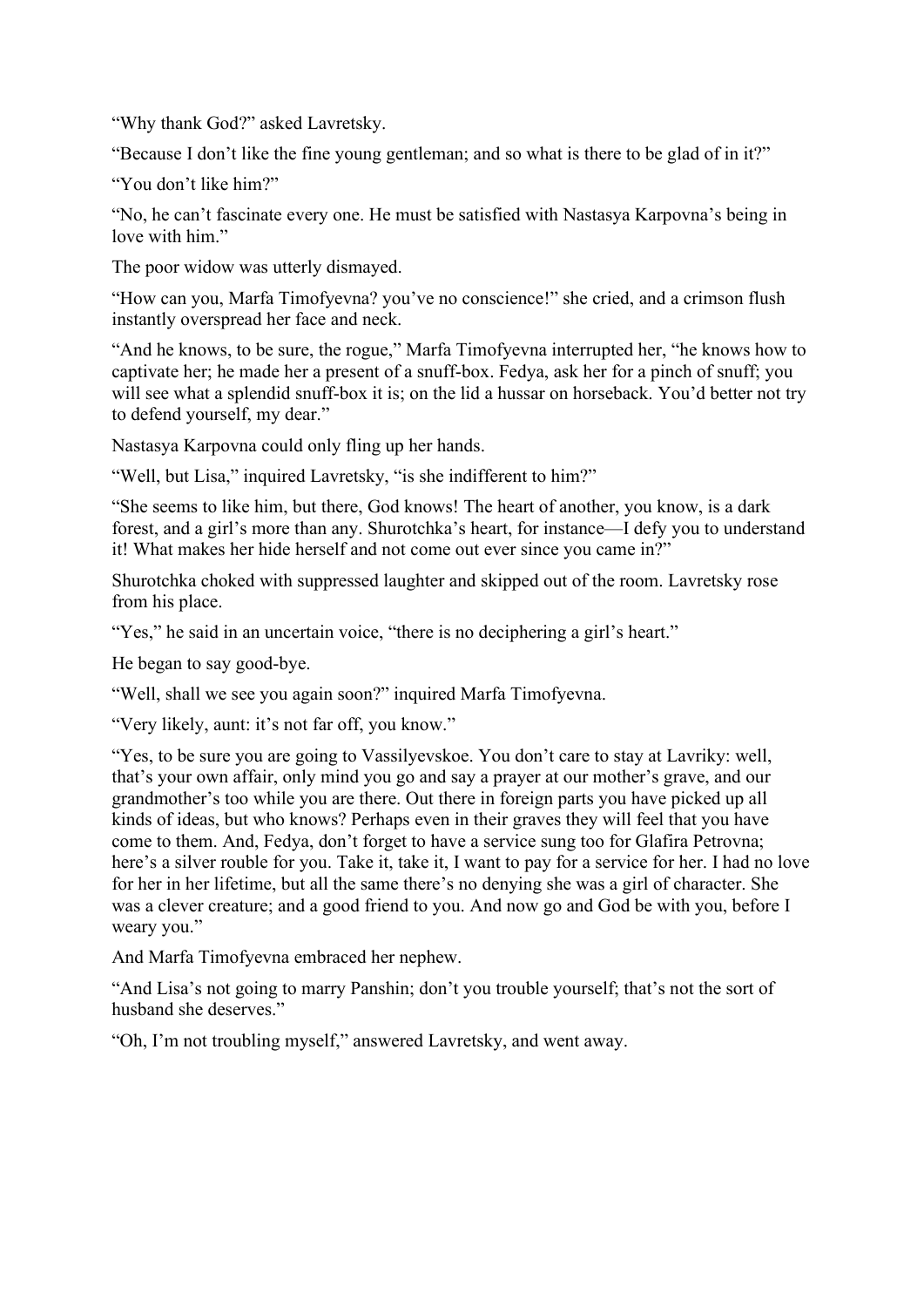“Why thank God?” asked Lavretsky.

“Because I don’t like the fine young gentleman; and so what is there to be glad of in it?”

“You don’t like him?”

“No, he can’t fascinate every one. He must be satisfied with Nastasya Karpovna’s being in love with him.”

The poor widow was utterly dismayed.

“How can you, Marfa Timofyevna? you’ve no conscience!” she cried, and a crimson flush instantly overspread her face and neck.

“And he knows, to be sure, the rogue,” Marfa Timofyevna interrupted her, “he knows how to captivate her; he made her a present of a snuff-box. Fedya, ask her for a pinch of snuff; you will see what a splendid snuff-box it is; on the lid a hussar on horseback. You’d better not try to defend yourself, my dear.”

Nastasya Karpovna could only fling up her hands.

“Well, but Lisa,” inquired Lavretsky, “is she indifferent to him?”

“She seems to like him, but there, God knows! The heart of another, you know, is a dark forest, and a girl’s more than any. Shurotchka’s heart, for instance—I defy you to understand it! What makes her hide herself and not come out ever since you came in?”

Shurotchka choked with suppressed laughter and skipped out of the room. Lavretsky rose from his place.

“Yes,” he said in an uncertain voice, “there is no deciphering a girl’s heart.”

He began to say good-bye.

“Well, shall we see you again soon?” inquired Marfa Timofyevna.

“Very likely, aunt: it’s not far off, you know.”

“Yes, to be sure you are going to Vassilyevskoe. You don’t care to stay at Lavriky: well, that’s your own affair, only mind you go and say a prayer at our mother’s grave, and our grandmother’s too while you are there. Out there in foreign parts you have picked up all kinds of ideas, but who knows? Perhaps even in their graves they will feel that you have come to them. And, Fedya, don’t forget to have a service sung too for Glafira Petrovna; here’s a silver rouble for you. Take it, take it, I want to pay for a service for her. I had no love for her in her lifetime, but all the same there’s no denying she was a girl of character. She was a clever creature; and a good friend to you. And now go and God be with you, before I weary you.”

And Marfa Timofyevna embraced her nephew.

“And Lisa’s not going to marry Panshin; don’t you trouble yourself; that’s not the sort of husband she deserves.”

“Oh, I’m not troubling myself,” answered Lavretsky, and went away.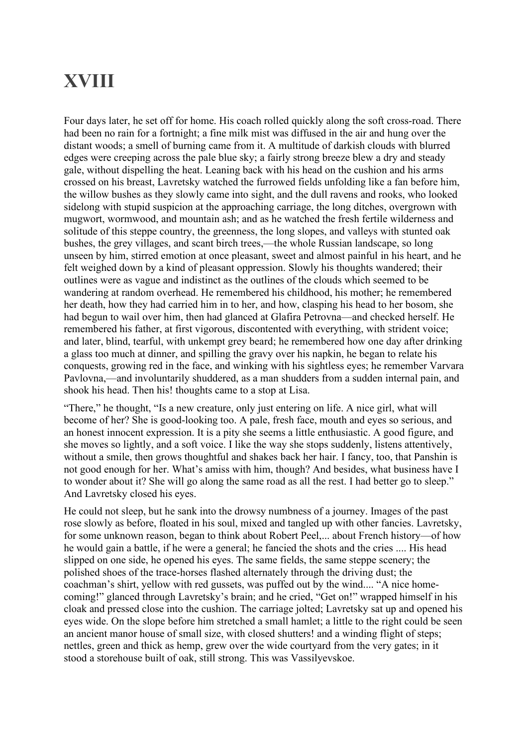# XVIII

Four days later, he set off for home. His coach rolled quickly along the soft cross-road. There had been no rain for a fortnight; a fine milk mist was diffused in the air and hung over the distant woods; a smell of burning came from it. A multitude of darkish clouds with blurred edges were creeping across the pale blue sky; a fairly strong breeze blew a dry and steady gale, without dispelling the heat. Leaning back with his head on the cushion and his arms crossed on his breast, Lavretsky watched the furrowed fields unfolding like a fan before him, the willow bushes as they slowly came into sight, and the dull ravens and rooks, who looked sidelong with stupid suspicion at the approaching carriage, the long ditches, overgrown with mugwort, wormwood, and mountain ash; and as he watched the fresh fertile wilderness and solitude of this steppe country, the greenness, the long slopes, and valleys with stunted oak bushes, the grey villages, and scant birch trees,—the whole Russian landscape, so long unseen by him, stirred emotion at once pleasant, sweet and almost painful in his heart, and he felt weighed down by a kind of pleasant oppression. Slowly his thoughts wandered; their outlines were as vague and indistinct as the outlines of the clouds which seemed to be wandering at random overhead. He remembered his childhood, his mother; he remembered her death, how they had carried him in to her, and how, clasping his head to her bosom, she had begun to wail over him, then had glanced at Glafira Petrovna—and checked herself. He remembered his father, at first vigorous, discontented with everything, with strident voice; and later, blind, tearful, with unkempt grey beard; he remembered how one day after drinking a glass too much at dinner, and spilling the gravy over his napkin, he began to relate his conquests, growing red in the face, and winking with his sightless eyes; he remember Varvara Pavlovna,—and involuntarily shuddered, as a man shudders from a sudden internal pain, and shook his head. Then his! thoughts came to a stop at Lisa.

"There," he thought, "Is a new creature, only just entering on life. A nice girl, what will become of her? She is good-looking too. A pale, fresh face, mouth and eyes so serious, and an honest innocent expression. It is a pity she seems a little enthusiastic. A good figure, and she moves so lightly, and a soft voice. I like the way she stops suddenly, listens attentively, without a smile, then grows thoughtful and shakes back her hair. I fancy, too, that Panshin is not good enough for her. What's amiss with him, though? And besides, what business have I to wonder about it? She will go along the same road as all the rest. I had better go to sleep." And Lavretsky closed his eyes.

He could not sleep, but he sank into the drowsy numbness of a journey. Images of the past rose slowly as before, floated in his soul, mixed and tangled up with other fancies. Lavretsky, for some unknown reason, began to think about Robert Peel,... about French history—of how he would gain a battle, if he were a general; he fancied the shots and the cries .... His head slipped on one side, he opened his eyes. The same fields, the same steppe scenery; the polished shoes of the trace-horses flashed alternately through the driving dust; the coachman's shirt, yellow with red gussets, was puffed out by the wind.... "A nice home-coming!" glanced through Lavretsky's brain; and he cried, "Get on!" wrapped himself in his cloak and pressed close into the cushion. The carriage jolted; Lavretsky sat up and opened his eyes wide. On the slope before him stretched a small hamlet; a little to the right could be seen an ancient manor house of small size, with closed shutters! and a winding flight of steps; nettles, green and thick as hemp, grew over the wide courtyard from the very gates; in it stood a storehouse built of oak, still strong. This was Vassilyevskoe.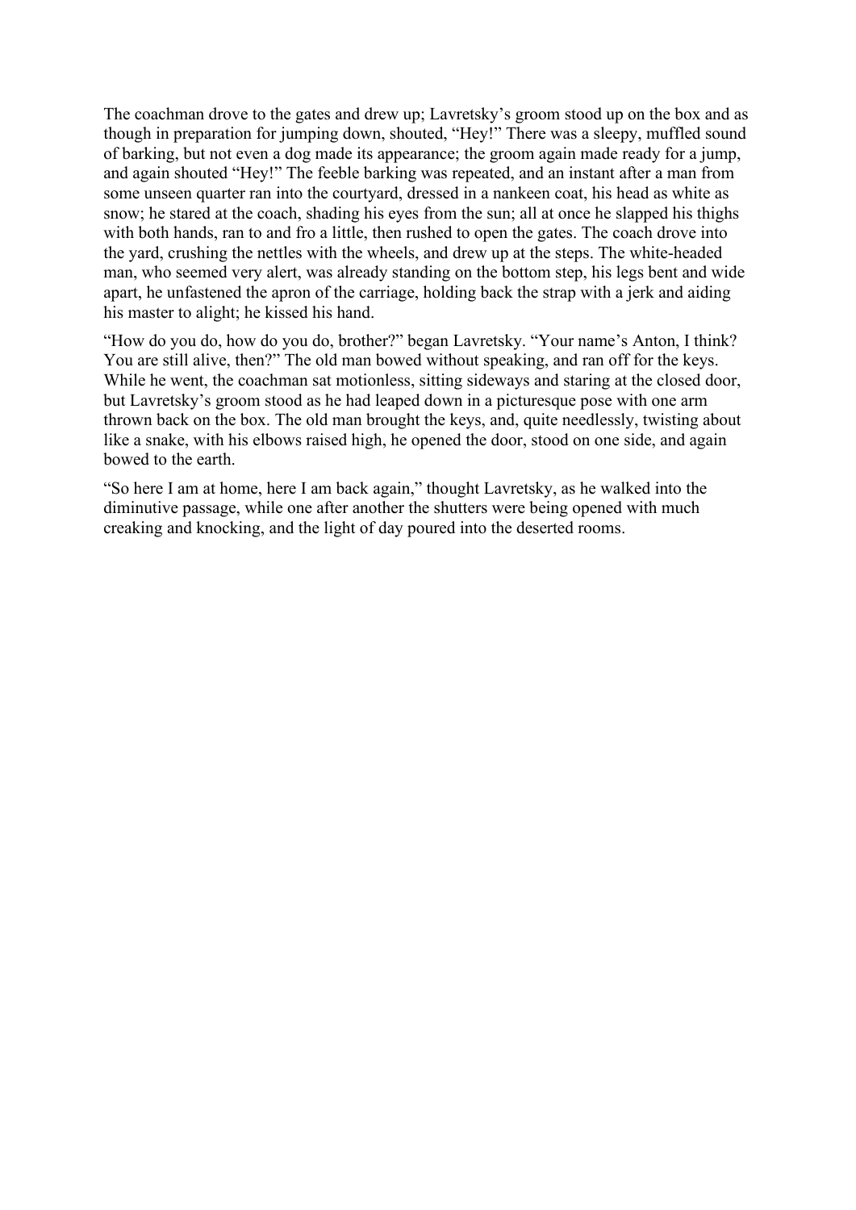The coachman drove to the gates and drew up; Lavretsky's groom stood up on the box and as though in preparation for jumping down, shouted, "Hey!" There was a sleepy, muffled sound of barking, but not even a dog made its appearance; the groom again made ready for a jump, and again shouted "Hey!" The feeble barking was repeated, and an instant after a man from some unseen quarter ran into the courtyard, dressed in a nankeen coat, his head as white as snow; he stared at the coach, shading his eyes from the sun; all at once he slapped his thighs with both hands, ran to and fro a little, then rushed to open the gates. The coach drove into the yard, crushing the nettles with the wheels, and drew up at the steps. The white-headed man, who seemed very alert, was already standing on the bottom step, his legs bent and wide apart, he unfastened the apron of the carriage, holding back the strap with a jerk and aiding his master to alight; he kissed his hand.

"How do you do, how do you do, brother?" began Lavretsky. "Your name's Anton, I think? You are still alive, then?" The old man bowed without speaking, and ran off for the keys. While he went, the coachman sat motionless, sitting sideways and staring at the closed door, but Lavretsky's groom stood as he had leaped down in a picturesque pose with one arm thrown back on the box. The old man brought the keys, and, quite needlessly, twisting about like a snake, with his elbows raised high, he opened the door, stood on one side, and again bowed to the earth.

"So here I am at home, here I am back again," thought Lavretsky, as he walked into the diminutive passage, while one after another the shutters were being opened with much creaking and knocking, and the light of day poured into the deserted rooms.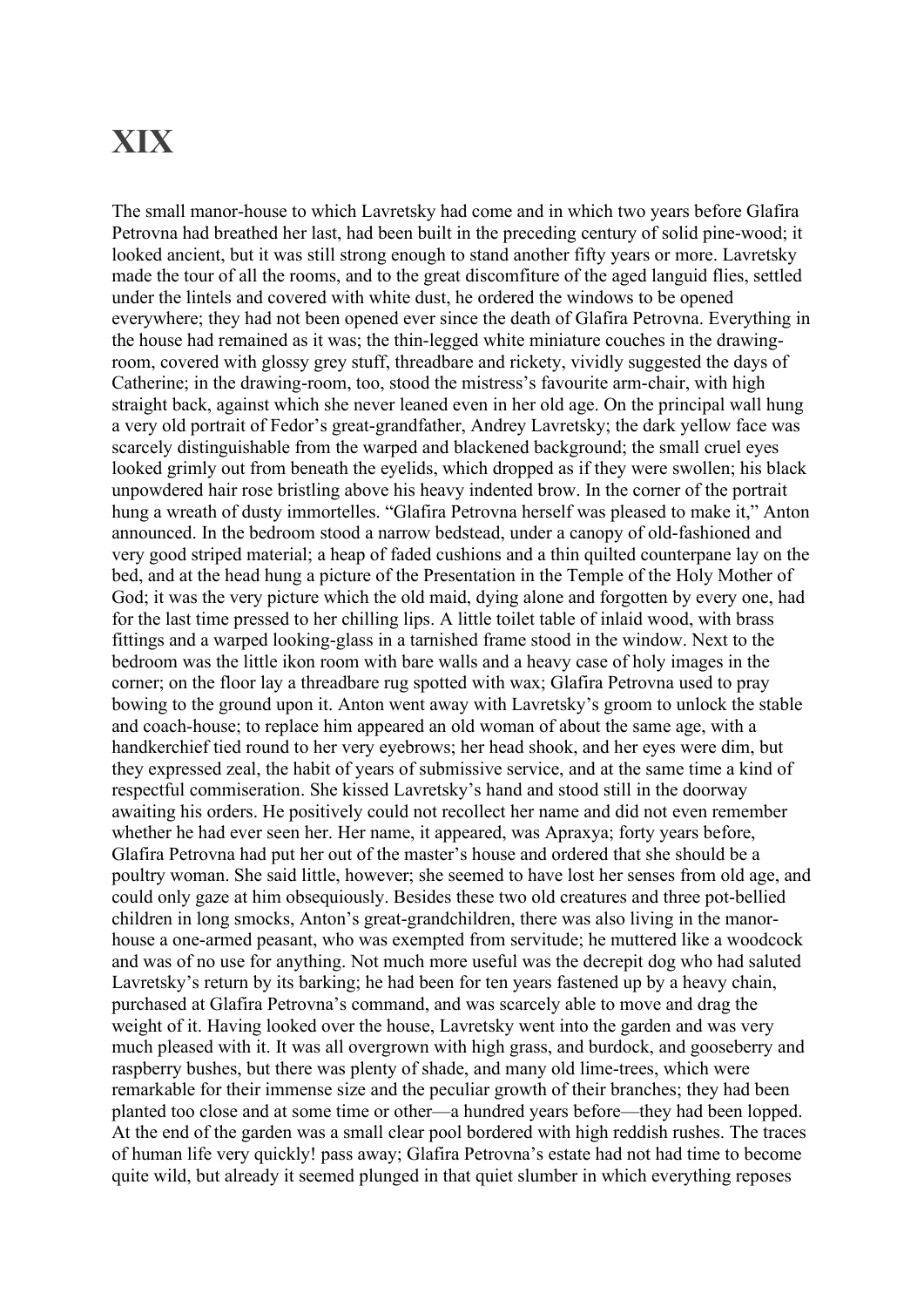# XIX

The small manor-house to which Lavretsky had come and in which two years before Glafira Petrovna had breathed her last, had been built in the preceding century of solid pine-wood; it looked ancient, but it was still strong enough to stand another fifty years or more. Lavretsky made the tour of all the rooms, and to the great discomfiture of the aged languid flies, settled under the lintels and covered with white dust, he ordered the windows to be opened everywhere; they had not been opened ever since the death of Glafira Petrovna. Everything in the house had remained as it was; the thin-legged white miniature couches in the drawing-room, covered with glossy grey stuff, threadbare and rickety, vividly suggested the days of Catherine; in the drawing-room, too, stood the mistress's favourite arm-chair, with high straight back, against which she never leaned even in her old age. On the principal wall hung a very old portrait of Fedor's great-grandfather, Andrey Lavretsky; the dark yellow face was scarcely distinguishable from the warped and blackened background; the small cruel eyes looked grimly out from beneath the eyelids, which dropped as if they were swollen; his black unpowdered hair rose bristling above his heavy indented brow. In the corner of the portrait hung a wreath of dusty immortelles. "Glafira Petrovna herself was pleased to make it," Anton announced. In the bedroom stood a narrow bedstead, under a canopy of old-fashioned and very good striped material; a heap of faded cushions and a thin quilted counterpane lay on the bed, and at the head hung a picture of the Presentation in the Temple of the Holy Mother of God; it was the very picture which the old maid, dying alone and forgotten by every one, had for the last time pressed to her chilling lips. A little toilet table of inlaid wood, with brass fittings and a warped looking-glass in a tarnished frame stood in the window. Next to the bedroom was the little ikon room with bare walls and a heavy case of holy images in the corner; on the floor lay a threadbare rug spotted with wax; Glafira Petrovna used to pray bowing to the ground upon it. Anton went away with Lavretsky's groom to unlock the stable and coach-house; to replace him appeared an old woman of about the same age, with a handkerchief tied round to her very eyebrows; her head shook, and her eyes were dim, but they expressed zeal, the habit of years of submissive service, and at the same time a kind of respectful commiseration. She kissed Lavretsky's hand and stood still in the doorway awaiting his orders. He positively could not recollect her name and did not even remember whether he had ever seen her. Her name, it appeared, was Apraxya; forty years before, Glafira Petrovna had put her out of the master's house and ordered that she should be a poultry woman. She said little, however; she seemed to have lost her senses from old age, and could only gaze at him obsequiously. Besides these two old creatures and three pot-bellied children in long smocks, Anton's great-grandchildren, there was also living in the manor-house a one-armed peasant, who was exempted from servitude; he muttered like a woodcock and was of no use for anything. Not much more useful was the decrepit dog who had saluted Lavretsky's return by its barking; he had been for ten years fastened up by a heavy chain, purchased at Glafira Petrovna's command, and was scarcely able to move and drag the weight of it. Having looked over the house, Lavretsky went into the garden and was very much pleased with it. It was all overgrown with high grass, and burdock, and gooseberry and raspberry bushes, but there was plenty of shade, and many old lime-trees, which were remarkable for their immense size and the peculiar growth of their branches; they had been planted too close and at some time or other—a hundred years before—they had been lopped. At the end of the garden was a small clear pool bordered with high reddish rushes. The traces of human life very quickly! pass away; Glafira Petrovna's estate had not had time to become quite wild, but already it seemed plunged in that quiet slumber in which everything reposes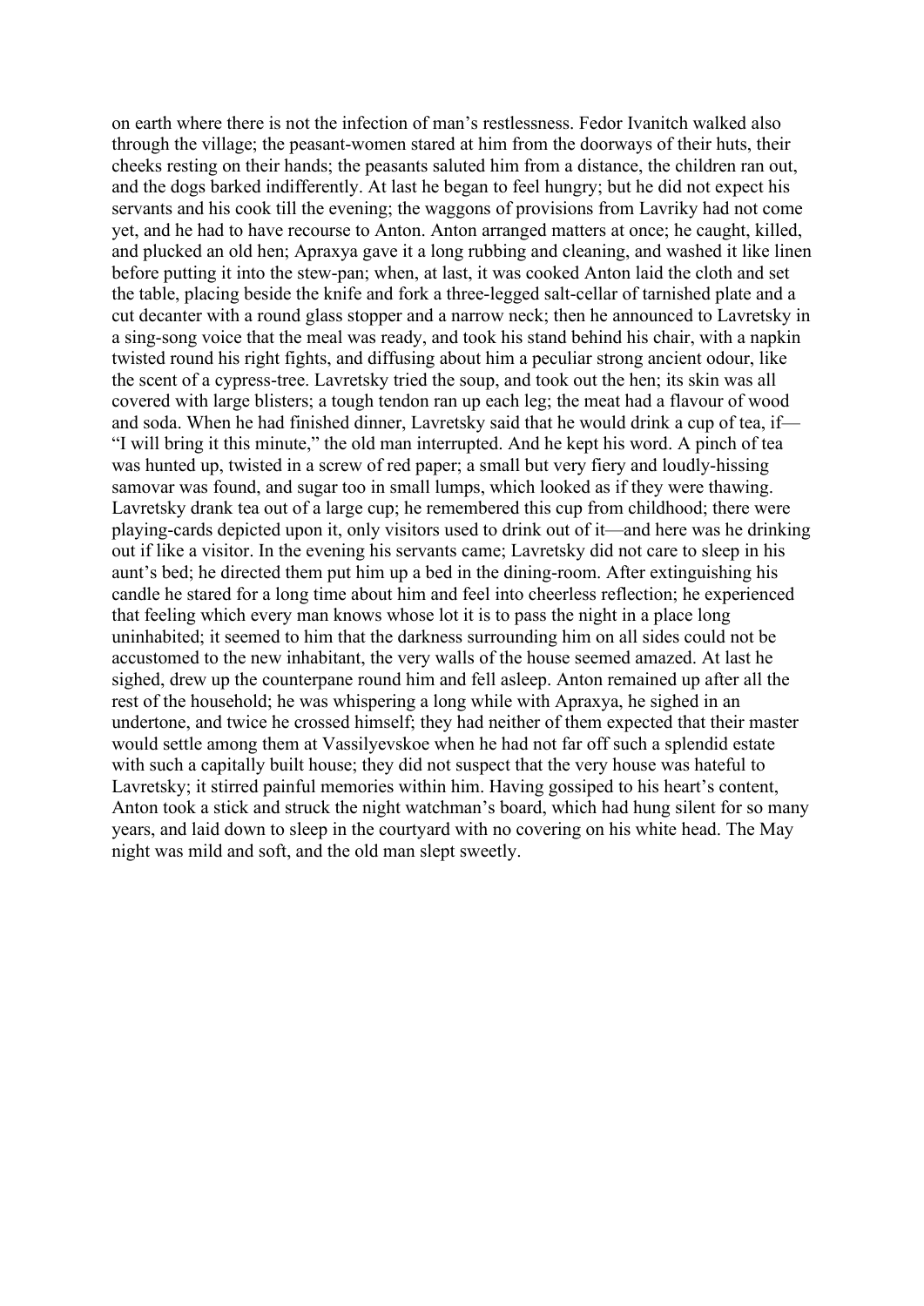on earth where there is not the infection of man's restlessness. Fedor Ivanitch walked also through the village; the peasant-women stared at him from the doorways of their huts, their cheeks resting on their hands; the peasants saluted him from a distance, the children ran out, and the dogs barked indifferently. At last he began to feel hungry; but he did not expect his servants and his cook till the evening; the waggons of provisions from Lavriky had not come yet, and he had to have recourse to Anton. Anton arranged matters at once; he caught, killed, and plucked an old hen; Apraxya gave it a long rubbing and cleaning, and washed it like linen before putting it into the stew-pan; when, at last, it was cooked Anton laid the cloth and set the table, placing beside the knife and fork a three-legged salt-cellar of tarnished plate and a cut decanter with a round glass stopper and a narrow neck; then he announced to Lavretsky in a sing-song voice that the meal was ready, and took his stand behind his chair, with a napkin twisted round his right fights, and diffusing about him a peculiar strong ancient odour, like the scent of a cypress-tree. Lavretsky tried the soup, and took out the hen; its skin was all covered with large blisters; a tough tendon ran up each leg; the meat had a flavour of wood and soda. When he had finished dinner, Lavretsky said that he would drink a cup of tea, if—"I will bring it this minute," the old man interrupted. And he kept his word. A pinch of tea was hunted up, twisted in a screw of red paper; a small but very fiery and loudly-hissing samovar was found, and sugar too in small lumps, which looked as if they were thawing. Lavretsky drank tea out of a large cup; he remembered this cup from childhood; there were playing-cards depicted upon it, only visitors used to drink out of it—and here was he drinking out if like a visitor. In the evening his servants came; Lavretsky did not care to sleep in his aunt's bed; he directed them put him up a bed in the dining-room. After extinguishing his candle he stared for a long time about him and feel into cheerless reflection; he experienced that feeling which every man knows whose lot it is to pass the night in a place long uninhabited; it seemed to him that the darkness surrounding him on all sides could not be accustomed to the new inhabitant, the very walls of the house seemed amazed. At last he sighed, drew up the counterpane round him and fell asleep. Anton remained up after all the rest of the household; he was whispering a long while with Apraxya, he sighed in an undertone, and twice he crossed himself; they had neither of them expected that their master would settle among them at Vassilyevskoe when he had not far off such a splendid estate with such a capitally built house; they did not suspect that the very house was hateful to Lavretsky; it stirred painful memories within him. Having gossiped to his heart's content, Anton took a stick and struck the night watchman's board, which had hung silent for so many years, and laid down to sleep in the courtyard with no covering on his white head. The May night was mild and soft, and the old man slept sweetly.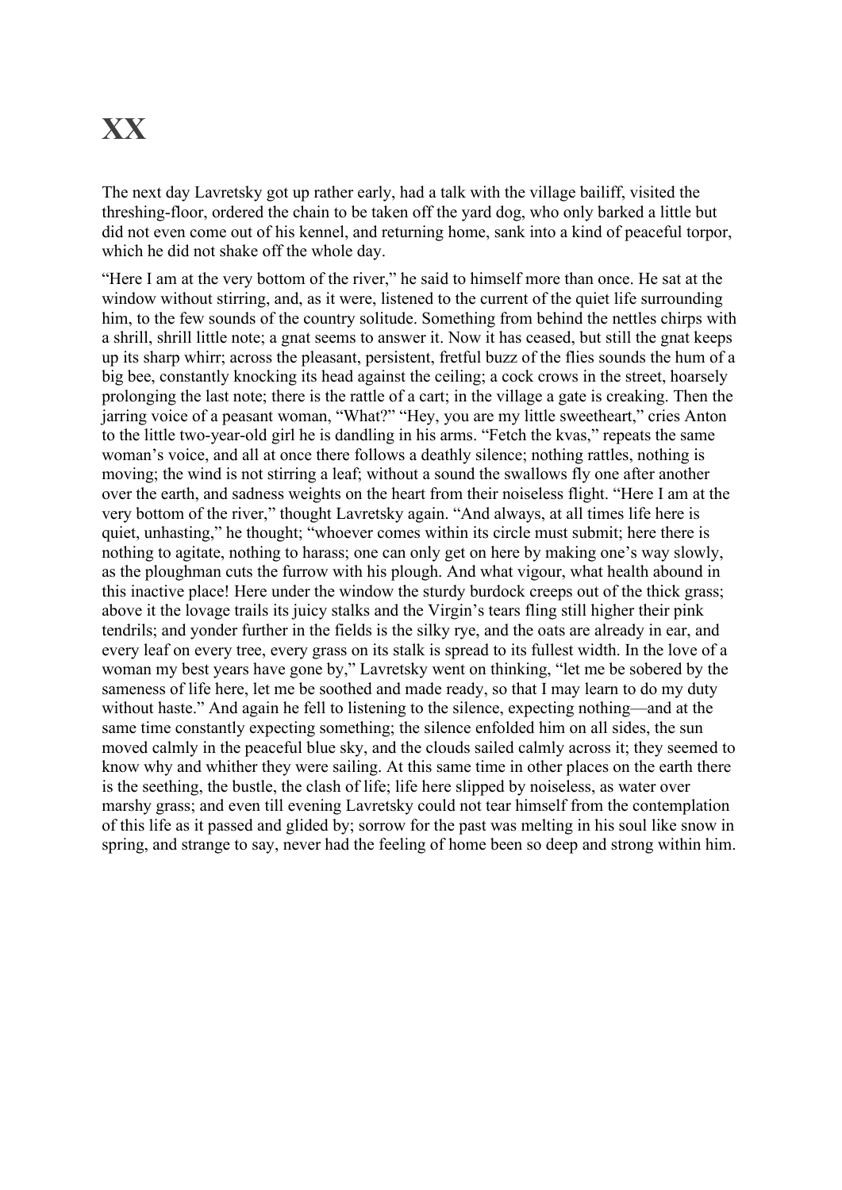# XX

The next day Lavretsky got up rather early, had a talk with the village bailiff, visited the threshing-floor, ordered the chain to be taken off the yard dog, who only barked a little but did not even come out of his kennel, and returning home, sank into a kind of peaceful torpor, which he did not shake off the whole day.

"Here I am at the very bottom of the river," he said to himself more than once. He sat at the window without stirring, and, as it were, listened to the current of the quiet life surrounding him, to the few sounds of the country solitude. Something from behind the nettles chirps with a shrill, shrill little note; a gnat seems to answer it. Now it has ceased, but still the gnat keeps up its sharp whirr; across the pleasant, persistent, fretful buzz of the flies sounds the hum of a big bee, constantly knocking its head against the ceiling; a cock crows in the street, hoarsely prolonging the last note; there is the rattle of a cart; in the village a gate is creaking. Then the jarring voice of a peasant woman, "What?" "Hey, you are my little sweetheart," cries Anton to the little two-year-old girl he is dandling in his arms. "Fetch the kvas," repeats the same woman's voice, and all at once there follows a deathly silence; nothing rattles, nothing is moving; the wind is not stirring a leaf; without a sound the swallows fly one after another over the earth, and sadness weights on the heart from their noiseless flight. "Here I am at the very bottom of the river," thought Lavretsky again. "And always, at all times life here is quiet, unhasting," he thought; "whoever comes within its circle must submit; here there is nothing to agitate, nothing to harass; one can only get on here by making one's way slowly, as the ploughman cuts the furrow with his plough. And what vigour, what health abound in this inactive place! Here under the window the sturdy burdock creeps out of the thick grass; above it the lovage trails its juicy stalks and the Virgin's tears fling still higher their pink tendrils; and yonder further in the fields is the silky rye, and the oats are already in ear, and every leaf on every tree, every grass on its stalk is spread to its fullest width. In the love of a woman my best years have gone by," Lavretsky went on thinking, "let me be sobered by the sameness of life here, let me be soothed and made ready, so that I may learn to do my duty without haste." And again he fell to listening to the silence, expecting nothing—and at the same time constantly expecting something; the silence enfolded him on all sides, the sun moved calmly in the peaceful blue sky, and the clouds sailed calmly across it; they seemed to know why and whither they were sailing. At this same time in other places on the earth there is the seething, the bustle, the clash of life; life here slipped by noiseless, as water over marshy grass; and even till evening Lavretsky could not tear himself from the contemplation of this life as it passed and glided by; sorrow for the past was melting in his soul like snow in spring, and strange to say, never had the feeling of home been so deep and strong within him.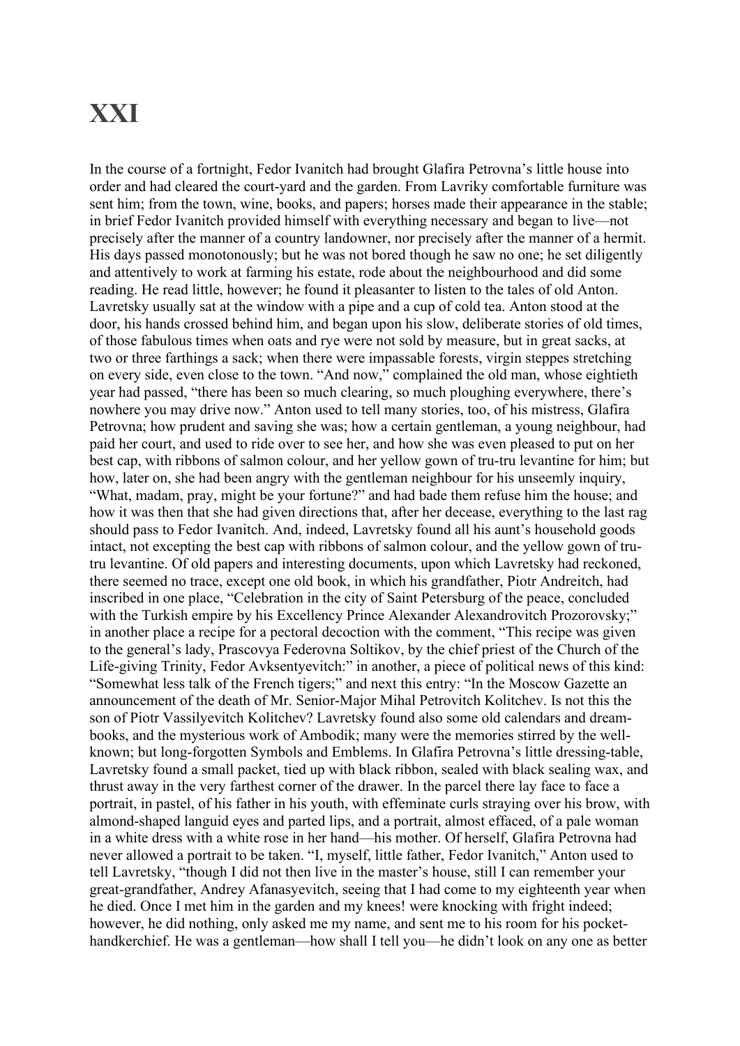# XXI

In the course of a fortnight, Fedor Ivanitch had brought Glafira Petrovna's little house into order and had cleared the court-yard and the garden. From Lavriky comfortable furniture was sent him; from the town, wine, books, and papers; horses made their appearance in the stable; in brief Fedor Ivanitch provided himself with everything necessary and began to live—not precisely after the manner of a country landowner, nor precisely after the manner of a hermit. His days passed monotonously; but he was not bored though he saw no one; he set diligently and attentively to work at farming his estate, rode about the neighbourhood and did some reading. He read little, however; he found it pleasanter to listen to the tales of old Anton. Lavretsky usually sat at the window with a pipe and a cup of cold tea. Anton stood at the door, his hands crossed behind him, and began upon his slow, deliberate stories of old times, of those fabulous times when oats and rye were not sold by measure, but in great sacks, at two or three farthings a sack; when there were impassable forests, virgin steppes stretching on every side, even close to the town. "And now," complained the old man, whose eightieth year had passed, "there has been so much clearing, so much ploughing everywhere, there's nowhere you may drive now." Anton used to tell many stories, too, of his mistress, Glafira Petrovna; how prudent and saving she was; how a certain gentleman, a young neighbour, had paid her court, and used to ride over to see her, and how she was even pleased to put on her best cap, with ribbons of salmon colour, and her yellow gown of tru-tru levantine for him; but how, later on, she had been angry with the gentleman neighbour for his unseemly inquiry, "What, madam, pray, might be your fortune?" and had bade them refuse him the house; and how it was then that she had given directions that, after her decease, everything to the last rag should pass to Fedor Ivanitch. And, indeed, Lavretsky found all his aunt's household goods intact, not excepting the best cap with ribbons of salmon colour, and the yellow gown of tru-tru levantine. Of old papers and interesting documents, upon which Lavretsky had reckoned, there seemed no trace, except one old book, in which his grandfather, Piotr Andreitch, had inscribed in one place, "Celebration in the city of Saint Petersburg of the peace, concluded with the Turkish empire by his Excellency Prince Alexander Alexandrovitch Prozorovsky;" in another place a recipe for a pectoral decoction with the comment, "This recipe was given to the general's lady, Prascovya Federovna Soltikov, by the chief priest of the Church of the Life-giving Trinity, Fedor Avksentyevitch:" in another, a piece of political news of this kind: "Somewhat less talk of the French tigers;" and next this entry: "In the Moscow Gazette an announcement of the death of Mr. Senior-Major Mihal Petrovitch Kolitchev. Is not this the son of Piotr Vassilyevitch Kolitchev? Lavretsky found also some old calendars and dream-books, and the mysterious work of Ambodik; many were the memories stirred by the well-known; but long-forgotten Symbols and Emblems. In Glafira Petrovna's little dressing-table, Lavretsky found a small packet, tied up with black ribbon, sealed with black sealing wax, and thrust away in the very farthest corner of the drawer. In the parcel there lay face to face a portrait, in pastel, of his father in his youth, with effeminate curls straying over his brow, with almond-shaped languid eyes and parted lips, and a portrait, almost effaced, of a pale woman in a white dress with a white rose in her hand—his mother. Of herself, Glafira Petrovna had never allowed a portrait to be taken. "I, myself, little father, Fedor Ivanitch," Anton used to tell Lavretsky, "though I did not then live in the master's house, still I can remember your great-grandfather, Andrey Afanasyevitch, seeing that I had come to my eighteenth year when he died. Once I met him in the garden and my knees! were knocking with fright indeed; however, he did nothing, only asked me my name, and sent me to his room for his pocket-handkerchief. He was a gentleman—how shall I tell you—he didn't look on any one as better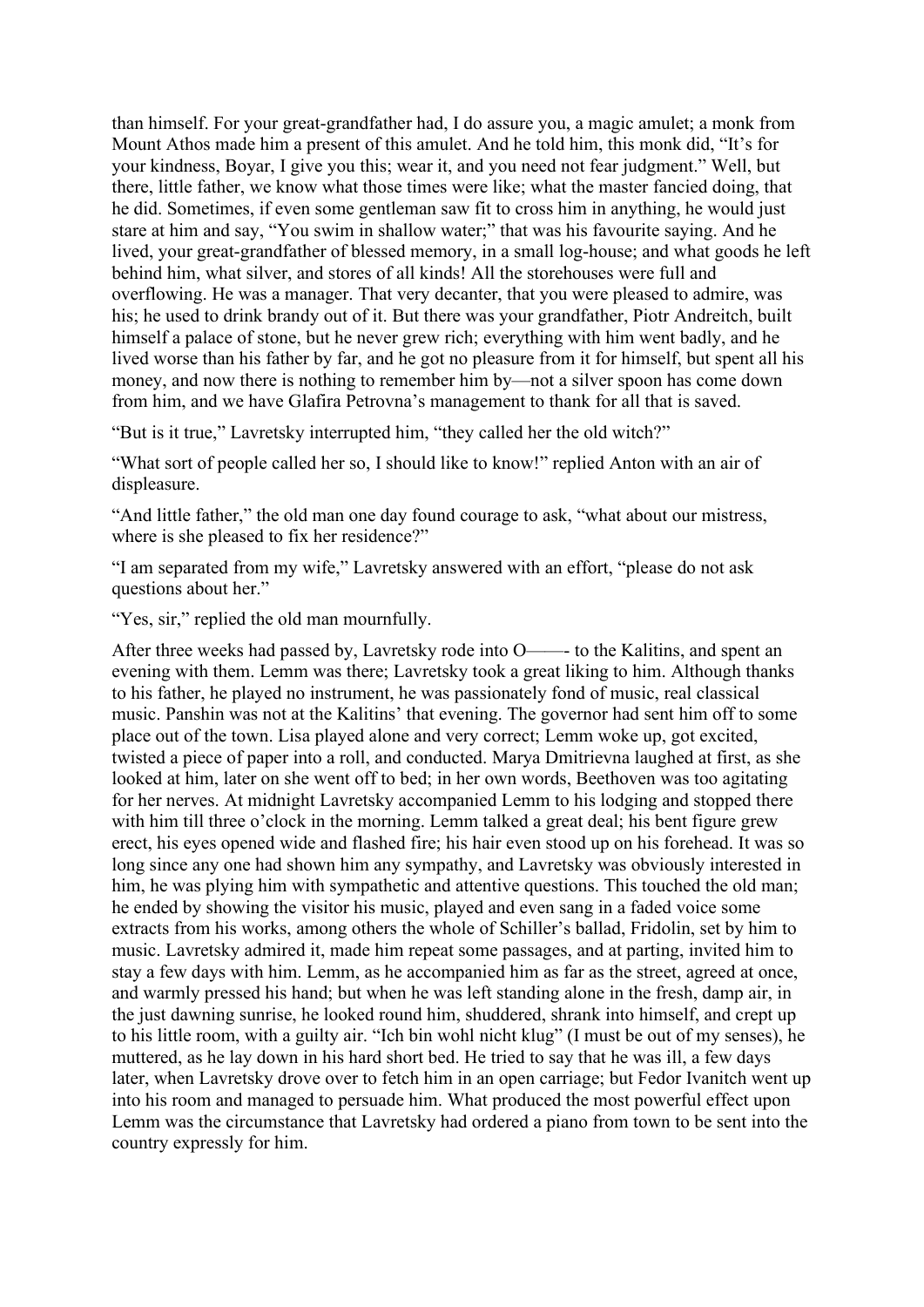than himself. For your great-grandfather had, I do assure you, a magic amulet; a monk from Mount Athos made him a present of this amulet. And he told him, this monk did, "It's for your kindness, Boyar, I give you this; wear it, and you need not fear judgment." Well, but there, little father, we know what those times were like; what the master fancied doing, that he did. Sometimes, if even some gentleman saw fit to cross him in anything, he would just stare at him and say, "You swim in shallow water;" that was his favourite saying. And he lived, your great-grandfather of blessed memory, in a small log-house; and what goods he left behind him, what silver, and stores of all kinds! All the storehouses were full and overflowing. He was a manager. That very decanter, that you were pleased to admire, was his; he used to drink brandy out of it. But there was your grandfather, Piotr Andreitch, built himself a palace of stone, but he never grew rich; everything with him went badly, and he lived worse than his father by far, and he got no pleasure from it for himself, but spent all his money, and now there is nothing to remember him by—not a silver spoon has come down from him, and we have Glafira Petrovna's management to thank for all that is saved.

"But is it true," Lavretsky interrupted him, "they called her the old witch?"

"What sort of people called her so, I should like to know!" replied Anton with an air of displeasure.

"And little father," the old man one day found courage to ask, "what about our mistress, where is she pleased to fix her residence?"

"I am separated from my wife," Lavretsky answered with an effort, "please do not ask questions about her."

"Yes, sir," replied the old man mournfully.

After three weeks had passed by, Lavretsky rode into O——- to the Kalitins, and spent an evening with them. Lemm was there; Lavretsky took a great liking to him. Although thanks to his father, he played no instrument, he was passionately fond of music, real classical music. Panshin was not at the Kalitins' that evening. The governor had sent him off to some place out of the town. Lisa played alone and very correct; Lemm woke up, got excited, twisted a piece of paper into a roll, and conducted. Marya Dmitrievna laughed at first, as she looked at him, later on she went off to bed; in her own words, Beethoven was too agitating for her nerves. At midnight Lavretsky accompanied Lemm to his lodging and stopped there with him till three o'clock in the morning. Lemm talked a great deal; his bent figure grew erect, his eyes opened wide and flashed fire; his hair even stood up on his forehead. It was so long since any one had shown him any sympathy, and Lavretsky was obviously interested in him, he was plying him with sympathetic and attentive questions. This touched the old man; he ended by showing the visitor his music, played and even sang in a faded voice some extracts from his works, among others the whole of Schiller's ballad, Fridolin, set by him to music. Lavretsky admired it, made him repeat some passages, and at parting, invited him to stay a few days with him. Lemm, as he accompanied him as far as the street, agreed at once, and warmly pressed his hand; but when he was left standing alone in the fresh, damp air, in the just dawning sunrise, he looked round him, shuddered, shrank into himself, and crept up to his little room, with a guilty air. "Ich bin wohl nicht klug" (I must be out of my senses), he muttered, as he lay down in his hard short bed. He tried to say that he was ill, a few days later, when Lavretsky drove over to fetch him in an open carriage; but Fedor Ivanitch went up into his room and managed to persuade him. What produced the most powerful effect upon Lemm was the circumstance that Lavretsky had ordered a piano from town to be sent into the country expressly for him.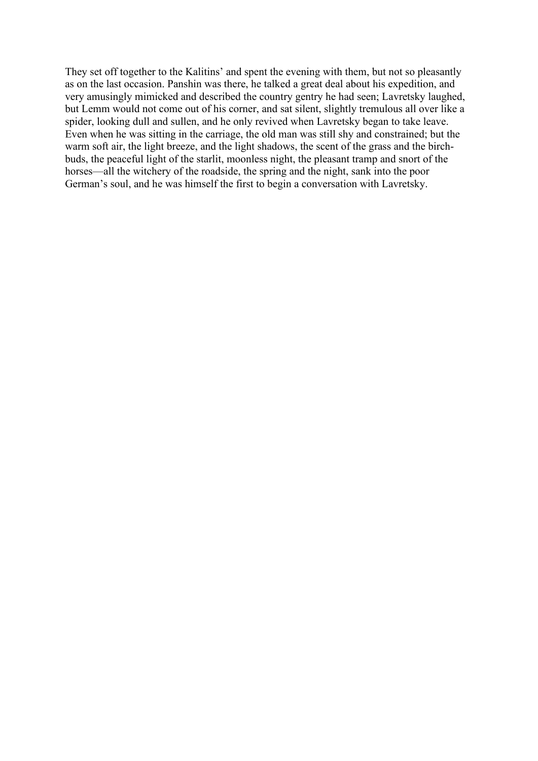They set off together to the Kalitins' and spent the evening with them, but not so pleasantly as on the last occasion. Panshin was there, he talked a great deal about his expedition, and very amusingly mimicked and described the country gentry he had seen; Lavretsky laughed, but Lemm would not come out of his corner, and sat silent, slightly tremulous all over like a spider, looking dull and sullen, and he only revived when Lavretsky began to take leave. Even when he was sitting in the carriage, the old man was still shy and constrained; but the warm soft air, the light breeze, and the light shadows, the scent of the grass and the birch-buds, the peaceful light of the starlit, moonless night, the pleasant tramp and snort of the horses—all the witchery of the roadside, the spring and the night, sank into the poor German's soul, and he was himself the first to begin a conversation with Lavretsky.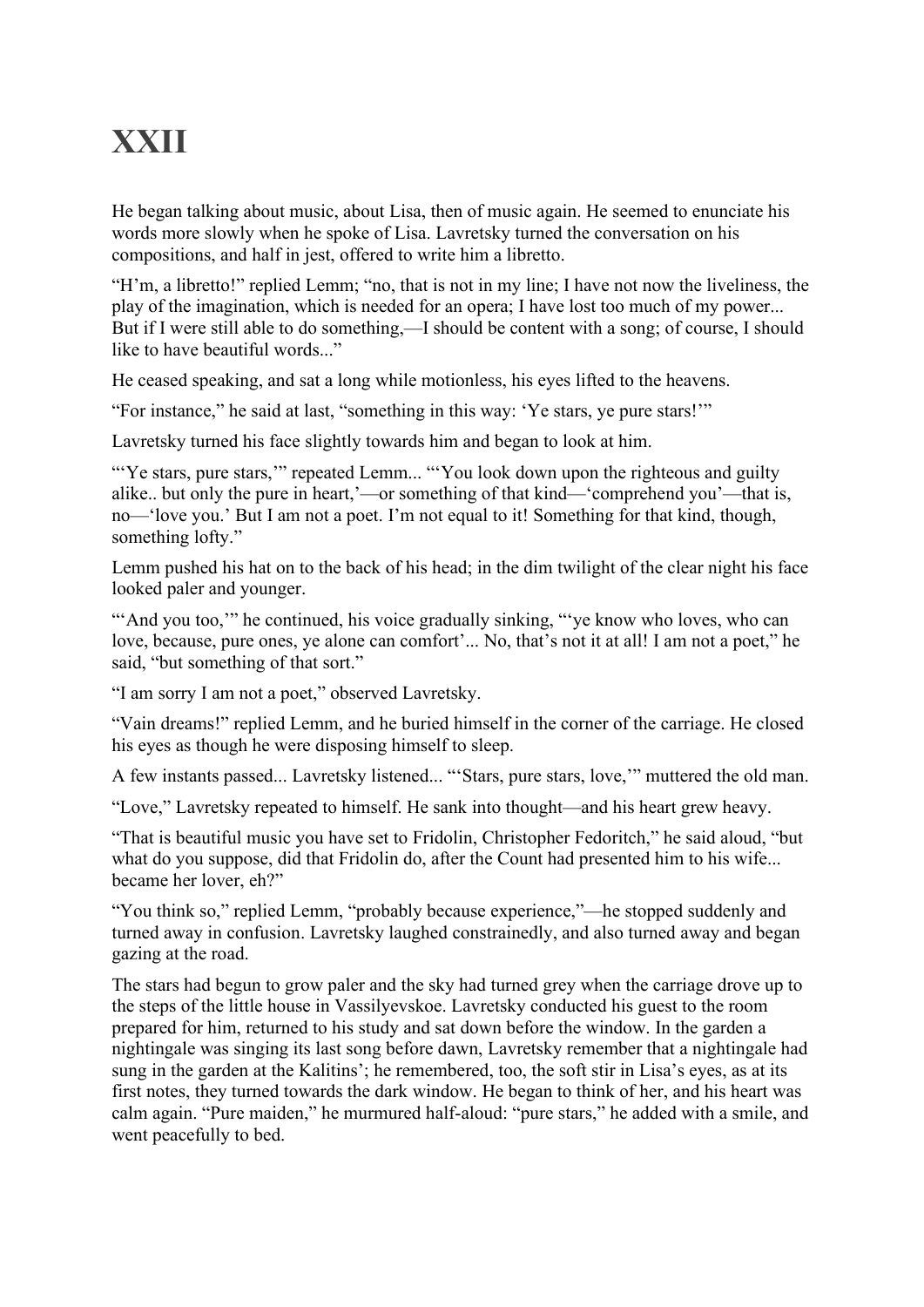# XXII

He began talking about music, about Lisa, then of music again. He seemed to enunciate his words more slowly when he spoke of Lisa. Lavretsky turned the conversation on his compositions, and half in jest, offered to write him a libretto.

"H'm, a libretto!" replied Lemm; "no, that is not in my line; I have not now the liveliness, the play of the imagination, which is needed for an opera; I have lost too much of my power... But if I were still able to do something,—I should be content with a song; of course, I should like to have beautiful words..."

He ceased speaking, and sat a long while motionless, his eyes lifted to the heavens.

"For instance," he said at last, "something in this way: 'Ye stars, ye pure stars!'"

Lavretsky turned his face slightly towards him and began to look at him.

"'Ye stars, pure stars,'" repeated Lemm... "'You look down upon the righteous and guilty alike.. but only the pure in heart,'—or something of that kind—'comprehend you'—that is, no—'love you.' But I am not a poet. I'm not equal to it! Something for that kind, though, something lofty."

Lemm pushed his hat on to the back of his head; in the dim twilight of the clear night his face looked paler and younger.

"'And you too,'" he continued, his voice gradually sinking, "'ye know who loves, who can love, because, pure ones, ye alone can comfort'... No, that's not it at all! I am not a poet," he said, "but something of that sort."

"I am sorry I am not a poet," observed Lavretsky.

"Vain dreams!" replied Lemm, and he buried himself in the corner of the carriage. He closed his eyes as though he were disposing himself to sleep.

A few instants passed... Lavretsky listened... "'Stars, pure stars, love,'" muttered the old man.

"Love," Lavretsky repeated to himself. He sank into thought—and his heart grew heavy.

"That is beautiful music you have set to Fridolin, Christopher Fedoritch," he said aloud, "but what do you suppose, did that Fridolin do, after the Count had presented him to his wife... became her lover, eh?"

"You think so," replied Lemm, "probably because experience,"—he stopped suddenly and turned away in confusion. Lavretsky laughed constrainedly, and also turned away and began gazing at the road.

The stars had begun to grow paler and the sky had turned grey when the carriage drove up to the steps of the little house in Vassilyevskoe. Lavretsky conducted his guest to the room prepared for him, returned to his study and sat down before the window. In the garden a nightingale was singing its last song before dawn, Lavretsky remember that a nightingale had sung in the garden at the Kalitins'; he remembered, too, the soft stir in Lisa's eyes, as at its first notes, they turned towards the dark window. He began to think of her, and his heart was calm again. "Pure maiden," he murmured half-aloud: "pure stars," he added with a smile, and went peacefully to bed.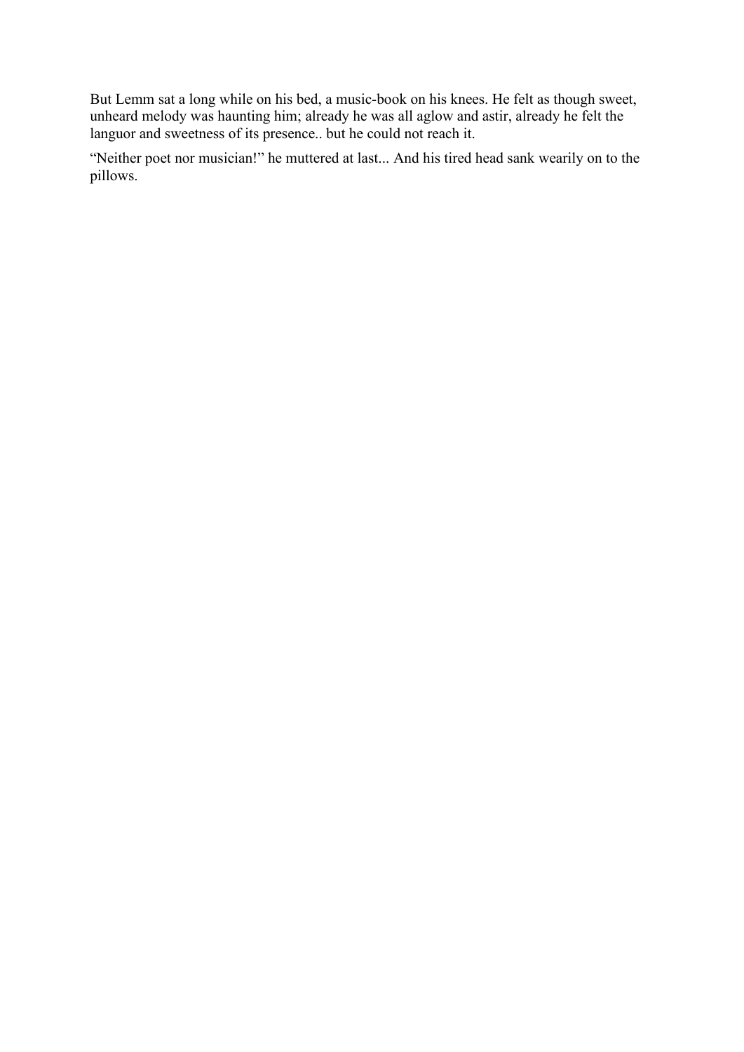But Lemm sat a long while on his bed, a music-book on his knees. He felt as though sweet, unheard melody was haunting him; already he was all aglow and astir, already he felt the languor and sweetness of its presence.. but he could not reach it.

“Neither poet nor musician!” he muttered at last... And his tired head sank wearily on to the pillows.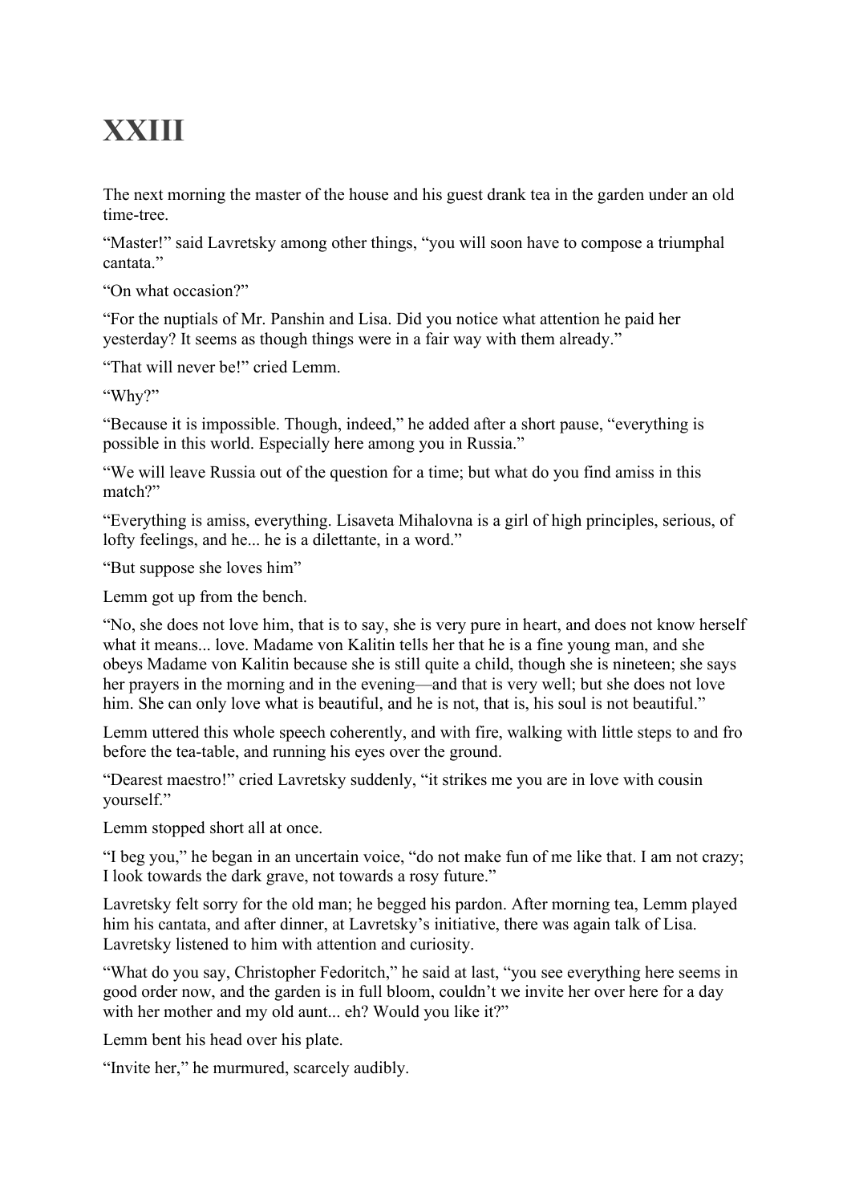# XXIII

The next morning the master of the house and his guest drank tea in the garden under an old time-tree.

“Master!” said Lavretsky among other things, “you will soon have to compose a triumphal cantata.”

“On what occasion?”

“For the nuptials of Mr. Panshin and Lisa. Did you notice what attention he paid her yesterday? It seems as though things were in a fair way with them already.”

“That will never be!” cried Lemm.

“Why?”

“Because it is impossible. Though, indeed,” he added after a short pause, “everything is possible in this world. Especially here among you in Russia.”

“We will leave Russia out of the question for a time; but what do you find amiss in this match?”

“Everything is amiss, everything. Lisaveta Mihalovna is a girl of high principles, serious, of lofty feelings, and he... he is a dilettante, in a word.”

“But suppose she loves him”

Lemm got up from the bench.

“No, she does not love him, that is to say, she is very pure in heart, and does not know herself what it means... love. Madame von Kalitin tells her that he is a fine young man, and she obeys Madame von Kalitin because she is still quite a child, though she is nineteen; she says her prayers in the morning and in the evening—and that is very well; but she does not love him. She can only love what is beautiful, and he is not, that is, his soul is not beautiful.”

Lemm uttered this whole speech coherently, and with fire, walking with little steps to and fro before the tea-table, and running his eyes over the ground.

“Dearest maestro!” cried Lavretsky suddenly, “it strikes me you are in love with cousin yourself.”

Lemm stopped short all at once.

“I beg you,” he began in an uncertain voice, “do not make fun of me like that. I am not crazy; I look towards the dark grave, not towards a rosy future.”

Lavretsky felt sorry for the old man; he begged his pardon. After morning tea, Lemm played him his cantata, and after dinner, at Lavretsky’s initiative, there was again talk of Lisa. Lavretsky listened to him with attention and curiosity.

“What do you say, Christopher Fedoritch,” he said at last, “you see everything here seems in good order now, and the garden is in full bloom, couldn’t we invite her over here for a day with her mother and my old aunt... eh? Would you like it?”

Lemm bent his head over his plate.

“Invite her,” he murmured, scarcely audibly.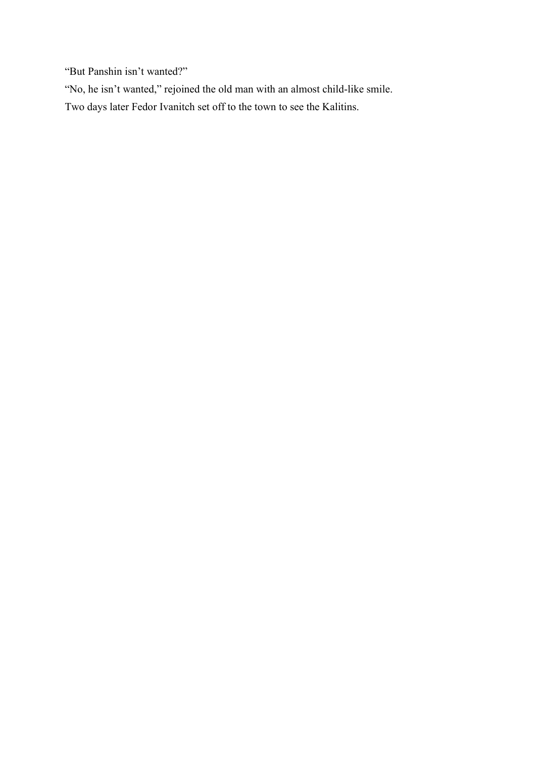"But Panshin isn't wanted?"

"No, he isn't wanted," rejoined the old man with an almost child-like smile.

Two days later Fedor Ivanitch set off to the town to see the Kalitins.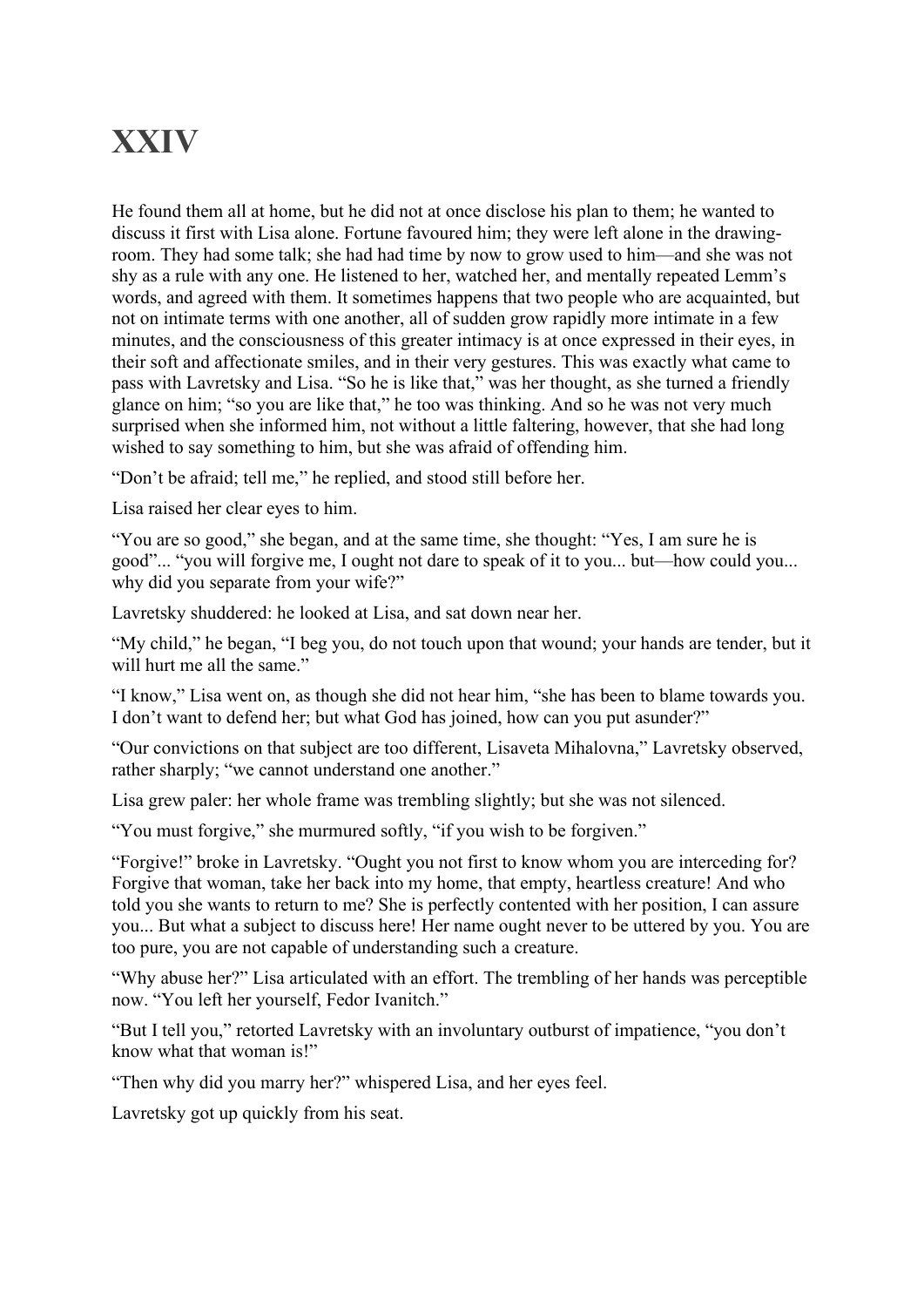# XXIV

He found them all at home, but he did not at once disclose his plan to them; he wanted to discuss it first with Lisa alone. Fortune favoured him; they were left alone in the drawing-room. They had some talk; she had had time by now to grow used to him—and she was not shy as a rule with any one. He listened to her, watched her, and mentally repeated Lemm's words, and agreed with them. It sometimes happens that two people who are acquainted, but not on intimate terms with one another, all of sudden grow rapidly more intimate in a few minutes, and the consciousness of this greater intimacy is at once expressed in their eyes, in their soft and affectionate smiles, and in their very gestures. This was exactly what came to pass with Lavretsky and Lisa. "So he is like that," was her thought, as she turned a friendly glance on him; "so you are like that," he too was thinking. And so he was not very much surprised when she informed him, not without a little faltering, however, that she had long wished to say something to him, but she was afraid of offending him.

"Don't be afraid; tell me," he replied, and stood still before her.

Lisa raised her clear eyes to him.

"You are so good," she began, and at the same time, she thought: "Yes, I am sure he is good"... "you will forgive me, I ought not dare to speak of it to you... but—how could you... why did you separate from your wife?"

Lavretsky shuddered: he looked at Lisa, and sat down near her.

"My child," he began, "I beg you, do not touch upon that wound; your hands are tender, but it will hurt me all the same."

"I know," Lisa went on, as though she did not hear him, "she has been to blame towards you. I don't want to defend her; but what God has joined, how can you put asunder?"

"Our convictions on that subject are too different, Lisaveta Mihalovna," Lavretsky observed, rather sharply; "we cannot understand one another."

Lisa grew paler: her whole frame was trembling slightly; but she was not silenced.

"You must forgive," she murmured softly, "if you wish to be forgiven."

"Forgive!" broke in Lavretsky. "Ought you not first to know whom you are interceding for? Forgive that woman, take her back into my home, that empty, heartless creature! And who told you she wants to return to me? She is perfectly contented with her position, I can assure you... But what a subject to discuss here! Her name ought never to be uttered by you. You are too pure, you are not capable of understanding such a creature.

"Why abuse her?" Lisa articulated with an effort. The trembling of her hands was perceptible now. "You left her yourself, Fedor Ivanitch."

"But I tell you," retorted Lavretsky with an involuntary outburst of impatience, "you don't know what that woman is!"

"Then why did you marry her?" whispered Lisa, and her eyes feel.

Lavretsky got up quickly from his seat.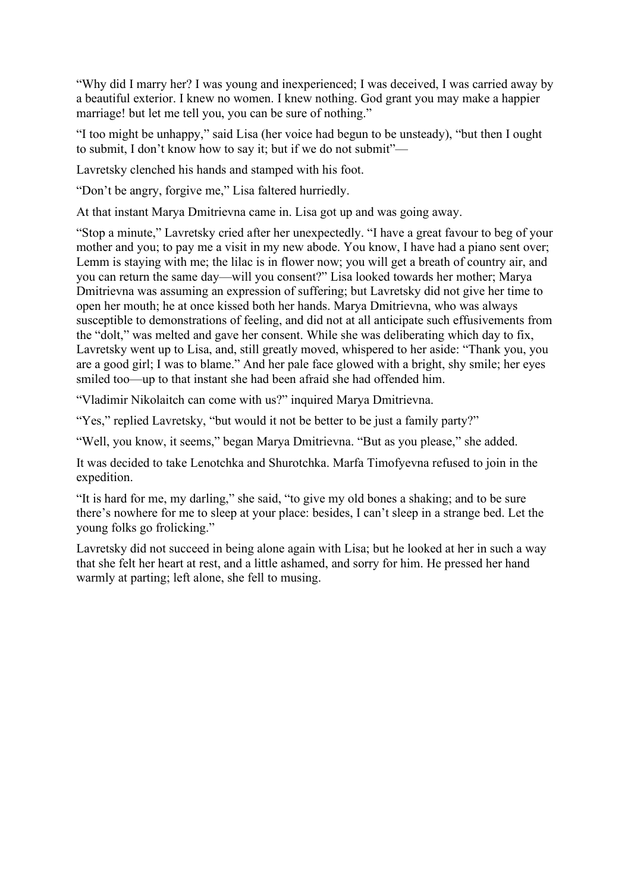“Why did I marry her? I was young and inexperienced; I was deceived, I was carried away by a beautiful exterior. I knew no women. I knew nothing. God grant you may make a happier marriage! but let me tell you, you can be sure of nothing.”

“I too might be unhappy,” said Lisa (her voice had begun to be unsteady), “but then I ought to submit, I don’t know how to say it; but if we do not submit”—

Lavretsky clenched his hands and stamped with his foot.

“Don’t be angry, forgive me,” Lisa faltered hurriedly.

At that instant Marya Dmitrievna came in. Lisa got up and was going away.

“Stop a minute,” Lavretsky cried after her unexpectedly. “I have a great favour to beg of your mother and you; to pay me a visit in my new abode. You know, I have had a piano sent over; Lemm is staying with me; the lilac is in flower now; you will get a breath of country air, and you can return the same day—will you consent?” Lisa looked towards her mother; Marya Dmitrievna was assuming an expression of suffering; but Lavretsky did not give her time to open her mouth; he at once kissed both her hands. Marya Dmitrievna, who was always susceptible to demonstrations of feeling, and did not at all anticipate such effusivements from the “dolt,” was melted and gave her consent. While she was deliberating which day to fix, Lavretsky went up to Lisa, and, still greatly moved, whispered to her aside: “Thank you, you are a good girl; I was to blame.” And her pale face glowed with a bright, shy smile; her eyes smiled too—up to that instant she had been afraid she had offended him.

“Vladimir Nikolaitch can come with us?” inquired Marya Dmitrievna.

“Yes,” replied Lavretsky, “but would it not be better to be just a family party?”

“Well, you know, it seems,” began Marya Dmitrievna. “But as you please,” she added.

It was decided to take Lenotchka and Shurotchka. Marfa Timofyevna refused to join in the expedition.

“It is hard for me, my darling,” she said, “to give my old bones a shaking; and to be sure there’s nowhere for me to sleep at your place: besides, I can’t sleep in a strange bed. Let the young folks go frolicking.”

Lavretsky did not succeed in being alone again with Lisa; but he looked at her in such a way that she felt her heart at rest, and a little ashamed, and sorry for him. He pressed her hand warmly at parting; left alone, she fell to musing.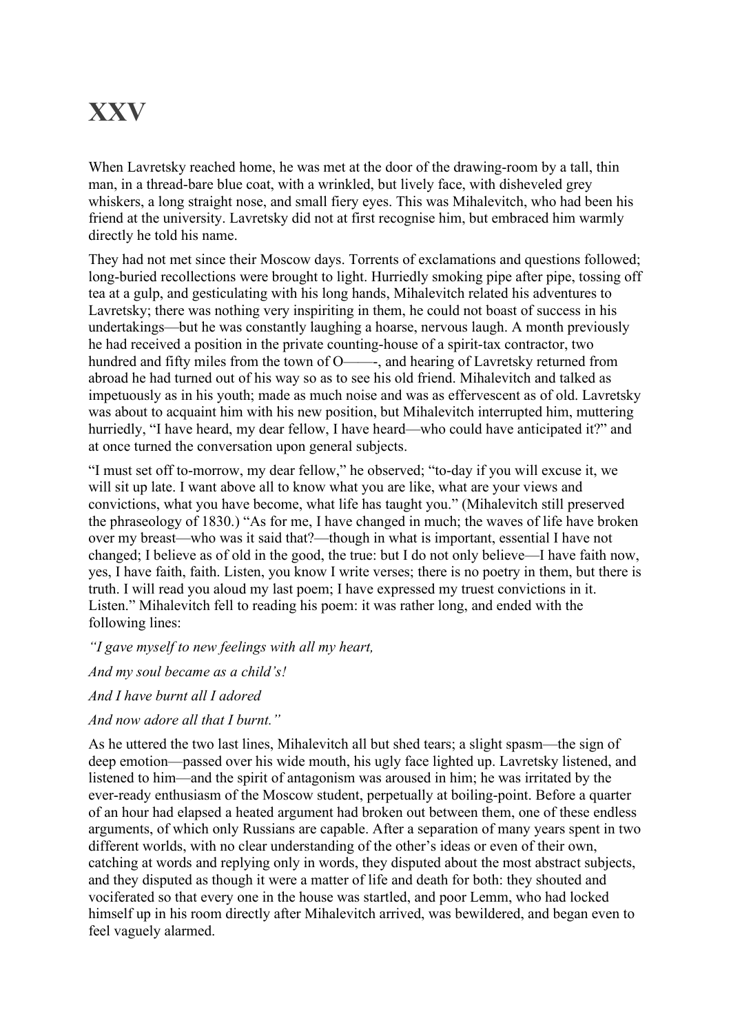# XXV

When Lavretsky reached home, he was met at the door of the drawing-room by a tall, thin man, in a thread-bare blue coat, with a wrinkled, but lively face, with disheveled grey whiskers, a long straight nose, and small fiery eyes. This was Mihalevitch, who had been his friend at the university. Lavretsky did not at first recognise him, but embraced him warmly directly he told his name.

They had not met since their Moscow days. Torrents of exclamations and questions followed; long-buried recollections were brought to light. Hurriedly smoking pipe after pipe, tossing off tea at a gulp, and gesticulating with his long hands, Mihalevitch related his adventures to Lavretsky; there was nothing very inspiriting in them, he could not boast of success in his undertakings—but he was constantly laughing a hoarse, nervous laugh. A month previously he had received a position in the private counting-house of a spirit-tax contractor, two hundred and fifty miles from the town of O——-, and hearing of Lavretsky returned from abroad he had turned out of his way so as to see his old friend. Mihalevitch and talked as impetuously as in his youth; made as much noise and was as effervescent as of old. Lavretsky was about to acquaint him with his new position, but Mihalevitch interrupted him, muttering hurriedly, "I have heard, my dear fellow, I have heard—who could have anticipated it?" and at once turned the conversation upon general subjects.

"I must set off to-morrow, my dear fellow," he observed; "to-day if you will excuse it, we will sit up late. I want above all to know what you are like, what are your views and convictions, what you have become, what life has taught you." (Mihalevitch still preserved the phraseology of 1830.) "As for me, I have changed in much; the waves of life have broken over my breast—who was it said that?—though in what is important, essential I have not changed; I believe as of old in the good, the true: but I do not only believe—I have faith now, yes, I have faith, faith. Listen, you know I write verses; there is no poetry in them, but there is truth. I will read you aloud my last poem; I have expressed my truest convictions in it. Listen." Mihalevitch fell to reading his poem: it was rather long, and ended with the following lines:

*"I gave myself to new feelings with all my heart,*

*And my soul became as a child's!*

*And I have burnt all I adored*

*And now adore all that I burnt."*

As he uttered the two last lines, Mihalevitch all but shed tears; a slight spasm—the sign of deep emotion—passed over his wide mouth, his ugly face lighted up. Lavretsky listened, and listened to him—and the spirit of antagonism was aroused in him; he was irritated by the ever-ready enthusiasm of the Moscow student, perpetually at boiling-point. Before a quarter of an hour had elapsed a heated argument had broken out between them, one of these endless arguments, of which only Russians are capable. After a separation of many years spent in two different worlds, with no clear understanding of the other's ideas or even of their own, catching at words and replying only in words, they disputed about the most abstract subjects, and they disputed as though it were a matter of life and death for both: they shouted and vociferated so that every one in the house was startled, and poor Lemm, who had locked himself up in his room directly after Mihalevitch arrived, was bewildered, and began even to feel vaguely alarmed.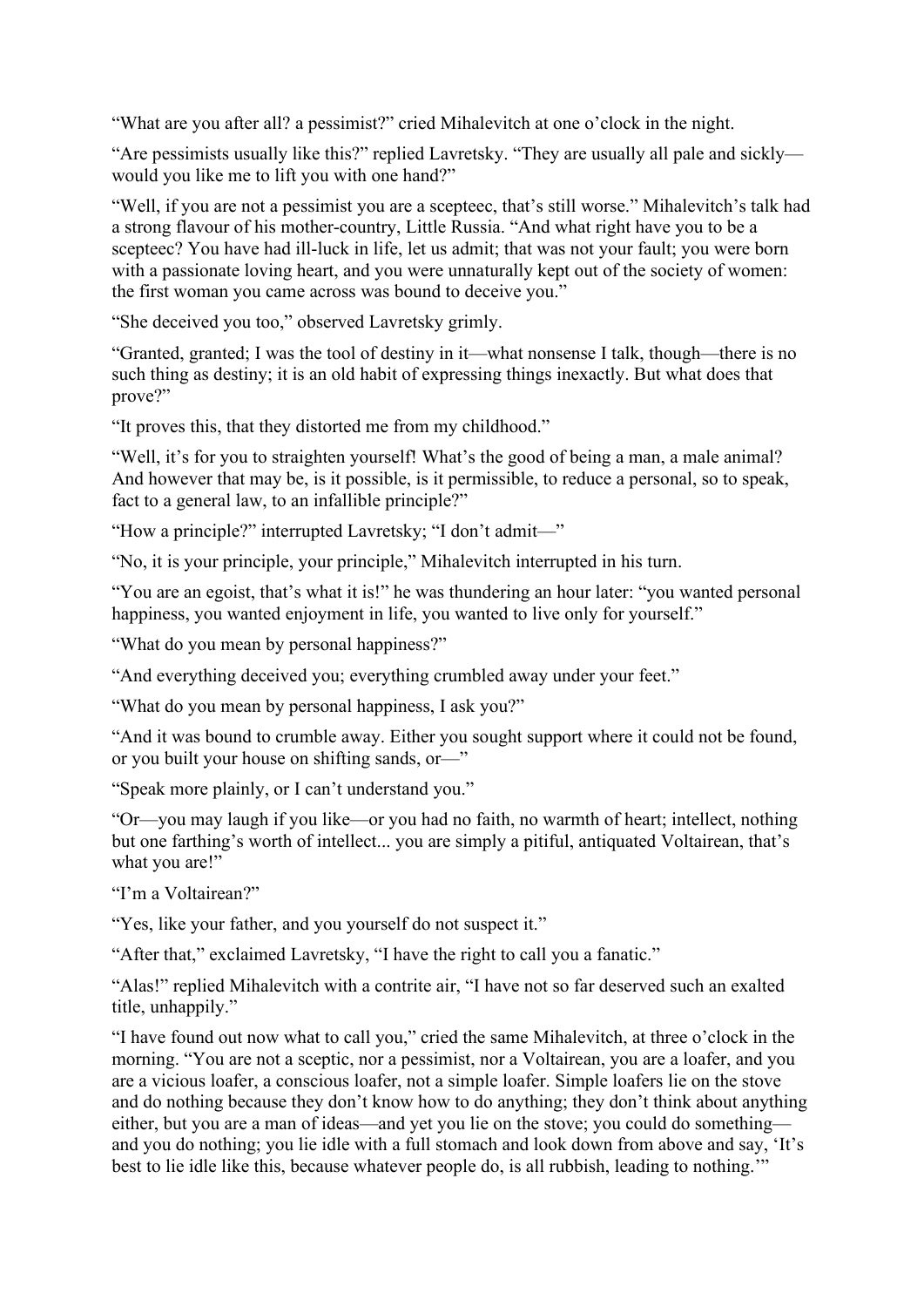“What are you after all? a pessimist?” cried Mihalevitch at one o’clock in the night.

“Are pessimists usually like this?” replied Lavretsky. “They are usually all pale and sickly—would you like me to lift you with one hand?”

“Well, if you are not a pessimist you are a scepteec, that’s still worse.” Mihalevitch’s talk had a strong flavour of his mother-country, Little Russia. “And what right have you to be a scepteec? You have had ill-luck in life, let us admit; that was not your fault; you were born with a passionate loving heart, and you were unnaturally kept out of the society of women: the first woman you came across was bound to deceive you.”

“She deceived you too,” observed Lavretsky grimly.

“Granted, granted; I was the tool of destiny in it—what nonsense I talk, though—there is no such thing as destiny; it is an old habit of expressing things inexactly. But what does that prove?”

“It proves this, that they distorted me from my childhood.”

“Well, it’s for you to straighten yourself! What’s the good of being a man, a male animal? And however that may be, is it possible, is it permissible, to reduce a personal, so to speak, fact to a general law, to an infallible principle?”

“How a principle?” interrupted Lavretsky; “I don’t admit—”

“No, it is your principle, your principle,” Mihalevitch interrupted in his turn.

“You are an egoist, that’s what it is!” he was thundering an hour later: “you wanted personal happiness, you wanted enjoyment in life, you wanted to live only for yourself.”

“What do you mean by personal happiness?”

“And everything deceived you; everything crumbled away under your feet.”

“What do you mean by personal happiness, I ask you?”

“And it was bound to crumble away. Either you sought support where it could not be found, or you built your house on shifting sands, or—”

“Speak more plainly, or I can’t understand you.”

“Or—you may laugh if you like—or you had no faith, no warmth of heart; intellect, nothing but one farthing’s worth of intellect... you are simply a pitiful, antiquated Voltairean, that’s what you are!”

“I’m a Voltairean?”

“Yes, like your father, and you yourself do not suspect it.”

“After that,” exclaimed Lavretsky, “I have the right to call you a fanatic.”

“Alas!” replied Mihalevitch with a contrite air, “I have not so far deserved such an exalted title, unhappily.”

“I have found out now what to call you,” cried the same Mihalevitch, at three o’clock in the morning. “You are not a sceptic, nor a pessimist, nor a Voltairean, you are a loafer, and you are a vicious loafer, a conscious loafer, not a simple loafer. Simple loafers lie on the stove and do nothing because they don’t know how to do anything; they don’t think about anything either, but you are a man of ideas—and yet you lie on the stove; you could do something—and you do nothing; you lie idle with a full stomach and look down from above and say, ‘It’s best to lie idle like this, because whatever people do, is all rubbish, leading to nothing.’”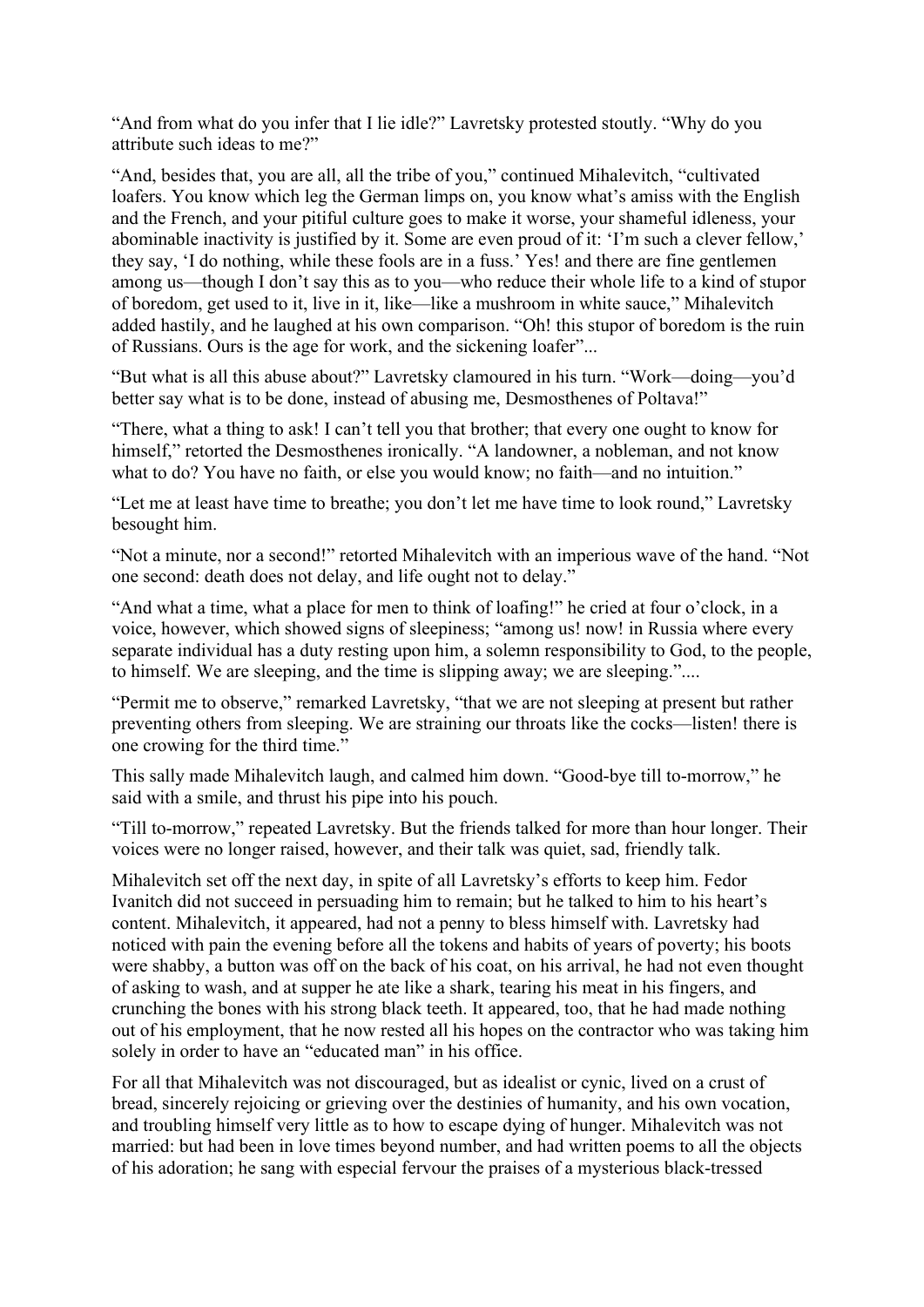"And from what do you infer that I lie idle?" Lavretsky protested stoutly. "Why do you attribute such ideas to me?"

"And, besides that, you are all, all the tribe of you," continued Mihalevitch, "cultivated loafers. You know which leg the German limps on, you know what's amiss with the English and the French, and your pitiful culture goes to make it worse, your shameful idleness, your abominable inactivity is justified by it. Some are even proud of it: 'I'm such a clever fellow,' they say, 'I do nothing, while these fools are in a fuss.' Yes! and there are fine gentlemen among us—though I don't say this as to you—who reduce their whole life to a kind of stupor of boredom, get used to it, live in it, like—like a mushroom in white sauce," Mihalevitch added hastily, and he laughed at his own comparison. "Oh! this stupor of boredom is the ruin of Russians. Ours is the age for work, and the sickening loafer"...

"But what is all this abuse about?" Lavretsky clamoured in his turn. "Work—doing—you'd better say what is to be done, instead of abusing me, Desmosthenes of Poltava!"

"There, what a thing to ask! I can't tell you that brother; that every one ought to know for himself," retorted the Desmosthenes ironically. "A landowner, a nobleman, and not know what to do? You have no faith, or else you would know; no faith—and no intuition."

"Let me at least have time to breathe; you don't let me have time to look round," Lavretsky besought him.

"Not a minute, nor a second!" retorted Mihalevitch with an imperious wave of the hand. "Not one second: death does not delay, and life ought not to delay."

"And what a time, what a place for men to think of loafing!" he cried at four o'clock, in a voice, however, which showed signs of sleepiness; "among us! now! in Russia where every separate individual has a duty resting upon him, a solemn responsibility to God, to the people, to himself. We are sleeping, and the time is slipping away; we are sleeping."....

"Permit me to observe," remarked Lavretsky, "that we are not sleeping at present but rather preventing others from sleeping. We are straining our throats like the cocks—listen! there is one crowing for the third time."

This sally made Mihalevitch laugh, and calmed him down. "Good-bye till to-morrow," he said with a smile, and thrust his pipe into his pouch.

"Till to-morrow," repeated Lavretsky. But the friends talked for more than hour longer. Their voices were no longer raised, however, and their talk was quiet, sad, friendly talk.

Mihalevitch set off the next day, in spite of all Lavretsky's efforts to keep him. Fedor Ivanitch did not succeed in persuading him to remain; but he talked to him to his heart's content. Mihalevitch, it appeared, had not a penny to bless himself with. Lavretsky had noticed with pain the evening before all the tokens and habits of years of poverty; his boots were shabby, a button was off on the back of his coat, on his arrival, he had not even thought of asking to wash, and at supper he ate like a shark, tearing his meat in his fingers, and crunching the bones with his strong black teeth. It appeared, too, that he had made nothing out of his employment, that he now rested all his hopes on the contractor who was taking him solely in order to have an "educated man" in his office.

For all that Mihalevitch was not discouraged, but as idealist or cynic, lived on a crust of bread, sincerely rejoicing or grieving over the destinies of humanity, and his own vocation, and troubling himself very little as to how to escape dying of hunger. Mihalevitch was not married: but had been in love times beyond number, and had written poems to all the objects of his adoration; he sang with especial fervour the praises of a mysterious black-tressed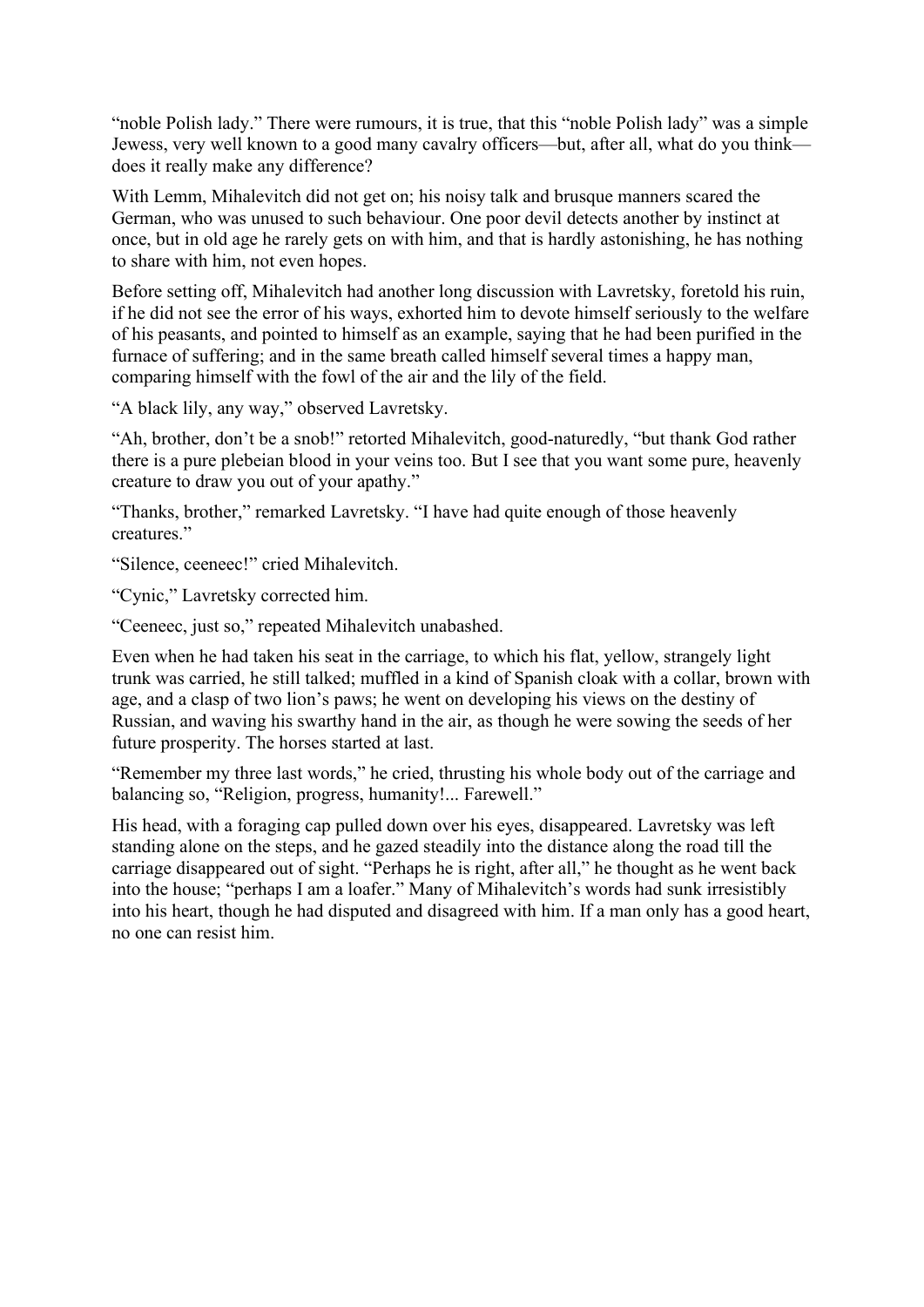"noble Polish lady." There were rumours, it is true, that this "noble Polish lady" was a simple Jewess, very well known to a good many cavalry officers—but, after all, what do you think—does it really make any difference?

With Lemm, Mihalevitch did not get on; his noisy talk and brusque manners scared the German, who was unused to such behaviour. One poor devil detects another by instinct at once, but in old age he rarely gets on with him, and that is hardly astonishing, he has nothing to share with him, not even hopes.

Before setting off, Mihalevitch had another long discussion with Lavretsky, foretold his ruin, if he did not see the error of his ways, exhorted him to devote himself seriously to the welfare of his peasants, and pointed to himself as an example, saying that he had been purified in the furnace of suffering; and in the same breath called himself several times a happy man, comparing himself with the fowl of the air and the lily of the field.

"A black lily, any way," observed Lavretsky.

"Ah, brother, don't be a snob!" retorted Mihalevitch, good-naturedly, "but thank God rather there is a pure plebeian blood in your veins too. But I see that you want some pure, heavenly creature to draw you out of your apathy."

"Thanks, brother," remarked Lavretsky. "I have had quite enough of those heavenly creatures."

"Silence, ceeneec!" cried Mihalevitch.

"Cynic," Lavretsky corrected him.

"Ceeneec, just so," repeated Mihalevitch unabashed.

Even when he had taken his seat in the carriage, to which his flat, yellow, strangely light trunk was carried, he still talked; muffled in a kind of Spanish cloak with a collar, brown with age, and a clasp of two lion's paws; he went on developing his views on the destiny of Russian, and waving his swarthy hand in the air, as though he were sowing the seeds of her future prosperity. The horses started at last.

"Remember my three last words," he cried, thrusting his whole body out of the carriage and balancing so, "Religion, progress, humanity!... Farewell."

His head, with a foraging cap pulled down over his eyes, disappeared. Lavretsky was left standing alone on the steps, and he gazed steadily into the distance along the road till the carriage disappeared out of sight. "Perhaps he is right, after all," he thought as he went back into the house; "perhaps I am a loafer." Many of Mihalevitch's words had sunk irresistibly into his heart, though he had disputed and disagreed with him. If a man only has a good heart, no one can resist him.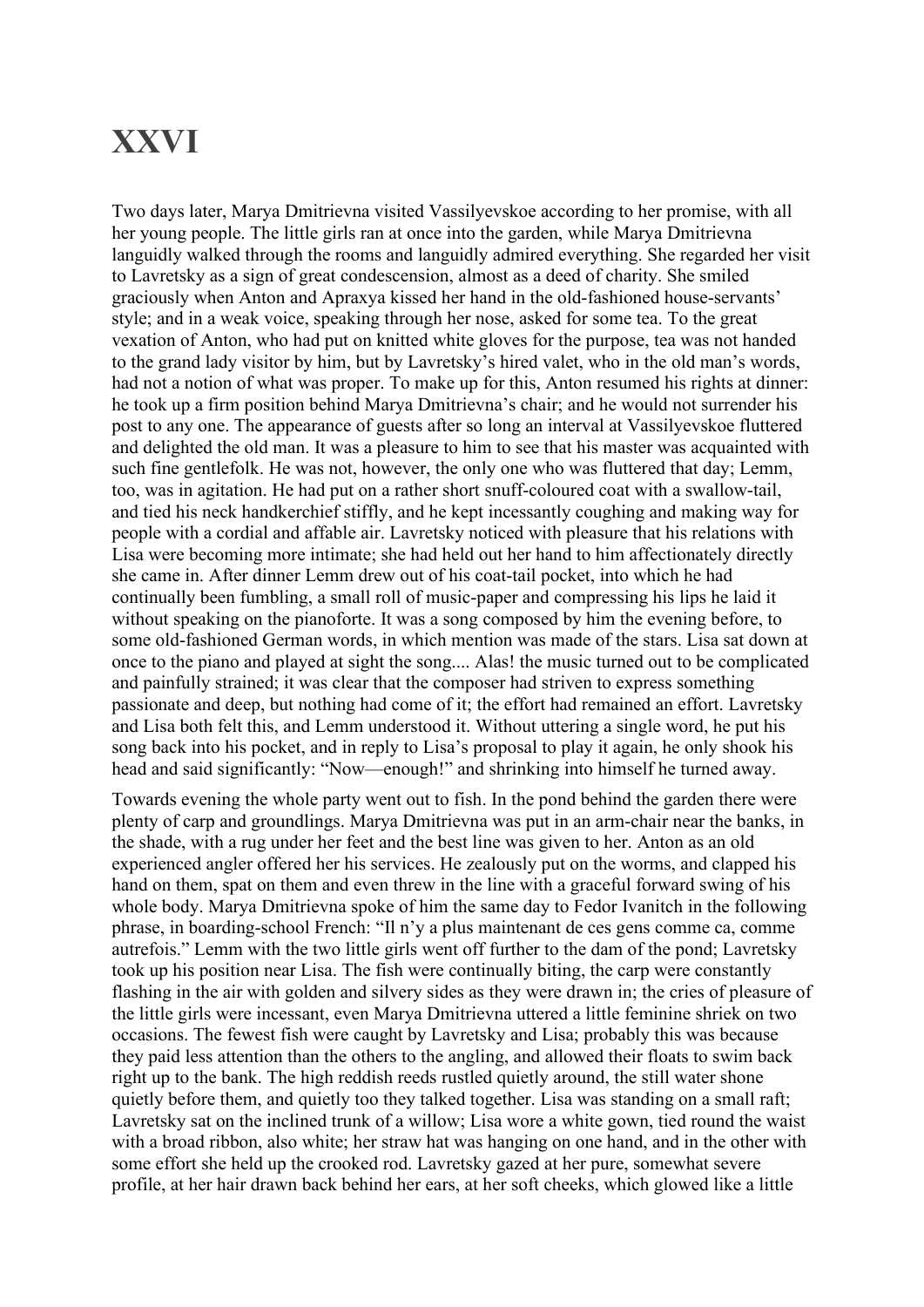# XXVI

Two days later, Marya Dmitrievna visited Vassilyevskoe according to her promise, with all her young people. The little girls ran at once into the garden, while Marya Dmitrievna languidly walked through the rooms and languidly admired everything. She regarded her visit to Lavretsky as a sign of great condescension, almost as a deed of charity. She smiled graciously when Anton and Apraxya kissed her hand in the old-fashioned house-servants' style; and in a weak voice, speaking through her nose, asked for some tea. To the great vexation of Anton, who had put on knitted white gloves for the purpose, tea was not handed to the grand lady visitor by him, but by Lavretsky's hired valet, who in the old man's words, had not a notion of what was proper. To make up for this, Anton resumed his rights at dinner: he took up a firm position behind Marya Dmitrievna's chair; and he would not surrender his post to any one. The appearance of guests after so long an interval at Vassilyevskoe fluttered and delighted the old man. It was a pleasure to him to see that his master was acquainted with such fine gentlefolk. He was not, however, the only one who was fluttered that day; Lemm, too, was in agitation. He had put on a rather short snuff-coloured coat with a swallow-tail, and tied his neck handkerchief stiffly, and he kept incessantly coughing and making way for people with a cordial and affable air. Lavretsky noticed with pleasure that his relations with Lisa were becoming more intimate; she had held out her hand to him affectionately directly she came in. After dinner Lemm drew out of his coat-tail pocket, into which he had continually been fumbling, a small roll of music-paper and compressing his lips he laid it without speaking on the pianoforte. It was a song composed by him the evening before, to some old-fashioned German words, in which mention was made of the stars. Lisa sat down at once to the piano and played at sight the song.... Alas! the music turned out to be complicated and painfully strained; it was clear that the composer had striven to express something passionate and deep, but nothing had come of it; the effort had remained an effort. Lavretsky and Lisa both felt this, and Lemm understood it. Without uttering a single word, he put his song back into his pocket, and in reply to Lisa's proposal to play it again, he only shook his head and said significantly: "Now—enough!" and shrinking into himself he turned away.

Towards evening the whole party went out to fish. In the pond behind the garden there were plenty of carp and groundlings. Marya Dmitrievna was put in an arm-chair near the banks, in the shade, with a rug under her feet and the best line was given to her. Anton as an old experienced angler offered her his services. He zealously put on the worms, and clapped his hand on them, spat on them and even threw in the line with a graceful forward swing of his whole body. Marya Dmitrievna spoke of him the same day to Fedor Ivanitch in the following phrase, in boarding-school French: "Il n'y a plus maintenant de ces gens comme ca, comme autrefois." Lemm with the two little girls went off further to the dam of the pond; Lavretsky took up his position near Lisa. The fish were continually biting, the carp were constantly flashing in the air with golden and silvery sides as they were drawn in; the cries of pleasure of the little girls were incessant, even Marya Dmitrievna uttered a little feminine shriek on two occasions. The fewest fish were caught by Lavretsky and Lisa; probably this was because they paid less attention than the others to the angling, and allowed their floats to swim back right up to the bank. The high reddish reeds rustled quietly around, the still water shone quietly before them, and quietly too they talked together. Lisa was standing on a small raft; Lavretsky sat on the inclined trunk of a willow; Lisa wore a white gown, tied round the waist with a broad ribbon, also white; her straw hat was hanging on one hand, and in the other with some effort she held up the crooked rod. Lavretsky gazed at her pure, somewhat severe profile, at her hair drawn back behind her ears, at her soft cheeks, which glowed like a little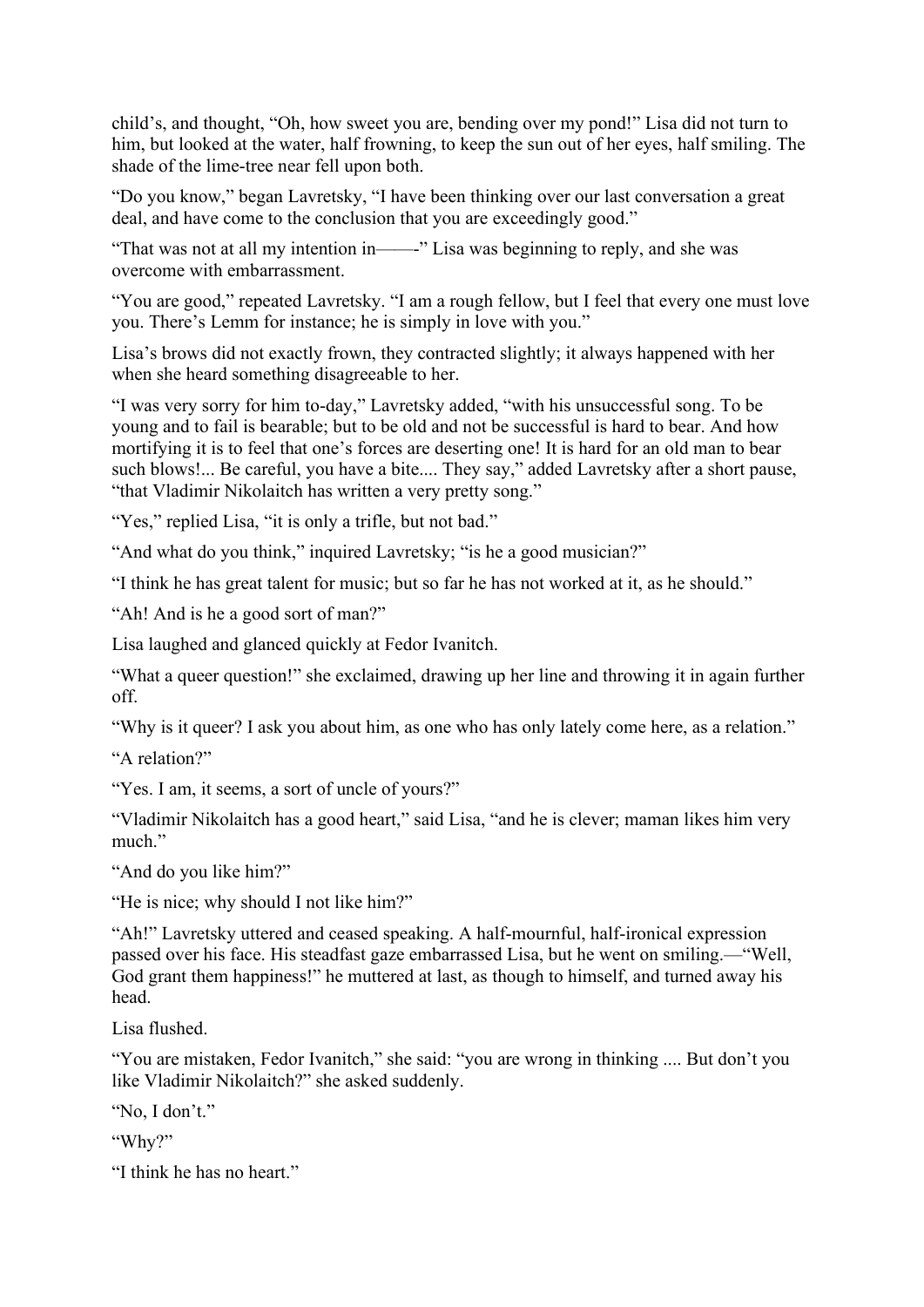child's, and thought, "Oh, how sweet you are, bending over my pond!" Lisa did not turn to him, but looked at the water, half frowning, to keep the sun out of her eyes, half smiling. The shade of the lime-tree near fell upon both.

"Do you know," began Lavretsky, "I have been thinking over our last conversation a great deal, and have come to the conclusion that you are exceedingly good."

"That was not at all my intention in——-" Lisa was beginning to reply, and she was overcome with embarrassment.

"You are good," repeated Lavretsky. "I am a rough fellow, but I feel that every one must love you. There's Lemm for instance; he is simply in love with you."

Lisa's brows did not exactly frown, they contracted slightly; it always happened with her when she heard something disagreeable to her.

"I was very sorry for him to-day," Lavretsky added, "with his unsuccessful song. To be young and to fail is bearable; but to be old and not be successful is hard to bear. And how mortifying it is to feel that one's forces are deserting one! It is hard for an old man to bear such blows!... Be careful, you have a bite.... They say," added Lavretsky after a short pause, "that Vladimir Nikolaitch has written a very pretty song."

"Yes," replied Lisa, "it is only a trifle, but not bad."

"And what do you think," inquired Lavretsky; "is he a good musician?"

"I think he has great talent for music; but so far he has not worked at it, as he should."

"Ah! And is he a good sort of man?"

Lisa laughed and glanced quickly at Fedor Ivanitch.

"What a queer question!" she exclaimed, drawing up her line and throwing it in again further off.

"Why is it queer? I ask you about him, as one who has only lately come here, as a relation."

"A relation?"

"Yes. I am, it seems, a sort of uncle of yours?"

"Vladimir Nikolaitch has a good heart," said Lisa, "and he is clever; maman likes him very much."

"And do you like him?"

"He is nice; why should I not like him?"

"Ah!" Lavretsky uttered and ceased speaking. A half-mournful, half-ironical expression passed over his face. His steadfast gaze embarrassed Lisa, but he went on smiling.—"Well, God grant them happiness!" he muttered at last, as though to himself, and turned away his head.

Lisa flushed.

"You are mistaken, Fedor Ivanitch," she said: "you are wrong in thinking .... But don't you like Vladimir Nikolaitch?" she asked suddenly.

"No, I don't."

"Why?"

"I think he has no heart."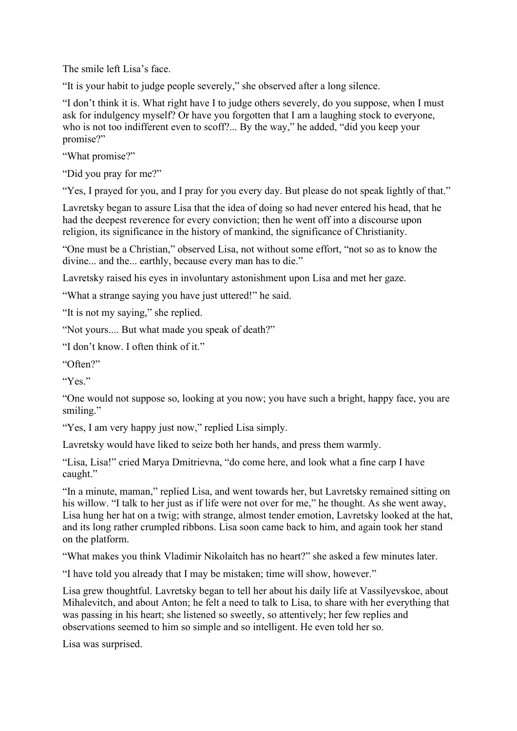The smile left Lisa’s face.

“It is your habit to judge people severely,” she observed after a long silence.

“I don’t think it is. What right have I to judge others severely, do you suppose, when I must ask for indulgency myself? Or have you forgotten that I am a laughing stock to everyone, who is not too indifferent even to scoff?... By the way,” he added, “did you keep your promise?”

“What promise?”

“Did you pray for me?”

“Yes, I prayed for you, and I pray for you every day. But please do not speak lightly of that.”

Lavretsky began to assure Lisa that the idea of doing so had never entered his head, that he had the deepest reverence for every conviction; then he went off into a discourse upon religion, its significance in the history of mankind, the significance of Christianity.

“One must be a Christian,” observed Lisa, not without some effort, “not so as to know the divine... and the... earthly, because every man has to die.”

Lavretsky raised his eyes in involuntary astonishment upon Lisa and met her gaze.

“What a strange saying you have just uttered!” he said.

“It is not my saying,” she replied.

“Not yours.... But what made you speak of death?”

“I don’t know. I often think of it.”

“Often?”

“Yes.”

“One would not suppose so, looking at you now; you have such a bright, happy face, you are smiling.”

“Yes, I am very happy just now,” replied Lisa simply.

Lavretsky would have liked to seize both her hands, and press them warmly.

“Lisa, Lisa!” cried Marya Dmitrievna, “do come here, and look what a fine carp I have caught.”

“In a minute, maman,” replied Lisa, and went towards her, but Lavretsky remained sitting on his willow. “I talk to her just as if life were not over for me,” he thought. As she went away, Lisa hung her hat on a twig; with strange, almost tender emotion, Lavretsky looked at the hat, and its long rather crumpled ribbons. Lisa soon came back to him, and again took her stand on the platform.

“What makes you think Vladimir Nikolaitch has no heart?” she asked a few minutes later.

“I have told you already that I may be mistaken; time will show, however.”

Lisa grew thoughtful. Lavretsky began to tell her about his daily life at Vassilyevskoe, about Mihalevitch, and about Anton; he felt a need to talk to Lisa, to share with her everything that was passing in his heart; she listened so sweetly, so attentively; her few replies and observations seemed to him so simple and so intelligent. He even told her so.

Lisa was surprised.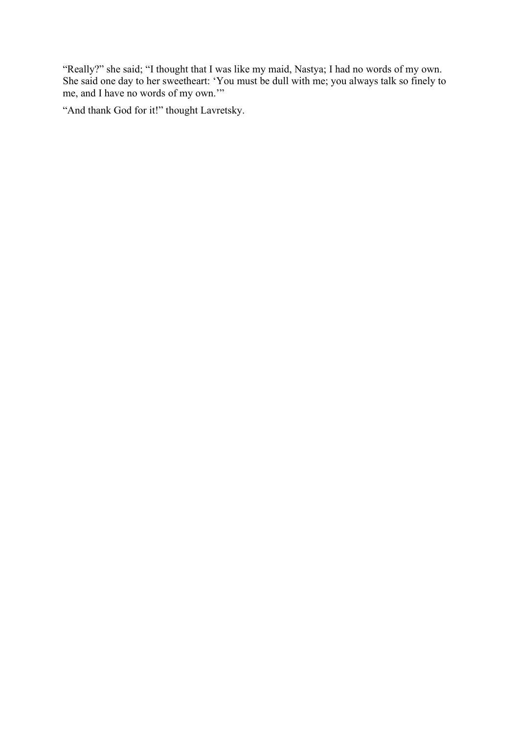“Really?” she said; “I thought that I was like my maid, Nastya; I had no words of my own. She said one day to her sweetheart: ‘You must be dull with me; you always talk so finely to me, and I have no words of my own.’”

“And thank God for it!” thought Lavretsky.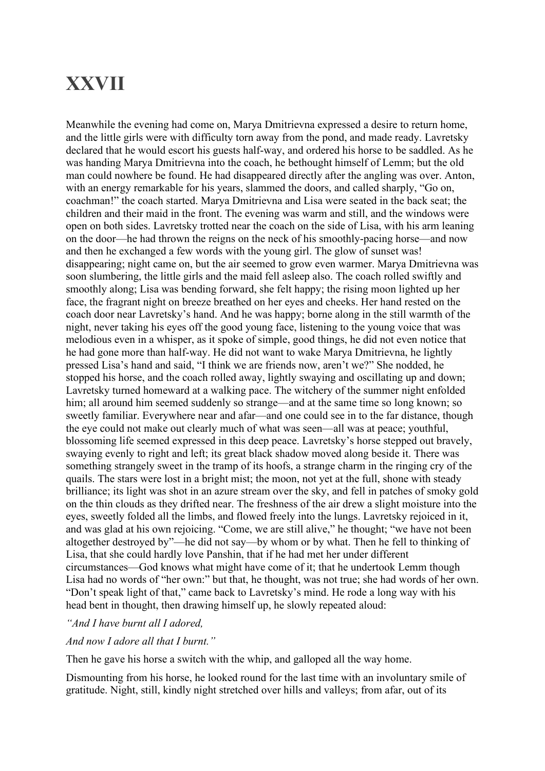# XXVII

Meanwhile the evening had come on, Marya Dmitrievna expressed a desire to return home, and the little girls were with difficulty torn away from the pond, and made ready. Lavretsky declared that he would escort his guests half-way, and ordered his horse to be saddled. As he was handing Marya Dmitrievna into the coach, he bethought himself of Lemm; but the old man could nowhere be found. He had disappeared directly after the angling was over. Anton, with an energy remarkable for his years, slammed the doors, and called sharply, "Go on, coachman!" the coach started. Marya Dmitrievna and Lisa were seated in the back seat; the children and their maid in the front. The evening was warm and still, and the windows were open on both sides. Lavretsky trotted near the coach on the side of Lisa, with his arm leaning on the door—he had thrown the reigns on the neck of his smoothly-pacing horse—and now and then he exchanged a few words with the young girl. The glow of sunset was! disappearing; night came on, but the air seemed to grow even warmer. Marya Dmitrievna was soon slumbering, the little girls and the maid fell asleep also. The coach rolled swiftly and smoothly along; Lisa was bending forward, she felt happy; the rising moon lighted up her face, the fragrant night on breeze breathed on her eyes and cheeks. Her hand rested on the coach door near Lavretsky's hand. And he was happy; borne along in the still warmth of the night, never taking his eyes off the good young face, listening to the young voice that was melodious even in a whisper, as it spoke of simple, good things, he did not even notice that he had gone more than half-way. He did not want to wake Marya Dmitrievna, he lightly pressed Lisa's hand and said, "I think we are friends now, aren't we?" She nodded, he stopped his horse, and the coach rolled away, lightly swaying and oscillating up and down; Lavretsky turned homeward at a walking pace. The witchery of the summer night enfolded him; all around him seemed suddenly so strange—and at the same time so long known; so sweetly familiar. Everywhere near and afar—and one could see in to the far distance, though the eye could not make out clearly much of what was seen—all was at peace; youthful, blossoming life seemed expressed in this deep peace. Lavretsky's horse stepped out bravely, swaying evenly to right and left; its great black shadow moved along beside it. There was something strangely sweet in the tramp of its hoofs, a strange charm in the ringing cry of the quails. The stars were lost in a bright mist; the moon, not yet at the full, shone with steady brilliance; its light was shot in an azure stream over the sky, and fell in patches of smoky gold on the thin clouds as they drifted near. The freshness of the air drew a slight moisture into the eyes, sweetly folded all the limbs, and flowed freely into the lungs. Lavretsky rejoiced in it, and was glad at his own rejoicing. "Come, we are still alive," he thought; "we have not been altogether destroyed by"—he did not say—by whom or by what. Then he fell to thinking of Lisa, that she could hardly love Panshin, that if he had met her under different circumstances—God knows what might have come of it; that he undertook Lemm though Lisa had no words of "her own:" but that, he thought, was not true; she had words of her own. "Don't speak light of that," came back to Lavretsky's mind. He rode a long way with his head bent in thought, then drawing himself up, he slowly repeated aloud:

*"And I have burnt all I adored,*

*And now I adore all that I burnt."*

Then he gave his horse a switch with the whip, and galloped all the way home.

Dismounting from his horse, he looked round for the last time with an involuntary smile of gratitude. Night, still, kindly night stretched over hills and valleys; from afar, out of its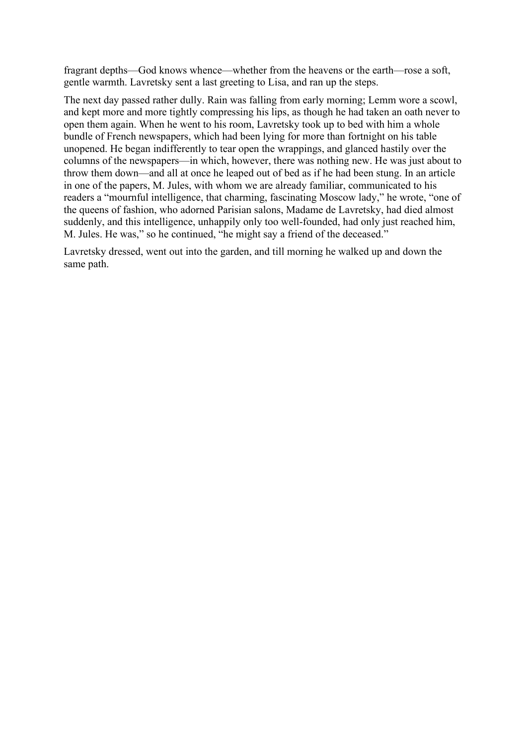fragrant depths—God knows whence—whether from the heavens or the earth—rose a soft, gentle warmth. Lavretsky sent a last greeting to Lisa, and ran up the steps.

The next day passed rather dully. Rain was falling from early morning; Lemm wore a scowl, and kept more and more tightly compressing his lips, as though he had taken an oath never to open them again. When he went to his room, Lavretsky took up to bed with him a whole bundle of French newspapers, which had been lying for more than fortnight on his table unopened. He began indifferently to tear open the wrappings, and glanced hastily over the columns of the newspapers—in which, however, there was nothing new. He was just about to throw them down—and all at once he leaped out of bed as if he had been stung. In an article in one of the papers, M. Jules, with whom we are already familiar, communicated to his readers a "mournful intelligence, that charming, fascinating Moscow lady," he wrote, "one of the queens of fashion, who adorned Parisian salons, Madame de Lavretsky, had died almost suddenly, and this intelligence, unhappily only too well-founded, had only just reached him, M. Jules. He was," so he continued, "he might say a friend of the deceased."

Lavretsky dressed, went out into the garden, and till morning he walked up and down the same path.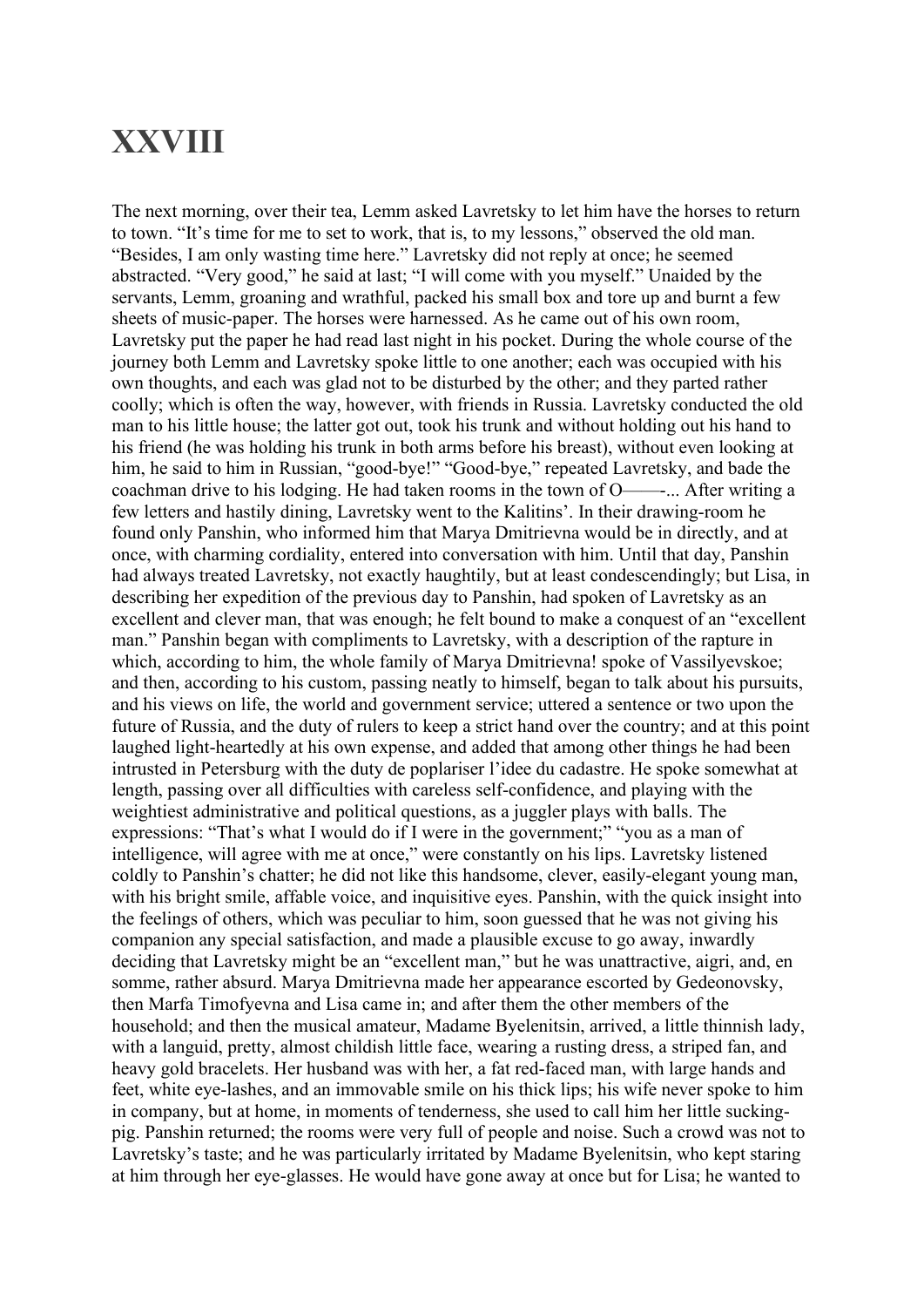# XXVIII

The next morning, over their tea, Lemm asked Lavretsky to let him have the horses to return to town. "It's time for me to set to work, that is, to my lessons," observed the old man. "Besides, I am only wasting time here." Lavretsky did not reply at once; he seemed abstracted. "Very good," he said at last; "I will come with you myself." Unaided by the servants, Lemm, groaning and wrathful, packed his small box and tore up and burnt a few sheets of music-paper. The horses were harnessed. As he came out of his own room, Lavretsky put the paper he had read last night in his pocket. During the whole course of the journey both Lemm and Lavretsky spoke little to one another; each was occupied with his own thoughts, and each was glad not to be disturbed by the other; and they parted rather coolly; which is often the way, however, with friends in Russia. Lavretsky conducted the old man to his little house; the latter got out, took his trunk and without holding out his hand to his friend (he was holding his trunk in both arms before his breast), without even looking at him, he said to him in Russian, "good-bye!" "Good-bye," repeated Lavretsky, and bade the coachman drive to his lodging. He had taken rooms in the town of O——-... After writing a few letters and hastily dining, Lavretsky went to the Kalitins'. In their drawing-room he found only Panshin, who informed him that Marya Dmitrievna would be in directly, and at once, with charming cordiality, entered into conversation with him. Until that day, Panshin had always treated Lavretsky, not exactly haughtily, but at least condescendingly; but Lisa, in describing her expedition of the previous day to Panshin, had spoken of Lavretsky as an excellent and clever man, that was enough; he felt bound to make a conquest of an "excellent man." Panshin began with compliments to Lavretsky, with a description of the rapture in which, according to him, the whole family of Marya Dmitrievna! spoke of Vassilyevskoe; and then, according to his custom, passing neatly to himself, began to talk about his pursuits, and his views on life, the world and government service; uttered a sentence or two upon the future of Russia, and the duty of rulers to keep a strict hand over the country; and at this point laughed light-heartedly at his own expense, and added that among other things he had been intrusted in Petersburg with the duty de poplariser l'idee du cadastre. He spoke somewhat at length, passing over all difficulties with careless self-confidence, and playing with the weightiest administrative and political questions, as a juggler plays with balls. The expressions: "That's what I would do if I were in the government;" "you as a man of intelligence, will agree with me at once," were constantly on his lips. Lavretsky listened coldly to Panshin's chatter; he did not like this handsome, clever, easily-elegant young man, with his bright smile, affable voice, and inquisitive eyes. Panshin, with the quick insight into the feelings of others, which was peculiar to him, soon guessed that he was not giving his companion any special satisfaction, and made a plausible excuse to go away, inwardly deciding that Lavretsky might be an "excellent man," but he was unattractive, aigri, and, en somme, rather absurd. Marya Dmitrievna made her appearance escorted by Gedeonovsky, then Marfa Timofyevna and Lisa came in; and after them the other members of the household; and then the musical amateur, Madame Byelenitsin, arrived, a little thinnish lady, with a languid, pretty, almost childish little face, wearing a rusting dress, a striped fan, and heavy gold bracelets. Her husband was with her, a fat red-faced man, with large hands and feet, white eye-lashes, and an immovable smile on his thick lips; his wife never spoke to him in company, but at home, in moments of tenderness, she used to call him her little sucking-pig. Panshin returned; the rooms were very full of people and noise. Such a crowd was not to Lavretsky's taste; and he was particularly irritated by Madame Byelenitsin, who kept staring at him through her eye-glasses. He would have gone away at once but for Lisa; he wanted to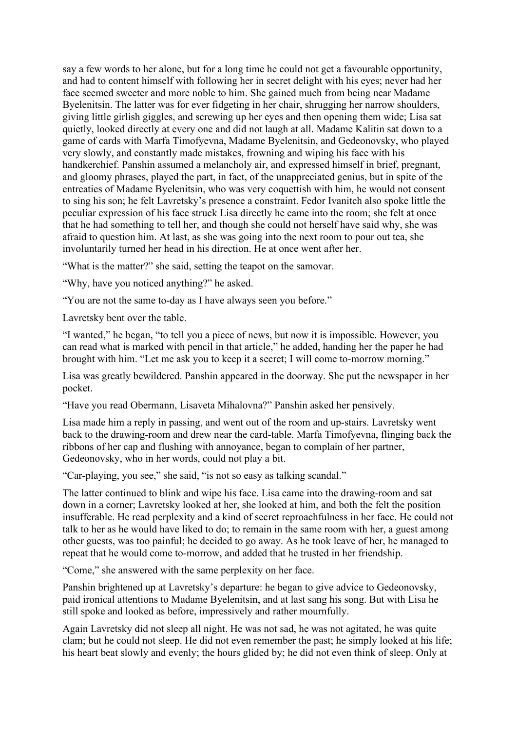say a few words to her alone, but for a long time he could not get a favourable opportunity, and had to content himself with following her in secret delight with his eyes; never had her face seemed sweeter and more noble to him. She gained much from being near Madame Byelenitsin. The latter was for ever fidgeting in her chair, shrugging her narrow shoulders, giving little girlish giggles, and screwing up her eyes and then opening them wide; Lisa sat quietly, looked directly at every one and did not laugh at all. Madame Kalitin sat down to a game of cards with Marfa Timofyevna, Madame Byelenitsin, and Gedeonovsky, who played very slowly, and constantly made mistakes, frowning and wiping his face with his handkerchief. Panshin assumed a melancholy air, and expressed himself in brief, pregnant, and gloomy phrases, played the part, in fact, of the unappreciated genius, but in spite of the entreaties of Madame Byelenitsin, who was very coquettish with him, he would not consent to sing his son; he felt Lavretsky's presence a constraint. Fedor Ivanitch also spoke little the peculiar expression of his face struck Lisa directly he came into the room; she felt at once that he had something to tell her, and though she could not herself have said why, she was afraid to question him. At last, as she was going into the next room to pour out tea, she involuntarily turned her head in his direction. He at once went after her.

"What is the matter?" she said, setting the teapot on the samovar.

"Why, have you noticed anything?" he asked.

"You are not the same to-day as I have always seen you before."

Lavretsky bent over the table.

"I wanted," he began, "to tell you a piece of news, but now it is impossible. However, you can read what is marked with pencil in that article," he added, handing her the paper he had brought with him. "Let me ask you to keep it a secret; I will come to-morrow morning."

Lisa was greatly bewildered. Panshin appeared in the doorway. She put the newspaper in her pocket.

"Have you read Obermann, Lisaveta Mihalovna?" Panshin asked her pensively.

Lisa made him a reply in passing, and went out of the room and up-stairs. Lavretsky went back to the drawing-room and drew near the card-table. Marfa Timofyevna, flinging back the ribbons of her cap and flushing with annoyance, began to complain of her partner, Gedeonovsky, who in her words, could not play a bit.

"Car-playing, you see," she said, "is not so easy as talking scandal."

The latter continued to blink and wipe his face. Lisa came into the drawing-room and sat down in a corner; Lavretsky looked at her, she looked at him, and both the felt the position insufferable. He read perplexity and a kind of secret reproachfulness in her face. He could not talk to her as he would have liked to do; to remain in the same room with her, a guest among other guests, was too painful; he decided to go away. As he took leave of her, he managed to repeat that he would come to-morrow, and added that he trusted in her friendship.

"Come," she answered with the same perplexity on her face.

Panshin brightened up at Lavretsky's departure: he began to give advice to Gedeonovsky, paid ironical attentions to Madame Byelenitsin, and at last sang his song. But with Lisa he still spoke and looked as before, impressively and rather mournfully.

Again Lavretsky did not sleep all night. He was not sad, he was not agitated, he was quite clam; but he could not sleep. He did not even remember the past; he simply looked at his life; his heart beat slowly and evenly; the hours glided by; he did not even think of sleep. Only at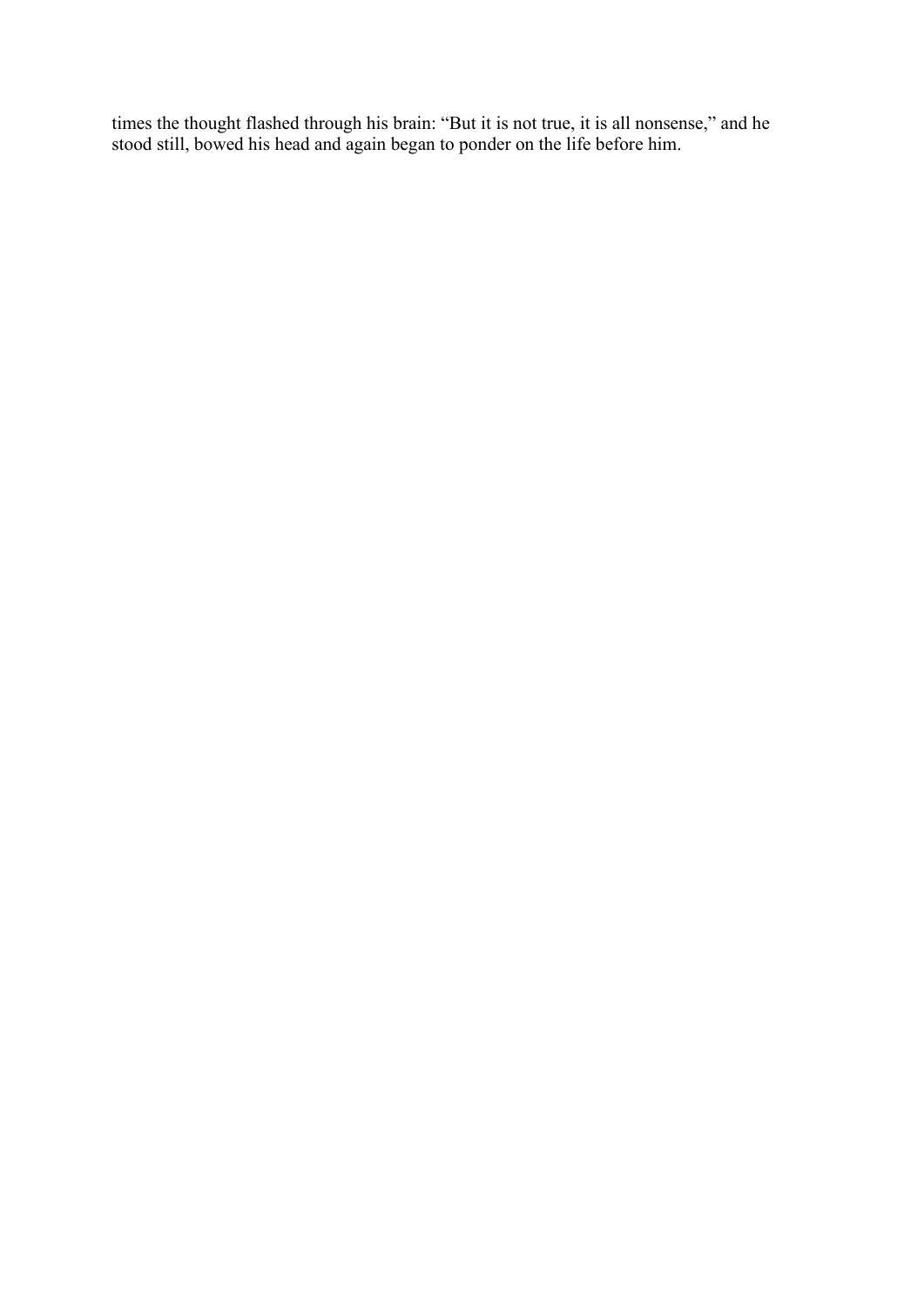times the thought flashed through his brain: “But it is not true, it is all nonsense,” and he stood still, bowed his head and again began to ponder on the life before him.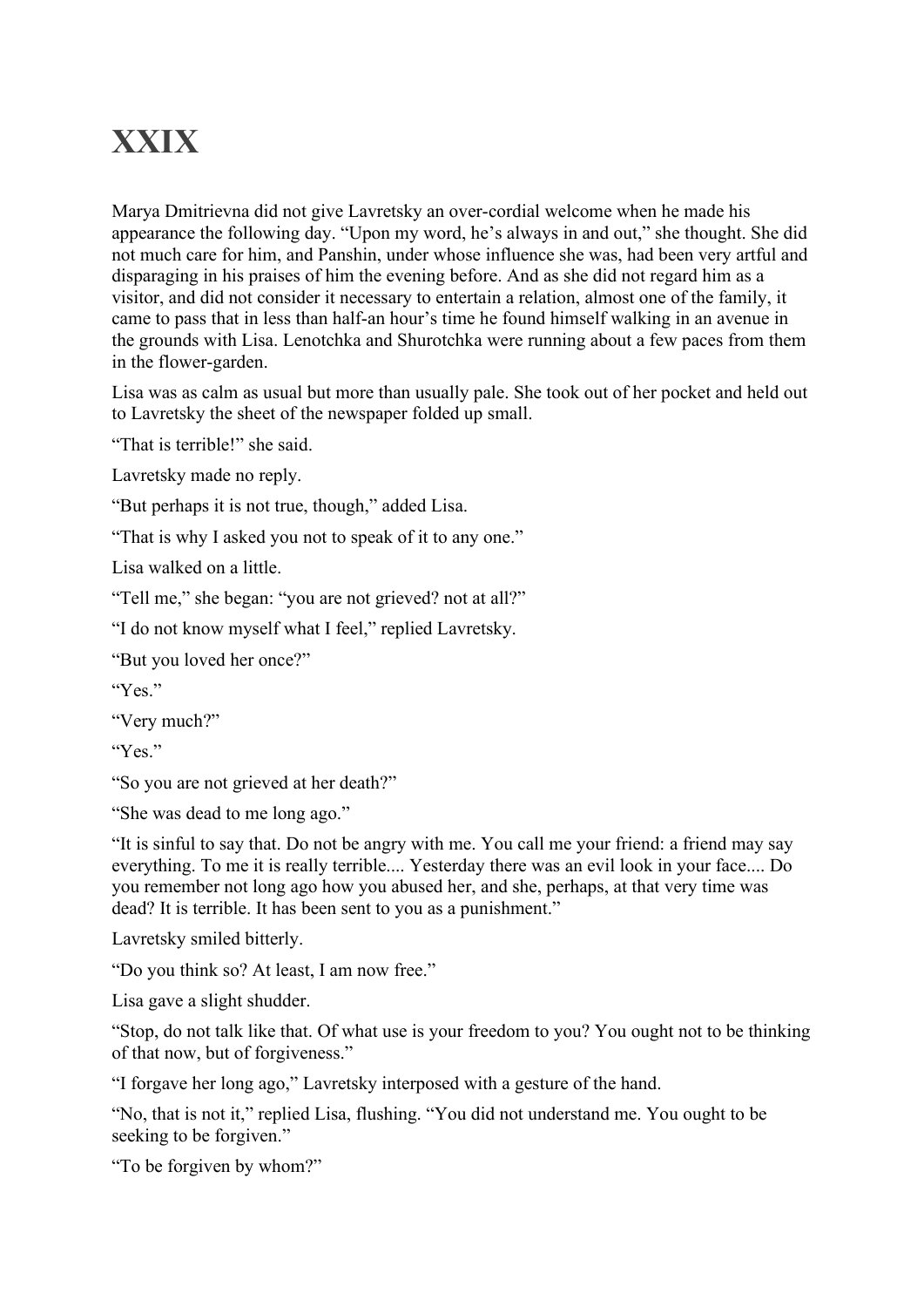# XXIX

Marya Dmitrievna did not give Lavretsky an over-cordial welcome when he made his appearance the following day. "Upon my word, he's always in and out," she thought. She did not much care for him, and Panshin, under whose influence she was, had been very artful and disparaging in his praises of him the evening before. And as she did not regard him as a visitor, and did not consider it necessary to entertain a relation, almost one of the family, it came to pass that in less than half-an hour's time he found himself walking in an avenue in the grounds with Lisa. Lenotchka and Shurotchka were running about a few paces from them in the flower-garden.

Lisa was as calm as usual but more than usually pale. She took out of her pocket and held out to Lavretsky the sheet of the newspaper folded up small.

"That is terrible!" she said.

Lavretsky made no reply.

"But perhaps it is not true, though," added Lisa.

"That is why I asked you not to speak of it to any one."

Lisa walked on a little.

"Tell me," she began: "you are not grieved? not at all?"

"I do not know myself what I feel," replied Lavretsky.

"But you loved her once?"

"Yes."

"Very much?"

"Yes."

"So you are not grieved at her death?"

"She was dead to me long ago."

"It is sinful to say that. Do not be angry with me. You call me your friend: a friend may say everything. To me it is really terrible.... Yesterday there was an evil look in your face.... Do you remember not long ago how you abused her, and she, perhaps, at that very time was dead? It is terrible. It has been sent to you as a punishment."

Lavretsky smiled bitterly.

"Do you think so? At least, I am now free."

Lisa gave a slight shudder.

"Stop, do not talk like that. Of what use is your freedom to you? You ought not to be thinking of that now, but of forgiveness."

"I forgave her long ago," Lavretsky interposed with a gesture of the hand.

"No, that is not it," replied Lisa, flushing. "You did not understand me. You ought to be seeking to be forgiven."

"To be forgiven by whom?"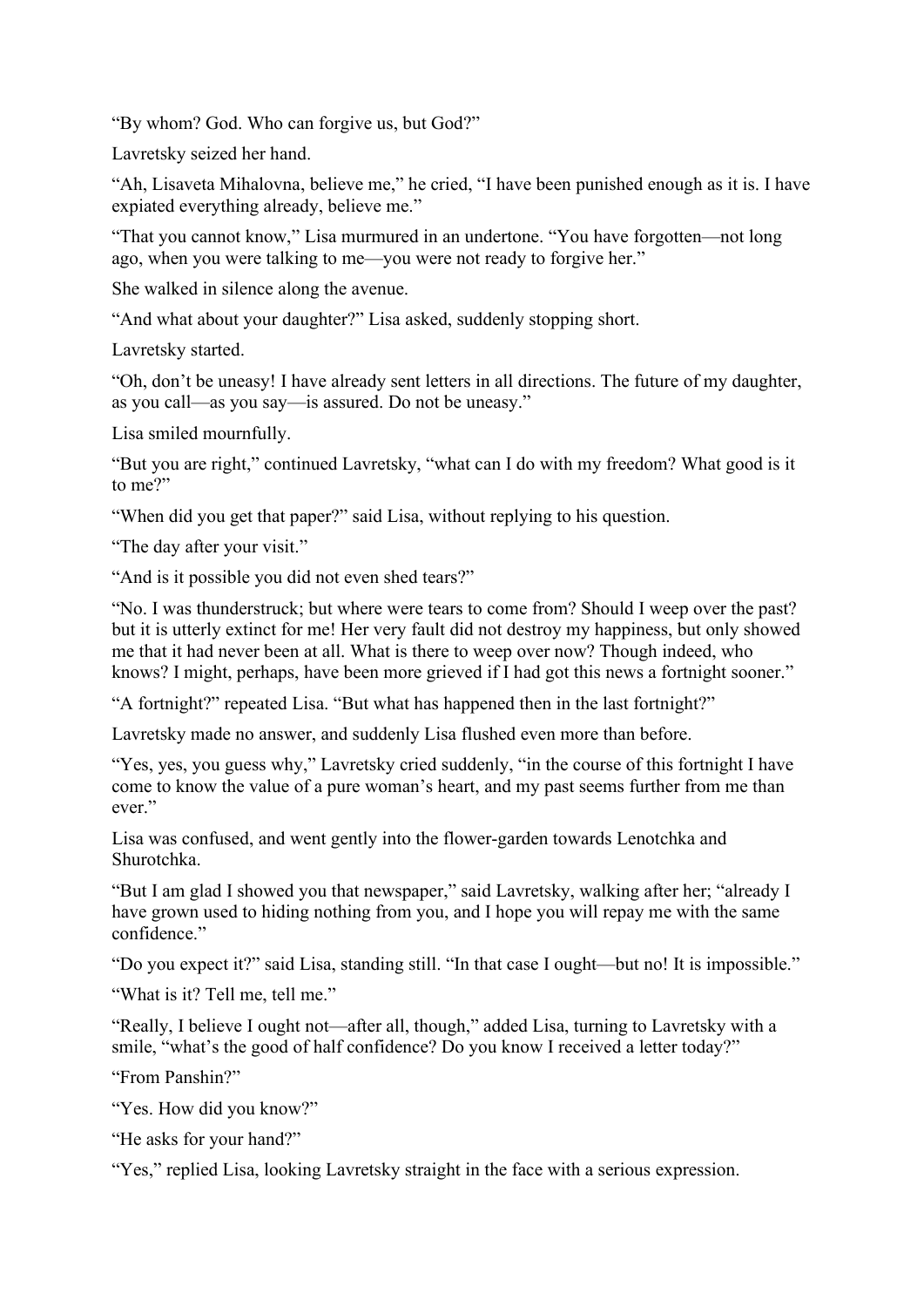“By whom? God. Who can forgive us, but God?”

Lavretsky seized her hand.

“Ah, Lisaveta Mihalovna, believe me,” he cried, “I have been punished enough as it is. I have expiated everything already, believe me.”

“That you cannot know,” Lisa murmured in an undertone. “You have forgotten—not long ago, when you were talking to me—you were not ready to forgive her.”

She walked in silence along the avenue.

“And what about your daughter?” Lisa asked, suddenly stopping short.

Lavretsky started.

“Oh, don’t be uneasy! I have already sent letters in all directions. The future of my daughter, as you call—as you say—is assured. Do not be uneasy.”

Lisa smiled mournfully.

“But you are right,” continued Lavretsky, “what can I do with my freedom? What good is it to me?”

“When did you get that paper?” said Lisa, without replying to his question.

“The day after your visit.”

“And is it possible you did not even shed tears?”

“No. I was thunderstruck; but where were tears to come from? Should I weep over the past? but it is utterly extinct for me! Her very fault did not destroy my happiness, but only showed me that it had never been at all. What is there to weep over now? Though indeed, who knows? I might, perhaps, have been more grieved if I had got this news a fortnight sooner.”

“A fortnight?” repeated Lisa. “But what has happened then in the last fortnight?”

Lavretsky made no answer, and suddenly Lisa flushed even more than before.

“Yes, yes, you guess why,” Lavretsky cried suddenly, “in the course of this fortnight I have come to know the value of a pure woman’s heart, and my past seems further from me than ever.”

Lisa was confused, and went gently into the flower-garden towards Lenotchka and Shurotchka.

“But I am glad I showed you that newspaper,” said Lavretsky, walking after her; “already I have grown used to hiding nothing from you, and I hope you will repay me with the same confidence.”

“Do you expect it?” said Lisa, standing still. “In that case I ought—but no! It is impossible.”

“What is it? Tell me, tell me.”

“Really, I believe I ought not—after all, though,” added Lisa, turning to Lavretsky with a smile, “what’s the good of half confidence? Do you know I received a letter today?”

“From Panshin?”

“Yes. How did you know?”

“He asks for your hand?”

“Yes,” replied Lisa, looking Lavretsky straight in the face with a serious expression.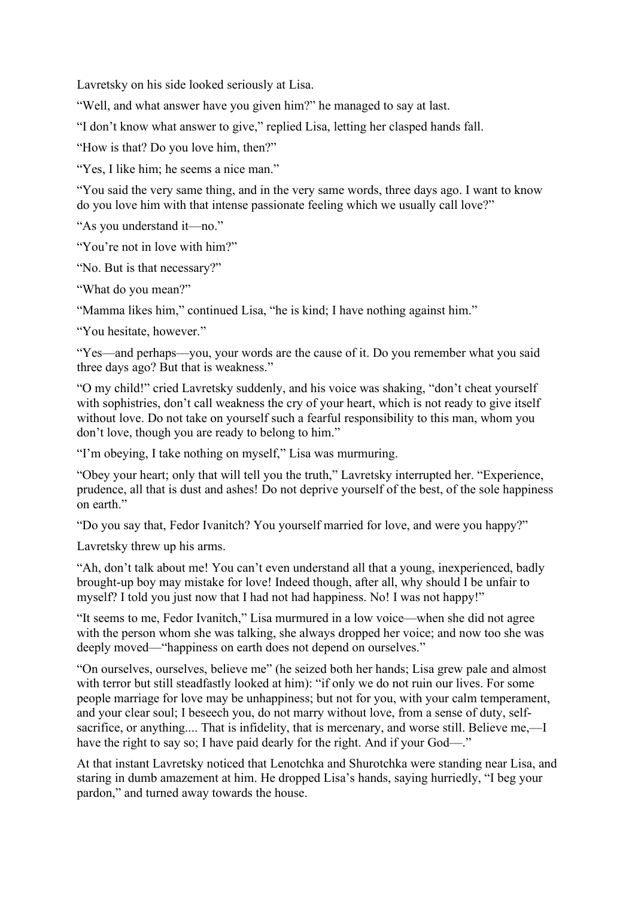Lavretsky on his side looked seriously at Lisa.

"Well, and what answer have you given him?" he managed to say at last.

"I don't know what answer to give," replied Lisa, letting her clasped hands fall.

"How is that? Do you love him, then?"

"Yes, I like him; he seems a nice man."

"You said the very same thing, and in the very same words, three days ago. I want to know do you love him with that intense passionate feeling which we usually call love?"

"As you understand it—no."

"You're not in love with him?"

"No. But is that necessary?"

"What do you mean?"

"Mamma likes him," continued Lisa, "he is kind; I have nothing against him."

"You hesitate, however."

"Yes—and perhaps—you, your words are the cause of it. Do you remember what you said three days ago? But that is weakness."

"O my child!" cried Lavretsky suddenly, and his voice was shaking, "don't cheat yourself with sophistries, don't call weakness the cry of your heart, which is not ready to give itself without love. Do not take on yourself such a fearful responsibility to this man, whom you don't love, though you are ready to belong to him."

"I'm obeying, I take nothing on myself," Lisa was murmuring.

"Obey your heart; only that will tell you the truth," Lavretsky interrupted her. "Experience, prudence, all that is dust and ashes! Do not deprive yourself of the best, of the sole happiness on earth."

"Do you say that, Fedor Ivanitch? You yourself married for love, and were you happy?"

Lavretsky threw up his arms.

"Ah, don't talk about me! You can't even understand all that a young, inexperienced, badly brought-up boy may mistake for love! Indeed though, after all, why should I be unfair to myself? I told you just now that I had not had happiness. No! I was not happy!"

"It seems to me, Fedor Ivanitch," Lisa murmured in a low voice—when she did not agree with the person whom she was talking, she always dropped her voice; and now too she was deeply moved—"happiness on earth does not depend on ourselves."

"On ourselves, ourselves, believe me" (he seized both her hands; Lisa grew pale and almost with terror but still steadfastly looked at him): "if only we do not ruin our lives. For some people marriage for love may be unhappiness; but not for you, with your calm temperament, and your clear soul; I beseech you, do not marry without love, from a sense of duty, self-sacrifice, or anything.... That is infidelity, that is mercenary, and worse still. Believe me,—I have the right to say so; I have paid dearly for the right. And if your God—."

At that instant Lavretsky noticed that Lenotchka and Shurotchka were standing near Lisa, and staring in dumb amazement at him. He dropped Lisa's hands, saying hurriedly, "I beg your pardon," and turned away towards the house.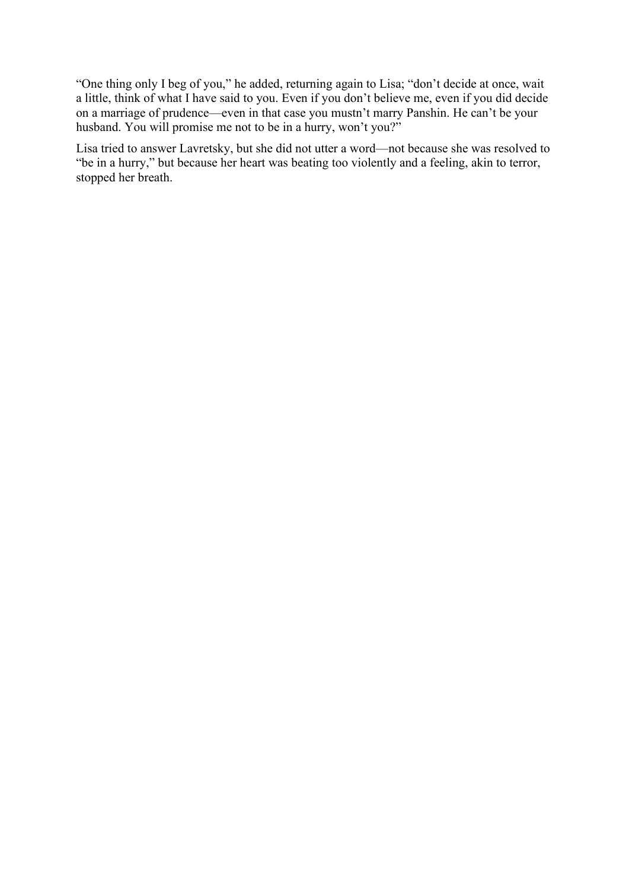"One thing only I beg of you," he added, returning again to Lisa; "don't decide at once, wait a little, think of what I have said to you. Even if you don't believe me, even if you did decide on a marriage of prudence—even in that case you mustn't marry Panshin. He can't be your husband. You will promise me not to be in a hurry, won't you?"

Lisa tried to answer Lavretsky, but she did not utter a word—not because she was resolved to "be in a hurry," but because her heart was beating too violently and a feeling, akin to terror, stopped her breath.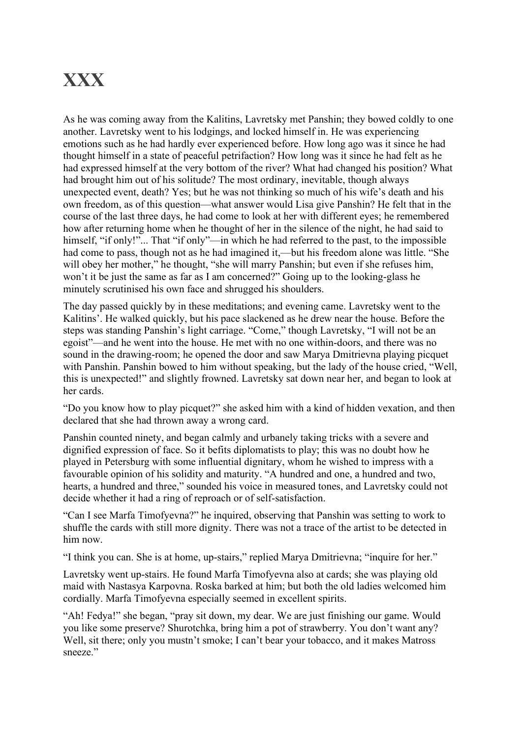# XXX

As he was coming away from the Kalitins, Lavretsky met Panshin; they bowed coldly to one another. Lavretsky went to his lodgings, and locked himself in. He was experiencing emotions such as he had hardly ever experienced before. How long ago was it since he had thought himself in a state of peaceful petrifaction? How long was it since he had felt as he had expressed himself at the very bottom of the river? What had changed his position? What had brought him out of his solitude? The most ordinary, inevitable, though always unexpected event, death? Yes; but he was not thinking so much of his wife's death and his own freedom, as of this question—what answer would Lisa give Panshin? He felt that in the course of the last three days, he had come to look at her with different eyes; he remembered how after returning home when he thought of her in the silence of the night, he had said to himself, "if only!"... That "if only"—in which he had referred to the past, to the impossible had come to pass, though not as he had imagined it,—but his freedom alone was little. "She will obey her mother," he thought, "she will marry Panshin; but even if she refuses him, won't it be just the same as far as I am concerned?" Going up to the looking-glass he minutely scrutinised his own face and shrugged his shoulders.

The day passed quickly by in these meditations; and evening came. Lavretsky went to the Kalitins'. He walked quickly, but his pace slackened as he drew near the house. Before the steps was standing Panshin's light carriage. "Come," though Lavretsky, "I will not be an egoist"—and he went into the house. He met with no one within-doors, and there was no sound in the drawing-room; he opened the door and saw Marya Dmitrievna playing picquet with Panshin. Panshin bowed to him without speaking, but the lady of the house cried, "Well, this is unexpected!" and slightly frowned. Lavretsky sat down near her, and began to look at her cards.

"Do you know how to play picquet?" she asked him with a kind of hidden vexation, and then declared that she had thrown away a wrong card.

Panshin counted ninety, and began calmly and urbanely taking tricks with a severe and dignified expression of face. So it befits diplomatists to play; this was no doubt how he played in Petersburg with some influential dignitary, whom he wished to impress with a favourable opinion of his solidity and maturity. "A hundred and one, a hundred and two, hearts, a hundred and three," sounded his voice in measured tones, and Lavretsky could not decide whether it had a ring of reproach or of self-satisfaction.

"Can I see Marfa Timofyevna?" he inquired, observing that Panshin was setting to work to shuffle the cards with still more dignity. There was not a trace of the artist to be detected in him now.

"I think you can. She is at home, up-stairs," replied Marya Dmitrievna; "inquire for her."

Lavretsky went up-stairs. He found Marfa Timofyevna also at cards; she was playing old maid with Nastasya Karpovna. Roska barked at him; but both the old ladies welcomed him cordially. Marfa Timofyevna especially seemed in excellent spirits.

"Ah! Fedya!" she began, "pray sit down, my dear. We are just finishing our game. Would you like some preserve? Shurotchka, bring him a pot of strawberry. You don't want any? Well, sit there; only you mustn't smoke; I can't bear your tobacco, and it makes Matross sneeze."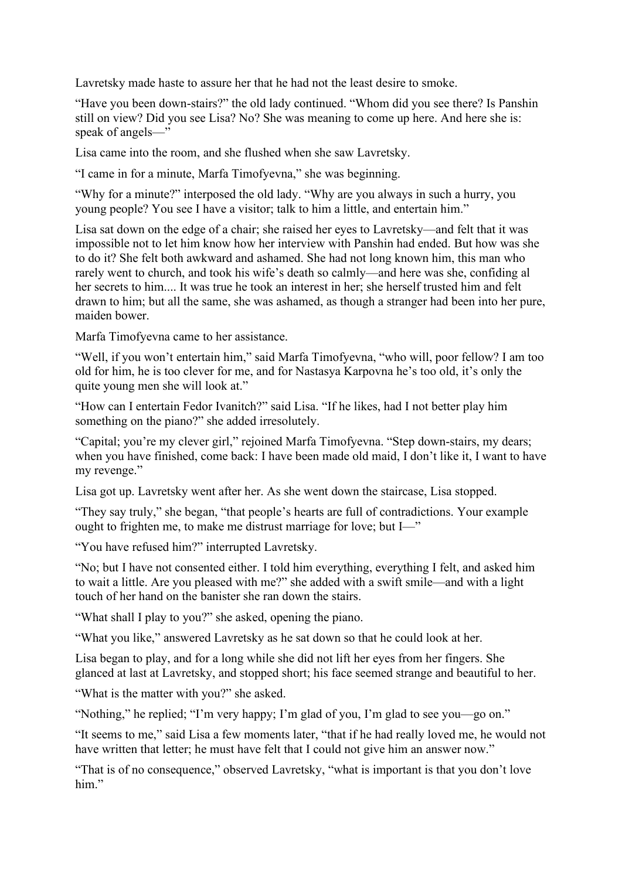Lavretsky made haste to assure her that he had not the least desire to smoke.

“Have you been down-stairs?” the old lady continued. “Whom did you see there? Is Panshin still on view? Did you see Lisa? No? She was meaning to come up here. And here she is: speak of angels—”

Lisa came into the room, and she flushed when she saw Lavretsky.

“I came in for a minute, Marfa Timofyevna,” she was beginning.

“Why for a minute?” interposed the old lady. “Why are you always in such a hurry, you young people? You see I have a visitor; talk to him a little, and entertain him.”

Lisa sat down on the edge of a chair; she raised her eyes to Lavretsky—and felt that it was impossible not to let him know how her interview with Panshin had ended. But how was she to do it? She felt both awkward and ashamed. She had not long known him, this man who rarely went to church, and took his wife’s death so calmly—and here was she, confiding al her secrets to him.... It was true he took an interest in her; she herself trusted him and felt drawn to him; but all the same, she was ashamed, as though a stranger had been into her pure, maiden bower.

Marfa Timofyevna came to her assistance.

“Well, if you won’t entertain him,” said Marfa Timofyevna, “who will, poor fellow? I am too old for him, he is too clever for me, and for Nastasya Karpovna he’s too old, it’s only the quite young men she will look at.”

“How can I entertain Fedor Ivanitch?” said Lisa. “If he likes, had I not better play him something on the piano?” she added irresolutely.

“Capital; you’re my clever girl,” rejoined Marfa Timofyevna. “Step down-stairs, my dears; when you have finished, come back: I have been made old maid, I don’t like it, I want to have my revenge.”

Lisa got up. Lavretsky went after her. As she went down the staircase, Lisa stopped.

“They say truly,” she began, “that people’s hearts are full of contradictions. Your example ought to frighten me, to make me distrust marriage for love; but I—”

“You have refused him?” interrupted Lavretsky.

“No; but I have not consented either. I told him everything, everything I felt, and asked him to wait a little. Are you pleased with me?” she added with a swift smile—and with a light touch of her hand on the banister she ran down the stairs.

“What shall I play to you?” she asked, opening the piano.

“What you like,” answered Lavretsky as he sat down so that he could look at her.

Lisa began to play, and for a long while she did not lift her eyes from her fingers. She glanced at last at Lavretsky, and stopped short; his face seemed strange and beautiful to her.

“What is the matter with you?” she asked.

“Nothing,” he replied; “I’m very happy; I’m glad of you, I’m glad to see you—go on.”

“It seems to me,” said Lisa a few moments later, “that if he had really loved me, he would not have written that letter; he must have felt that I could not give him an answer now.”

“That is of no consequence,” observed Lavretsky, “what is important is that you don’t love him.”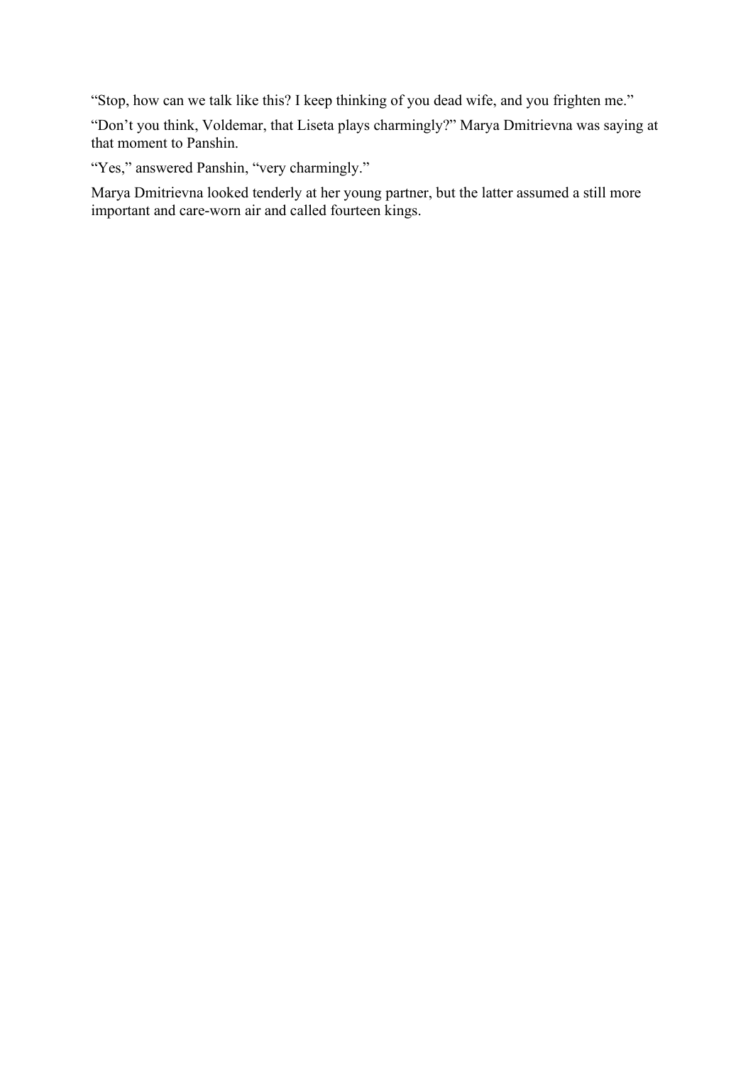“Stop, how can we talk like this? I keep thinking of you dead wife, and you frighten me.”

“Don’t you think, Voldemar, that Liseta plays charmingly?” Marya Dmitrievna was saying at that moment to Panshin.

“Yes,” answered Panshin, “very charmingly.”

Marya Dmitrievna looked tenderly at her young partner, but the latter assumed a still more important and care-worn air and called fourteen kings.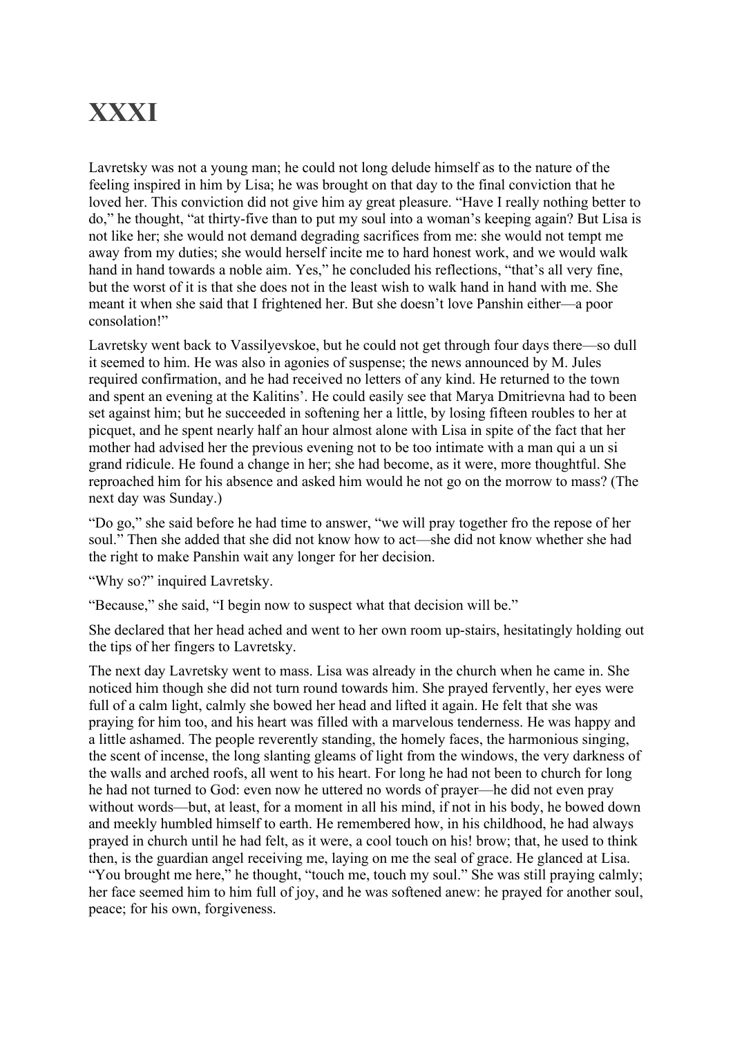# XXXI

Lavretsky was not a young man; he could not long delude himself as to the nature of the feeling inspired in him by Lisa; he was brought on that day to the final conviction that he loved her. This conviction did not give him ay great pleasure. “Have I really nothing better to do,” he thought, “at thirty-five than to put my soul into a woman’s keeping again? But Lisa is not like her; she would not demand degrading sacrifices from me: she would not tempt me away from my duties; she would herself incite me to hard honest work, and we would walk hand in hand towards a noble aim. Yes,” he concluded his reflections, “that’s all very fine, but the worst of it is that she does not in the least wish to walk hand in hand with me. She meant it when she said that I frightened her. But she doesn’t love Panshin either—a poor consolation!”

Lavretsky went back to Vassilyevskoe, but he could not get through four days there—so dull it seemed to him. He was also in agonies of suspense; the news announced by M. Jules required confirmation, and he had received no letters of any kind. He returned to the town and spent an evening at the Kalitins’. He could easily see that Marya Dmitrievna had to been set against him; but he succeeded in softening her a little, by losing fifteen roubles to her at picquet, and he spent nearly half an hour almost alone with Lisa in spite of the fact that her mother had advised her the previous evening not to be too intimate with a man qui a un si grand ridicule. He found a change in her; she had become, as it were, more thoughtful. She reproached him for his absence and asked him would he not go on the morrow to mass? (The next day was Sunday.)

“Do go,” she said before he had time to answer, “we will pray together fro the repose of her soul.” Then she added that she did not know how to act—she did not know whether she had the right to make Panshin wait any longer for her decision.

“Why so?” inquired Lavretsky.

“Because,” she said, “I begin now to suspect what that decision will be.”

She declared that her head ached and went to her own room up-stairs, hesitatingly holding out the tips of her fingers to Lavretsky.

The next day Lavretsky went to mass. Lisa was already in the church when he came in. She noticed him though she did not turn round towards him. She prayed fervently, her eyes were full of a calm light, calmly she bowed her head and lifted it again. He felt that she was praying for him too, and his heart was filled with a marvelous tenderness. He was happy and a little ashamed. The people reverently standing, the homely faces, the harmonious singing, the scent of incense, the long slanting gleams of light from the windows, the very darkness of the walls and arched roofs, all went to his heart. For long he had not been to church for long he had not turned to God: even now he uttered no words of prayer—he did not even pray without words—but, at least, for a moment in all his mind, if not in his body, he bowed down and meekly humbled himself to earth. He remembered how, in his childhood, he had always prayed in church until he had felt, as it were, a cool touch on his! brow; that, he used to think then, is the guardian angel receiving me, laying on me the seal of grace. He glanced at Lisa. “You brought me here,” he thought, “touch me, touch my soul.” She was still praying calmly; her face seemed him to him full of joy, and he was softened anew: he prayed for another soul, peace; for his own, forgiveness.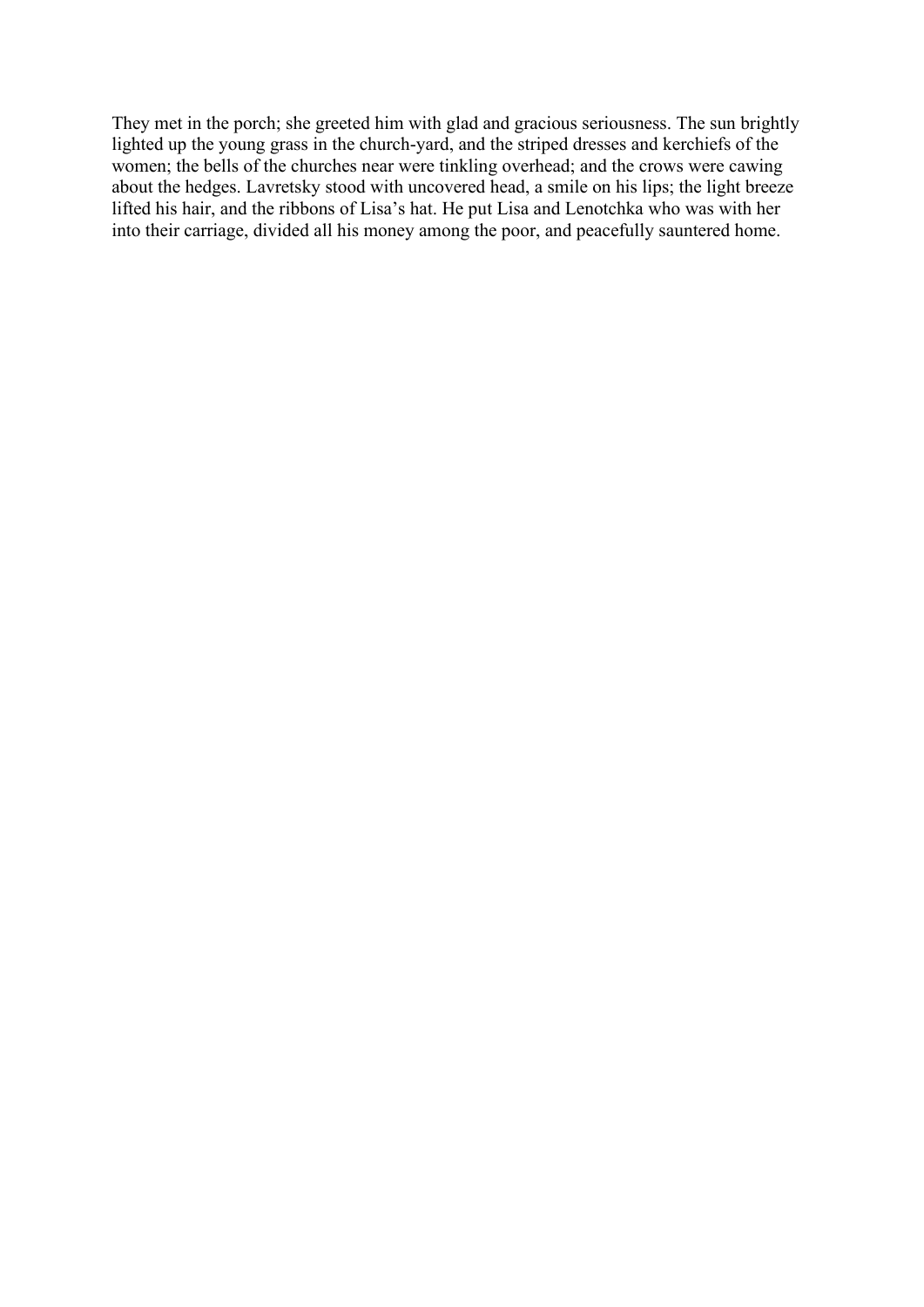They met in the porch; she greeted him with glad and gracious seriousness. The sun brightly lighted up the young grass in the church-yard, and the striped dresses and kerchiefs of the women; the bells of the churches near were tinkling overhead; and the crows were cawing about the hedges. Lavretsky stood with uncovered head, a smile on his lips; the light breeze lifted his hair, and the ribbons of Lisa's hat. He put Lisa and Lenotchka who was with her into their carriage, divided all his money among the poor, and peacefully sauntered home.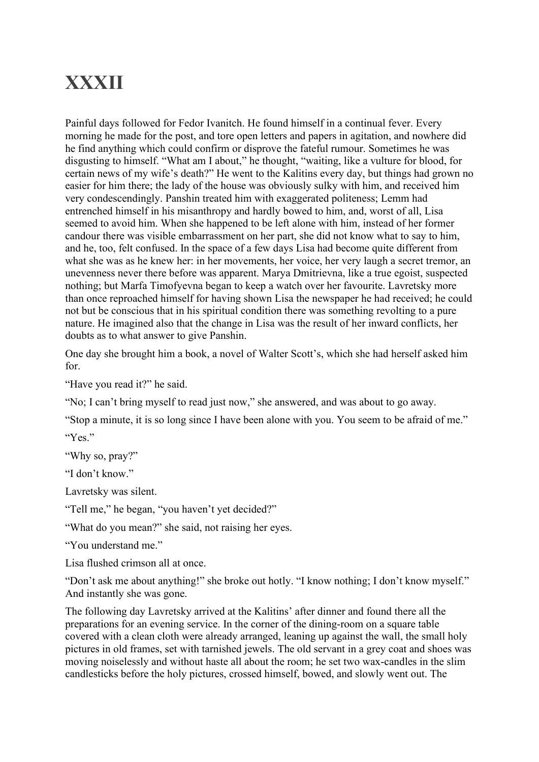# XXXII

Painful days followed for Fedor Ivanitch. He found himself in a continual fever. Every morning he made for the post, and tore open letters and papers in agitation, and nowhere did he find anything which could confirm or disprove the fateful rumour. Sometimes he was disgusting to himself. "What am I about," he thought, "waiting, like a vulture for blood, for certain news of my wife's death?" He went to the Kalitins every day, but things had grown no easier for him there; the lady of the house was obviously sulky with him, and received him very condescendingly. Panshin treated him with exaggerated politeness; Lemm had entrenched himself in his misanthropy and hardly bowed to him, and, worst of all, Lisa seemed to avoid him. When she happened to be left alone with him, instead of her former candour there was visible embarrassment on her part, she did not know what to say to him, and he, too, felt confused. In the space of a few days Lisa had become quite different from what she was as he knew her: in her movements, her voice, her very laugh a secret tremor, an unevenness never there before was apparent. Marya Dmitrievna, like a true egoist, suspected nothing; but Marfa Timofyevna began to keep a watch over her favourite. Lavretsky more than once reproached himself for having shown Lisa the newspaper he had received; he could not but be conscious that in his spiritual condition there was something revolting to a pure nature. He imagined also that the change in Lisa was the result of her inward conflicts, her doubts as to what answer to give Panshin.

One day she brought him a book, a novel of Walter Scott's, which she had herself asked him for.

"Have you read it?" he said.

"No; I can't bring myself to read just now," she answered, and was about to go away.

"Stop a minute, it is so long since I have been alone with you. You seem to be afraid of me."

"Yes."

"Why so, pray?"

"I don't know."

Lavretsky was silent.

"Tell me," he began, "you haven't yet decided?"

"What do you mean?" she said, not raising her eyes.

"You understand me."

Lisa flushed crimson all at once.

"Don't ask me about anything!" she broke out hotly. "I know nothing; I don't know myself." And instantly she was gone.

The following day Lavretsky arrived at the Kalitins' after dinner and found there all the preparations for an evening service. In the corner of the dining-room on a square table covered with a clean cloth were already arranged, leaning up against the wall, the small holy pictures in old frames, set with tarnished jewels. The old servant in a grey coat and shoes was moving noiselessly and without haste all about the room; he set two wax-candles in the slim candlesticks before the holy pictures, crossed himself, bowed, and slowly went out. The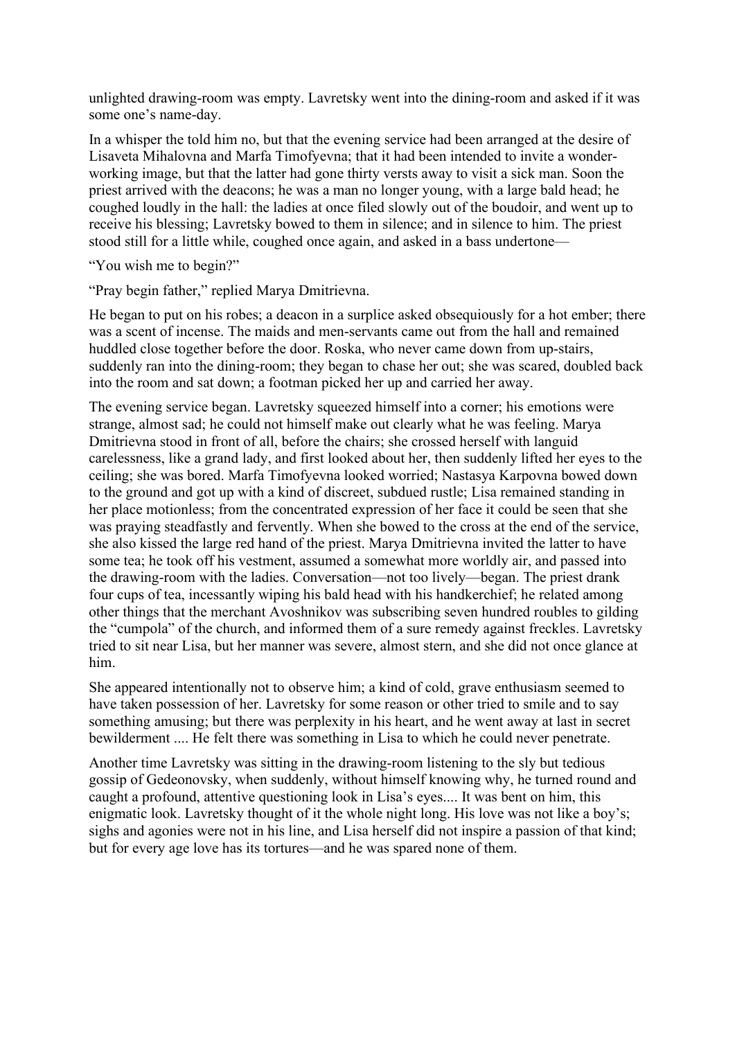unlighted drawing-room was empty. Lavretsky went into the dining-room and asked if it was some one's name-day.

In a whisper the told him no, but that the evening service had been arranged at the desire of Lisaveta Mihalovna and Marfa Timofyevna; that it had been intended to invite a wonder-working image, but that the latter had gone thirty versts away to visit a sick man. Soon the priest arrived with the deacons; he was a man no longer young, with a large bald head; he coughed loudly in the hall: the ladies at once filed slowly out of the boudoir, and went up to receive his blessing; Lavretsky bowed to them in silence; and in silence to him. The priest stood still for a little while, coughed once again, and asked in a bass undertone—

"You wish me to begin?"

"Pray begin father," replied Marya Dmitrievna.

He began to put on his robes; a deacon in a surplice asked obsequiously for a hot ember; there was a scent of incense. The maids and men-servants came out from the hall and remained huddled close together before the door. Roska, who never came down from up-stairs, suddenly ran into the dining-room; they began to chase her out; she was scared, doubled back into the room and sat down; a footman picked her up and carried her away.

The evening service began. Lavretsky squeezed himself into a corner; his emotions were strange, almost sad; he could not himself make out clearly what he was feeling. Marya Dmitrievna stood in front of all, before the chairs; she crossed herself with languid carelessness, like a grand lady, and first looked about her, then suddenly lifted her eyes to the ceiling; she was bored. Marfa Timofyevna looked worried; Nastasya Karpovna bowed down to the ground and got up with a kind of discreet, subdued rustle; Lisa remained standing in her place motionless; from the concentrated expression of her face it could be seen that she was praying steadfastly and fervently. When she bowed to the cross at the end of the service, she also kissed the large red hand of the priest. Marya Dmitrievna invited the latter to have some tea; he took off his vestment, assumed a somewhat more worldly air, and passed into the drawing-room with the ladies. Conversation—not too lively—began. The priest drank four cups of tea, incessantly wiping his bald head with his handkerchief; he related among other things that the merchant Avoshnikov was subscribing seven hundred roubles to gilding the "cumpola" of the church, and informed them of a sure remedy against freckles. Lavretsky tried to sit near Lisa, but her manner was severe, almost stern, and she did not once glance at him.

She appeared intentionally not to observe him; a kind of cold, grave enthusiasm seemed to have taken possession of her. Lavretsky for some reason or other tried to smile and to say something amusing; but there was perplexity in his heart, and he went away at last in secret bewilderment .... He felt there was something in Lisa to which he could never penetrate.

Another time Lavretsky was sitting in the drawing-room listening to the sly but tedious gossip of Gedeonovsky, when suddenly, without himself knowing why, he turned round and caught a profound, attentive questioning look in Lisa's eyes.... It was bent on him, this enigmatic look. Lavretsky thought of it the whole night long. His love was not like a boy's; sighs and agonies were not in his line, and Lisa herself did not inspire a passion of that kind; but for every age love has its tortures—and he was spared none of them.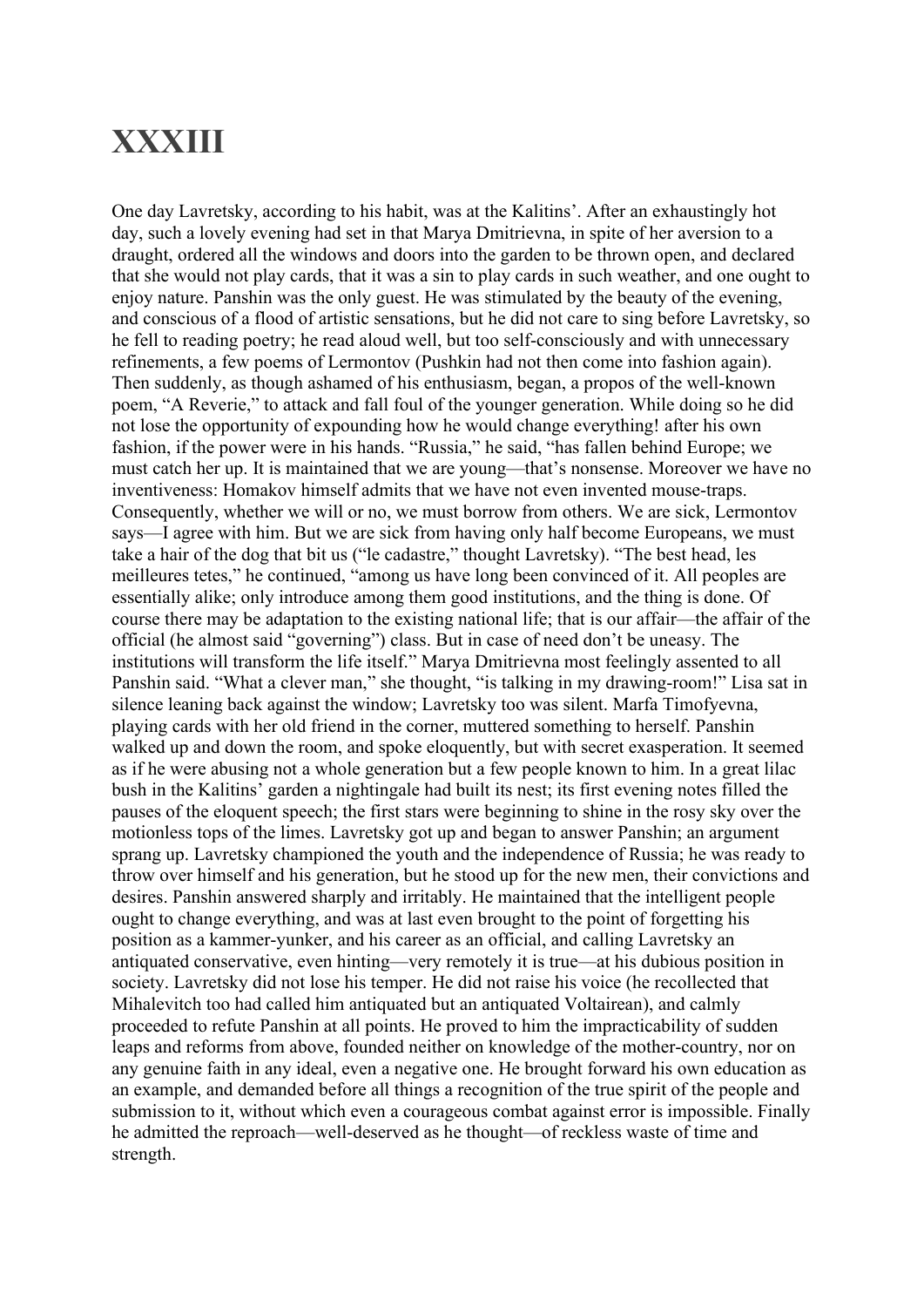# XXXIII

One day Lavretsky, according to his habit, was at the Kalitins'. After an exhaustingly hot day, such a lovely evening had set in that Marya Dmitrievna, in spite of her aversion to a draught, ordered all the windows and doors into the garden to be thrown open, and declared that she would not play cards, that it was a sin to play cards in such weather, and one ought to enjoy nature. Panshin was the only guest. He was stimulated by the beauty of the evening, and conscious of a flood of artistic sensations, but he did not care to sing before Lavretsky, so he fell to reading poetry; he read aloud well, but too self-consciously and with unnecessary refinements, a few poems of Lermontov (Pushkin had not then come into fashion again). Then suddenly, as though ashamed of his enthusiasm, began, a propos of the well-known poem, "A Reverie," to attack and fall foul of the younger generation. While doing so he did not lose the opportunity of expounding how he would change everything! after his own fashion, if the power were in his hands. "Russia," he said, "has fallen behind Europe; we must catch her up. It is maintained that we are young—that's nonsense. Moreover we have no inventiveness: Homakov himself admits that we have not even invented mouse-traps. Consequently, whether we will or no, we must borrow from others. We are sick, Lermontov says—I agree with him. But we are sick from having only half become Europeans, we must take a hair of the dog that bit us ("le cadastre," thought Lavretsky). "The best head, les meilleures tetes," he continued, "among us have long been convinced of it. All peoples are essentially alike; only introduce among them good institutions, and the thing is done. Of course there may be adaptation to the existing national life; that is our affair—the affair of the official (he almost said "governing") class. But in case of need don't be uneasy. The institutions will transform the life itself." Marya Dmitrievna most feelingly assented to all Panshin said. "What a clever man," she thought, "is talking in my drawing-room!" Lisa sat in silence leaning back against the window; Lavretsky too was silent. Marfa Timofyevna, playing cards with her old friend in the corner, muttered something to herself. Panshin walked up and down the room, and spoke eloquently, but with secret exasperation. It seemed as if he were abusing not a whole generation but a few people known to him. In a great lilac bush in the Kalitins' garden a nightingale had built its nest; its first evening notes filled the pauses of the eloquent speech; the first stars were beginning to shine in the rosy sky over the motionless tops of the limes. Lavretsky got up and began to answer Panshin; an argument sprang up. Lavretsky championed the youth and the independence of Russia; he was ready to throw over himself and his generation, but he stood up for the new men, their convictions and desires. Panshin answered sharply and irritably. He maintained that the intelligent people ought to change everything, and was at last even brought to the point of forgetting his position as a kammer-yunker, and his career as an official, and calling Lavretsky an antiquated conservative, even hinting—very remotely it is true—at his dubious position in society. Lavretsky did not lose his temper. He did not raise his voice (he recollected that Mihalevitch too had called him antiquated but an antiquated Voltairean), and calmly proceeded to refute Panshin at all points. He proved to him the impracticability of sudden leaps and reforms from above, founded neither on knowledge of the mother-country, nor on any genuine faith in any ideal, even a negative one. He brought forward his own education as an example, and demanded before all things a recognition of the true spirit of the people and submission to it, without which even a courageous combat against error is impossible. Finally he admitted the reproach—well-deserved as he thought—of reckless waste of time and strength.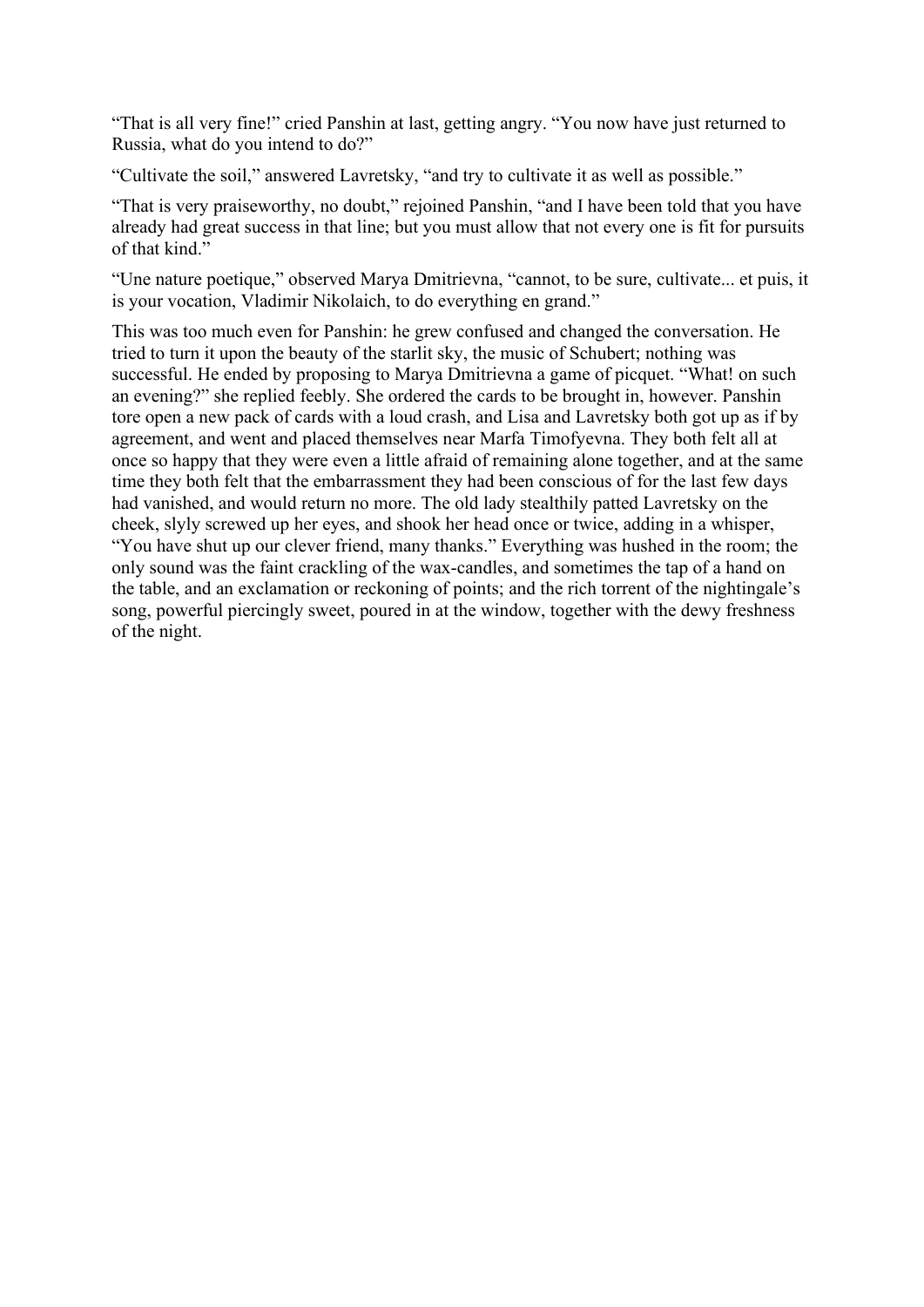“That is all very fine!” cried Panshin at last, getting angry. “You now have just returned to Russia, what do you intend to do?”

“Cultivate the soil,” answered Lavretsky, “and try to cultivate it as well as possible.”

“That is very praiseworthy, no doubt,” rejoined Panshin, “and I have been told that you have already had great success in that line; but you must allow that not every one is fit for pursuits of that kind.”

“Une nature poetique,” observed Marya Dmitrievna, “cannot, to be sure, cultivate... et puis, it is your vocation, Vladimir Nikolaich, to do everything en grand.”

This was too much even for Panshin: he grew confused and changed the conversation. He tried to turn it upon the beauty of the starlit sky, the music of Schubert; nothing was successful. He ended by proposing to Marya Dmitrievna a game of picquet. “What! on such an evening?” she replied feebly. She ordered the cards to be brought in, however. Panshin tore open a new pack of cards with a loud crash, and Lisa and Lavretsky both got up as if by agreement, and went and placed themselves near Marfa Timofyevna. They both felt all at once so happy that they were even a little afraid of remaining alone together, and at the same time they both felt that the embarrassment they had been conscious of for the last few days had vanished, and would return no more. The old lady stealthily patted Lavretsky on the cheek, slyly screwed up her eyes, and shook her head once or twice, adding in a whisper, “You have shut up our clever friend, many thanks.” Everything was hushed in the room; the only sound was the faint crackling of the wax-candles, and sometimes the tap of a hand on the table, and an exclamation or reckoning of points; and the rich torrent of the nightingale’s song, powerful piercingly sweet, poured in at the window, together with the dewy freshness of the night.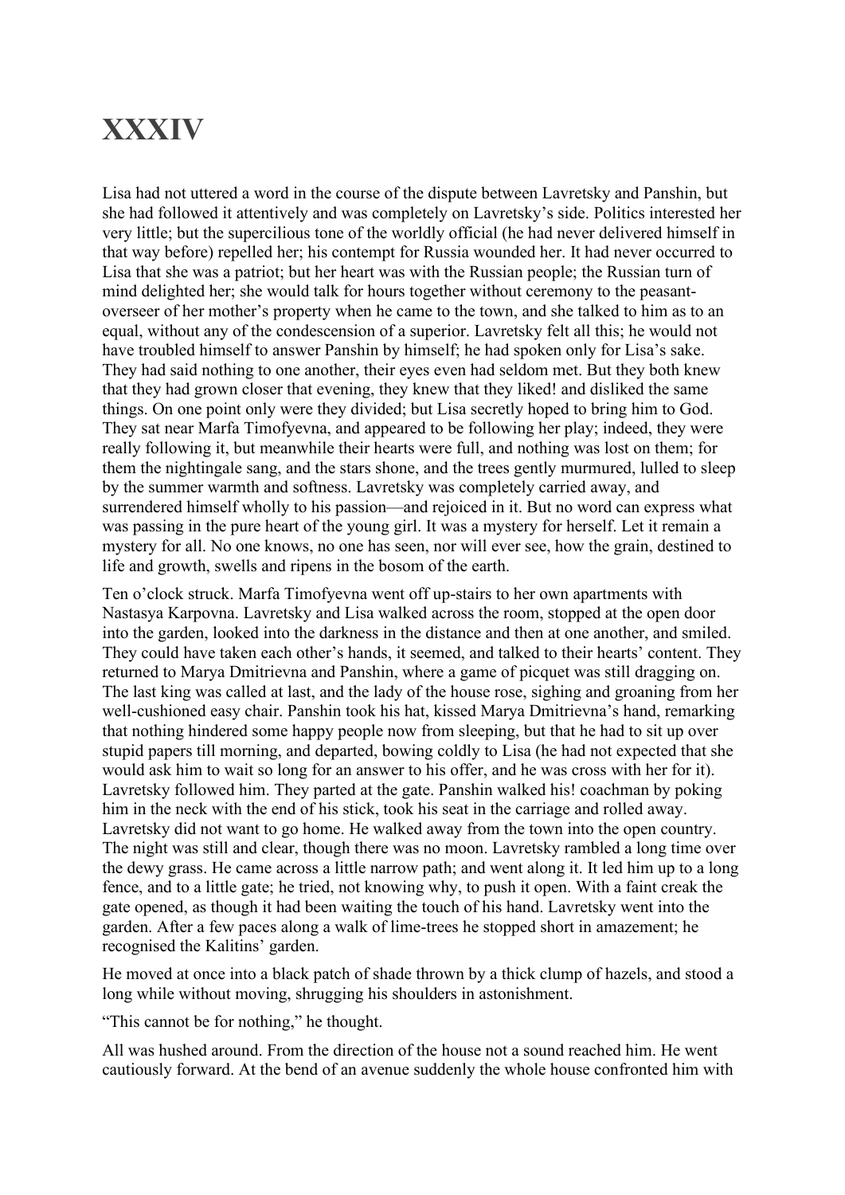# XXXIV

Lisa had not uttered a word in the course of the dispute between Lavretsky and Panshin, but she had followed it attentively and was completely on Lavretsky's side. Politics interested her very little; but the supercilious tone of the worldly official (he had never delivered himself in that way before) repelled her; his contempt for Russia wounded her. It had never occurred to Lisa that she was a patriot; but her heart was with the Russian people; the Russian turn of mind delighted her; she would talk for hours together without ceremony to the peasant-overseer of her mother's property when he came to the town, and she talked to him as to an equal, without any of the condescension of a superior. Lavretsky felt all this; he would not have troubled himself to answer Panshin by himself; he had spoken only for Lisa's sake. They had said nothing to one another, their eyes even had seldom met. But they both knew that they had grown closer that evening, they knew that they liked! and disliked the same things. On one point only were they divided; but Lisa secretly hoped to bring him to God. They sat near Marfa Timofyevna, and appeared to be following her play; indeed, they were really following it, but meanwhile their hearts were full, and nothing was lost on them; for them the nightingale sang, and the stars shone, and the trees gently murmured, lulled to sleep by the summer warmth and softness. Lavretsky was completely carried away, and surrendered himself wholly to his passion—and rejoiced in it. But no word can express what was passing in the pure heart of the young girl. It was a mystery for herself. Let it remain a mystery for all. No one knows, no one has seen, nor will ever see, how the grain, destined to life and growth, swells and ripens in the bosom of the earth.

Ten o'clock struck. Marfa Timofyevna went off up-stairs to her own apartments with Nastasya Karpovna. Lavretsky and Lisa walked across the room, stopped at the open door into the garden, looked into the darkness in the distance and then at one another, and smiled. They could have taken each other's hands, it seemed, and talked to their hearts' content. They returned to Marya Dmitrievna and Panshin, where a game of picquet was still dragging on. The last king was called at last, and the lady of the house rose, sighing and groaning from her well-cushioned easy chair. Panshin took his hat, kissed Marya Dmitrievna's hand, remarking that nothing hindered some happy people now from sleeping, but that he had to sit up over stupid papers till morning, and departed, bowing coldly to Lisa (he had not expected that she would ask him to wait so long for an answer to his offer, and he was cross with her for it). Lavretsky followed him. They parted at the gate. Panshin walked his! coachman by poking him in the neck with the end of his stick, took his seat in the carriage and rolled away. Lavretsky did not want to go home. He walked away from the town into the open country. The night was still and clear, though there was no moon. Lavretsky rambled a long time over the dewy grass. He came across a little narrow path; and went along it. It led him up to a long fence, and to a little gate; he tried, not knowing why, to push it open. With a faint creak the gate opened, as though it had been waiting the touch of his hand. Lavretsky went into the garden. After a few paces along a walk of lime-trees he stopped short in amazement; he recognised the Kalitins' garden.

He moved at once into a black patch of shade thrown by a thick clump of hazels, and stood a long while without moving, shrugging his shoulders in astonishment.

"This cannot be for nothing," he thought.

All was hushed around. From the direction of the house not a sound reached him. He went cautiously forward. At the bend of an avenue suddenly the whole house confronted him with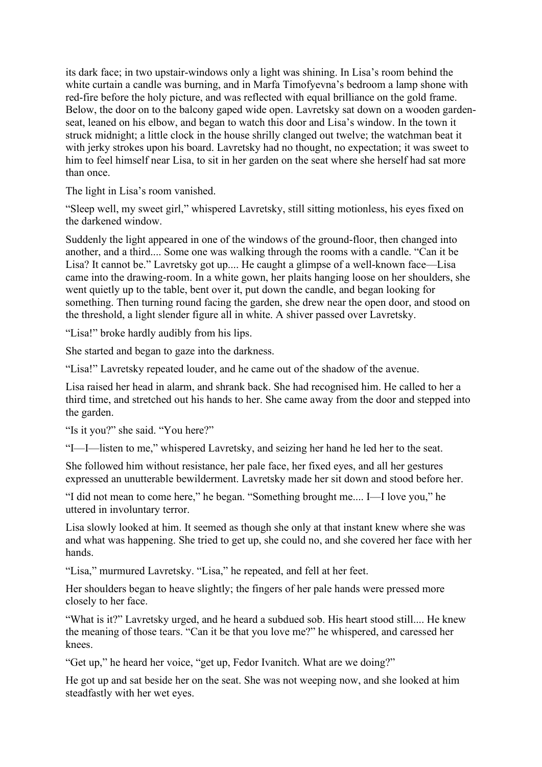its dark face; in two upstair-windows only a light was shining. In Lisa's room behind the white curtain a candle was burning, and in Marfa Timofyevna's bedroom a lamp shone with red-fire before the holy picture, and was reflected with equal brilliance on the gold frame. Below, the door on to the balcony gaped wide open. Lavretsky sat down on a wooden garden-seat, leaned on his elbow, and began to watch this door and Lisa's window. In the town it struck midnight; a little clock in the house shrilly clanged out twelve; the watchman beat it with jerky strokes upon his board. Lavretsky had no thought, no expectation; it was sweet to him to feel himself near Lisa, to sit in her garden on the seat where she herself had sat more than once.

The light in Lisa's room vanished.

"Sleep well, my sweet girl," whispered Lavretsky, still sitting motionless, his eyes fixed on the darkened window.

Suddenly the light appeared in one of the windows of the ground-floor, then changed into another, and a third.... Some one was walking through the rooms with a candle. "Can it be Lisa? It cannot be." Lavretsky got up.... He caught a glimpse of a well-known face—Lisa came into the drawing-room. In a white gown, her plaits hanging loose on her shoulders, she went quietly up to the table, bent over it, put down the candle, and began looking for something. Then turning round facing the garden, she drew near the open door, and stood on the threshold, a light slender figure all in white. A shiver passed over Lavretsky.

"Lisa!" broke hardly audibly from his lips.

She started and began to gaze into the darkness.

"Lisa!" Lavretsky repeated louder, and he came out of the shadow of the avenue.

Lisa raised her head in alarm, and shrank back. She had recognised him. He called to her a third time, and stretched out his hands to her. She came away from the door and stepped into the garden.

"Is it you?" she said. "You here?"

"I—I—listen to me," whispered Lavretsky, and seizing her hand he led her to the seat.

She followed him without resistance, her pale face, her fixed eyes, and all her gestures expressed an unutterable bewilderment. Lavretsky made her sit down and stood before her.

"I did not mean to come here," he began. "Something brought me.... I—I love you," he uttered in involuntary terror.

Lisa slowly looked at him. It seemed as though she only at that instant knew where she was and what was happening. She tried to get up, she could no, and she covered her face with her hands.

"Lisa," murmured Lavretsky. "Lisa," he repeated, and fell at her feet.

Her shoulders began to heave slightly; the fingers of her pale hands were pressed more closely to her face.

"What is it?" Lavretsky urged, and he heard a subdued sob. His heart stood still.... He knew the meaning of those tears. "Can it be that you love me?" he whispered, and caressed her knees.

"Get up," he heard her voice, "get up, Fedor Ivanitch. What are we doing?"

He got up and sat beside her on the seat. She was not weeping now, and she looked at him steadfastly with her wet eyes.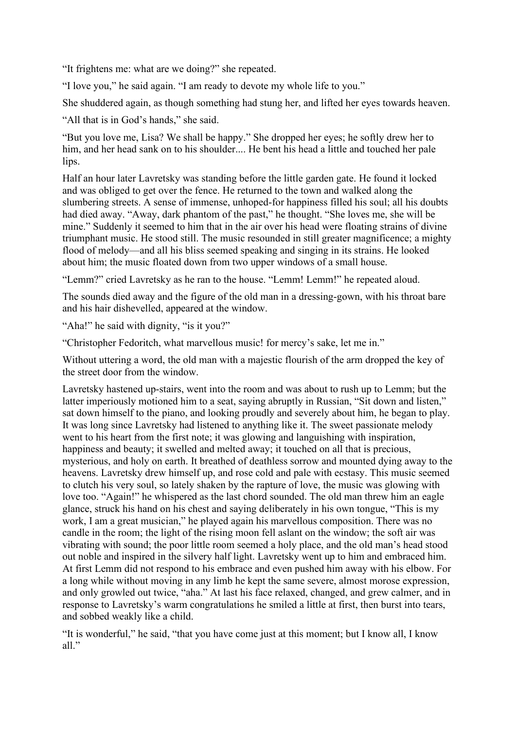“It frightens me: what are we doing?” she repeated.

“I love you,” he said again. “I am ready to devote my whole life to you.”

She shuddered again, as though something had stung her, and lifted her eyes towards heaven.

“All that is in God’s hands,” she said.

“But you love me, Lisa? We shall be happy.” She dropped her eyes; he softly drew her to him, and her head sank on to his shoulder.... He bent his head a little and touched her pale lips.

Half an hour later Lavretsky was standing before the little garden gate. He found it locked and was obliged to get over the fence. He returned to the town and walked along the slumbering streets. A sense of immense, unhoped-for happiness filled his soul; all his doubts had died away. “Away, dark phantom of the past,” he thought. “She loves me, she will be mine.” Suddenly it seemed to him that in the air over his head were floating strains of divine triumphant music. He stood still. The music resounded in still greater magnificence; a mighty flood of melody—and all his bliss seemed speaking and singing in its strains. He looked about him; the music floated down from two upper windows of a small house.

“Lemm?” cried Lavretsky as he ran to the house. “Lemm! Lemm!” he repeated aloud.

The sounds died away and the figure of the old man in a dressing-gown, with his throat bare and his hair dishevelled, appeared at the window.

“Aha!” he said with dignity, “is it you?”

“Christopher Fedoritch, what marvellous music! for mercy’s sake, let me in.”

Without uttering a word, the old man with a majestic flourish of the arm dropped the key of the street door from the window.

Lavretsky hastened up-stairs, went into the room and was about to rush up to Lemm; but the latter imperiously motioned him to a seat, saying abruptly in Russian, “Sit down and listen,” sat down himself to the piano, and looking proudly and severely about him, he began to play. It was long since Lavretsky had listened to anything like it. The sweet passionate melody went to his heart from the first note; it was glowing and languishing with inspiration, happiness and beauty; it swelled and melted away; it touched on all that is precious, mysterious, and holy on earth. It breathed of deathless sorrow and mounted dying away to the heavens. Lavretsky drew himself up, and rose cold and pale with ecstasy. This music seemed to clutch his very soul, so lately shaken by the rapture of love, the music was glowing with love too. “Again!” he whispered as the last chord sounded. The old man threw him an eagle glance, struck his hand on his chest and saying deliberately in his own tongue, “This is my work, I am a great musician,” he played again his marvellous composition. There was no candle in the room; the light of the rising moon fell aslant on the window; the soft air was vibrating with sound; the poor little room seemed a holy place, and the old man’s head stood out noble and inspired in the silvery half light. Lavretsky went up to him and embraced him. At first Lemm did not respond to his embrace and even pushed him away with his elbow. For a long while without moving in any limb he kept the same severe, almost morose expression, and only growled out twice, “aha.” At last his face relaxed, changed, and grew calmer, and in response to Lavretsky’s warm congratulations he smiled a little at first, then burst into tears, and sobbed weakly like a child.

“It is wonderful,” he said, “that you have come just at this moment; but I know all, I know all.”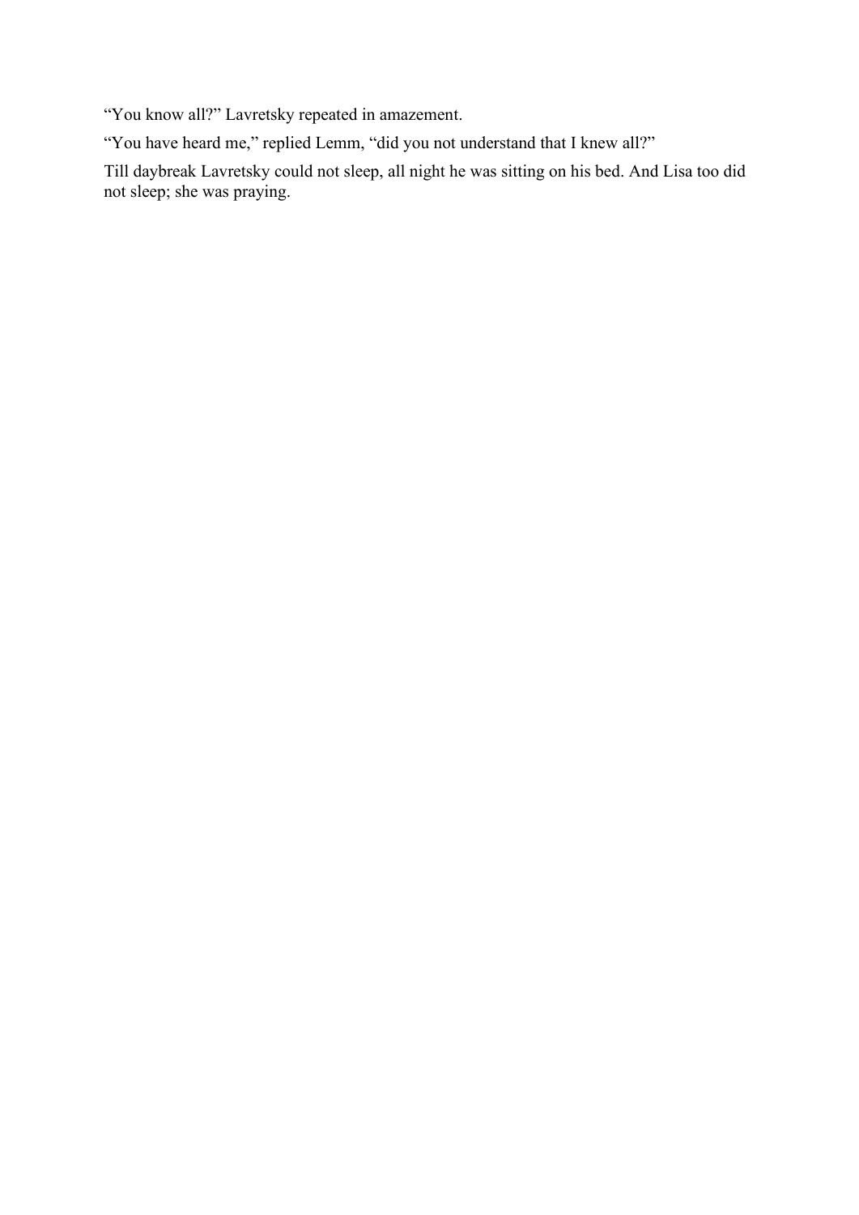"You know all?" Lavretsky repeated in amazement.

"You have heard me," replied Lemm, "did you not understand that I knew all?"

Till daybreak Lavretsky could not sleep, all night he was sitting on his bed. And Lisa too did not sleep; she was praying.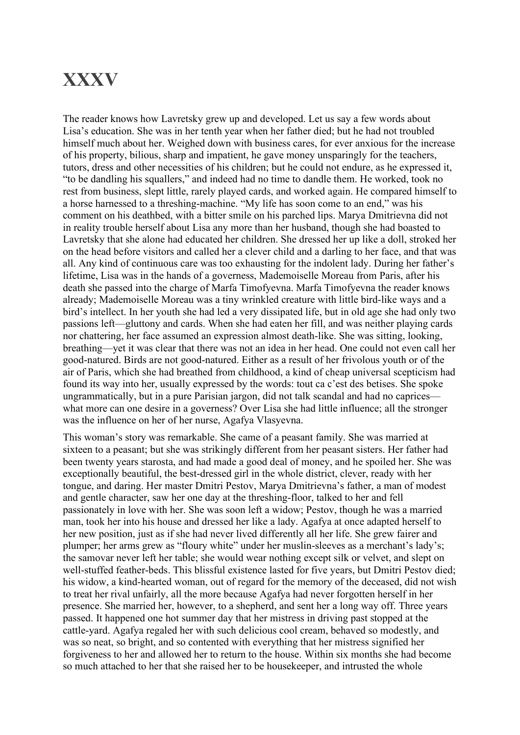# XXXV

The reader knows how Lavretsky grew up and developed. Let us say a few words about Lisa's education. She was in her tenth year when her father died; but he had not troubled himself much about her. Weighed down with business cares, for ever anxious for the increase of his property, bilious, sharp and impatient, he gave money unsparingly for the teachers, tutors, dress and other necessities of his children; but he could not endure, as he expressed it, "to be dandling his squallers," and indeed had no time to dandle them. He worked, took no rest from business, slept little, rarely played cards, and worked again. He compared himself to a horse harnessed to a threshing-machine. "My life has soon come to an end," was his comment on his deathbed, with a bitter smile on his parched lips. Marya Dmitrievna did not in reality trouble herself about Lisa any more than her husband, though she had boasted to Lavretsky that she alone had educated her children. She dressed her up like a doll, stroked her on the head before visitors and called her a clever child and a darling to her face, and that was all. Any kind of continuous care was too exhausting for the indolent lady. During her father's lifetime, Lisa was in the hands of a governess, Mademoiselle Moreau from Paris, after his death she passed into the charge of Marfa Timofyevna. Marfa Timofyevna the reader knows already; Mademoiselle Moreau was a tiny wrinkled creature with little bird-like ways and a bird's intellect. In her youth she had led a very dissipated life, but in old age she had only two passions left—gluttony and cards. When she had eaten her fill, and was neither playing cards nor chattering, her face assumed an expression almost death-like. She was sitting, looking, breathing—yet it was clear that there was not an idea in her head. One could not even call her good-natured. Birds are not good-natured. Either as a result of her frivolous youth or of the air of Paris, which she had breathed from childhood, a kind of cheap universal scepticism had found its way into her, usually expressed by the words: tout ca c'est des betises. She spoke ungrammatically, but in a pure Parisian jargon, did not talk scandal and had no caprices—what more can one desire in a governess? Over Lisa she had little influence; all the stronger was the influence on her of her nurse, Agafya Vlasyevna.

This woman's story was remarkable. She came of a peasant family. She was married at sixteen to a peasant; but she was strikingly different from her peasant sisters. Her father had been twenty years starosta, and had made a good deal of money, and he spoiled her. She was exceptionally beautiful, the best-dressed girl in the whole district, clever, ready with her tongue, and daring. Her master Dmitri Pestov, Marya Dmitrievna's father, a man of modest and gentle character, saw her one day at the threshing-floor, talked to her and fell passionately in love with her. She was soon left a widow; Pestov, though he was a married man, took her into his house and dressed her like a lady. Agafya at once adapted herself to her new position, just as if she had never lived differently all her life. She grew fairer and plumper; her arms grew as "floury white" under her muslin-sleeves as a merchant's lady's; the samovar never left her table; she would wear nothing except silk or velvet, and slept on well-stuffed feather-beds. This blissful existence lasted for five years, but Dmitri Pestov died; his widow, a kind-hearted woman, out of regard for the memory of the deceased, did not wish to treat her rival unfairly, all the more because Agafya had never forgotten herself in her presence. She married her, however, to a shepherd, and sent her a long way off. Three years passed. It happened one hot summer day that her mistress in driving past stopped at the cattle-yard. Agafya regaled her with such delicious cool cream, behaved so modestly, and was so neat, so bright, and so contented with everything that her mistress signified her forgiveness to her and allowed her to return to the house. Within six months she had become so much attached to her that she raised her to be housekeeper, and intrusted the whole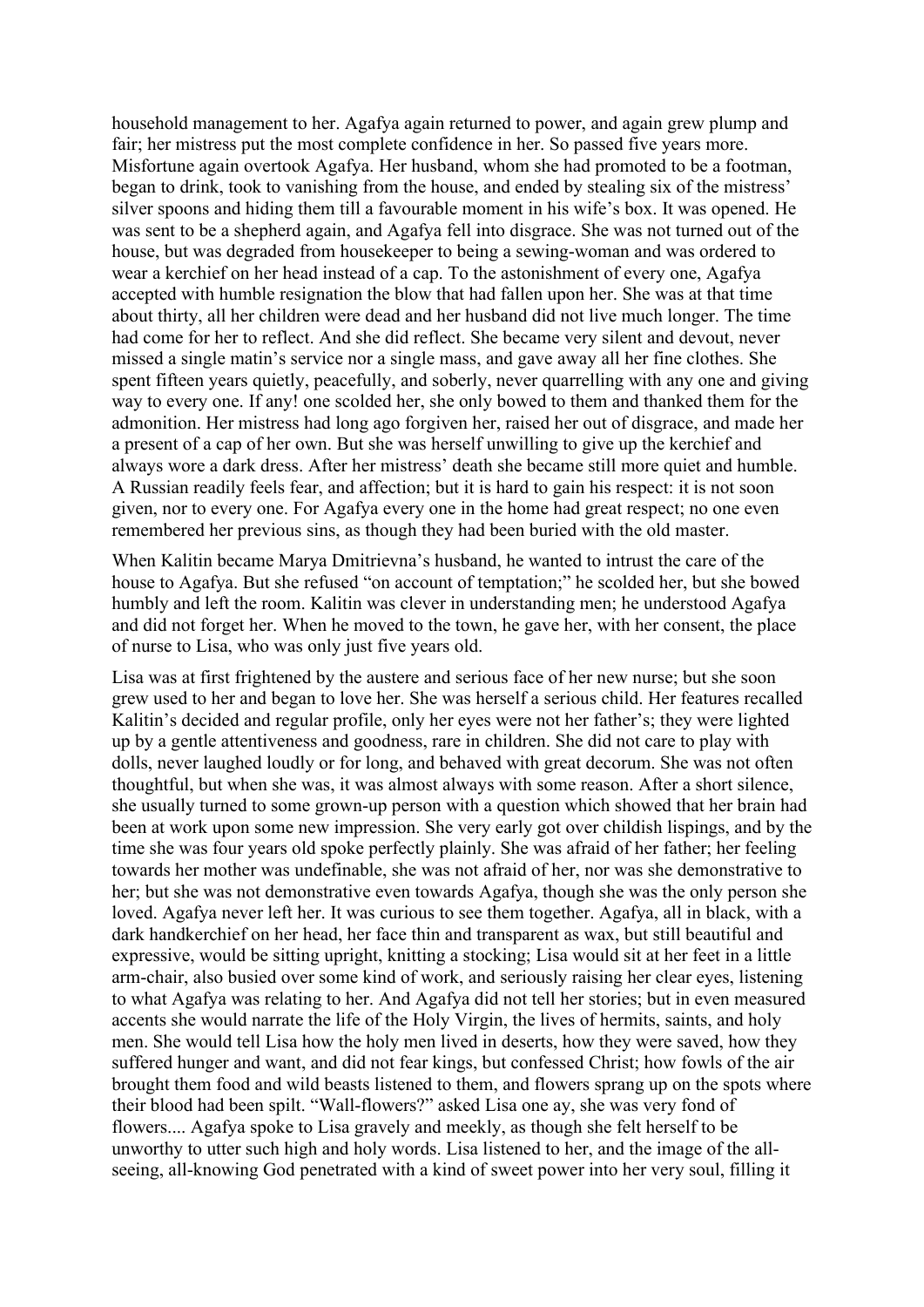household management to her. Agafya again returned to power, and again grew plump and fair; her mistress put the most complete confidence in her. So passed five years more. Misfortune again overtook Agafya. Her husband, whom she had promoted to be a footman, began to drink, took to vanishing from the house, and ended by stealing six of the mistress' silver spoons and hiding them till a favourable moment in his wife's box. It was opened. He was sent to be a shepherd again, and Agafya fell into disgrace. She was not turned out of the house, but was degraded from housekeeper to being a sewing-woman and was ordered to wear a kerchief on her head instead of a cap. To the astonishment of every one, Agafya accepted with humble resignation the blow that had fallen upon her. She was at that time about thirty, all her children were dead and her husband did not live much longer. The time had come for her to reflect. And she did reflect. She became very silent and devout, never missed a single matin's service nor a single mass, and gave away all her fine clothes. She spent fifteen years quietly, peacefully, and soberly, never quarrelling with any one and giving way to every one. If any! one scolded her, she only bowed to them and thanked them for the admonition. Her mistress had long ago forgiven her, raised her out of disgrace, and made her a present of a cap of her own. But she was herself unwilling to give up the kerchief and always wore a dark dress. After her mistress' death she became still more quiet and humble. A Russian readily feels fear, and affection; but it is hard to gain his respect: it is not soon given, nor to every one. For Agafya every one in the home had great respect; no one even remembered her previous sins, as though they had been buried with the old master.

When Kalitin became Marya Dmitrievna's husband, he wanted to intrust the care of the house to Agafya. But she refused "on account of temptation;" he scolded her, but she bowed humbly and left the room. Kalitin was clever in understanding men; he understood Agafya and did not forget her. When he moved to the town, he gave her, with her consent, the place of nurse to Lisa, who was only just five years old.

Lisa was at first frightened by the austere and serious face of her new nurse; but she soon grew used to her and began to love her. She was herself a serious child. Her features recalled Kalitin's decided and regular profile, only her eyes were not her father's; they were lighted up by a gentle attentiveness and goodness, rare in children. She did not care to play with dolls, never laughed loudly or for long, and behaved with great decorum. She was not often thoughtful, but when she was, it was almost always with some reason. After a short silence, she usually turned to some grown-up person with a question which showed that her brain had been at work upon some new impression. She very early got over childish lispings, and by the time she was four years old spoke perfectly plainly. She was afraid of her father; her feeling towards her mother was undefinable, she was not afraid of her, nor was she demonstrative to her; but she was not demonstrative even towards Agafya, though she was the only person she loved. Agafya never left her. It was curious to see them together. Agafya, all in black, with a dark handkerchief on her head, her face thin and transparent as wax, but still beautiful and expressive, would be sitting upright, knitting a stocking; Lisa would sit at her feet in a little arm-chair, also busied over some kind of work, and seriously raising her clear eyes, listening to what Agafya was relating to her. And Agafya did not tell her stories; but in even measured accents she would narrate the life of the Holy Virgin, the lives of hermits, saints, and holy men. She would tell Lisa how the holy men lived in deserts, how they were saved, how they suffered hunger and want, and did not fear kings, but confessed Christ; how fowls of the air brought them food and wild beasts listened to them, and flowers sprang up on the spots where their blood had been spilt. "Wall-flowers?" asked Lisa one ay, she was very fond of flowers.... Agafya spoke to Lisa gravely and meekly, as though she felt herself to be unworthy to utter such high and holy words. Lisa listened to her, and the image of the all-seeing, all-knowing God penetrated with a kind of sweet power into her very soul, filling it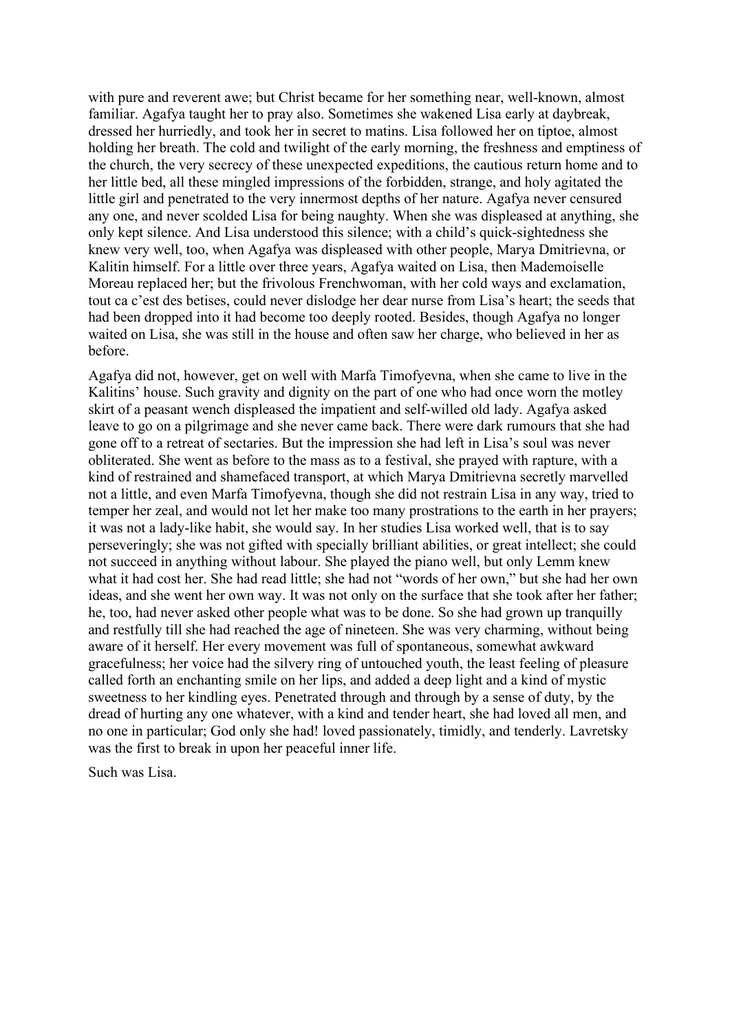with pure and reverent awe; but Christ became for her something near, well-known, almost familiar. Agafya taught her to pray also. Sometimes she wakened Lisa early at daybreak, dressed her hurriedly, and took her in secret to matins. Lisa followed her on tiptoe, almost holding her breath. The cold and twilight of the early morning, the freshness and emptiness of the church, the very secrecy of these unexpected expeditions, the cautious return home and to her little bed, all these mingled impressions of the forbidden, strange, and holy agitated the little girl and penetrated to the very innermost depths of her nature. Agafya never censured any one, and never scolded Lisa for being naughty. When she was displeased at anything, she only kept silence. And Lisa understood this silence; with a child's quick-sightedness she knew very well, too, when Agafya was displeased with other people, Marya Dmitrievna, or Kalitin himself. For a little over three years, Agafya waited on Lisa, then Mademoiselle Moreau replaced her; but the frivolous Frenchwoman, with her cold ways and exclamation, tout ca c'est des betises, could never dislodge her dear nurse from Lisa's heart; the seeds that had been dropped into it had become too deeply rooted. Besides, though Agafya no longer waited on Lisa, she was still in the house and often saw her charge, who believed in her as before.

Agafya did not, however, get on well with Marfa Timofyevna, when she came to live in the Kalitins' house. Such gravity and dignity on the part of one who had once worn the motley skirt of a peasant wench displeased the impatient and self-willed old lady. Agafya asked leave to go on a pilgrimage and she never came back. There were dark rumours that she had gone off to a retreat of sectaries. But the impression she had left in Lisa's soul was never obliterated. She went as before to the mass as to a festival, she prayed with rapture, with a kind of restrained and shamefaced transport, at which Marya Dmitrievna secretly marvelled not a little, and even Marfa Timofyevna, though she did not restrain Lisa in any way, tried to temper her zeal, and would not let her make too many prostrations to the earth in her prayers; it was not a lady-like habit, she would say. In her studies Lisa worked well, that is to say perseveringly; she was not gifted with specially brilliant abilities, or great intellect; she could not succeed in anything without labour. She played the piano well, but only Lemm knew what it had cost her. She had read little; she had not "words of her own," but she had her own ideas, and she went her own way. It was not only on the surface that she took after her father; he, too, had never asked other people what was to be done. So she had grown up tranquilly and restfully till she had reached the age of nineteen. She was very charming, without being aware of it herself. Her every movement was full of spontaneous, somewhat awkward gracefulness; her voice had the silvery ring of untouched youth, the least feeling of pleasure called forth an enchanting smile on her lips, and added a deep light and a kind of mystic sweetness to her kindling eyes. Penetrated through and through by a sense of duty, by the dread of hurting any one whatever, with a kind and tender heart, she had loved all men, and no one in particular; God only she had! loved passionately, timidly, and tenderly. Lavretsky was the first to break in upon her peaceful inner life.

Such was Lisa.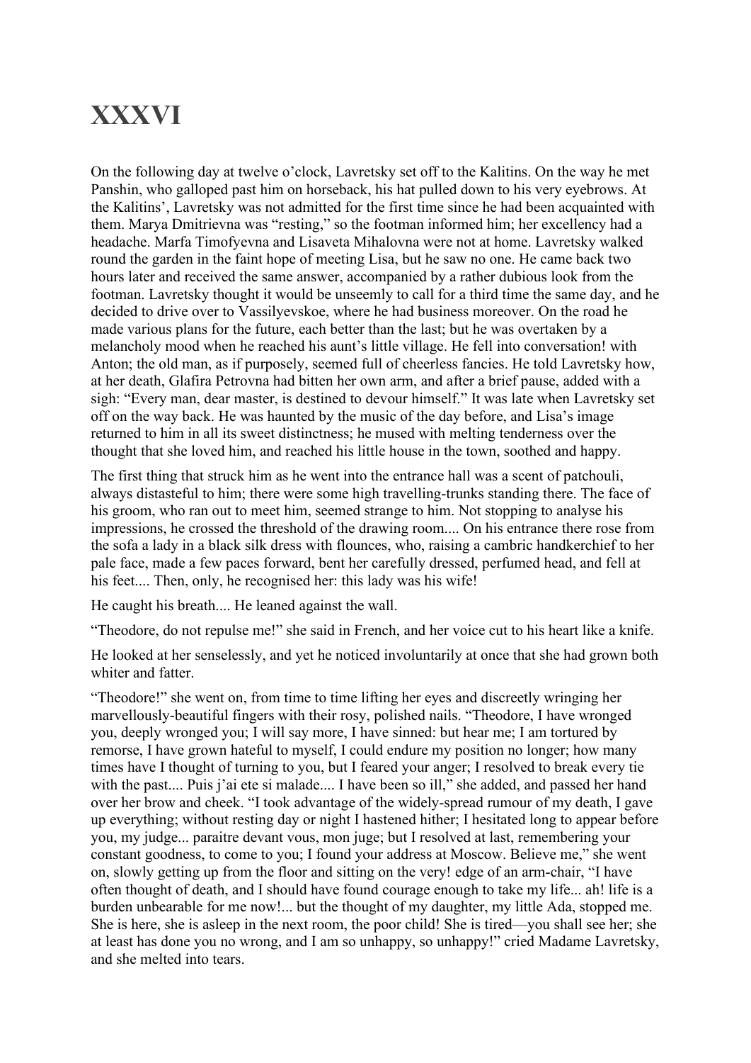# XXXVI

On the following day at twelve o'clock, Lavretsky set off to the Kalitins. On the way he met Panshin, who galloped past him on horseback, his hat pulled down to his very eyebrows. At the Kalitins', Lavretsky was not admitted for the first time since he had been acquainted with them. Marya Dmitrievna was "resting," so the footman informed him; her excellency had a headache. Marfa Timofyevna and Lisaveta Mihalovna were not at home. Lavretsky walked round the garden in the faint hope of meeting Lisa, but he saw no one. He came back two hours later and received the same answer, accompanied by a rather dubious look from the footman. Lavretsky thought it would be unseemly to call for a third time the same day, and he decided to drive over to Vassilyevskoe, where he had business moreover. On the road he made various plans for the future, each better than the last; but he was overtaken by a melancholy mood when he reached his aunt's little village. He fell into conversation! with Anton; the old man, as if purposely, seemed full of cheerless fancies. He told Lavretsky how, at her death, Glafira Petrovna had bitten her own arm, and after a brief pause, added with a sigh: "Every man, dear master, is destined to devour himself." It was late when Lavretsky set off on the way back. He was haunted by the music of the day before, and Lisa's image returned to him in all its sweet distinctness; he mused with melting tenderness over the thought that she loved him, and reached his little house in the town, soothed and happy.

The first thing that struck him as he went into the entrance hall was a scent of patchouli, always distasteful to him; there were some high travelling-trunks standing there. The face of his groom, who ran out to meet him, seemed strange to him. Not stopping to analyse his impressions, he crossed the threshold of the drawing room.... On his entrance there rose from the sofa a lady in a black silk dress with flounces, who, raising a cambric handkerchief to her pale face, made a few paces forward, bent her carefully dressed, perfumed head, and fell at his feet.... Then, only, he recognised her: this lady was his wife!

He caught his breath.... He leaned against the wall.

"Theodore, do not repulse me!" she said in French, and her voice cut to his heart like a knife.

He looked at her senselessly, and yet he noticed involuntarily at once that she had grown both whiter and fatter.

"Theodore!" she went on, from time to time lifting her eyes and discreetly wringing her marvellously-beautiful fingers with their rosy, polished nails. "Theodore, I have wronged you, deeply wronged you; I will say more, I have sinned: but hear me; I am tortured by remorse, I have grown hateful to myself, I could endure my position no longer; how many times have I thought of turning to you, but I feared your anger; I resolved to break every tie with the past.... Puis j'ai ete si malade.... I have been so ill," she added, and passed her hand over her brow and cheek. "I took advantage of the widely-spread rumour of my death, I gave up everything; without resting day or night I hastened hither; I hesitated long to appear before you, my judge... paraitre devant vous, mon juge; but I resolved at last, remembering your constant goodness, to come to you; I found your address at Moscow. Believe me," she went on, slowly getting up from the floor and sitting on the very! edge of an arm-chair, "I have often thought of death, and I should have found courage enough to take my life... ah! life is a burden unbearable for me now!... but the thought of my daughter, my little Ada, stopped me. She is here, she is asleep in the next room, the poor child! She is tired—you shall see her; she at least has done you no wrong, and I am so unhappy, so unhappy!" cried Madame Lavretsky, and she melted into tears.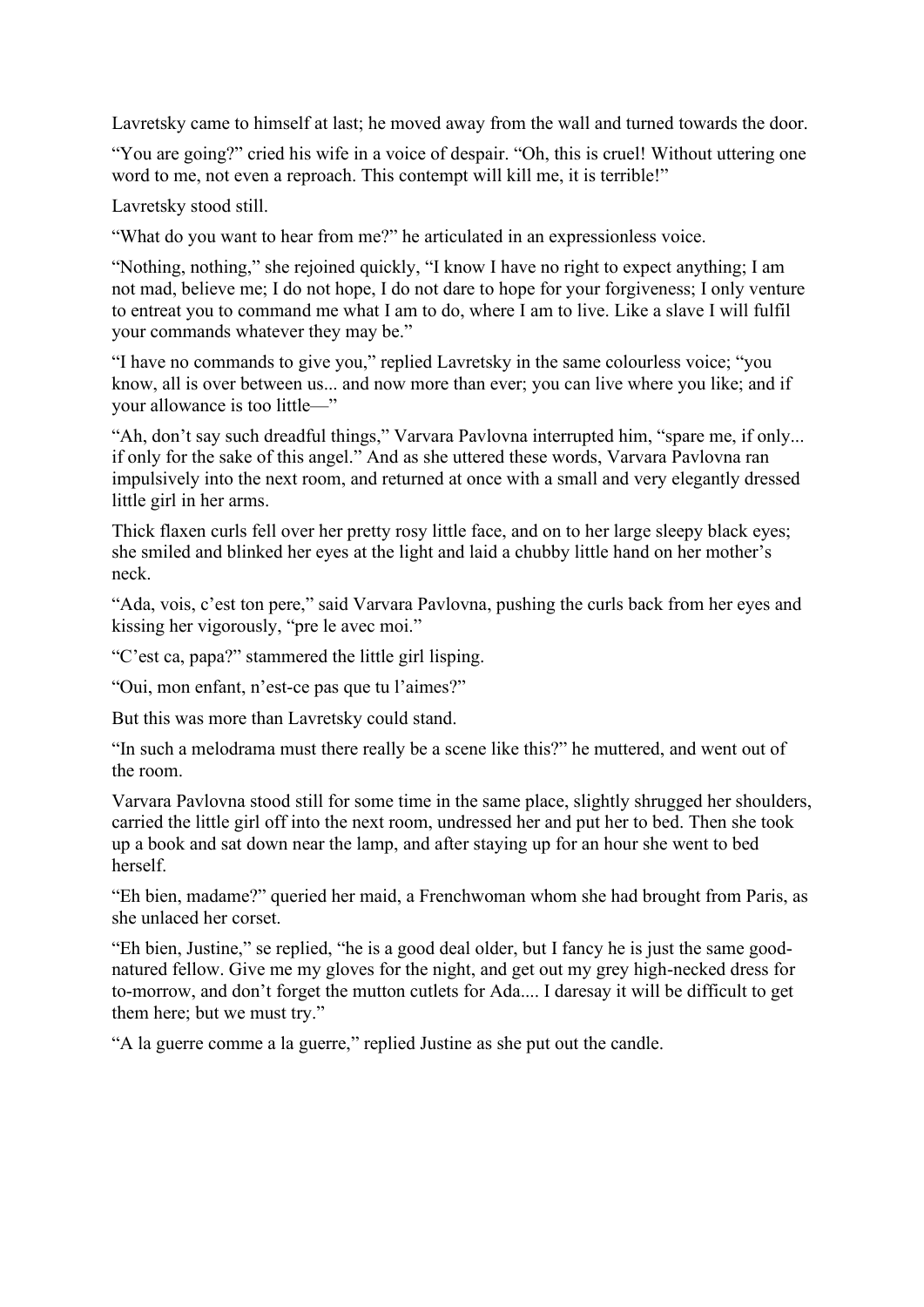Lavretsky came to himself at last; he moved away from the wall and turned towards the door.

“You are going?” cried his wife in a voice of despair. “Oh, this is cruel! Without uttering one word to me, not even a reproach. This contempt will kill me, it is terrible!”

Lavretsky stood still.

“What do you want to hear from me?” he articulated in an expressionless voice.

“Nothing, nothing,” she rejoined quickly, “I know I have no right to expect anything; I am not mad, believe me; I do not hope, I do not dare to hope for your forgiveness; I only venture to entreat you to command me what I am to do, where I am to live. Like a slave I will fulfil your commands whatever they may be.”

“I have no commands to give you,” replied Lavretsky in the same colourless voice; “you know, all is over between us... and now more than ever; you can live where you like; and if your allowance is too little—”

“Ah, don’t say such dreadful things,” Varvara Pavlovna interrupted him, “spare me, if only... if only for the sake of this angel.” And as she uttered these words, Varvara Pavlovna ran impulsively into the next room, and returned at once with a small and very elegantly dressed little girl in her arms.

Thick flaxen curls fell over her pretty rosy little face, and on to her large sleepy black eyes; she smiled and blinked her eyes at the light and laid a chubby little hand on her mother’s neck.

“Ada, vois, c’est ton pere,” said Varvara Pavlovna, pushing the curls back from her eyes and kissing her vigorously, “pre le avec moi.”

“C’est ca, papa?” stammered the little girl lisping.

“Oui, mon enfant, n’est-ce pas que tu l’aimes?”

But this was more than Lavretsky could stand.

“In such a melodrama must there really be a scene like this?” he muttered, and went out of the room.

Varvara Pavlovna stood still for some time in the same place, slightly shrugged her shoulders, carried the little girl off into the next room, undressed her and put her to bed. Then she took up a book and sat down near the lamp, and after staying up for an hour she went to bed herself.

“Eh bien, madame?” queried her maid, a Frenchwoman whom she had brought from Paris, as she unlaced her corset.

“Eh bien, Justine,” se replied, “he is a good deal older, but I fancy he is just the same good-natured fellow. Give me my gloves for the night, and get out my grey high-necked dress for to-morrow, and don’t forget the mutton cutlets for Ada.... I daresay it will be difficult to get them here; but we must try.”

“A la guerre comme a la guerre,” replied Justine as she put out the candle.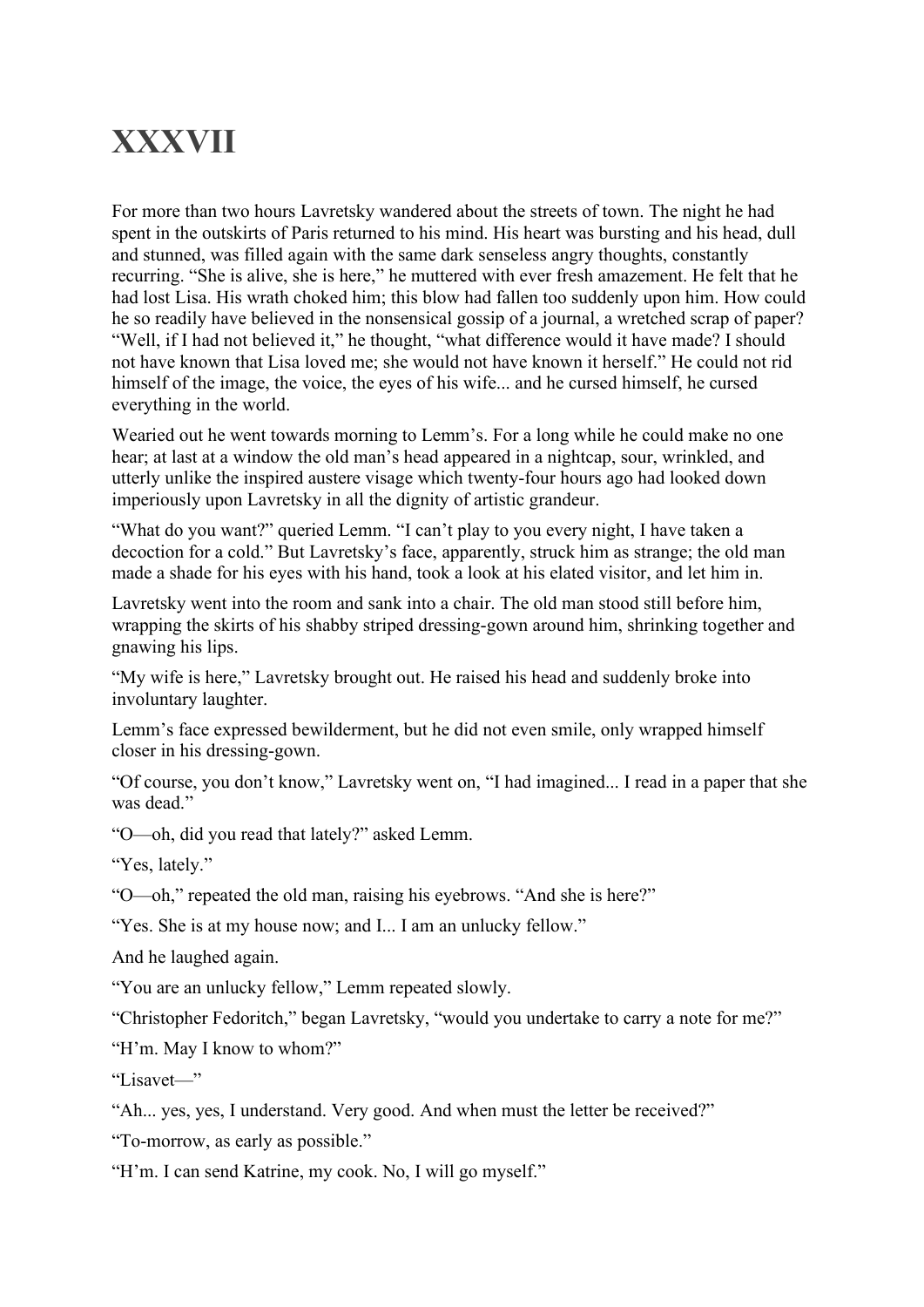# XXXVII

For more than two hours Lavretsky wandered about the streets of town. The night he had spent in the outskirts of Paris returned to his mind. His heart was bursting and his head, dull and stunned, was filled again with the same dark senseless angry thoughts, constantly recurring. “She is alive, she is here,” he muttered with ever fresh amazement. He felt that he had lost Lisa. His wrath choked him; this blow had fallen too suddenly upon him. How could he so readily have believed in the nonsensical gossip of a journal, a wretched scrap of paper? “Well, if I had not believed it,” he thought, “what difference would it have made? I should not have known that Lisa loved me; she would not have known it herself.” He could not rid himself of the image, the voice, the eyes of his wife... and he cursed himself, he cursed everything in the world.

Wearied out he went towards morning to Lemm’s. For a long while he could make no one hear; at last at a window the old man’s head appeared in a nightcap, sour, wrinkled, and utterly unlike the inspired austere visage which twenty-four hours ago had looked down imperiously upon Lavretsky in all the dignity of artistic grandeur.

“What do you want?” queried Lemm. “I can’t play to you every night, I have taken a decoction for a cold.” But Lavretsky’s face, apparently, struck him as strange; the old man made a shade for his eyes with his hand, took a look at his elated visitor, and let him in.

Lavretsky went into the room and sank into a chair. The old man stood still before him, wrapping the skirts of his shabby striped dressing-gown around him, shrinking together and gnawing his lips.

“My wife is here,” Lavretsky brought out. He raised his head and suddenly broke into involuntary laughter.

Lemm’s face expressed bewilderment, but he did not even smile, only wrapped himself closer in his dressing-gown.

“Of course, you don’t know,” Lavretsky went on, “I had imagined... I read in a paper that she was dead.”

“O—oh, did you read that lately?” asked Lemm.

“Yes, lately.”

“O—oh,” repeated the old man, raising his eyebrows. “And she is here?”

“Yes. She is at my house now; and I... I am an unlucky fellow.”

And he laughed again.

“You are an unlucky fellow,” Lemm repeated slowly.

“Christopher Fedoritch,” began Lavretsky, “would you undertake to carry a note for me?”

“H’m. May I know to whom?”

“Lisavet—”

“Ah... yes, yes, I understand. Very good. And when must the letter be received?”

“To-morrow, as early as possible.”

“H’m. I can send Katrine, my cook. No, I will go myself.”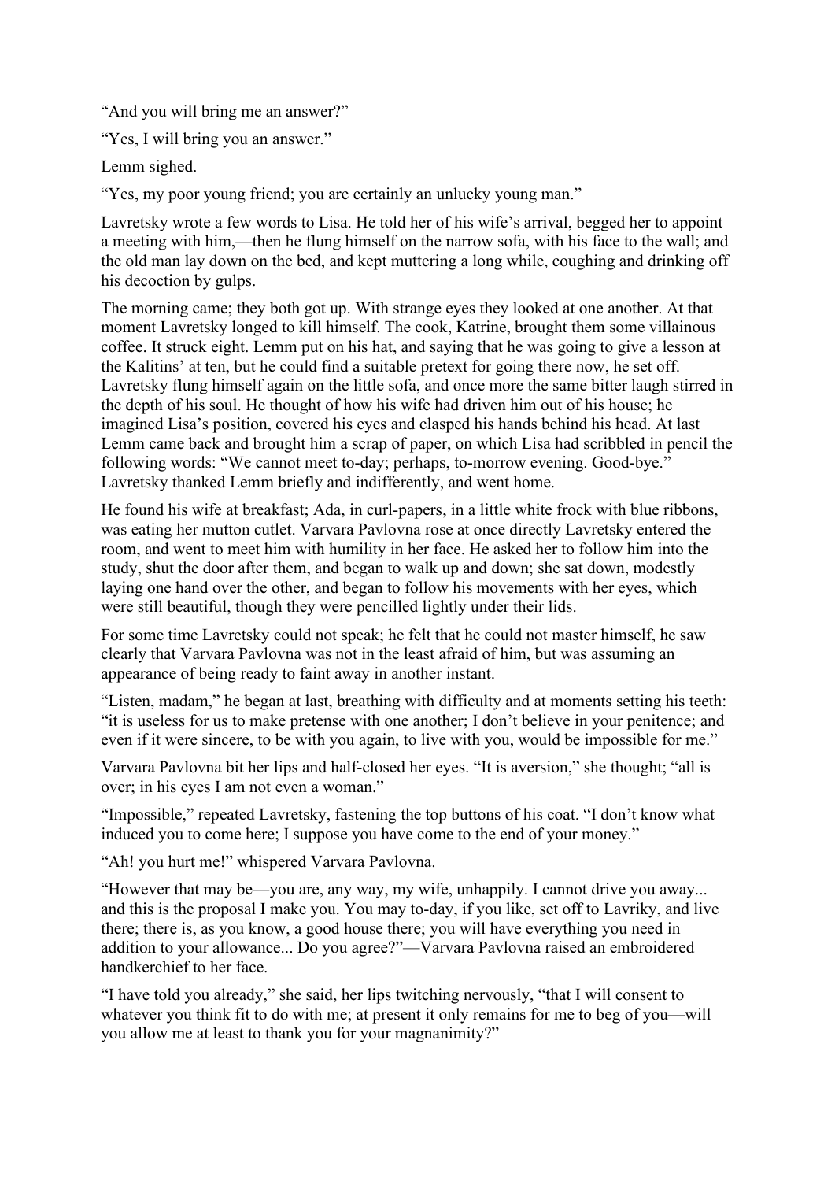“And you will bring me an answer?”

“Yes, I will bring you an answer.”

Lemm sighed.

“Yes, my poor young friend; you are certainly an unlucky young man.”

Lavretsky wrote a few words to Lisa. He told her of his wife’s arrival, begged her to appoint a meeting with him,—then he flung himself on the narrow sofa, with his face to the wall; and the old man lay down on the bed, and kept muttering a long while, coughing and drinking off his decoction by gulps.

The morning came; they both got up. With strange eyes they looked at one another. At that moment Lavretsky longed to kill himself. The cook, Katrine, brought them some villainous coffee. It struck eight. Lemm put on his hat, and saying that he was going to give a lesson at the Kalitins’ at ten, but he could find a suitable pretext for going there now, he set off. Lavretsky flung himself again on the little sofa, and once more the same bitter laugh stirred in the depth of his soul. He thought of how his wife had driven him out of his house; he imagined Lisa’s position, covered his eyes and clasped his hands behind his head. At last Lemm came back and brought him a scrap of paper, on which Lisa had scribbled in pencil the following words: “We cannot meet to-day; perhaps, to-morrow evening. Good-bye.” Lavretsky thanked Lemm briefly and indifferently, and went home.

He found his wife at breakfast; Ada, in curl-papers, in a little white frock with blue ribbons, was eating her mutton cutlet. Varvara Pavlovna rose at once directly Lavretsky entered the room, and went to meet him with humility in her face. He asked her to follow him into the study, shut the door after them, and began to walk up and down; she sat down, modestly laying one hand over the other, and began to follow his movements with her eyes, which were still beautiful, though they were pencilled lightly under their lids.

For some time Lavretsky could not speak; he felt that he could not master himself, he saw clearly that Varvara Pavlovna was not in the least afraid of him, but was assuming an appearance of being ready to faint away in another instant.

“Listen, madam,” he began at last, breathing with difficulty and at moments setting his teeth: “it is useless for us to make pretense with one another; I don’t believe in your penitence; and even if it were sincere, to be with you again, to live with you, would be impossible for me.”

Varvara Pavlovna bit her lips and half-closed her eyes. “It is aversion,” she thought; “all is over; in his eyes I am not even a woman.”

“Impossible,” repeated Lavretsky, fastening the top buttons of his coat. “I don’t know what induced you to come here; I suppose you have come to the end of your money.”

“Ah! you hurt me!” whispered Varvara Pavlovna.

“However that may be—you are, any way, my wife, unhappily. I cannot drive you away... and this is the proposal I make you. You may to-day, if you like, set off to Lavriky, and live there; there is, as you know, a good house there; you will have everything you need in addition to your allowance... Do you agree?”—Varvara Pavlovna raised an embroidered handkerchief to her face.

“I have told you already,” she said, her lips twitching nervously, “that I will consent to whatever you think fit to do with me; at present it only remains for me to beg of you—will you allow me at least to thank you for your magnanimity?”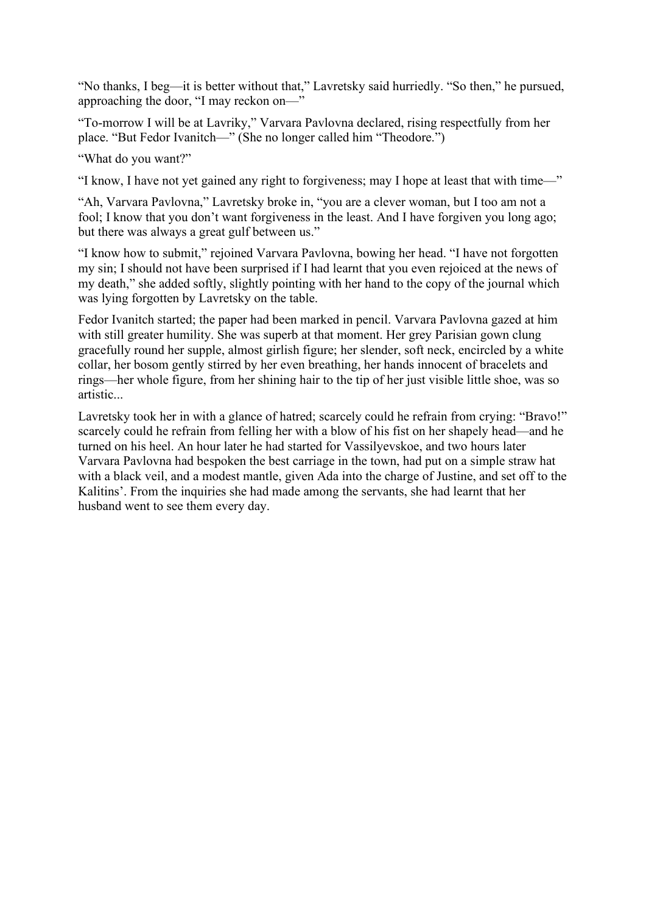“No thanks, I beg—it is better without that,” Lavretsky said hurriedly. “So then,” he pursued, approaching the door, “I may reckon on—”

“To-morrow I will be at Lavriky,” Varvara Pavlovna declared, rising respectfully from her place. “But Fedor Ivanitch—” (She no longer called him “Theodore.”)

“What do you want?”

“I know, I have not yet gained any right to forgiveness; may I hope at least that with time—”

“Ah, Varvara Pavlovna,” Lavretsky broke in, “you are a clever woman, but I too am not a fool; I know that you don’t want forgiveness in the least. And I have forgiven you long ago; but there was always a great gulf between us.”

“I know how to submit,” rejoined Varvara Pavlovna, bowing her head. “I have not forgotten my sin; I should not have been surprised if I had learnt that you even rejoiced at the news of my death,” she added softly, slightly pointing with her hand to the copy of the journal which was lying forgotten by Lavretsky on the table.

Fedor Ivanitch started; the paper had been marked in pencil. Varvara Pavlovna gazed at him with still greater humility. She was superb at that moment. Her grey Parisian gown clung gracefully round her supple, almost girlish figure; her slender, soft neck, encircled by a white collar, her bosom gently stirred by her even breathing, her hands innocent of bracelets and rings—her whole figure, from her shining hair to the tip of her just visible little shoe, was so artistic...

Lavretsky took her in with a glance of hatred; scarcely could he refrain from crying: “Bravo!” scarcely could he refrain from felling her with a blow of his fist on her shapely head—and he turned on his heel. An hour later he had started for Vassilyevskoe, and two hours later Varvara Pavlovna had bespoken the best carriage in the town, had put on a simple straw hat with a black veil, and a modest mantle, given Ada into the charge of Justine, and set off to the Kalitins’. From the inquiries she had made among the servants, she had learnt that her husband went to see them every day.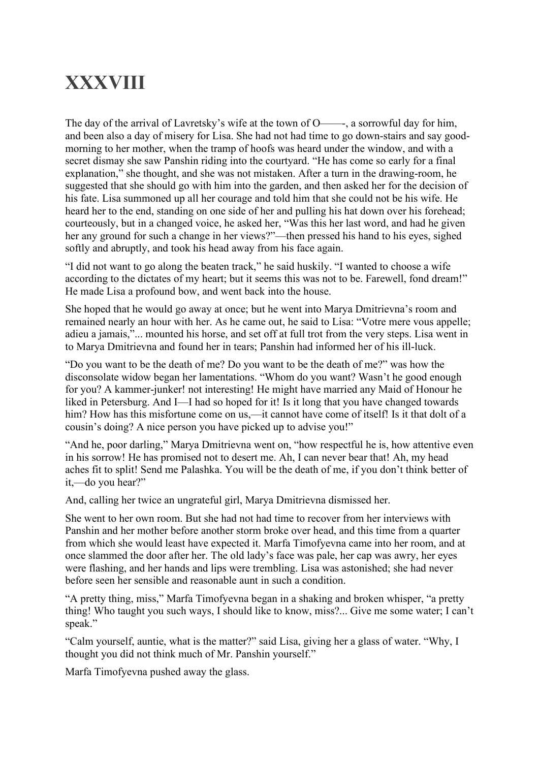# XXXVIII

The day of the arrival of Lavretsky's wife at the town of O——-, a sorrowful day for him, and been also a day of misery for Lisa. She had not had time to go down-stairs and say good-morning to her mother, when the tramp of hoofs was heard under the window, and with a secret dismay she saw Panshin riding into the courtyard. "He has come so early for a final explanation," she thought, and she was not mistaken. After a turn in the drawing-room, he suggested that she should go with him into the garden, and then asked her for the decision of his fate. Lisa summoned up all her courage and told him that she could not be his wife. He heard her to the end, standing on one side of her and pulling his hat down over his forehead; courteously, but in a changed voice, he asked her, "Was this her last word, and had he given her any ground for such a change in her views?"—then pressed his hand to his eyes, sighed softly and abruptly, and took his head away from his face again.

"I did not want to go along the beaten track," he said huskily. "I wanted to choose a wife according to the dictates of my heart; but it seems this was not to be. Farewell, fond dream!" He made Lisa a profound bow, and went back into the house.

She hoped that he would go away at once; but he went into Marya Dmitrievna's room and remained nearly an hour with her. As he came out, he said to Lisa: "Votre mere vous appelle; adieu a jamais,"... mounted his horse, and set off at full trot from the very steps. Lisa went in to Marya Dmitrievna and found her in tears; Panshin had informed her of his ill-luck.

"Do you want to be the death of me? Do you want to be the death of me?" was how the disconsolate widow began her lamentations. "Whom do you want? Wasn't he good enough for you? A kammer-junker! not interesting! He might have married any Maid of Honour he liked in Petersburg. And I—I had so hoped for it! Is it long that you have changed towards him? How has this misfortune come on us,—it cannot have come of itself! Is it that dolt of a cousin's doing? A nice person you have picked up to advise you!"

"And he, poor darling," Marya Dmitrievna went on, "how respectful he is, how attentive even in his sorrow! He has promised not to desert me. Ah, I can never bear that! Ah, my head aches fit to split! Send me Palashka. You will be the death of me, if you don't think better of it,—do you hear?"

And, calling her twice an ungrateful girl, Marya Dmitrievna dismissed her.

She went to her own room. But she had not had time to recover from her interviews with Panshin and her mother before another storm broke over head, and this time from a quarter from which she would least have expected it. Marfa Timofyevna came into her room, and at once slammed the door after her. The old lady's face was pale, her cap was awry, her eyes were flashing, and her hands and lips were trembling. Lisa was astonished; she had never before seen her sensible and reasonable aunt in such a condition.

"A pretty thing, miss," Marfa Timofyevna began in a shaking and broken whisper, "a pretty thing! Who taught you such ways, I should like to know, miss?... Give me some water; I can't speak."

"Calm yourself, auntie, what is the matter?" said Lisa, giving her a glass of water. "Why, I thought you did not think much of Mr. Panshin yourself."

Marfa Timofyevna pushed away the glass.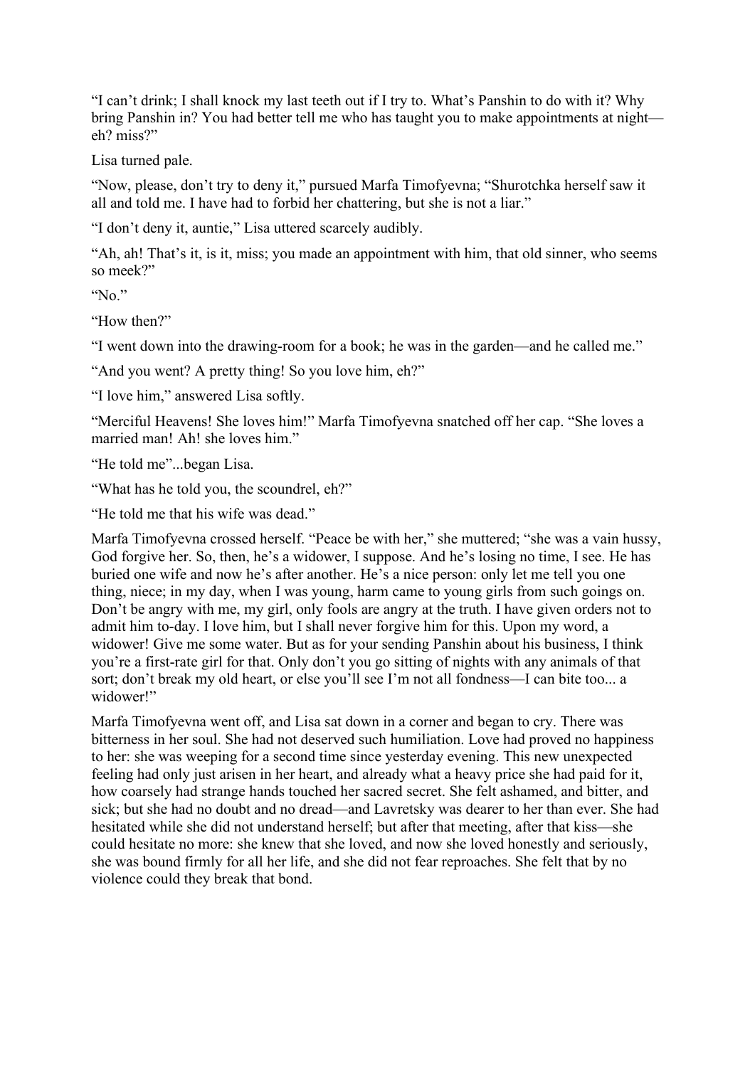“I can’t drink; I shall knock my last teeth out if I try to. What’s Panshin to do with it? Why bring Panshin in? You had better tell me who has taught you to make appointments at night—eh? miss?”

Lisa turned pale.

“Now, please, don’t try to deny it,” pursued Marfa Timofyevna; “Shurotchka herself saw it all and told me. I have had to forbid her chattering, but she is not a liar.”

“I don’t deny it, auntie,” Lisa uttered scarcely audibly.

“Ah, ah! That’s it, is it, miss; you made an appointment with him, that old sinner, who seems so meek?”

“No.”

“How then?”

“I went down into the drawing-room for a book; he was in the garden—and he called me.”

“And you went? A pretty thing! So you love him, eh?”

“I love him,” answered Lisa softly.

“Merciful Heavens! She loves him!” Marfa Timofyevna snatched off her cap. “She loves a married man! Ah! she loves him.”

“He told me”...began Lisa.

“What has he told you, the scoundrel, eh?”

“He told me that his wife was dead.”

Marfa Timofyevna crossed herself. “Peace be with her,” she muttered; “she was a vain hussy, God forgive her. So, then, he’s a widower, I suppose. And he’s losing no time, I see. He has buried one wife and now he’s after another. He’s a nice person: only let me tell you one thing, niece; in my day, when I was young, harm came to young girls from such goings on. Don’t be angry with me, my girl, only fools are angry at the truth. I have given orders not to admit him to-day. I love him, but I shall never forgive him for this. Upon my word, a widower! Give me some water. But as for your sending Panshin about his business, I think you’re a first-rate girl for that. Only don’t you go sitting of nights with any animals of that sort; don’t break my old heart, or else you’ll see I’m not all fondness—I can bite too... a widower!”

Marfa Timofyevna went off, and Lisa sat down in a corner and began to cry. There was bitterness in her soul. She had not deserved such humiliation. Love had proved no happiness to her: she was weeping for a second time since yesterday evening. This new unexpected feeling had only just arisen in her heart, and already what a heavy price she had paid for it, how coarsely had strange hands touched her sacred secret. She felt ashamed, and bitter, and sick; but she had no doubt and no dread—and Lavretsky was dearer to her than ever. She had hesitated while she did not understand herself; but after that meeting, after that kiss—she could hesitate no more: she knew that she loved, and now she loved honestly and seriously, she was bound firmly for all her life, and she did not fear reproaches. She felt that by no violence could they break that bond.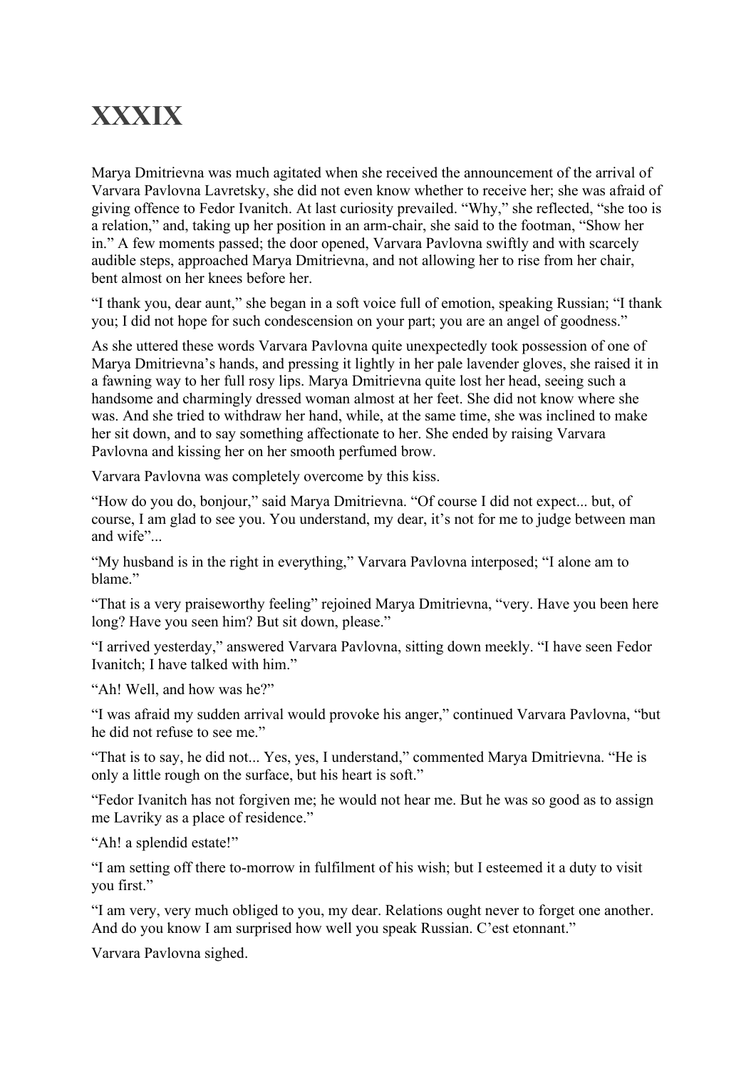# XXXIX

Marya Dmitrievna was much agitated when she received the announcement of the arrival of Varvara Pavlovna Lavretsky, she did not even know whether to receive her; she was afraid of giving offence to Fedor Ivanitch. At last curiosity prevailed. “Why,” she reflected, “she too is a relation,” and, taking up her position in an arm-chair, she said to the footman, “Show her in.” A few moments passed; the door opened, Varvara Pavlovna swiftly and with scarcely audible steps, approached Marya Dmitrievna, and not allowing her to rise from her chair, bent almost on her knees before her.

“I thank you, dear aunt,” she began in a soft voice full of emotion, speaking Russian; “I thank you; I did not hope for such condescension on your part; you are an angel of goodness.”

As she uttered these words Varvara Pavlovna quite unexpectedly took possession of one of Marya Dmitrievna’s hands, and pressing it lightly in her pale lavender gloves, she raised it in a fawning way to her full rosy lips. Marya Dmitrievna quite lost her head, seeing such a handsome and charmingly dressed woman almost at her feet. She did not know where she was. And she tried to withdraw her hand, while, at the same time, she was inclined to make her sit down, and to say something affectionate to her. She ended by raising Varvara Pavlovna and kissing her on her smooth perfumed brow.

Varvara Pavlovna was completely overcome by this kiss.

“How do you do, bonjour,” said Marya Dmitrievna. “Of course I did not expect... but, of course, I am glad to see you. You understand, my dear, it’s not for me to judge between man and wife”...

“My husband is in the right in everything,” Varvara Pavlovna interposed; “I alone am to blame.”

“That is a very praiseworthy feeling” rejoined Marya Dmitrievna, “very. Have you been here long? Have you seen him? But sit down, please.”

“I arrived yesterday,” answered Varvara Pavlovna, sitting down meekly. “I have seen Fedor Ivanitch; I have talked with him.”

“Ah! Well, and how was he?”

“I was afraid my sudden arrival would provoke his anger,” continued Varvara Pavlovna, “but he did not refuse to see me.”

“That is to say, he did not... Yes, yes, I understand,” commented Marya Dmitrievna. “He is only a little rough on the surface, but his heart is soft.”

“Fedor Ivanitch has not forgiven me; he would not hear me. But he was so good as to assign me Lavriky as a place of residence.”

“Ah! a splendid estate!”

“I am setting off there to-morrow in fulfilment of his wish; but I esteemed it a duty to visit you first.”

“I am very, very much obliged to you, my dear. Relations ought never to forget one another. And do you know I am surprised how well you speak Russian. C’est etonnant.”

Varvara Pavlovna sighed.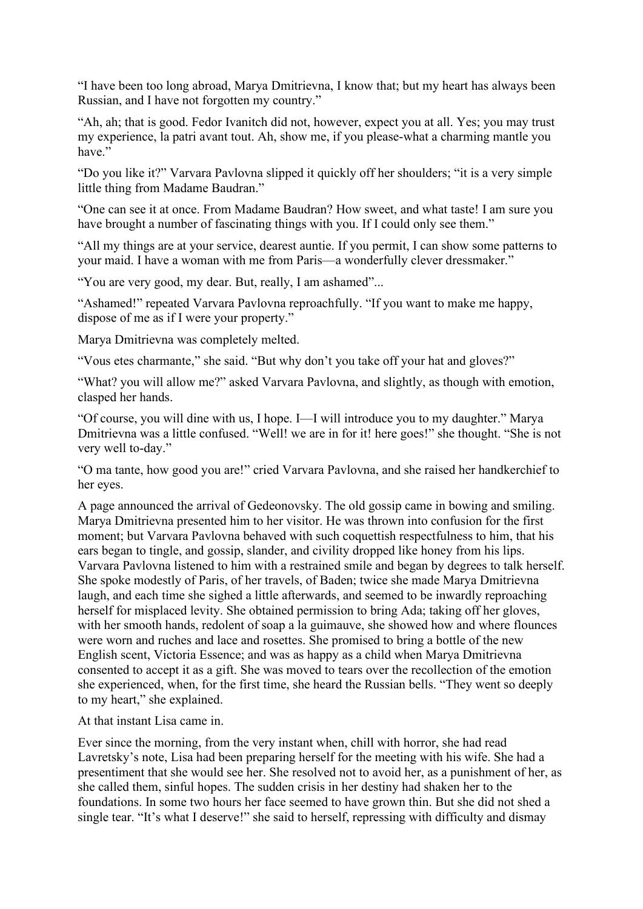“I have been too long abroad, Marya Dmitrievna, I know that; but my heart has always been Russian, and I have not forgotten my country.”

“Ah, ah; that is good. Fedor Ivanitch did not, however, expect you at all. Yes; you may trust my experience, la patri avant tout. Ah, show me, if you please-what a charming mantle you have.”

“Do you like it?” Varvara Pavlovna slipped it quickly off her shoulders; “it is a very simple little thing from Madame Baudran.”

“One can see it at once. From Madame Baudran? How sweet, and what taste! I am sure you have brought a number of fascinating things with you. If I could only see them.”

“All my things are at your service, dearest auntie. If you permit, I can show some patterns to your maid. I have a woman with me from Paris—a wonderfully clever dressmaker.”

“You are very good, my dear. But, really, I am ashamed”...

“Ashamed!” repeated Varvara Pavlovna reproachfully. “If you want to make me happy, dispose of me as if I were your property.”

Marya Dmitrievna was completely melted.

“Vous etes charmante,” she said. “But why don’t you take off your hat and gloves?”

“What? you will allow me?” asked Varvara Pavlovna, and slightly, as though with emotion, clasped her hands.

“Of course, you will dine with us, I hope. I—I will introduce you to my daughter.” Marya Dmitrievna was a little confused. “Well! we are in for it! here goes!” she thought. “She is not very well to-day.”

“O ma tante, how good you are!” cried Varvara Pavlovna, and she raised her handkerchief to her eyes.

A page announced the arrival of Gedeonovsky. The old gossip came in bowing and smiling. Marya Dmitrievna presented him to her visitor. He was thrown into confusion for the first moment; but Varvara Pavlovna behaved with such coquettish respectfulness to him, that his ears began to tingle, and gossip, slander, and civility dropped like honey from his lips. Varvara Pavlovna listened to him with a restrained smile and began by degrees to talk herself. She spoke modestly of Paris, of her travels, of Baden; twice she made Marya Dmitrievna laugh, and each time she sighed a little afterwards, and seemed to be inwardly reproaching herself for misplaced levity. She obtained permission to bring Ada; taking off her gloves, with her smooth hands, redolent of soap a la guimauve, she showed how and where flounces were worn and ruches and lace and rosettes. She promised to bring a bottle of the new English scent, Victoria Essence; and was as happy as a child when Marya Dmitrievna consented to accept it as a gift. She was moved to tears over the recollection of the emotion she experienced, when, for the first time, she heard the Russian bells. “They went so deeply to my heart,” she explained.

At that instant Lisa came in.

Ever since the morning, from the very instant when, chill with horror, she had read Lavretsky’s note, Lisa had been preparing herself for the meeting with his wife. She had a presentiment that she would see her. She resolved not to avoid her, as a punishment of her, as she called them, sinful hopes. The sudden crisis in her destiny had shaken her to the foundations. In some two hours her face seemed to have grown thin. But she did not shed a single tear. “It’s what I deserve!” she said to herself, repressing with difficulty and dismay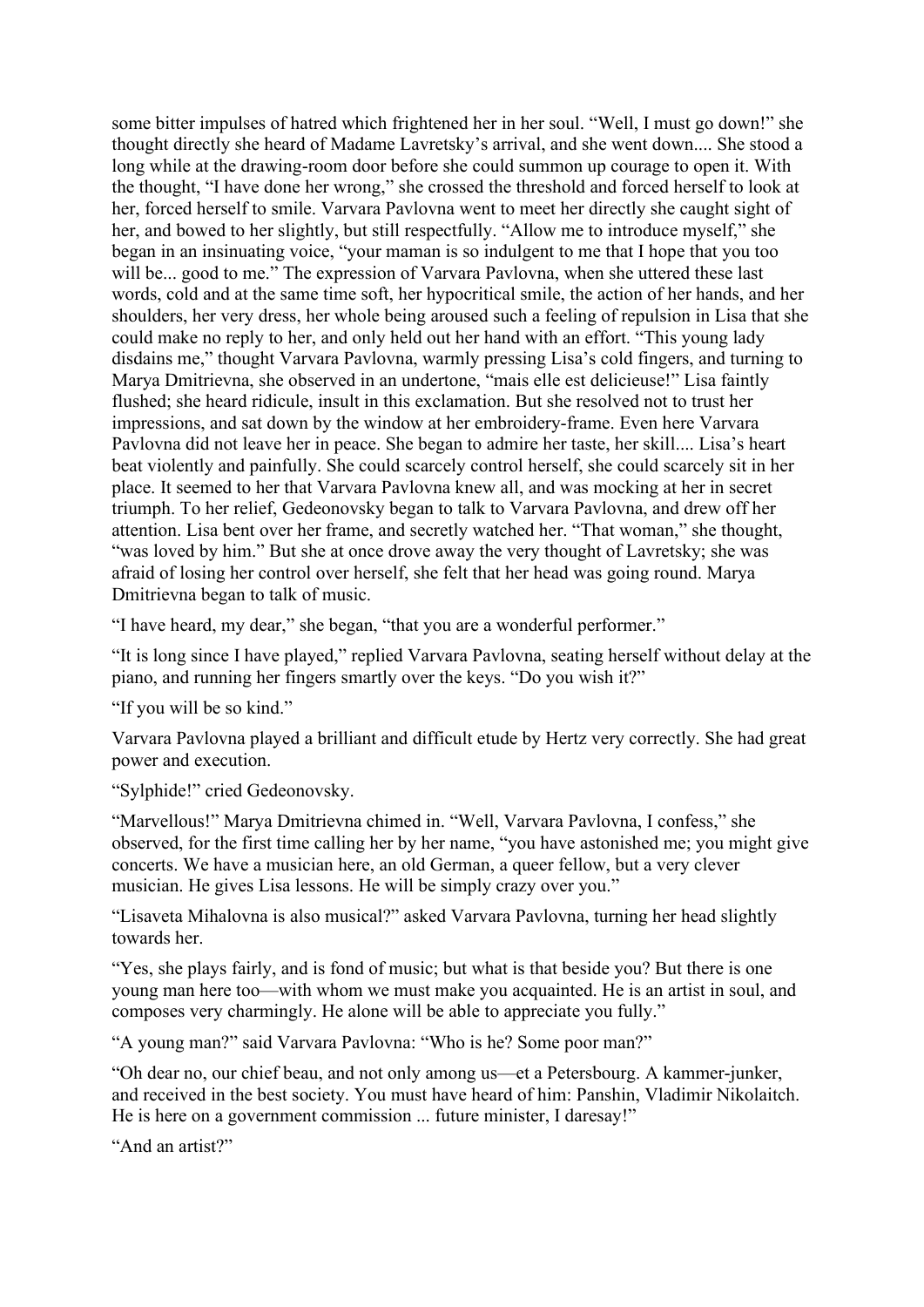some bitter impulses of hatred which frightened her in her soul. "Well, I must go down!" she thought directly she heard of Madame Lavretsky's arrival, and she went down.... She stood a long while at the drawing-room door before she could summon up courage to open it. With the thought, "I have done her wrong," she crossed the threshold and forced herself to look at her, forced herself to smile. Varvara Pavlovna went to meet her directly she caught sight of her, and bowed to her slightly, but still respectfully. "Allow me to introduce myself," she began in an insinuating voice, "your maman is so indulgent to me that I hope that you too will be... good to me." The expression of Varvara Pavlovna, when she uttered these last words, cold and at the same time soft, her hypocritical smile, the action of her hands, and her shoulders, her very dress, her whole being aroused such a feeling of repulsion in Lisa that she could make no reply to her, and only held out her hand with an effort. "This young lady disdains me," thought Varvara Pavlovna, warmly pressing Lisa's cold fingers, and turning to Marya Dmitrievna, she observed in an undertone, "mais elle est delicieuse!" Lisa faintly flushed; she heard ridicule, insult in this exclamation. But she resolved not to trust her impressions, and sat down by the window at her embroidery-frame. Even here Varvara Pavlovna did not leave her in peace. She began to admire her taste, her skill.... Lisa's heart beat violently and painfully. She could scarcely control herself, she could scarcely sit in her place. It seemed to her that Varvara Pavlovna knew all, and was mocking at her in secret triumph. To her relief, Gedeonovsky began to talk to Varvara Pavlovna, and drew off her attention. Lisa bent over her frame, and secretly watched her. "That woman," she thought, "was loved by him." But she at once drove away the very thought of Lavretsky; she was afraid of losing her control over herself, she felt that her head was going round. Marya Dmitrievna began to talk of music.

"I have heard, my dear," she began, "that you are a wonderful performer."

"It is long since I have played," replied Varvara Pavlovna, seating herself without delay at the piano, and running her fingers smartly over the keys. "Do you wish it?"

"If you will be so kind."

Varvara Pavlovna played a brilliant and difficult etude by Hertz very correctly. She had great power and execution.

"Sylphide!" cried Gedeonovsky.

"Marvellous!" Marya Dmitrievna chimed in. "Well, Varvara Pavlovna, I confess," she observed, for the first time calling her by her name, "you have astonished me; you might give concerts. We have a musician here, an old German, a queer fellow, but a very clever musician. He gives Lisa lessons. He will be simply crazy over you."

"Lisaveta Mihalovna is also musical?" asked Varvara Pavlovna, turning her head slightly towards her.

"Yes, she plays fairly, and is fond of music; but what is that beside you? But there is one young man here too—with whom we must make you acquainted. He is an artist in soul, and composes very charmingly. He alone will be able to appreciate you fully."

"A young man?" said Varvara Pavlovna: "Who is he? Some poor man?"

"Oh dear no, our chief beau, and not only among us—et a Petersbourg. A kammer-junker, and received in the best society. You must have heard of him: Panshin, Vladimir Nikolaitch. He is here on a government commission ... future minister, I daresay!"

"And an artist?"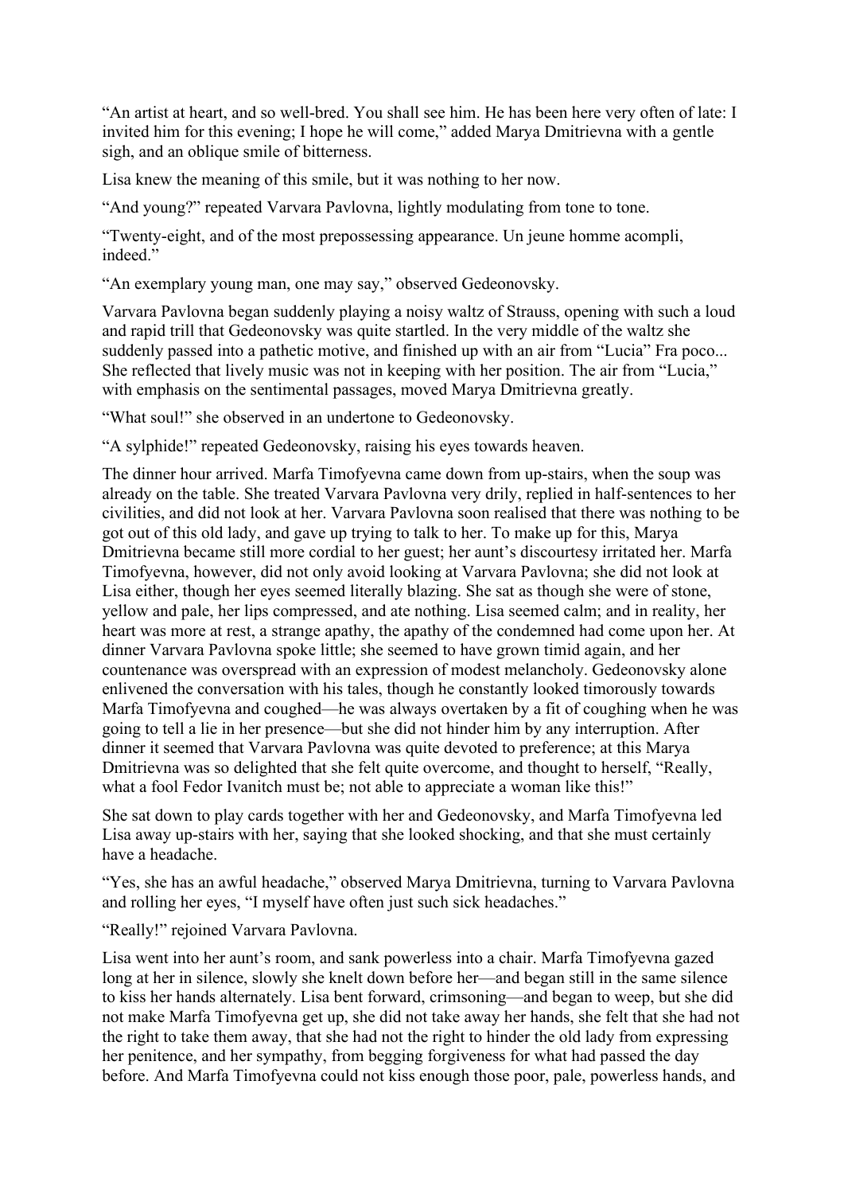"An artist at heart, and so well-bred. You shall see him. He has been here very often of late: I invited him for this evening; I hope he will come," added Marya Dmitrievna with a gentle sigh, and an oblique smile of bitterness.

Lisa knew the meaning of this smile, but it was nothing to her now.

"And young?" repeated Varvara Pavlovna, lightly modulating from tone to tone.

"Twenty-eight, and of the most prepossessing appearance. Un jeune homme acompli, indeed."

"An exemplary young man, one may say," observed Gedeonovsky.

Varvara Pavlovna began suddenly playing a noisy waltz of Strauss, opening with such a loud and rapid trill that Gedeonovsky was quite startled. In the very middle of the waltz she suddenly passed into a pathetic motive, and finished up with an air from "Lucia" Fra poco... She reflected that lively music was not in keeping with her position. The air from "Lucia," with emphasis on the sentimental passages, moved Marya Dmitrievna greatly.

"What soul!" she observed in an undertone to Gedeonovsky.

"A sylphide!" repeated Gedeonovsky, raising his eyes towards heaven.

The dinner hour arrived. Marfa Timofyevna came down from up-stairs, when the soup was already on the table. She treated Varvara Pavlovna very drily, replied in half-sentences to her civilities, and did not look at her. Varvara Pavlovna soon realised that there was nothing to be got out of this old lady, and gave up trying to talk to her. To make up for this, Marya Dmitrievna became still more cordial to her guest; her aunt's discourtesy irritated her. Marfa Timofyevna, however, did not only avoid looking at Varvara Pavlovna; she did not look at Lisa either, though her eyes seemed literally blazing. She sat as though she were of stone, yellow and pale, her lips compressed, and ate nothing. Lisa seemed calm; and in reality, her heart was more at rest, a strange apathy, the apathy of the condemned had come upon her. At dinner Varvara Pavlovna spoke little; she seemed to have grown timid again, and her countenance was overspread with an expression of modest melancholy. Gedeonovsky alone enlivened the conversation with his tales, though he constantly looked timorously towards Marfa Timofyevna and coughed—he was always overtaken by a fit of coughing when he was going to tell a lie in her presence—but she did not hinder him by any interruption. After dinner it seemed that Varvara Pavlovna was quite devoted to preference; at this Marya Dmitrievna was so delighted that she felt quite overcome, and thought to herself, "Really, what a fool Fedor Ivanitch must be; not able to appreciate a woman like this!"

She sat down to play cards together with her and Gedeonovsky, and Marfa Timofyevna led Lisa away up-stairs with her, saying that she looked shocking, and that she must certainly have a headache.

"Yes, she has an awful headache," observed Marya Dmitrievna, turning to Varvara Pavlovna and rolling her eyes, "I myself have often just such sick headaches."

"Really!" rejoined Varvara Pavlovna.

Lisa went into her aunt's room, and sank powerless into a chair. Marfa Timofyevna gazed long at her in silence, slowly she knelt down before her—and began still in the same silence to kiss her hands alternately. Lisa bent forward, crimsoning—and began to weep, but she did not make Marfa Timofyevna get up, she did not take away her hands, she felt that she had not the right to take them away, that she had not the right to hinder the old lady from expressing her penitence, and her sympathy, from begging forgiveness for what had passed the day before. And Marfa Timofyevna could not kiss enough those poor, pale, powerless hands, and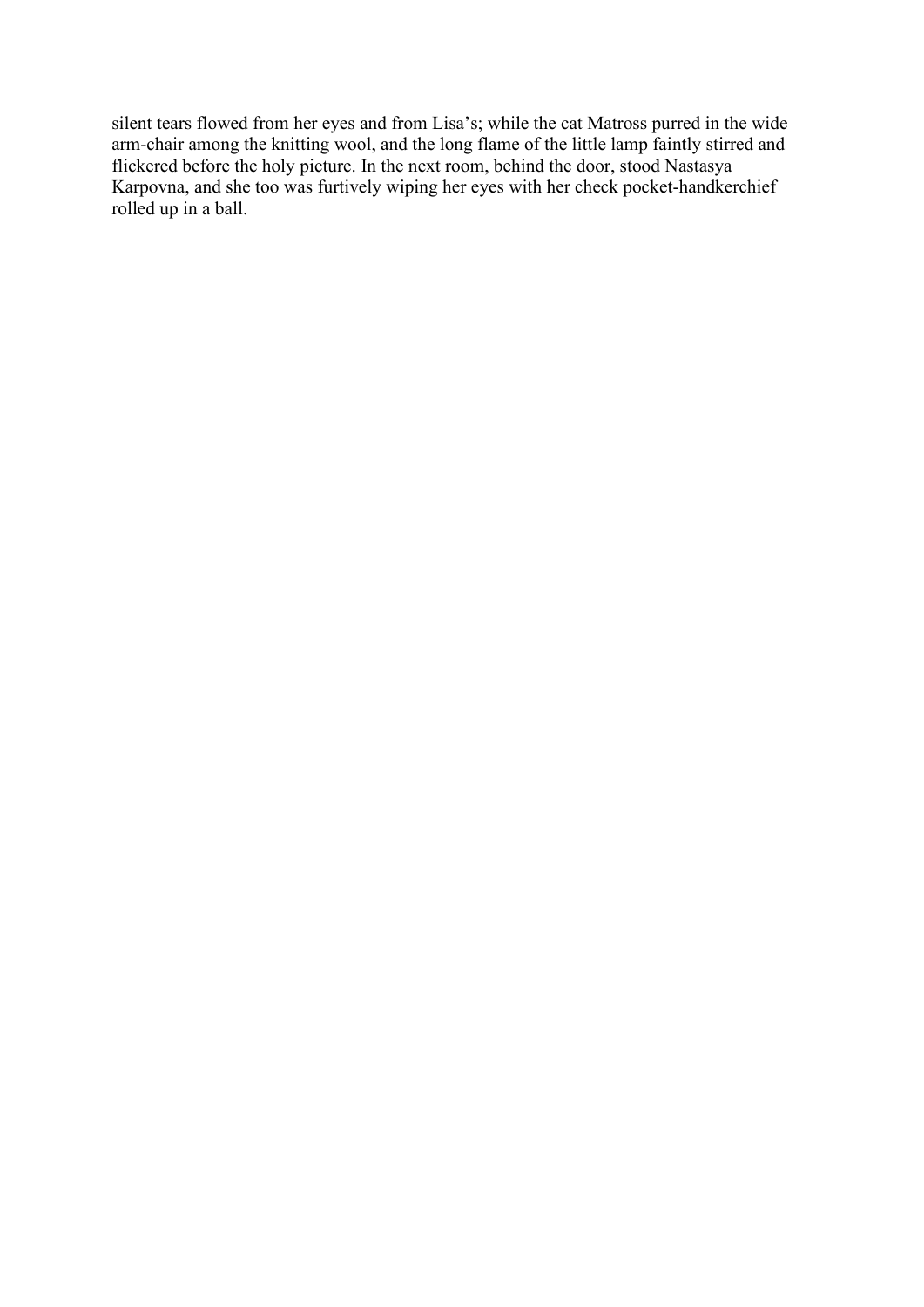silent tears flowed from her eyes and from Lisa's; while the cat Matross purred in the wide arm-chair among the knitting wool, and the long flame of the little lamp faintly stirred and flickered before the holy picture. In the next room, behind the door, stood Nastasya Karpovna, and she too was furtively wiping her eyes with her check pocket-handkerchief rolled up in a ball.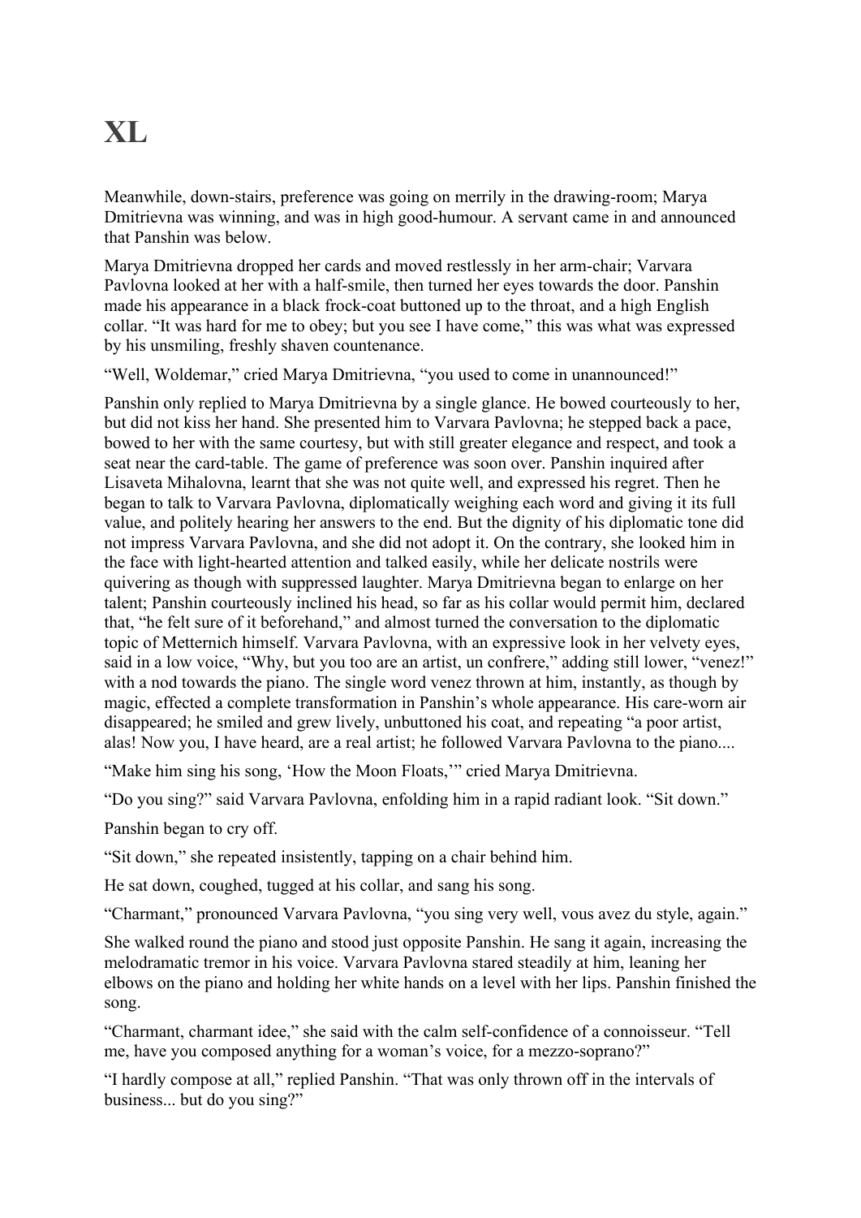# XL

Meanwhile, down-stairs, preference was going on merrily in the drawing-room; Marya Dmitrievna was winning, and was in high good-humour. A servant came in and announced that Panshin was below.

Marya Dmitrievna dropped her cards and moved restlessly in her arm-chair; Varvara Pavlovna looked at her with a half-smile, then turned her eyes towards the door. Panshin made his appearance in a black frock-coat buttoned up to the throat, and a high English collar. "It was hard for me to obey; but you see I have come," this was what was expressed by his unsmiling, freshly shaven countenance.

"Well, Woldemar," cried Marya Dmitrievna, "you used to come in unannounced!"

Panshin only replied to Marya Dmitrievna by a single glance. He bowed courteously to her, but did not kiss her hand. She presented him to Varvara Pavlovna; he stepped back a pace, bowed to her with the same courtesy, but with still greater elegance and respect, and took a seat near the card-table. The game of preference was soon over. Panshin inquired after Lisaveta Mihalovna, learnt that she was not quite well, and expressed his regret. Then he began to talk to Varvara Pavlovna, diplomatically weighing each word and giving it its full value, and politely hearing her answers to the end. But the dignity of his diplomatic tone did not impress Varvara Pavlovna, and she did not adopt it. On the contrary, she looked him in the face with light-hearted attention and talked easily, while her delicate nostrils were quivering as though with suppressed laughter. Marya Dmitrievna began to enlarge on her talent; Panshin courteously inclined his head, so far as his collar would permit him, declared that, "he felt sure of it beforehand," and almost turned the conversation to the diplomatic topic of Metternich himself. Varvara Pavlovna, with an expressive look in her velvety eyes, said in a low voice, "Why, but you too are an artist, un confrere," adding still lower, "venez!" with a nod towards the piano. The single word venez thrown at him, instantly, as though by magic, effected a complete transformation in Panshin's whole appearance. His care-worn air disappeared; he smiled and grew lively, unbuttoned his coat, and repeating "a poor artist, alas! Now you, I have heard, are a real artist; he followed Varvara Pavlovna to the piano....

"Make him sing his song, 'How the Moon Floats,'" cried Marya Dmitrievna.

"Do you sing?" said Varvara Pavlovna, enfolding him in a rapid radiant look. "Sit down."

Panshin began to cry off.

"Sit down," she repeated insistently, tapping on a chair behind him.

He sat down, coughed, tugged at his collar, and sang his song.

"Charmant," pronounced Varvara Pavlovna, "you sing very well, vous avez du style, again."

She walked round the piano and stood just opposite Panshin. He sang it again, increasing the melodramatic tremor in his voice. Varvara Pavlovna stared steadily at him, leaning her elbows on the piano and holding her white hands on a level with her lips. Panshin finished the song.

"Charmant, charmant idee," she said with the calm self-confidence of a connoisseur. "Tell me, have you composed anything for a woman's voice, for a mezzo-soprano?"

"I hardly compose at all," replied Panshin. "That was only thrown off in the intervals of business... but do you sing?"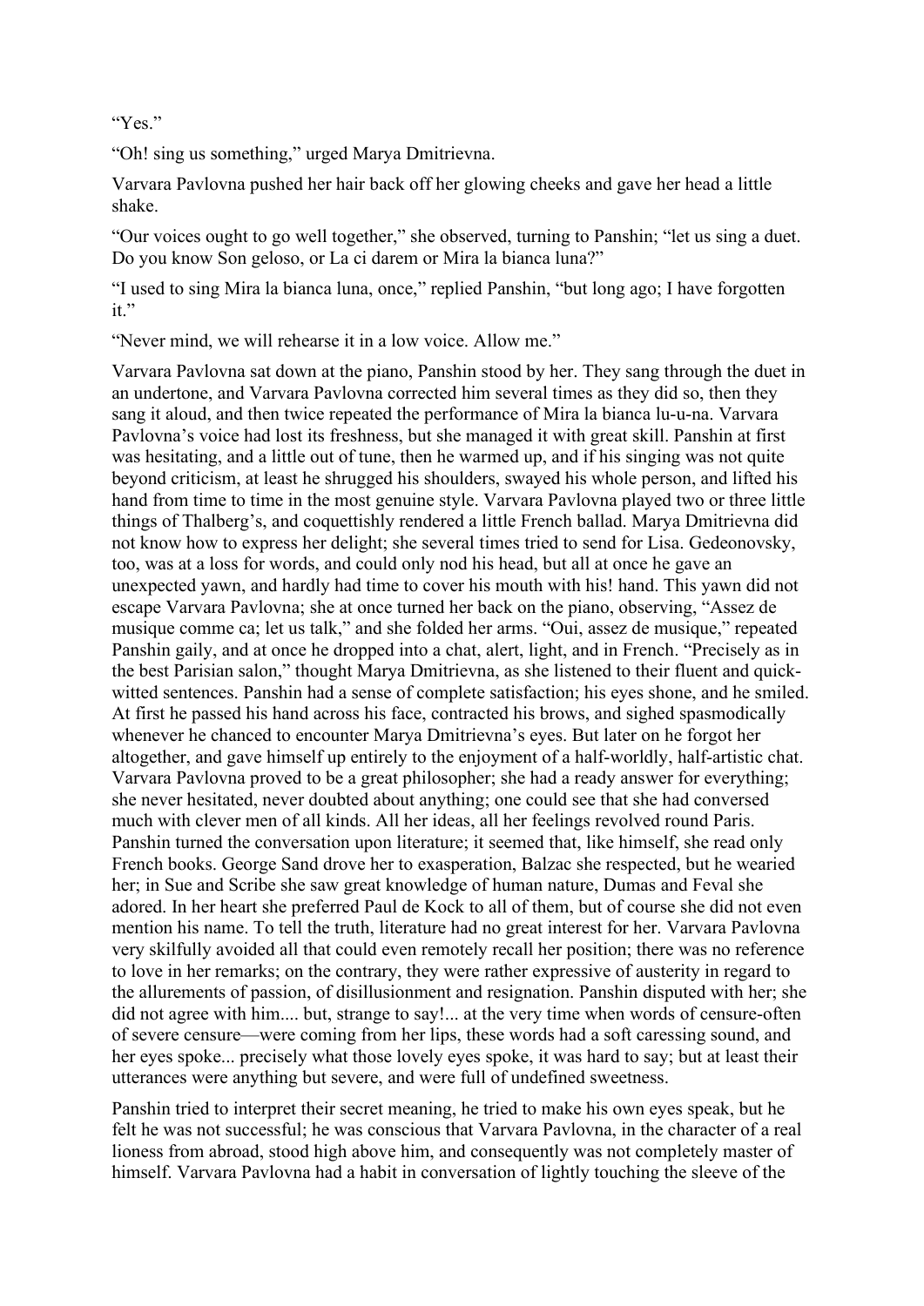“Yes.”

“Oh! sing us something,” urged Marya Dmitrievna.

Varvara Pavlovna pushed her hair back off her glowing cheeks and gave her head a little shake.

“Our voices ought to go well together,” she observed, turning to Panshin; “let us sing a duet. Do you know Son geloso, or La ci darem or Mira la bianca luna?”

“I used to sing Mira la bianca luna, once,” replied Panshin, “but long ago; I have forgotten it.”

“Never mind, we will rehearse it in a low voice. Allow me.”

Varvara Pavlovna sat down at the piano, Panshin stood by her. They sang through the duet in an undertone, and Varvara Pavlovna corrected him several times as they did so, then they sang it aloud, and then twice repeated the performance of Mira la bianca lu-u-na. Varvara Pavlovna’s voice had lost its freshness, but she managed it with great skill. Panshin at first was hesitating, and a little out of tune, then he warmed up, and if his singing was not quite beyond criticism, at least he shrugged his shoulders, swayed his whole person, and lifted his hand from time to time in the most genuine style. Varvara Pavlovna played two or three little things of Thalberg’s, and coquettishly rendered a little French ballad. Marya Dmitrievna did not know how to express her delight; she several times tried to send for Lisa. Gedeonovsky, too, was at a loss for words, and could only nod his head, but all at once he gave an unexpected yawn, and hardly had time to cover his mouth with his! hand. This yawn did not escape Varvara Pavlovna; she at once turned her back on the piano, observing, “Assez de musique comme ca; let us talk,” and she folded her arms. “Oui, assez de musique,” repeated Panshin gaily, and at once he dropped into a chat, alert, light, and in French. “Precisely as in the best Parisian salon,” thought Marya Dmitrievna, as she listened to their fluent and quick-witted sentences. Panshin had a sense of complete satisfaction; his eyes shone, and he smiled. At first he passed his hand across his face, contracted his brows, and sighed spasmodically whenever he chanced to encounter Marya Dmitrievna’s eyes. But later on he forgot her altogether, and gave himself up entirely to the enjoyment of a half-worldly, half-artistic chat. Varvara Pavlovna proved to be a great philosopher; she had a ready answer for everything; she never hesitated, never doubted about anything; one could see that she had conversed much with clever men of all kinds. All her ideas, all her feelings revolved round Paris. Panshin turned the conversation upon literature; it seemed that, like himself, she read only French books. George Sand drove her to exasperation, Balzac she respected, but he wearied her; in Sue and Scribe she saw great knowledge of human nature, Dumas and Feval she adored. In her heart she preferred Paul de Kock to all of them, but of course she did not even mention his name. To tell the truth, literature had no great interest for her. Varvara Pavlovna very skilfully avoided all that could even remotely recall her position; there was no reference to love in her remarks; on the contrary, they were rather expressive of austerity in regard to the allurements of passion, of disillusionment and resignation. Panshin disputed with her; she did not agree with him.... but, strange to say!... at the very time when words of censure-often of severe censure—were coming from her lips, these words had a soft caressing sound, and her eyes spoke... precisely what those lovely eyes spoke, it was hard to say; but at least their utterances were anything but severe, and were full of undefined sweetness.

Panshin tried to interpret their secret meaning, he tried to make his own eyes speak, but he felt he was not successful; he was conscious that Varvara Pavlovna, in the character of a real lioness from abroad, stood high above him, and consequently was not completely master of himself. Varvara Pavlovna had a habit in conversation of lightly touching the sleeve of the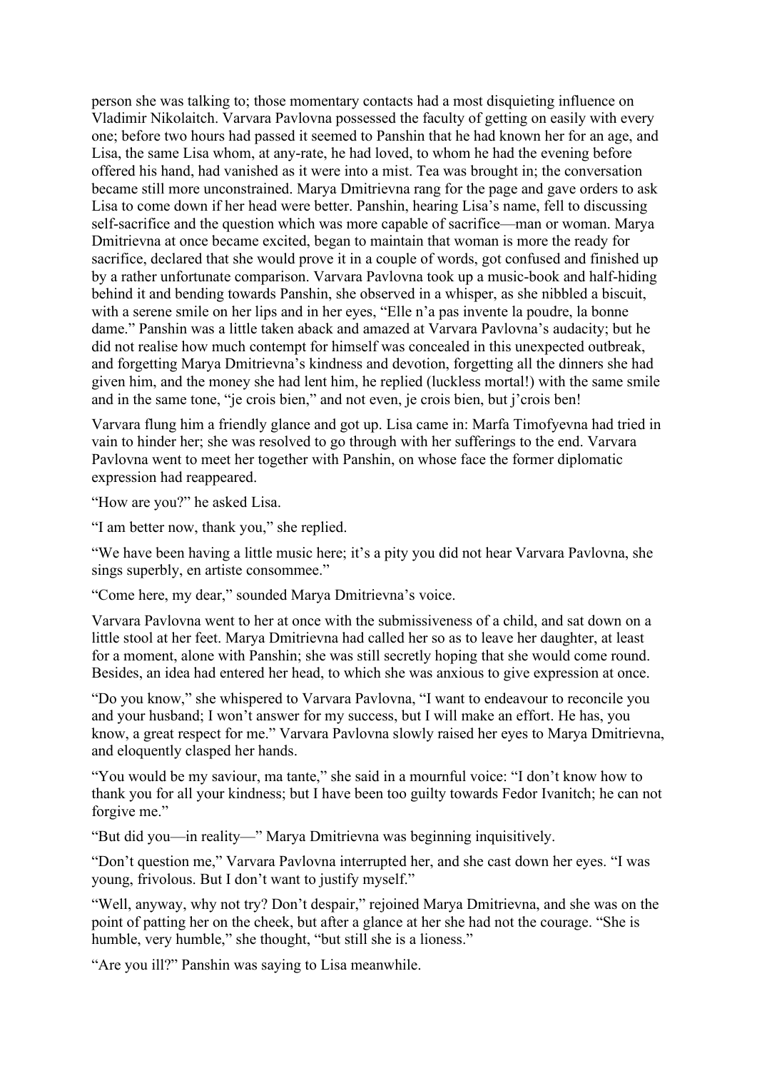person she was talking to; those momentary contacts had a most disquieting influence on Vladimir Nikolaitch. Varvara Pavlovna possessed the faculty of getting on easily with every one; before two hours had passed it seemed to Panshin that he had known her for an age, and Lisa, the same Lisa whom, at any-rate, he had loved, to whom he had the evening before offered his hand, had vanished as it were into a mist. Tea was brought in; the conversation became still more unconstrained. Marya Dmitrievna rang for the page and gave orders to ask Lisa to come down if her head were better. Panshin, hearing Lisa's name, fell to discussing self-sacrifice and the question which was more capable of sacrifice—man or woman. Marya Dmitrievna at once became excited, began to maintain that woman is more the ready for sacrifice, declared that she would prove it in a couple of words, got confused and finished up by a rather unfortunate comparison. Varvara Pavlovna took up a music-book and half-hiding behind it and bending towards Panshin, she observed in a whisper, as she nibbled a biscuit, with a serene smile on her lips and in her eyes, "Elle n'a pas invente la poudre, la bonne dame." Panshin was a little taken aback and amazed at Varvara Pavlovna's audacity; but he did not realise how much contempt for himself was concealed in this unexpected outbreak, and forgetting Marya Dmitrievna's kindness and devotion, forgetting all the dinners she had given him, and the money she had lent him, he replied (luckless mortal!) with the same smile and in the same tone, "je crois bien," and not even, je crois bien, but j'crois ben!

Varvara flung him a friendly glance and got up. Lisa came in: Marfa Timofyevna had tried in vain to hinder her; she was resolved to go through with her sufferings to the end. Varvara Pavlovna went to meet her together with Panshin, on whose face the former diplomatic expression had reappeared.

"How are you?" he asked Lisa.

"I am better now, thank you," she replied.

"We have been having a little music here; it's a pity you did not hear Varvara Pavlovna, she sings superbly, en artiste consommee."

"Come here, my dear," sounded Marya Dmitrievna's voice.

Varvara Pavlovna went to her at once with the submissiveness of a child, and sat down on a little stool at her feet. Marya Dmitrievna had called her so as to leave her daughter, at least for a moment, alone with Panshin; she was still secretly hoping that she would come round. Besides, an idea had entered her head, to which she was anxious to give expression at once.

"Do you know," she whispered to Varvara Pavlovna, "I want to endeavour to reconcile you and your husband; I won't answer for my success, but I will make an effort. He has, you know, a great respect for me." Varvara Pavlovna slowly raised her eyes to Marya Dmitrievna, and eloquently clasped her hands.

"You would be my saviour, ma tante," she said in a mournful voice: "I don't know how to thank you for all your kindness; but I have been too guilty towards Fedor Ivanitch; he can not forgive me."

"But did you—in reality—" Marya Dmitrievna was beginning inquisitively.

"Don't question me," Varvara Pavlovna interrupted her, and she cast down her eyes. "I was young, frivolous. But I don't want to justify myself."

"Well, anyway, why not try? Don't despair," rejoined Marya Dmitrievna, and she was on the point of patting her on the cheek, but after a glance at her she had not the courage. "She is humble, very humble," she thought, "but still she is a lioness."

"Are you ill?" Panshin was saying to Lisa meanwhile.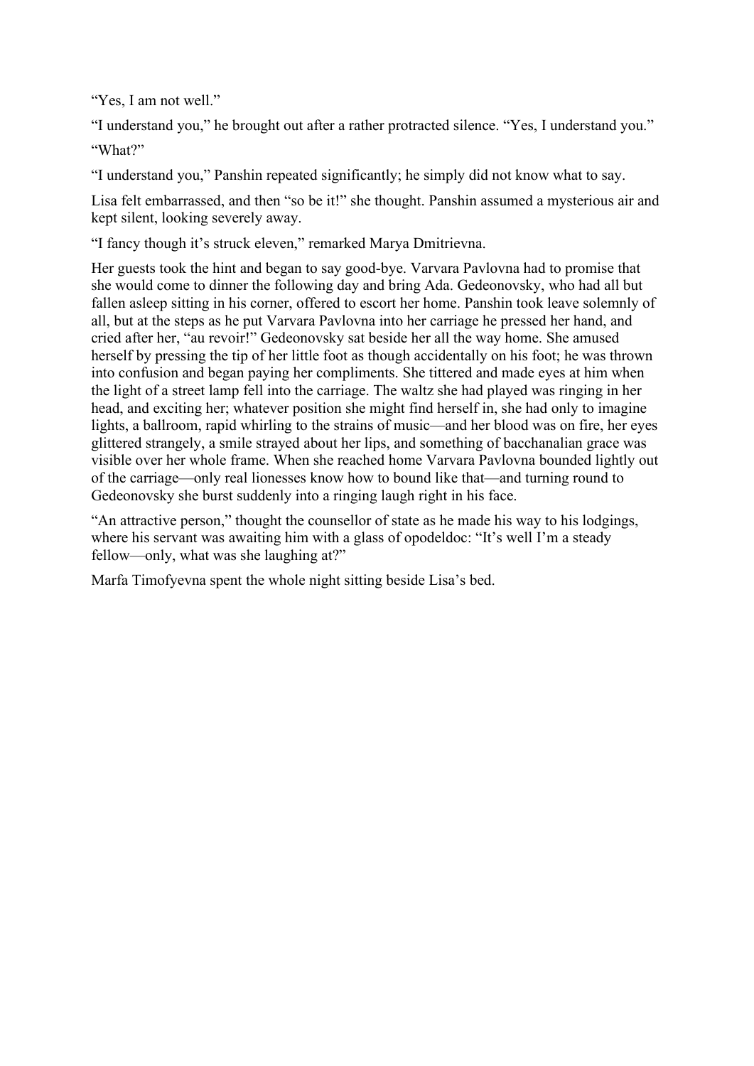"Yes, I am not well."

"I understand you," he brought out after a rather protracted silence. "Yes, I understand you."

"What?"

"I understand you," Panshin repeated significantly; he simply did not know what to say.

Lisa felt embarrassed, and then "so be it!" she thought. Panshin assumed a mysterious air and kept silent, looking severely away.

"I fancy though it's struck eleven," remarked Marya Dmitrievna.

Her guests took the hint and began to say good-bye. Varvara Pavlovna had to promise that she would come to dinner the following day and bring Ada. Gedeonovsky, who had all but fallen asleep sitting in his corner, offered to escort her home. Panshin took leave solemnly of all, but at the steps as he put Varvara Pavlovna into her carriage he pressed her hand, and cried after her, "au revoir!" Gedeonovsky sat beside her all the way home. She amused herself by pressing the tip of her little foot as though accidentally on his foot; he was thrown into confusion and began paying her compliments. She tittered and made eyes at him when the light of a street lamp fell into the carriage. The waltz she had played was ringing in her head, and exciting her; whatever position she might find herself in, she had only to imagine lights, a ballroom, rapid whirling to the strains of music—and her blood was on fire, her eyes glittered strangely, a smile strayed about her lips, and something of bacchanalian grace was visible over her whole frame. When she reached home Varvara Pavlovna bounded lightly out of the carriage—only real lionesses know how to bound like that—and turning round to Gedeonovsky she burst suddenly into a ringing laugh right in his face.

"An attractive person," thought the counsellor of state as he made his way to his lodgings, where his servant was awaiting him with a glass of opodeldoc: "It's well I'm a steady fellow—only, what was she laughing at?"

Marfa Timofyevna spent the whole night sitting beside Lisa's bed.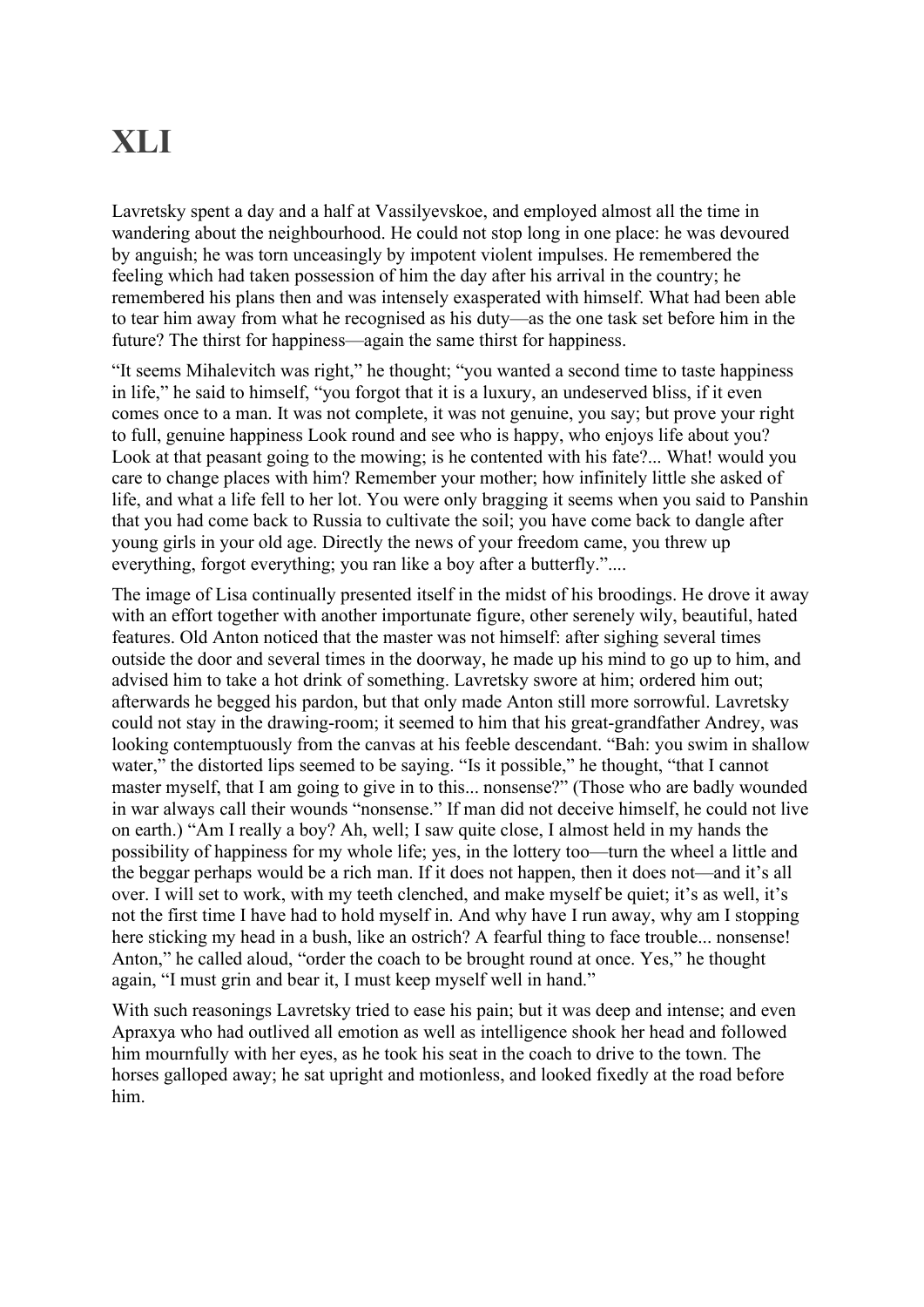# XLI

Lavretsky spent a day and a half at Vassilyevskoe, and employed almost all the time in wandering about the neighbourhood. He could not stop long in one place: he was devoured by anguish; he was torn unceasingly by impotent violent impulses. He remembered the feeling which had taken possession of him the day after his arrival in the country; he remembered his plans then and was intensely exasperated with himself. What had been able to tear him away from what he recognised as his duty—as the one task set before him in the future? The thirst for happiness—again the same thirst for happiness.

“It seems Mihalevitch was right,” he thought; “you wanted a second time to taste happiness in life,” he said to himself, “you forgot that it is a luxury, an undeserved bliss, if it even comes once to a man. It was not complete, it was not genuine, you say; but prove your right to full, genuine happiness Look round and see who is happy, who enjoys life about you? Look at that peasant going to the mowing; is he contented with his fate?... What! would you care to change places with him? Remember your mother; how infinitely little she asked of life, and what a life fell to her lot. You were only bragging it seems when you said to Panshin that you had come back to Russia to cultivate the soil; you have come back to dangle after young girls in your old age. Directly the news of your freedom came, you threw up everything, forgot everything; you ran like a boy after a butterfly.”....

The image of Lisa continually presented itself in the midst of his broodings. He drove it away with an effort together with another importunate figure, other serenely wily, beautiful, hated features. Old Anton noticed that the master was not himself: after sighing several times outside the door and several times in the doorway, he made up his mind to go up to him, and advised him to take a hot drink of something. Lavretsky swore at him; ordered him out; afterwards he begged his pardon, but that only made Anton still more sorrowful. Lavretsky could not stay in the drawing-room; it seemed to him that his great-grandfather Andrey, was looking contemptuously from the canvas at his feeble descendant. “Bah: you swim in shallow water,” the distorted lips seemed to be saying. “Is it possible,” he thought, “that I cannot master myself, that I am going to give in to this... nonsense?” (Those who are badly wounded in war always call their wounds “nonsense.” If man did not deceive himself, he could not live on earth.) “Am I really a boy? Ah, well; I saw quite close, I almost held in my hands the possibility of happiness for my whole life; yes, in the lottery too—turn the wheel a little and the beggar perhaps would be a rich man. If it does not happen, then it does not—and it’s all over. I will set to work, with my teeth clenched, and make myself be quiet; it’s as well, it’s not the first time I have had to hold myself in. And why have I run away, why am I stopping here sticking my head in a bush, like an ostrich? A fearful thing to face trouble... nonsense! Anton,” he called aloud, “order the coach to be brought round at once. Yes,” he thought again, “I must grin and bear it, I must keep myself well in hand.”

With such reasonings Lavretsky tried to ease his pain; but it was deep and intense; and even Apraxya who had outlived all emotion as well as intelligence shook her head and followed him mournfully with her eyes, as he took his seat in the coach to drive to the town. The horses galloped away; he sat upright and motionless, and looked fixedly at the road before him.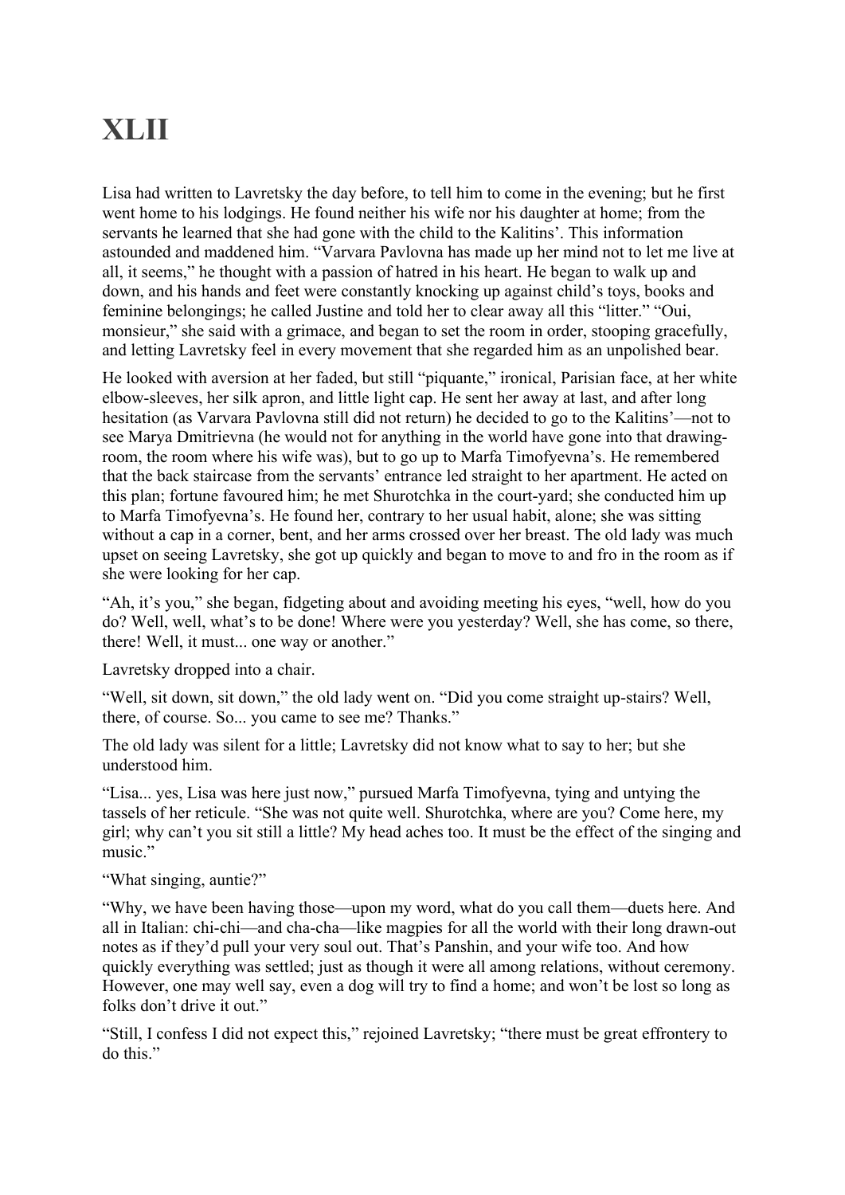# XLII

Lisa had written to Lavretsky the day before, to tell him to come in the evening; but he first went home to his lodgings. He found neither his wife nor his daughter at home; from the servants he learned that she had gone with the child to the Kalitins'. This information astounded and maddened him. "Varvara Pavlovna has made up her mind not to let me live at all, it seems," he thought with a passion of hatred in his heart. He began to walk up and down, and his hands and feet were constantly knocking up against child's toys, books and feminine belongings; he called Justine and told her to clear away all this "litter." "Oui, monsieur," she said with a grimace, and began to set the room in order, stooping gracefully, and letting Lavretsky feel in every movement that she regarded him as an unpolished bear.

He looked with aversion at her faded, but still "piquante," ironical, Parisian face, at her white elbow-sleeves, her silk apron, and little light cap. He sent her away at last, and after long hesitation (as Varvara Pavlovna still did not return) he decided to go to the Kalitins'—not to see Marya Dmitrievna (he would not for anything in the world have gone into that drawing-room, the room where his wife was), but to go up to Marfa Timofyevna's. He remembered that the back staircase from the servants' entrance led straight to her apartment. He acted on this plan; fortune favoured him; he met Shurotchka in the court-yard; she conducted him up to Marfa Timofyevna's. He found her, contrary to her usual habit, alone; she was sitting without a cap in a corner, bent, and her arms crossed over her breast. The old lady was much upset on seeing Lavretsky, she got up quickly and began to move to and fro in the room as if she were looking for her cap.

"Ah, it's you," she began, fidgeting about and avoiding meeting his eyes, "well, how do you do? Well, well, what's to be done! Where were you yesterday? Well, she has come, so there, there! Well, it must... one way or another."

Lavretsky dropped into a chair.

"Well, sit down, sit down," the old lady went on. "Did you come straight up-stairs? Well, there, of course. So... you came to see me? Thanks."

The old lady was silent for a little; Lavretsky did not know what to say to her; but she understood him.

"Lisa... yes, Lisa was here just now," pursued Marfa Timofyevna, tying and untying the tassels of her reticule. "She was not quite well. Shurotchka, where are you? Come here, my girl; why can't you sit still a little? My head aches too. It must be the effect of the singing and music."

"What singing, auntie?"

"Why, we have been having those—upon my word, what do you call them—duets here. And all in Italian: chi-chi—and cha-cha—like magpies for all the world with their long drawn-out notes as if they'd pull your very soul out. That's Panshin, and your wife too. And how quickly everything was settled; just as though it were all among relations, without ceremony. However, one may well say, even a dog will try to find a home; and won't be lost so long as folks don't drive it out."

"Still, I confess I did not expect this," rejoined Lavretsky; "there must be great effrontery to do this."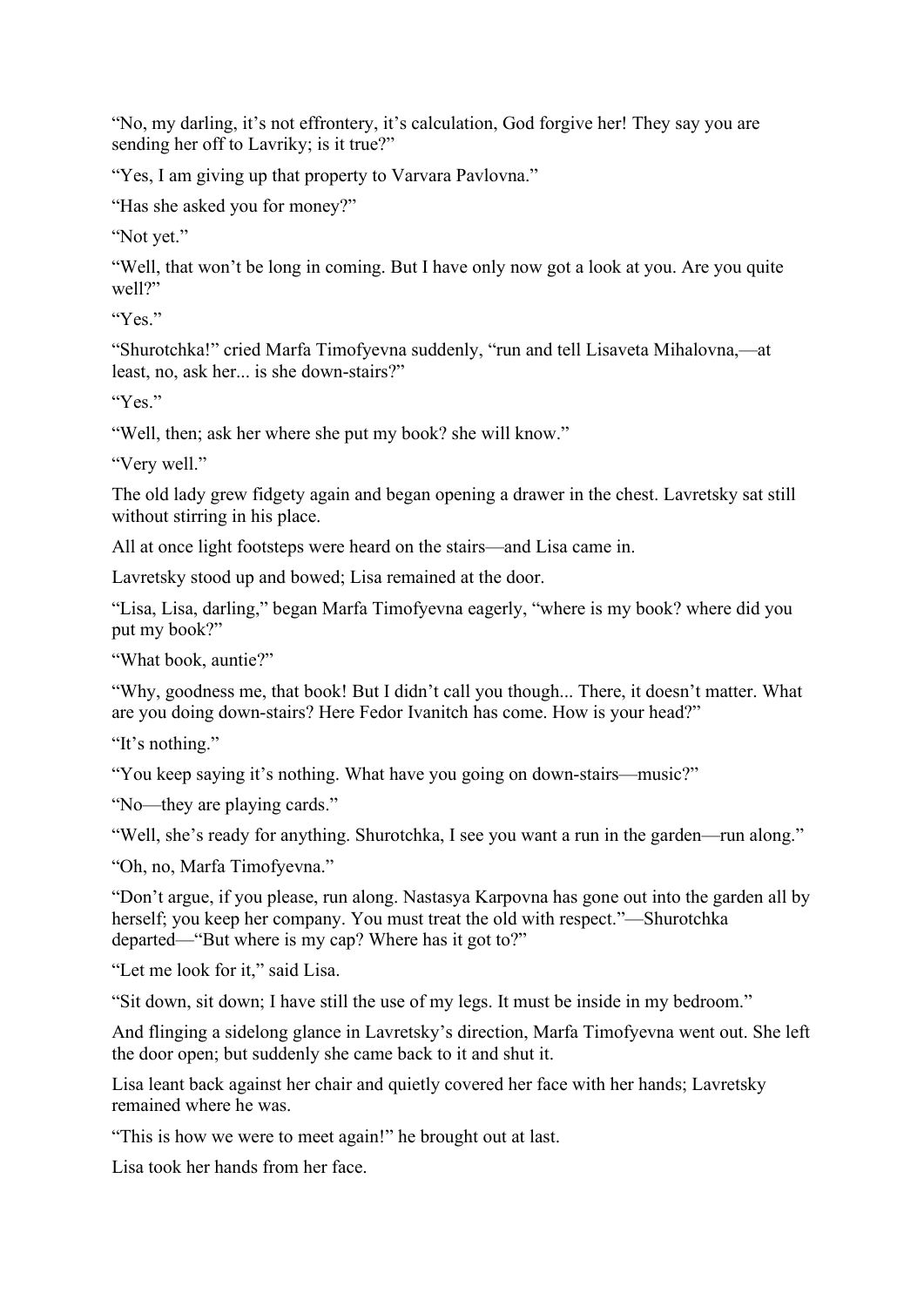“No, my darling, it’s not effrontery, it’s calculation, God forgive her! They say you are sending her off to Lavriky; is it true?”

“Yes, I am giving up that property to Varvara Pavlovna.”

“Has she asked you for money?”

“Not yet.”

“Well, that won’t be long in coming. But I have only now got a look at you. Are you quite well?”

“Yes.”

“Shurotchka!” cried Marfa Timofyevna suddenly, “run and tell Lisaveta Mihalovna,—at least, no, ask her... is she down-stairs?”

“Yes.”

“Well, then; ask her where she put my book? she will know.”

“Very well.”

The old lady grew fidgety again and began opening a drawer in the chest. Lavretsky sat still without stirring in his place.

All at once light footsteps were heard on the stairs—and Lisa came in.

Lavretsky stood up and bowed; Lisa remained at the door.

“Lisa, Lisa, darling,” began Marfa Timofyevna eagerly, “where is my book? where did you put my book?”

“What book, auntie?”

“Why, goodness me, that book! But I didn’t call you though... There, it doesn’t matter. What are you doing down-stairs? Here Fedor Ivanitch has come. How is your head?”

“It’s nothing.”

“You keep saying it’s nothing. What have you going on down-stairs—music?”

“No—they are playing cards.”

“Well, she’s ready for anything. Shurotchka, I see you want a run in the garden—run along.”

“Oh, no, Marfa Timofyevna.”

“Don’t argue, if you please, run along. Nastasya Karpovna has gone out into the garden all by herself; you keep her company. You must treat the old with respect.”—Shurotchka departed—“But where is my cap? Where has it got to?”

“Let me look for it,” said Lisa.

“Sit down, sit down; I have still the use of my legs. It must be inside in my bedroom.”

And flinging a sidelong glance in Lavretsky’s direction, Marfa Timofyevna went out. She left the door open; but suddenly she came back to it and shut it.

Lisa leant back against her chair and quietly covered her face with her hands; Lavretsky remained where he was.

“This is how we were to meet again!” he brought out at last.

Lisa took her hands from her face.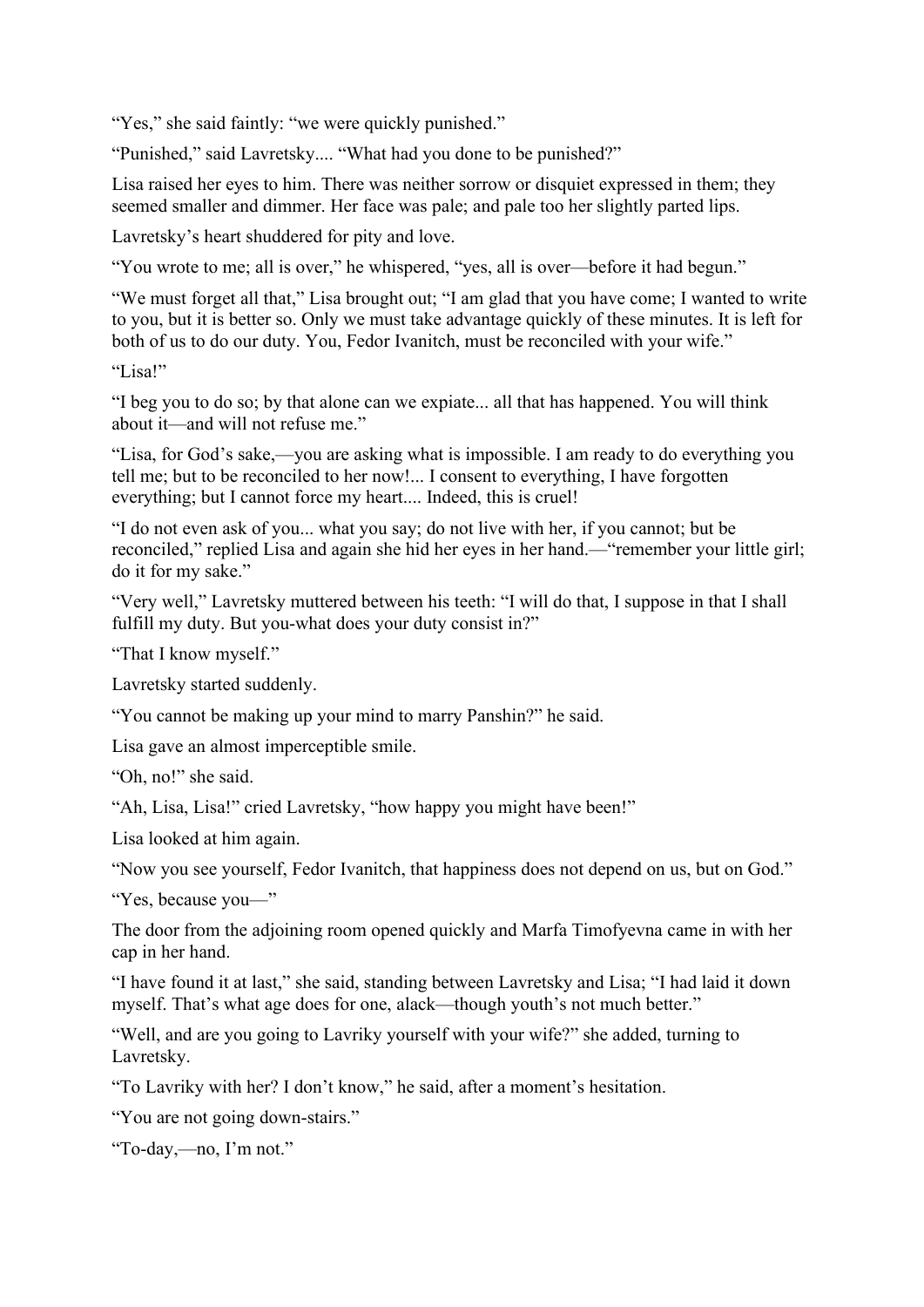“Yes,” she said faintly: “we were quickly punished.”

“Punished,” said Lavretsky.... “What had you done to be punished?”

Lisa raised her eyes to him. There was neither sorrow or disquiet expressed in them; they seemed smaller and dimmer. Her face was pale; and pale too her slightly parted lips.

Lavretsky’s heart shuddered for pity and love.

“You wrote to me; all is over,” he whispered, “yes, all is over—before it had begun.”

“We must forget all that,” Lisa brought out; “I am glad that you have come; I wanted to write to you, but it is better so. Only we must take advantage quickly of these minutes. It is left for both of us to do our duty. You, Fedor Ivanitch, must be reconciled with your wife.”

“Lisa!”

“I beg you to do so; by that alone can we expiate... all that has happened. You will think about it—and will not refuse me.”

“Lisa, for God’s sake,—you are asking what is impossible. I am ready to do everything you tell me; but to be reconciled to her now!... I consent to everything, I have forgotten everything; but I cannot force my heart.... Indeed, this is cruel!

“I do not even ask of you... what you say; do not live with her, if you cannot; but be reconciled,” replied Lisa and again she hid her eyes in her hand.—“remember your little girl; do it for my sake.”

“Very well,” Lavretsky muttered between his teeth: “I will do that, I suppose in that I shall fulfill my duty. But you-what does your duty consist in?”

“That I know myself.”

Lavretsky started suddenly.

“You cannot be making up your mind to marry Panshin?” he said.

Lisa gave an almost imperceptible smile.

“Oh, no!” she said.

“Ah, Lisa, Lisa!” cried Lavretsky, “how happy you might have been!”

Lisa looked at him again.

“Now you see yourself, Fedor Ivanitch, that happiness does not depend on us, but on God.”

“Yes, because you—”

The door from the adjoining room opened quickly and Marfa Timofyevna came in with her cap in her hand.

“I have found it at last,” she said, standing between Lavretsky and Lisa; “I had laid it down myself. That’s what age does for one, alack—though youth’s not much better.”

“Well, and are you going to Lavriky yourself with your wife?” she added, turning to Lavretsky.

“To Lavriky with her? I don’t know,” he said, after a moment’s hesitation.

“You are not going down-stairs.”

“To-day,—no, I’m not.”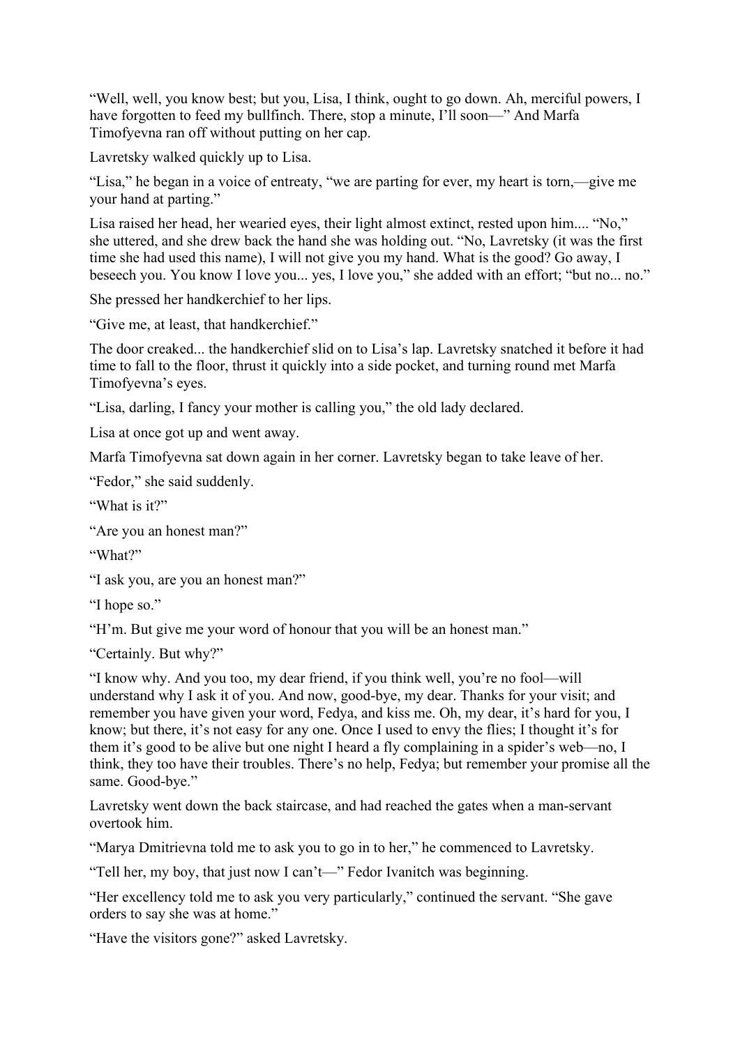“Well, well, you know best; but you, Lisa, I think, ought to go down. Ah, merciful powers, I have forgotten to feed my bullfinch. There, stop a minute, I’ll soon—” And Marfa Timofyevna ran off without putting on her cap.

Lavretsky walked quickly up to Lisa.

“Lisa,” he began in a voice of entreaty, “we are parting for ever, my heart is torn,—give me your hand at parting.”

Lisa raised her head, her wearied eyes, their light almost extinct, rested upon him.... “No,” she uttered, and she drew back the hand she was holding out. “No, Lavretsky (it was the first time she had used this name), I will not give you my hand. What is the good? Go away, I beseech you. You know I love you... yes, I love you,” she added with an effort; “but no... no.”

She pressed her handkerchief to her lips.

“Give me, at least, that handkerchief.”

The door creaked... the handkerchief slid on to Lisa’s lap. Lavretsky snatched it before it had time to fall to the floor, thrust it quickly into a side pocket, and turning round met Marfa Timofyevna’s eyes.

“Lisa, darling, I fancy your mother is calling you,” the old lady declared.

Lisa at once got up and went away.

Marfa Timofyevna sat down again in her corner. Lavretsky began to take leave of her.

“Fedor,” she said suddenly.

“What is it?”

“Are you an honest man?”

“What?”

“I ask you, are you an honest man?”

“I hope so.”

“H’m. But give me your word of honour that you will be an honest man.”

“Certainly. But why?”

“I know why. And you too, my dear friend, if you think well, you’re no fool—will understand why I ask it of you. And now, good-bye, my dear. Thanks for your visit; and remember you have given your word, Fedya, and kiss me. Oh, my dear, it’s hard for you, I know; but there, it’s not easy for any one. Once I used to envy the flies; I thought it’s for them it’s good to be alive but one night I heard a fly complaining in a spider’s web—no, I think, they too have their troubles. There’s no help, Fedya; but remember your promise all the same. Good-bye.”

Lavretsky went down the back staircase, and had reached the gates when a man-servant overtook him.

“Marya Dmitrievna told me to ask you to go in to her,” he commenced to Lavretsky.

“Tell her, my boy, that just now I can’t—” Fedor Ivanitch was beginning.

“Her excellency told me to ask you very particularly,” continued the servant. “She gave orders to say she was at home.”

“Have the visitors gone?” asked Lavretsky.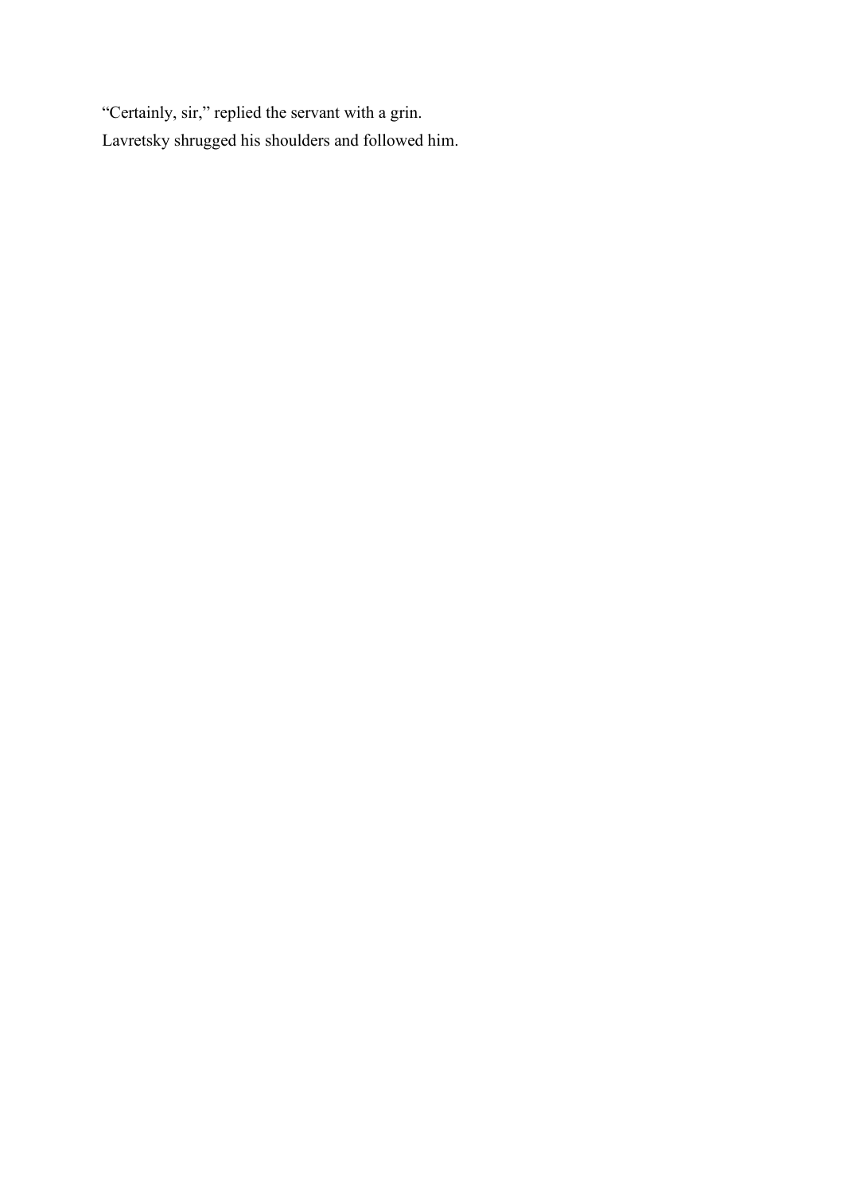“Certainly, sir,” replied the servant with a grin.

Lavretsky shrugged his shoulders and followed him.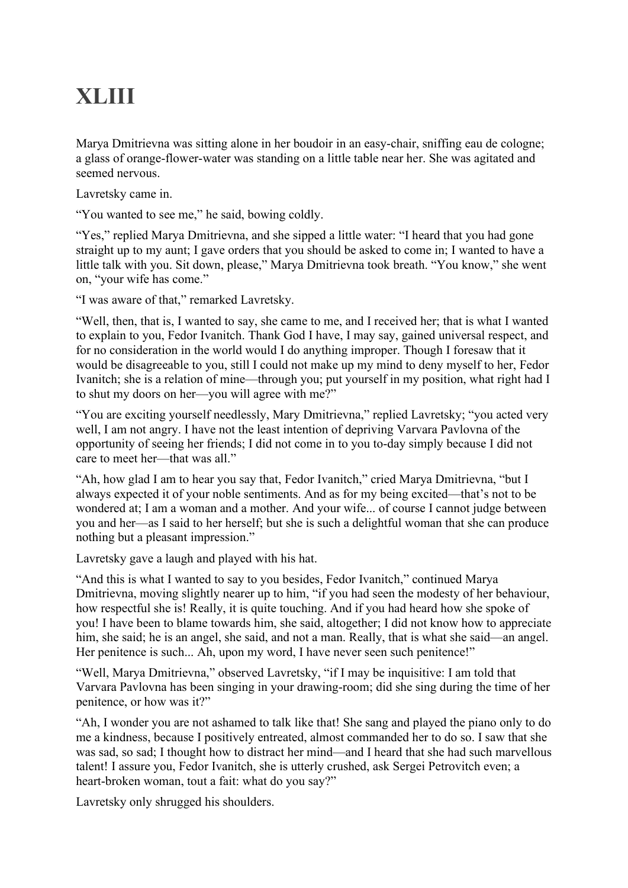# XLIII

Marya Dmitrievna was sitting alone in her boudoir in an easy-chair, sniffing eau de cologne; a glass of orange-flower-water was standing on a little table near her. She was agitated and seemed nervous.

Lavretsky came in.

"You wanted to see me," he said, bowing coldly.

"Yes," replied Marya Dmitrievna, and she sipped a little water: "I heard that you had gone straight up to my aunt; I gave orders that you should be asked to come in; I wanted to have a little talk with you. Sit down, please," Marya Dmitrievna took breath. "You know," she went on, "your wife has come."

"I was aware of that," remarked Lavretsky.

"Well, then, that is, I wanted to say, she came to me, and I received her; that is what I wanted to explain to you, Fedor Ivanitch. Thank God I have, I may say, gained universal respect, and for no consideration in the world would I do anything improper. Though I foresaw that it would be disagreeable to you, still I could not make up my mind to deny myself to her, Fedor Ivanitch; she is a relation of mine—through you; put yourself in my position, what right had I to shut my doors on her—you will agree with me?"

"You are exciting yourself needlessly, Mary Dmitrievna," replied Lavretsky; "you acted very well, I am not angry. I have not the least intention of depriving Varvara Pavlovna of the opportunity of seeing her friends; I did not come in to you to-day simply because I did not care to meet her—that was all."

"Ah, how glad I am to hear you say that, Fedor Ivanitch," cried Marya Dmitrievna, "but I always expected it of your noble sentiments. And as for my being excited—that's not to be wondered at; I am a woman and a mother. And your wife... of course I cannot judge between you and her—as I said to her herself; but she is such a delightful woman that she can produce nothing but a pleasant impression."

Lavretsky gave a laugh and played with his hat.

"And this is what I wanted to say to you besides, Fedor Ivanitch," continued Marya Dmitrievna, moving slightly nearer up to him, "if you had seen the modesty of her behaviour, how respectful she is! Really, it is quite touching. And if you had heard how she spoke of you! I have been to blame towards him, she said, altogether; I did not know how to appreciate him, she said; he is an angel, she said, and not a man. Really, that is what she said—an angel. Her penitence is such... Ah, upon my word, I have never seen such penitence!"

"Well, Marya Dmitrievna," observed Lavretsky, "if I may be inquisitive: I am told that Varvara Pavlovna has been singing in your drawing-room; did she sing during the time of her penitence, or how was it?"

"Ah, I wonder you are not ashamed to talk like that! She sang and played the piano only to do me a kindness, because I positively entreated, almost commanded her to do so. I saw that she was sad, so sad; I thought how to distract her mind—and I heard that she had such marvellous talent! I assure you, Fedor Ivanitch, she is utterly crushed, ask Sergei Petrovitch even; a heart-broken woman, tout a fait: what do you say?"

Lavretsky only shrugged his shoulders.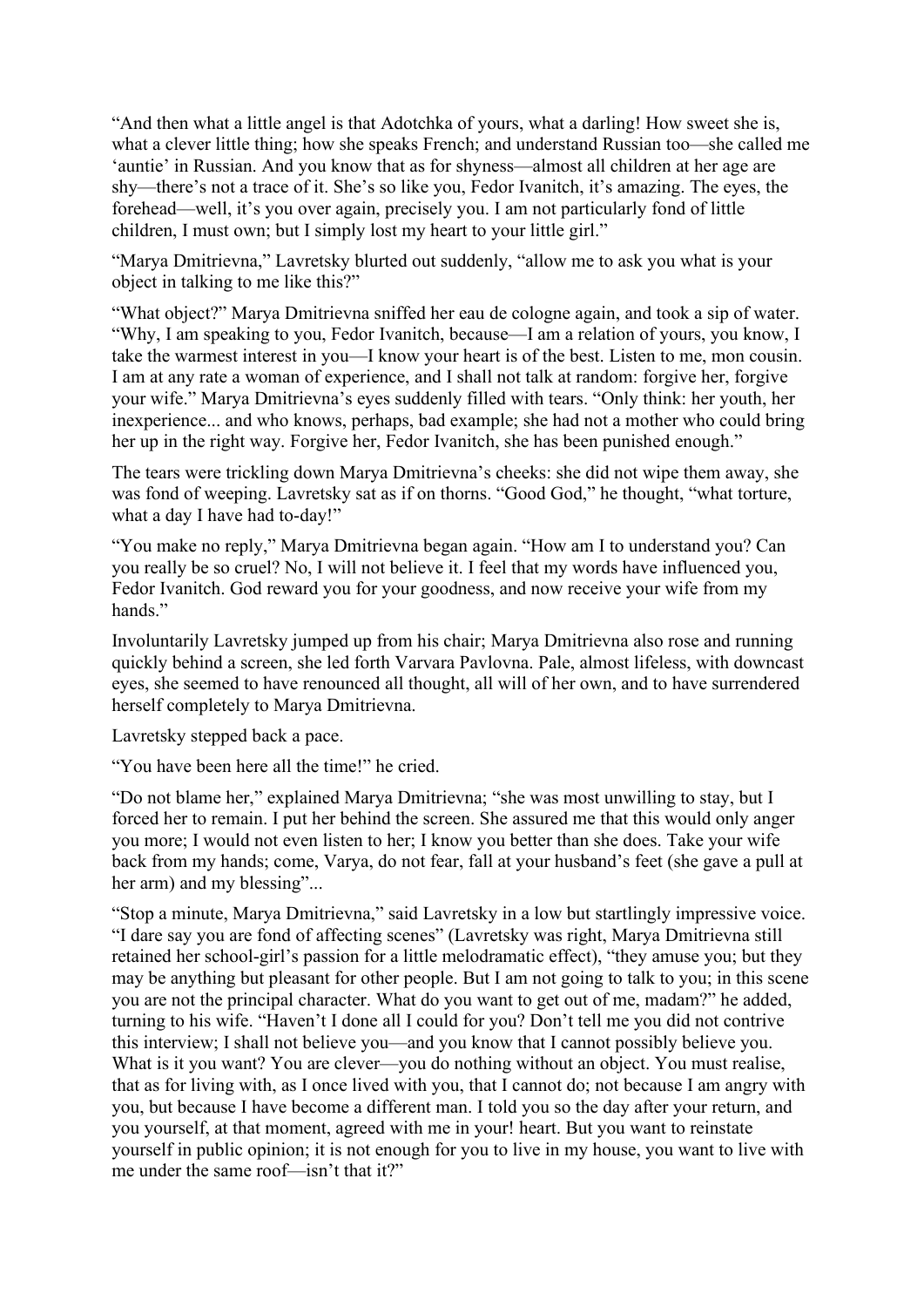"And then what a little angel is that Adotchka of yours, what a darling! How sweet she is, what a clever little thing; how she speaks French; and understand Russian too—she called me 'auntie' in Russian. And you know that as for shyness—almost all children at her age are shy—there's not a trace of it. She's so like you, Fedor Ivanitch, it's amazing. The eyes, the forehead—well, it's you over again, precisely you. I am not particularly fond of little children, I must own; but I simply lost my heart to your little girl."

"Marya Dmitrievna," Lavretsky blurted out suddenly, "allow me to ask you what is your object in talking to me like this?"

"What object?" Marya Dmitrievna sniffed her eau de cologne again, and took a sip of water. "Why, I am speaking to you, Fedor Ivanitch, because—I am a relation of yours, you know, I take the warmest interest in you—I know your heart is of the best. Listen to me, mon cousin. I am at any rate a woman of experience, and I shall not talk at random: forgive her, forgive your wife." Marya Dmitrievna's eyes suddenly filled with tears. "Only think: her youth, her inexperience... and who knows, perhaps, bad example; she had not a mother who could bring her up in the right way. Forgive her, Fedor Ivanitch, she has been punished enough."

The tears were trickling down Marya Dmitrievna's cheeks: she did not wipe them away, she was fond of weeping. Lavretsky sat as if on thorns. "Good God," he thought, "what torture, what a day I have had to-day!"

"You make no reply," Marya Dmitrievna began again. "How am I to understand you? Can you really be so cruel? No, I will not believe it. I feel that my words have influenced you, Fedor Ivanitch. God reward you for your goodness, and now receive your wife from my hands."

Involuntarily Lavretsky jumped up from his chair; Marya Dmitrievna also rose and running quickly behind a screen, she led forth Varvara Pavlovna. Pale, almost lifeless, with downcast eyes, she seemed to have renounced all thought, all will of her own, and to have surrendered herself completely to Marya Dmitrievna.

Lavretsky stepped back a pace.

"You have been here all the time!" he cried.

"Do not blame her," explained Marya Dmitrievna; "she was most unwilling to stay, but I forced her to remain. I put her behind the screen. She assured me that this would only anger you more; I would not even listen to her; I know you better than she does. Take your wife back from my hands; come, Varya, do not fear, fall at your husband's feet (she gave a pull at her arm) and my blessing"...

"Stop a minute, Marya Dmitrievna," said Lavretsky in a low but startlingly impressive voice. "I dare say you are fond of affecting scenes" (Lavretsky was right, Marya Dmitrievna still retained her school-girl's passion for a little melodramatic effect), "they amuse you; but they may be anything but pleasant for other people. But I am not going to talk to you; in this scene you are not the principal character. What do you want to get out of me, madam?" he added, turning to his wife. "Haven't I done all I could for you? Don't tell me you did not contrive this interview; I shall not believe you—and you know that I cannot possibly believe you. What is it you want? You are clever—you do nothing without an object. You must realise, that as for living with, as I once lived with you, that I cannot do; not because I am angry with you, but because I have become a different man. I told you so the day after your return, and you yourself, at that moment, agreed with me in your! heart. But you want to reinstate yourself in public opinion; it is not enough for you to live in my house, you want to live with me under the same roof—isn't that it?"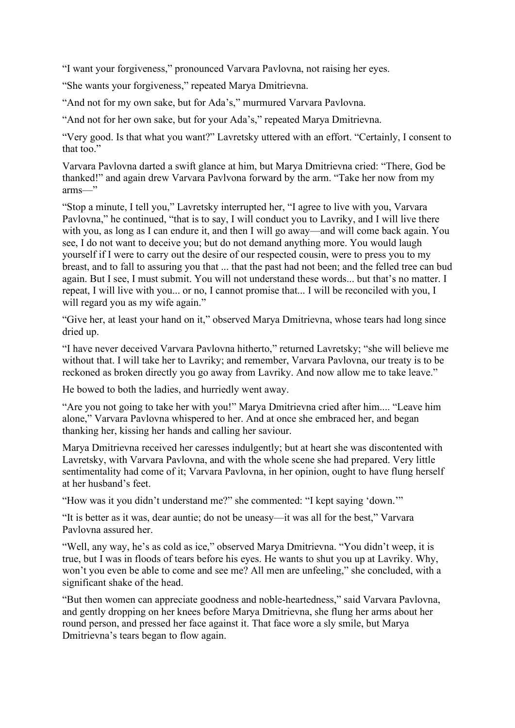“I want your forgiveness,” pronounced Varvara Pavlovna, not raising her eyes.

“She wants your forgiveness,” repeated Marya Dmitrievna.

“And not for my own sake, but for Ada’s,” murmured Varvara Pavlovna.

“And not for her own sake, but for your Ada’s,” repeated Marya Dmitrievna.

“Very good. Is that what you want?” Lavretsky uttered with an effort. “Certainly, I consent to that too.”

Varvara Pavlovna darted a swift glance at him, but Marya Dmitrievna cried: “There, God be thanked!” and again drew Varvara Pavlvona forward by the arm. “Take her now from my arms—”

“Stop a minute, I tell you,” Lavretsky interrupted her, “I agree to live with you, Varvara Pavlovna,” he continued, “that is to say, I will conduct you to Lavriky, and I will live there with you, as long as I can endure it, and then I will go away—and will come back again. You see, I do not want to deceive you; but do not demand anything more. You would laugh yourself if I were to carry out the desire of our respected cousin, were to press you to my breast, and to fall to assuring you that ... that the past had not been; and the felled tree can bud again. But I see, I must submit. You will not understand these words... but that’s no matter. I repeat, I will live with you... or no, I cannot promise that... I will be reconciled with you, I will regard you as my wife again.”

“Give her, at least your hand on it,” observed Marya Dmitrievna, whose tears had long since dried up.

“I have never deceived Varvara Pavlovna hitherto,” returned Lavretsky; “she will believe me without that. I will take her to Lavriky; and remember, Varvara Pavlovna, our treaty is to be reckoned as broken directly you go away from Lavriky. And now allow me to take leave.”

He bowed to both the ladies, and hurriedly went away.

“Are you not going to take her with you!” Marya Dmitrievna cried after him.... “Leave him alone,” Varvara Pavlovna whispered to her. And at once she embraced her, and began thanking her, kissing her hands and calling her saviour.

Marya Dmitrievna received her caresses indulgently; but at heart she was discontented with Lavretsky, with Varvara Pavlovna, and with the whole scene she had prepared. Very little sentimentality had come of it; Varvara Pavlovna, in her opinion, ought to have flung herself at her husband’s feet.

“How was it you didn’t understand me?” she commented: “I kept saying ‘down.’”

“It is better as it was, dear auntie; do not be uneasy—it was all for the best,” Varvara Pavlovna assured her.

“Well, any way, he’s as cold as ice,” observed Marya Dmitrievna. “You didn’t weep, it is true, but I was in floods of tears before his eyes. He wants to shut you up at Lavriky. Why, won’t you even be able to come and see me? All men are unfeeling,” she concluded, with a significant shake of the head.

“But then women can appreciate goodness and noble-heartedness,” said Varvara Pavlovna, and gently dropping on her knees before Marya Dmitrievna, she flung her arms about her round person, and pressed her face against it. That face wore a sly smile, but Marya Dmitrievna’s tears began to flow again.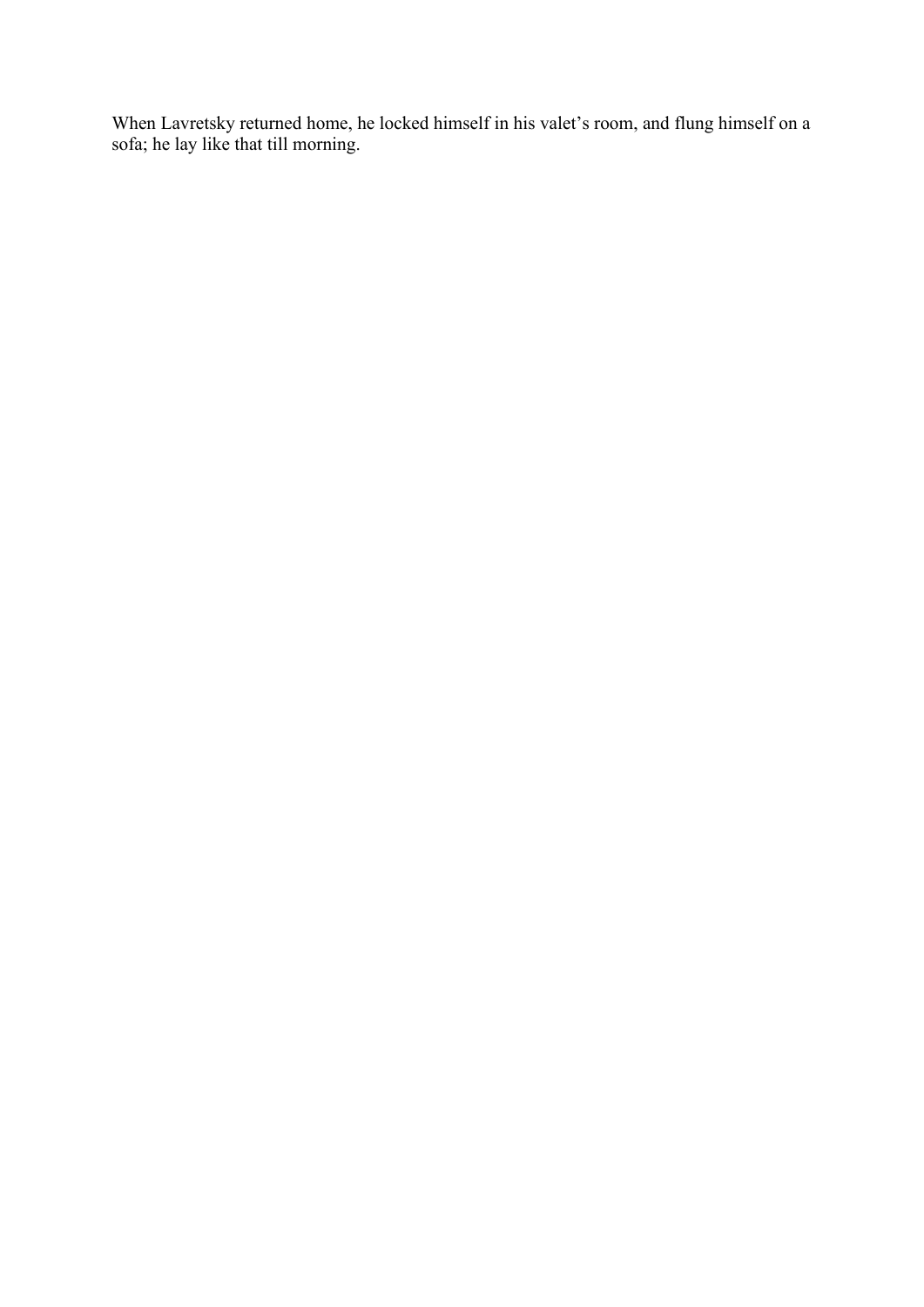When Lavretsky returned home, he locked himself in his valet’s room, and flung himself on a sofa; he lay like that till morning.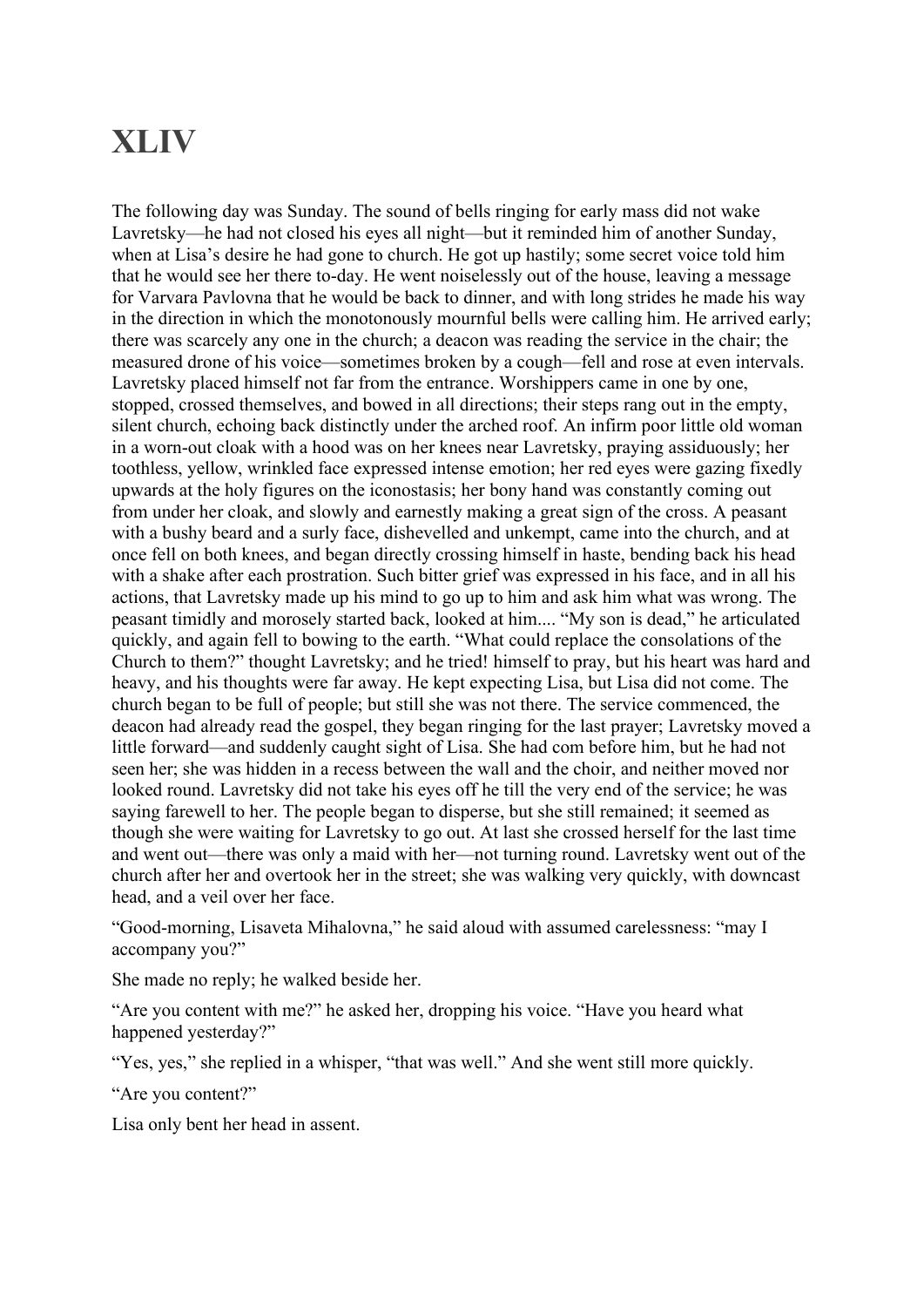# XLIV

The following day was Sunday. The sound of bells ringing for early mass did not wake Lavretsky—he had not closed his eyes all night—but it reminded him of another Sunday, when at Lisa's desire he had gone to church. He got up hastily; some secret voice told him that he would see her there to-day. He went noiselessly out of the house, leaving a message for Varvara Pavlovna that he would be back to dinner, and with long strides he made his way in the direction in which the monotonously mournful bells were calling him. He arrived early; there was scarcely any one in the church; a deacon was reading the service in the chair; the measured drone of his voice—sometimes broken by a cough—fell and rose at even intervals. Lavretsky placed himself not far from the entrance. Worshippers came in one by one, stopped, crossed themselves, and bowed in all directions; their steps rang out in the empty, silent church, echoing back distinctly under the arched roof. An infirm poor little old woman in a worn-out cloak with a hood was on her knees near Lavretsky, praying assiduously; her toothless, yellow, wrinkled face expressed intense emotion; her red eyes were gazing fixedly upwards at the holy figures on the iconostasis; her bony hand was constantly coming out from under her cloak, and slowly and earnestly making a great sign of the cross. A peasant with a bushy beard and a surly face, dishevelled and unkempt, came into the church, and at once fell on both knees, and began directly crossing himself in haste, bending back his head with a shake after each prostration. Such bitter grief was expressed in his face, and in all his actions, that Lavretsky made up his mind to go up to him and ask him what was wrong. The peasant timidly and morosely started back, looked at him.... "My son is dead," he articulated quickly, and again fell to bowing to the earth. "What could replace the consolations of the Church to them?" thought Lavretsky; and he tried! himself to pray, but his heart was hard and heavy, and his thoughts were far away. He kept expecting Lisa, but Lisa did not come. The church began to be full of people; but still she was not there. The service commenced, the deacon had already read the gospel, they began ringing for the last prayer; Lavretsky moved a little forward—and suddenly caught sight of Lisa. She had com before him, but he had not seen her; she was hidden in a recess between the wall and the choir, and neither moved nor looked round. Lavretsky did not take his eyes off he till the very end of the service; he was saying farewell to her. The people began to disperse, but she still remained; it seemed as though she were waiting for Lavretsky to go out. At last she crossed herself for the last time and went out—there was only a maid with her—not turning round. Lavretsky went out of the church after her and overtook her in the street; she was walking very quickly, with downcast head, and a veil over her face.

"Good-morning, Lisaveta Mihalovna," he said aloud with assumed carelessness: "may I accompany you?"

She made no reply; he walked beside her.

"Are you content with me?" he asked her, dropping his voice. "Have you heard what happened yesterday?"

"Yes, yes," she replied in a whisper, "that was well." And she went still more quickly.

"Are you content?"

Lisa only bent her head in assent.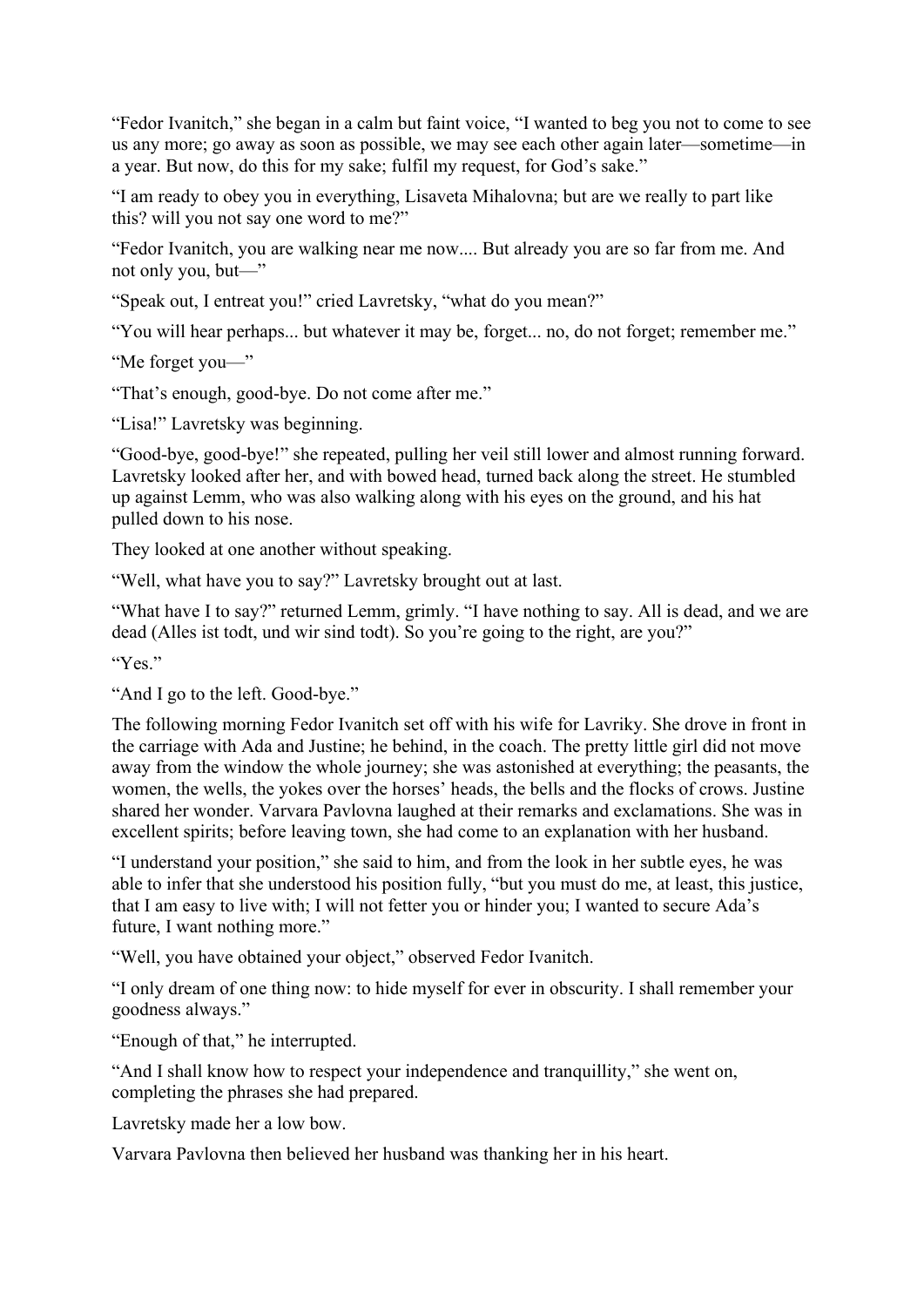“Fedor Ivanitch,” she began in a calm but faint voice, “I wanted to beg you not to come to see us any more; go away as soon as possible, we may see each other again later—sometime—in a year. But now, do this for my sake; fulfil my request, for God’s sake.”

“I am ready to obey you in everything, Lisaveta Mihalovna; but are we really to part like this? will you not say one word to me?”

“Fedor Ivanitch, you are walking near me now.... But already you are so far from me. And not only you, but—”

“Speak out, I entreat you!” cried Lavretsky, “what do you mean?”

“You will hear perhaps... but whatever it may be, forget... no, do not forget; remember me.”

“Me forget you—”

“That’s enough, good-bye. Do not come after me.”

“Lisa!” Lavretsky was beginning.

“Good-bye, good-bye!” she repeated, pulling her veil still lower and almost running forward. Lavretsky looked after her, and with bowed head, turned back along the street. He stumbled up against Lemm, who was also walking along with his eyes on the ground, and his hat pulled down to his nose.

They looked at one another without speaking.

“Well, what have you to say?” Lavretsky brought out at last.

“What have I to say?” returned Lemm, grimly. “I have nothing to say. All is dead, and we are dead (Alles ist todt, und wir sind todt). So you’re going to the right, are you?”

“Yes.”

“And I go to the left. Good-bye.”

The following morning Fedor Ivanitch set off with his wife for Lavriky. She drove in front in the carriage with Ada and Justine; he behind, in the coach. The pretty little girl did not move away from the window the whole journey; she was astonished at everything; the peasants, the women, the wells, the yokes over the horses’ heads, the bells and the flocks of crows. Justine shared her wonder. Varvara Pavlovna laughed at their remarks and exclamations. She was in excellent spirits; before leaving town, she had come to an explanation with her husband.

“I understand your position,” she said to him, and from the look in her subtle eyes, he was able to infer that she understood his position fully, “but you must do me, at least, this justice, that I am easy to live with; I will not fetter you or hinder you; I wanted to secure Ada’s future, I want nothing more.”

“Well, you have obtained your object,” observed Fedor Ivanitch.

“I only dream of one thing now: to hide myself for ever in obscurity. I shall remember your goodness always.”

“Enough of that,” he interrupted.

“And I shall know how to respect your independence and tranquillity,” she went on, completing the phrases she had prepared.

Lavretsky made her a low bow.

Varvara Pavlovna then believed her husband was thanking her in his heart.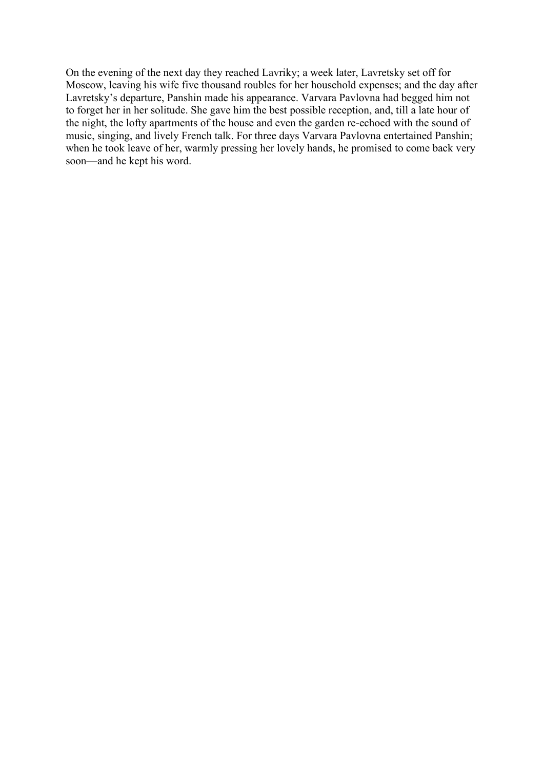On the evening of the next day they reached Lavriky; a week later, Lavretsky set off for Moscow, leaving his wife five thousand roubles for her household expenses; and the day after Lavretsky's departure, Panshin made his appearance. Varvara Pavlovna had begged him not to forget her in her solitude. She gave him the best possible reception, and, till a late hour of the night, the lofty apartments of the house and even the garden re-echoed with the sound of music, singing, and lively French talk. For three days Varvara Pavlovna entertained Panshin; when he took leave of her, warmly pressing her lovely hands, he promised to come back very soon—and he kept his word.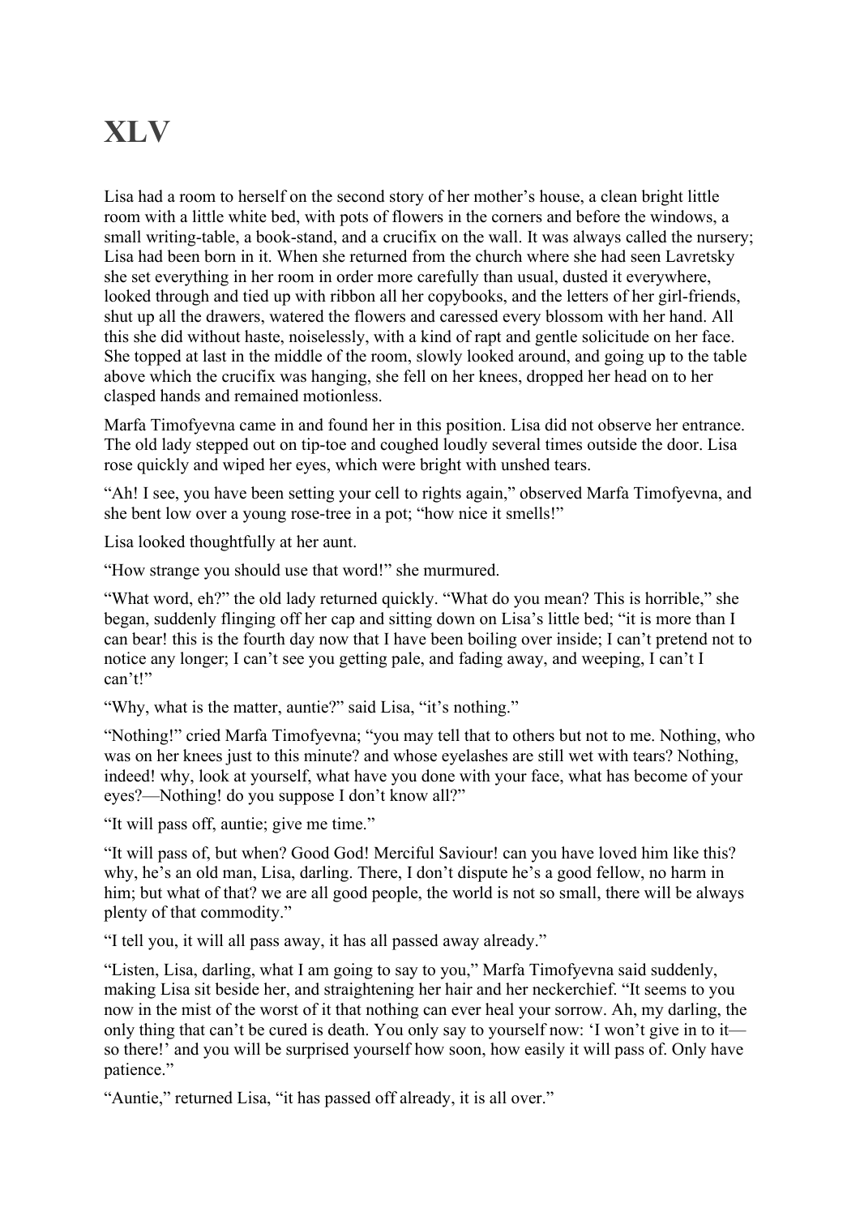# XLV

Lisa had a room to herself on the second story of her mother's house, a clean bright little room with a little white bed, with pots of flowers in the corners and before the windows, a small writing-table, a book-stand, and a crucifix on the wall. It was always called the nursery; Lisa had been born in it. When she returned from the church where she had seen Lavretsky she set everything in her room in order more carefully than usual, dusted it everywhere, looked through and tied up with ribbon all her copybooks, and the letters of her girl-friends, shut up all the drawers, watered the flowers and caressed every blossom with her hand. All this she did without haste, noiselessly, with a kind of rapt and gentle solicitude on her face. She topped at last in the middle of the room, slowly looked around, and going up to the table above which the crucifix was hanging, she fell on her knees, dropped her head on to her clasped hands and remained motionless.

Marfa Timofyevna came in and found her in this position. Lisa did not observe her entrance. The old lady stepped out on tip-toe and coughed loudly several times outside the door. Lisa rose quickly and wiped her eyes, which were bright with unshed tears.

"Ah! I see, you have been setting your cell to rights again," observed Marfa Timofyevna, and she bent low over a young rose-tree in a pot; "how nice it smells!"

Lisa looked thoughtfully at her aunt.

"How strange you should use that word!" she murmured.

"What word, eh?" the old lady returned quickly. "What do you mean? This is horrible," she began, suddenly flinging off her cap and sitting down on Lisa's little bed; "it is more than I can bear! this is the fourth day now that I have been boiling over inside; I can't pretend not to notice any longer; I can't see you getting pale, and fading away, and weeping, I can't I can't!"

"Why, what is the matter, auntie?" said Lisa, "it's nothing."

"Nothing!" cried Marfa Timofyevna; "you may tell that to others but not to me. Nothing, who was on her knees just to this minute? and whose eyelashes are still wet with tears? Nothing, indeed! why, look at yourself, what have you done with your face, what has become of your eyes?—Nothing! do you suppose I don't know all?"

"It will pass off, auntie; give me time."

"It will pass of, but when? Good God! Merciful Saviour! can you have loved him like this? why, he's an old man, Lisa, darling. There, I don't dispute he's a good fellow, no harm in him; but what of that? we are all good people, the world is not so small, there will be always plenty of that commodity."

"I tell you, it will all pass away, it has all passed away already."

"Listen, Lisa, darling, what I am going to say to you," Marfa Timofyevna said suddenly, making Lisa sit beside her, and straightening her hair and her neckerchief. "It seems to you now in the mist of the worst of it that nothing can ever heal your sorrow. Ah, my darling, the only thing that can't be cured is death. You only say to yourself now: 'I won't give in to it—so there!' and you will be surprised yourself how soon, how easily it will pass of. Only have patience."

"Auntie," returned Lisa, "it has passed off already, it is all over."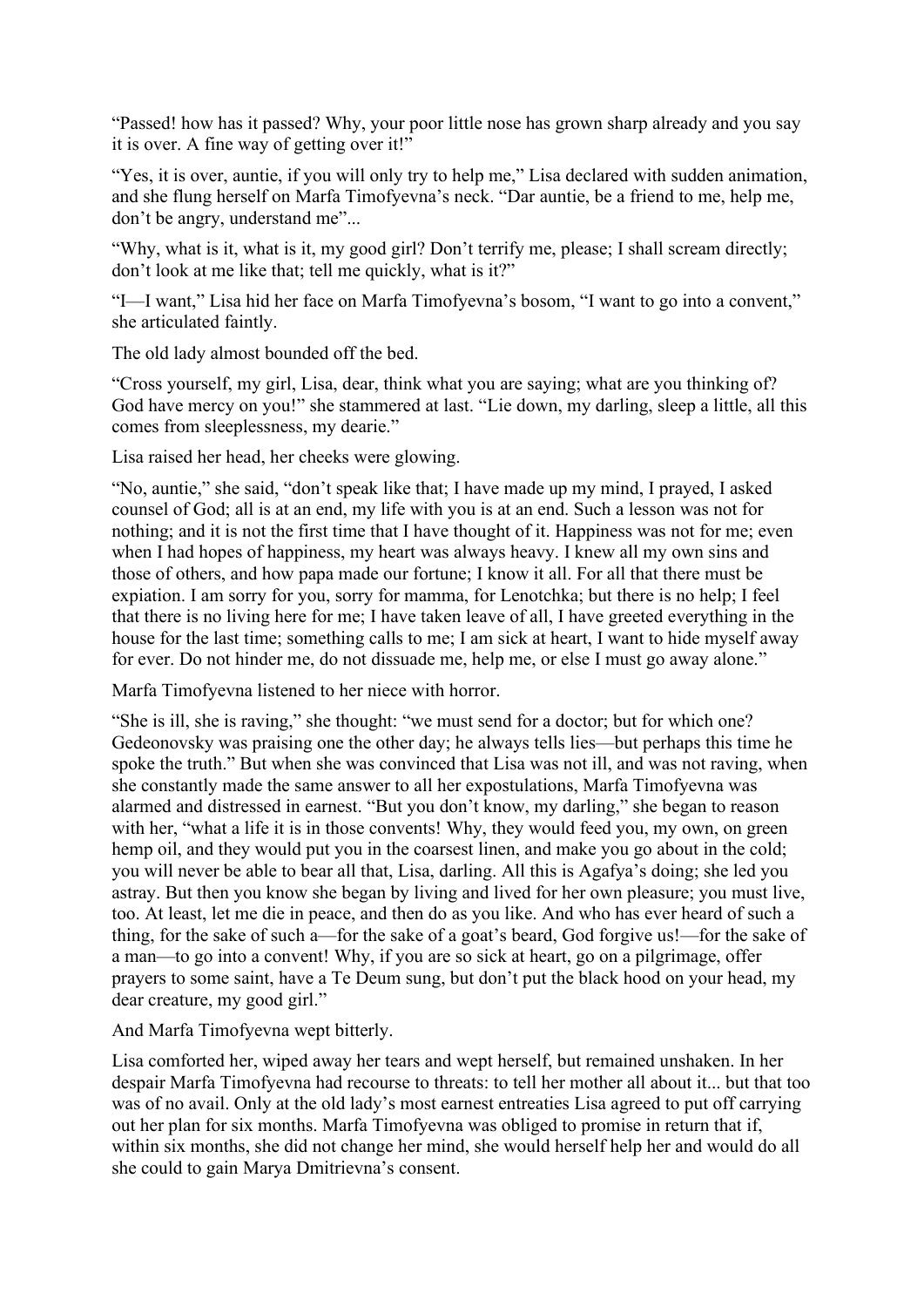"Passed! how has it passed? Why, your poor little nose has grown sharp already and you say it is over. A fine way of getting over it!"

"Yes, it is over, auntie, if you will only try to help me," Lisa declared with sudden animation, and she flung herself on Marfa Timofyevna's neck. "Dar auntie, be a friend to me, help me, don't be angry, understand me"...

"Why, what is it, what is it, my good girl? Don't terrify me, please; I shall scream directly; don't look at me like that; tell me quickly, what is it?"

"I—I want," Lisa hid her face on Marfa Timofyevna's bosom, "I want to go into a convent," she articulated faintly.

The old lady almost bounded off the bed.

"Cross yourself, my girl, Lisa, dear, think what you are saying; what are you thinking of? God have mercy on you!" she stammered at last. "Lie down, my darling, sleep a little, all this comes from sleeplessness, my dearie."

Lisa raised her head, her cheeks were glowing.

"No, auntie," she said, "don't speak like that; I have made up my mind, I prayed, I asked counsel of God; all is at an end, my life with you is at an end. Such a lesson was not for nothing; and it is not the first time that I have thought of it. Happiness was not for me; even when I had hopes of happiness, my heart was always heavy. I knew all my own sins and those of others, and how papa made our fortune; I know it all. For all that there must be expiation. I am sorry for you, sorry for mamma, for Lenotchka; but there is no help; I feel that there is no living here for me; I have taken leave of all, I have greeted everything in the house for the last time; something calls to me; I am sick at heart, I want to hide myself away for ever. Do not hinder me, do not dissuade me, help me, or else I must go away alone."

Marfa Timofyevna listened to her niece with horror.

"She is ill, she is raving," she thought: "we must send for a doctor; but for which one? Gedeonovsky was praising one the other day; he always tells lies—but perhaps this time he spoke the truth." But when she was convinced that Lisa was not ill, and was not raving, when she constantly made the same answer to all her expostulations, Marfa Timofyevna was alarmed and distressed in earnest. "But you don't know, my darling," she began to reason with her, "what a life it is in those convents! Why, they would feed you, my own, on green hemp oil, and they would put you in the coarsest linen, and make you go about in the cold; you will never be able to bear all that, Lisa, darling. All this is Agafya's doing; she led you astray. But then you know she began by living and lived for her own pleasure; you must live, too. At least, let me die in peace, and then do as you like. And who has ever heard of such a thing, for the sake of such a—for the sake of a goat's beard, God forgive us!—for the sake of a man—to go into a convent! Why, if you are so sick at heart, go on a pilgrimage, offer prayers to some saint, have a Te Deum sung, but don't put the black hood on your head, my dear creature, my good girl."

And Marfa Timofyevna wept bitterly.

Lisa comforted her, wiped away her tears and wept herself, but remained unshaken. In her despair Marfa Timofyevna had recourse to threats: to tell her mother all about it... but that too was of no avail. Only at the old lady's most earnest entreaties Lisa agreed to put off carrying out her plan for six months. Marfa Timofyevna was obliged to promise in return that if, within six months, she did not change her mind, she would herself help her and would do all she could to gain Marya Dmitrievna's consent.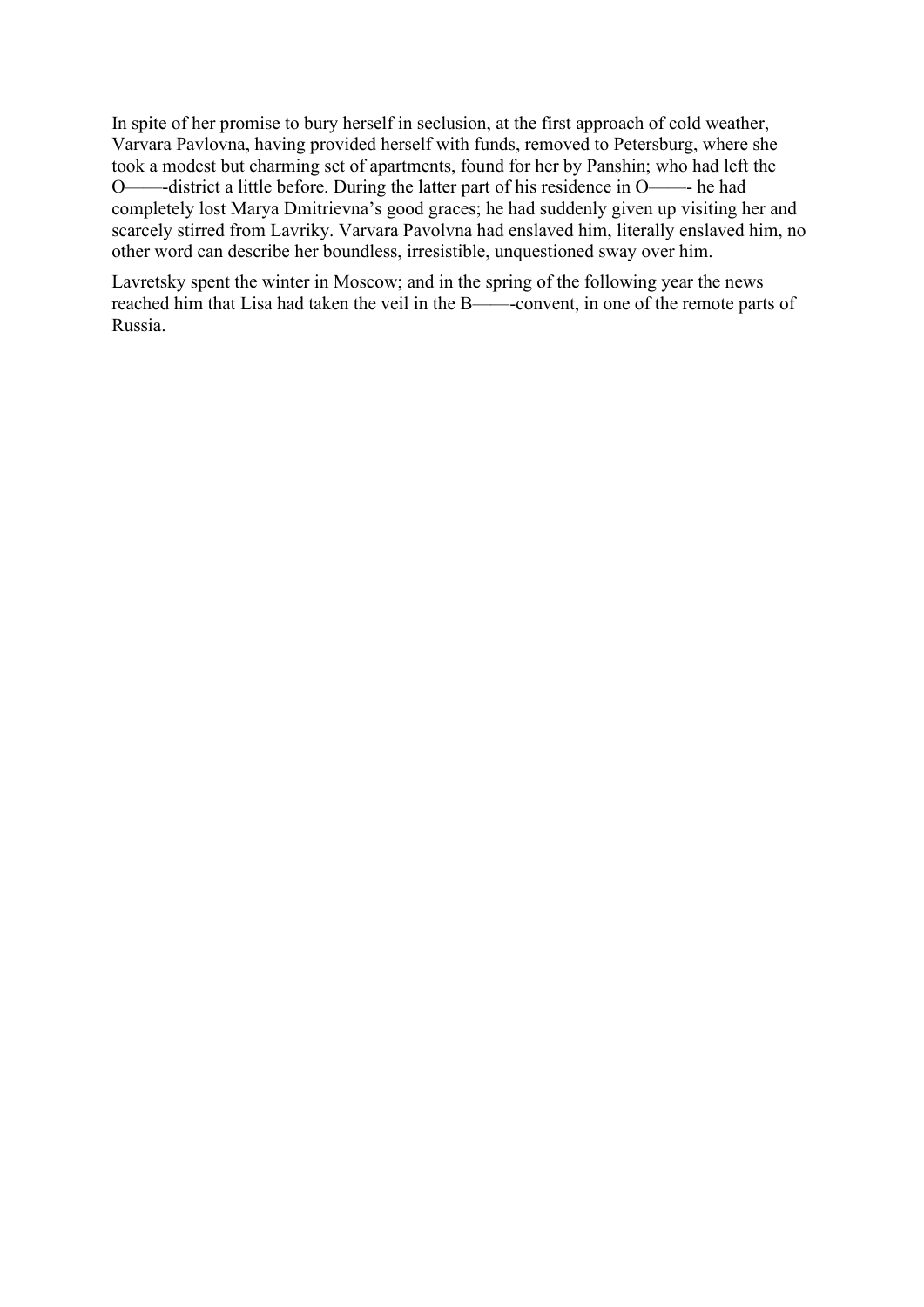In spite of her promise to bury herself in seclusion, at the first approach of cold weather, Varvara Pavlovna, having provided herself with funds, removed to Petersburg, where she took a modest but charming set of apartments, found for her by Panshin; who had left the O——-district a little before. During the latter part of his residence in O——- he had completely lost Marya Dmitrievna's good graces; he had suddenly given up visiting her and scarcely stirred from Lavriky. Varvara Pavolvna had enslaved him, literally enslaved him, no other word can describe her boundless, irresistible, unquestioned sway over him.

Lavretsky spent the winter in Moscow; and in the spring of the following year the news reached him that Lisa had taken the veil in the B——-convent, in one of the remote parts of Russia.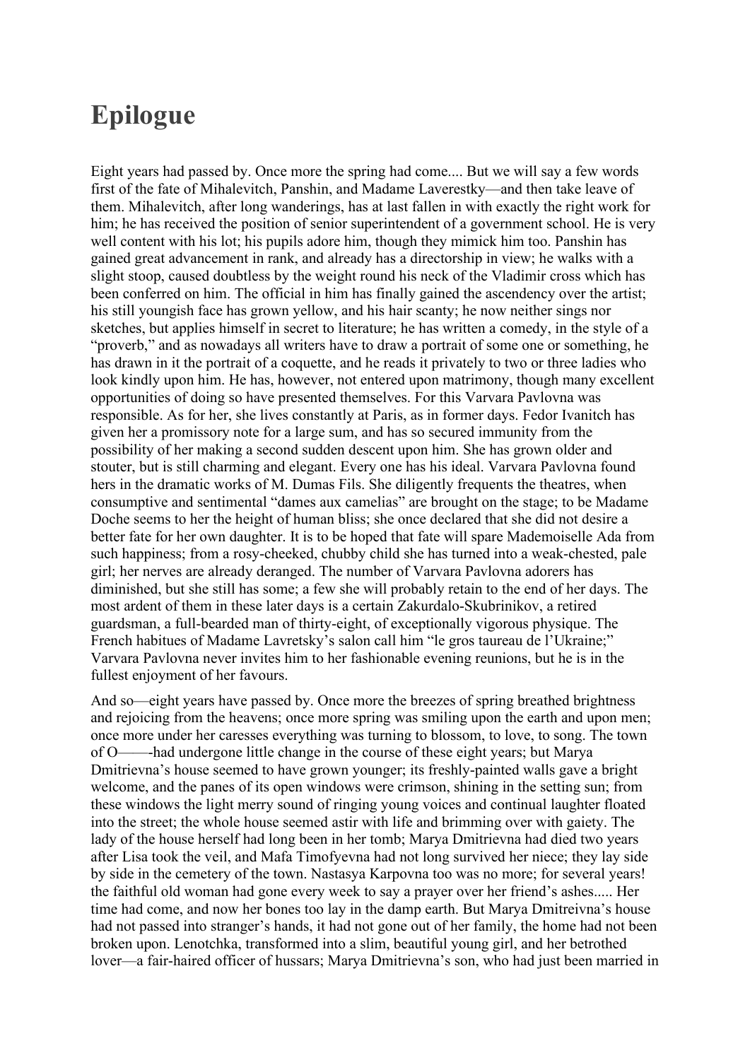# Epilogue

Eight years had passed by. Once more the spring had come.... But we will say a few words first of the fate of Mihalevitch, Panshin, and Madame Laverestky—and then take leave of them. Mihalevitch, after long wanderings, has at last fallen in with exactly the right work for him; he has received the position of senior superintendent of a government school. He is very well content with his lot; his pupils adore him, though they mimick him too. Panshin has gained great advancement in rank, and already has a directorship in view; he walks with a slight stoop, caused doubtless by the weight round his neck of the Vladimir cross which has been conferred on him. The official in him has finally gained the ascendency over the artist; his still youngish face has grown yellow, and his hair scanty; he now neither sings nor sketches, but applies himself in secret to literature; he has written a comedy, in the style of a "proverb," and as nowadays all writers have to draw a portrait of some one or something, he has drawn in it the portrait of a coquette, and he reads it privately to two or three ladies who look kindly upon him. He has, however, not entered upon matrimony, though many excellent opportunities of doing so have presented themselves. For this Varvara Pavlovna was responsible. As for her, she lives constantly at Paris, as in former days. Fedor Ivanitch has given her a promissory note for a large sum, and has so secured immunity from the possibility of her making a second sudden descent upon him. She has grown older and stouter, but is still charming and elegant. Every one has his ideal. Varvara Pavlovna found hers in the dramatic works of M. Dumas Fils. She diligently frequents the theatres, when consumptive and sentimental "dames aux camelias" are brought on the stage; to be Madame Doche seems to her the height of human bliss; she once declared that she did not desire a better fate for her own daughter. It is to be hoped that fate will spare Mademoiselle Ada from such happiness; from a rosy-cheeked, chubby child she has turned into a weak-chested, pale girl; her nerves are already deranged. The number of Varvara Pavlovna adorers has diminished, but she still has some; a few she will probably retain to the end of her days. The most ardent of them in these later days is a certain Zakurdalo-Skubrinikov, a retired guardsman, a full-bearded man of thirty-eight, of exceptionally vigorous physique. The French habitues of Madame Lavretsky's salon call him "le gros taureau de l'Ukraine;" Varvara Pavlovna never invites him to her fashionable evening reunions, but he is in the fullest enjoyment of her favours.

And so—eight years have passed by. Once more the breezes of spring breathed brightness and rejoicing from the heavens; once more spring was smiling upon the earth and upon men; once more under her caresses everything was turning to blossom, to love, to song. The town of O——-had undergone little change in the course of these eight years; but Marya Dmitrievna's house seemed to have grown younger; its freshly-painted walls gave a bright welcome, and the panes of its open windows were crimson, shining in the setting sun; from these windows the light merry sound of ringing young voices and continual laughter floated into the street; the whole house seemed astir with life and brimming over with gaiety. The lady of the house herself had long been in her tomb; Marya Dmitrievna had died two years after Lisa took the veil, and Mafa Timofyevna had not long survived her niece; they lay side by side in the cemetery of the town. Nastasya Karpovna too was no more; for several years! the faithful old woman had gone every week to say a prayer over her friend's ashes..... Her time had come, and now her bones too lay in the damp earth. But Marya Dmitreivna's house had not passed into stranger's hands, it had not gone out of her family, the home had not been broken upon. Lenotchka, transformed into a slim, beautiful young girl, and her betrothed lover—a fair-haired officer of hussars; Marya Dmitrievna's son, who had just been married in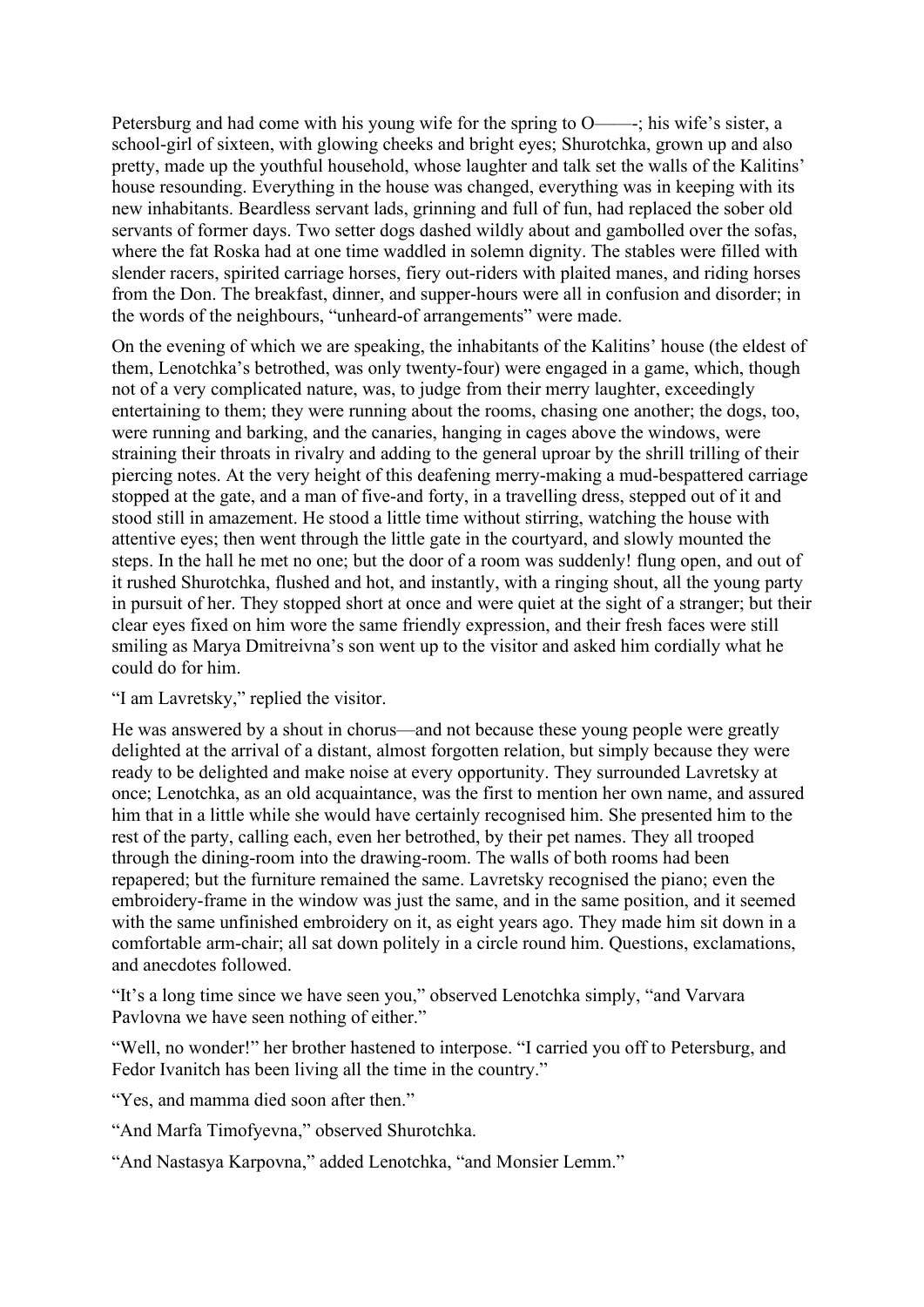Petersburg and had come with his young wife for the spring to O——-; his wife's sister, a school-girl of sixteen, with glowing cheeks and bright eyes; Shurotchka, grown up and also pretty, made up the youthful household, whose laughter and talk set the walls of the Kalitins' house resounding. Everything in the house was changed, everything was in keeping with its new inhabitants. Beardless servant lads, grinning and full of fun, had replaced the sober old servants of former days. Two setter dogs dashed wildly about and gambolled over the sofas, where the fat Roska had at one time waddled in solemn dignity. The stables were filled with slender racers, spirited carriage horses, fiery out-riders with plaited manes, and riding horses from the Don. The breakfast, dinner, and supper-hours were all in confusion and disorder; in the words of the neighbours, "unheard-of arrangements" were made.

On the evening of which we are speaking, the inhabitants of the Kalitins' house (the eldest of them, Lenotchka's betrothed, was only twenty-four) were engaged in a game, which, though not of a very complicated nature, was, to judge from their merry laughter, exceedingly entertaining to them; they were running about the rooms, chasing one another; the dogs, too, were running and barking, and the canaries, hanging in cages above the windows, were straining their throats in rivalry and adding to the general uproar by the shrill trilling of their piercing notes. At the very height of this deafening merry-making a mud-bespattered carriage stopped at the gate, and a man of five-and forty, in a travelling dress, stepped out of it and stood still in amazement. He stood a little time without stirring, watching the house with attentive eyes; then went through the little gate in the courtyard, and slowly mounted the steps. In the hall he met no one; but the door of a room was suddenly! flung open, and out of it rushed Shurotchka, flushed and hot, and instantly, with a ringing shout, all the young party in pursuit of her. They stopped short at once and were quiet at the sight of a stranger; but their clear eyes fixed on him wore the same friendly expression, and their fresh faces were still smiling as Marya Dmitreivna's son went up to the visitor and asked him cordially what he could do for him.

"I am Lavretsky," replied the visitor.

He was answered by a shout in chorus—and not because these young people were greatly delighted at the arrival of a distant, almost forgotten relation, but simply because they were ready to be delighted and make noise at every opportunity. They surrounded Lavretsky at once; Lenotchka, as an old acquaintance, was the first to mention her own name, and assured him that in a little while she would have certainly recognised him. She presented him to the rest of the party, calling each, even her betrothed, by their pet names. They all trooped through the dining-room into the drawing-room. The walls of both rooms had been repapered; but the furniture remained the same. Lavretsky recognised the piano; even the embroidery-frame in the window was just the same, and in the same position, and it seemed with the same unfinished embroidery on it, as eight years ago. They made him sit down in a comfortable arm-chair; all sat down politely in a circle round him. Questions, exclamations, and anecdotes followed.

"It's a long time since we have seen you," observed Lenotchka simply, "and Varvara Pavlovna we have seen nothing of either."

"Well, no wonder!" her brother hastened to interpose. "I carried you off to Petersburg, and Fedor Ivanitch has been living all the time in the country."

"Yes, and mamma died soon after then."

"And Marfa Timofyevna," observed Shurotchka.

"And Nastasya Karpovna," added Lenotchka, "and Monsier Lemm."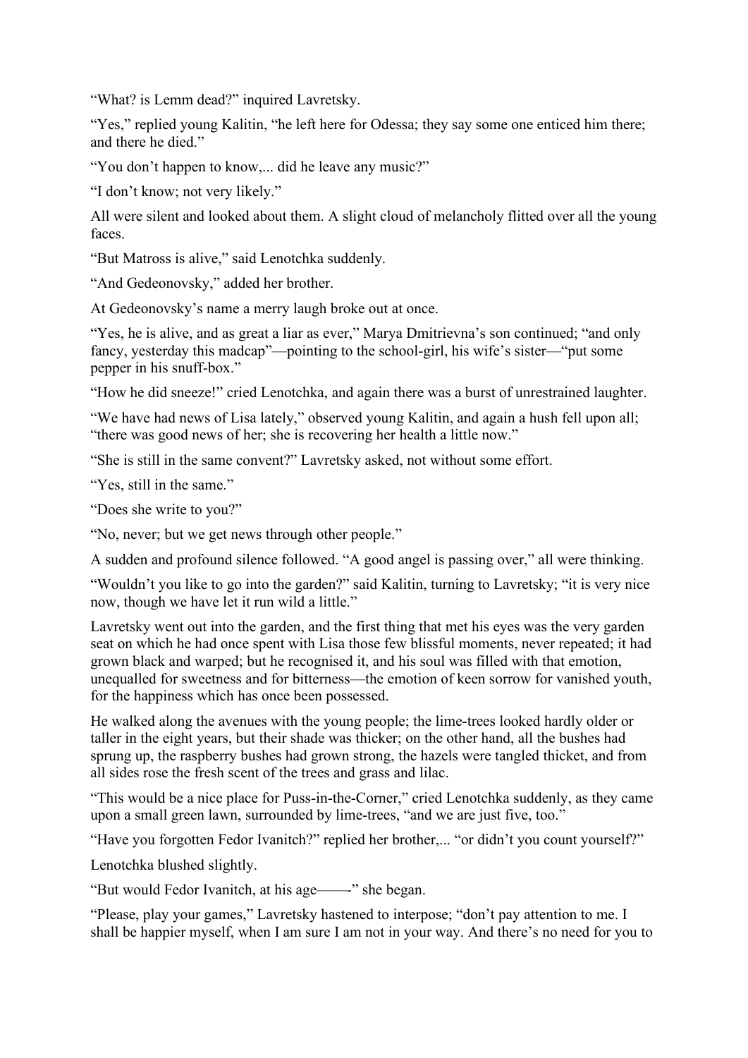“What? is Lemm dead?” inquired Lavretsky.

“Yes,” replied young Kalitin, “he left here for Odessa; they say some one enticed him there; and there he died.”

“You don’t happen to know,... did he leave any music?”

“I don’t know; not very likely.”

All were silent and looked about them. A slight cloud of melancholy flitted over all the young faces.

“But Matross is alive,” said Lenotchka suddenly.

“And Gedeonovsky,” added her brother.

At Gedeonovsky’s name a merry laugh broke out at once.

“Yes, he is alive, and as great a liar as ever,” Marya Dmitrievna’s son continued; “and only fancy, yesterday this madcap”—pointing to the school-girl, his wife’s sister—“put some pepper in his snuff-box.”

“How he did sneeze!” cried Lenotchka, and again there was a burst of unrestrained laughter.

“We have had news of Lisa lately,” observed young Kalitin, and again a hush fell upon all; “there was good news of her; she is recovering her health a little now.”

“She is still in the same convent?” Lavretsky asked, not without some effort.

“Yes, still in the same.”

“Does she write to you?”

“No, never; but we get news through other people.”

A sudden and profound silence followed. “A good angel is passing over,” all were thinking.

“Wouldn’t you like to go into the garden?” said Kalitin, turning to Lavretsky; “it is very nice now, though we have let it run wild a little.”

Lavretsky went out into the garden, and the first thing that met his eyes was the very garden seat on which he had once spent with Lisa those few blissful moments, never repeated; it had grown black and warped; but he recognised it, and his soul was filled with that emotion, unequalled for sweetness and for bitterness—the emotion of keen sorrow for vanished youth, for the happiness which has once been possessed.

He walked along the avenues with the young people; the lime-trees looked hardly older or taller in the eight years, but their shade was thicker; on the other hand, all the bushes had sprung up, the raspberry bushes had grown strong, the hazels were tangled thicket, and from all sides rose the fresh scent of the trees and grass and lilac.

“This would be a nice place for Puss-in-the-Corner,” cried Lenotchka suddenly, as they came upon a small green lawn, surrounded by lime-trees, “and we are just five, too.”

“Have you forgotten Fedor Ivanitch?” replied her brother,... “or didn’t you count yourself?”

Lenotchka blushed slightly.

“But would Fedor Ivanitch, at his age——-” she began.

“Please, play your games,” Lavretsky hastened to interpose; “don’t pay attention to me. I shall be happier myself, when I am sure I am not in your way. And there’s no need for you to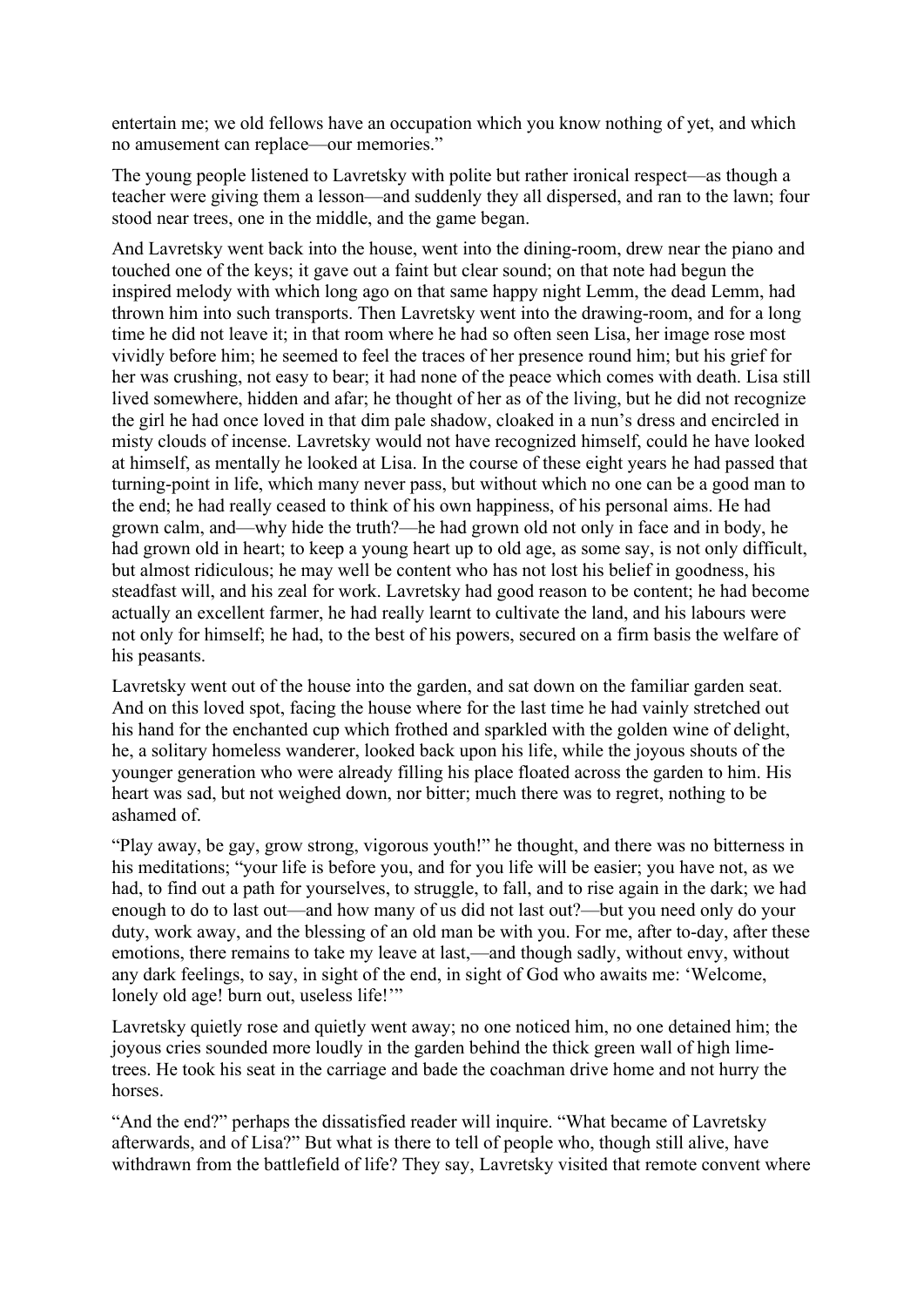entertain me; we old fellows have an occupation which you know nothing of yet, and which no amusement can replace—our memories."

The young people listened to Lavretsky with polite but rather ironical respect—as though a teacher were giving them a lesson—and suddenly they all dispersed, and ran to the lawn; four stood near trees, one in the middle, and the game began.

And Lavretsky went back into the house, went into the dining-room, drew near the piano and touched one of the keys; it gave out a faint but clear sound; on that note had begun the inspired melody with which long ago on that same happy night Lemm, the dead Lemm, had thrown him into such transports. Then Lavretsky went into the drawing-room, and for a long time he did not leave it; in that room where he had so often seen Lisa, her image rose most vividly before him; he seemed to feel the traces of her presence round him; but his grief for her was crushing, not easy to bear; it had none of the peace which comes with death. Lisa still lived somewhere, hidden and afar; he thought of her as of the living, but he did not recognize the girl he had once loved in that dim pale shadow, cloaked in a nun's dress and encircled in misty clouds of incense. Lavretsky would not have recognized himself, could he have looked at himself, as mentally he looked at Lisa. In the course of these eight years he had passed that turning-point in life, which many never pass, but without which no one can be a good man to the end; he had really ceased to think of his own happiness, of his personal aims. He had grown calm, and—why hide the truth?—he had grown old not only in face and in body, he had grown old in heart; to keep a young heart up to old age, as some say, is not only difficult, but almost ridiculous; he may well be content who has not lost his belief in goodness, his steadfast will, and his zeal for work. Lavretsky had good reason to be content; he had become actually an excellent farmer, he had really learnt to cultivate the land, and his labours were not only for himself; he had, to the best of his powers, secured on a firm basis the welfare of his peasants.

Lavretsky went out of the house into the garden, and sat down on the familiar garden seat. And on this loved spot, facing the house where for the last time he had vainly stretched out his hand for the enchanted cup which frothed and sparkled with the golden wine of delight, he, a solitary homeless wanderer, looked back upon his life, while the joyous shouts of the younger generation who were already filling his place floated across the garden to him. His heart was sad, but not weighed down, nor bitter; much there was to regret, nothing to be ashamed of.

"Play away, be gay, grow strong, vigorous youth!" he thought, and there was no bitterness in his meditations; "your life is before you, and for you life will be easier; you have not, as we had, to find out a path for yourselves, to struggle, to fall, and to rise again in the dark; we had enough to do to last out—and how many of us did not last out?—but you need only do your duty, work away, and the blessing of an old man be with you. For me, after to-day, after these emotions, there remains to take my leave at last,—and though sadly, without envy, without any dark feelings, to say, in sight of the end, in sight of God who awaits me: 'Welcome, lonely old age! burn out, useless life!'"

Lavretsky quietly rose and quietly went away; no one noticed him, no one detained him; the joyous cries sounded more loudly in the garden behind the thick green wall of high lime-trees. He took his seat in the carriage and bade the coachman drive home and not hurry the horses.

"And the end?" perhaps the dissatisfied reader will inquire. "What became of Lavretsky afterwards, and of Lisa?" But what is there to tell of people who, though still alive, have withdrawn from the battlefield of life? They say, Lavretsky visited that remote convent where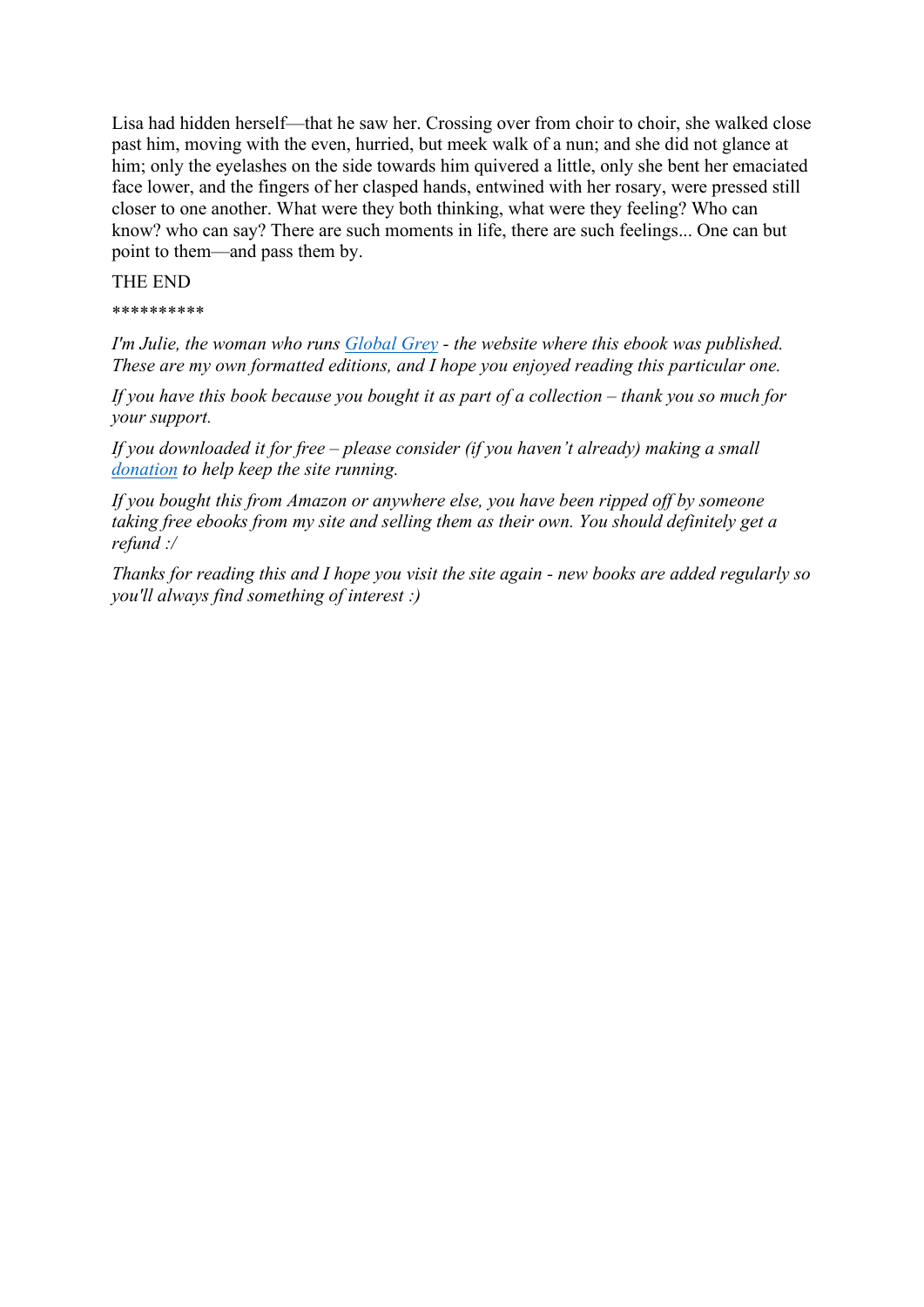Lisa had hidden herself—that he saw her. Crossing over from choir to choir, she walked close past him, moving with the even, hurried, but meek walk of a nun; and she did not glance at him; only the eyelashes on the side towards him quivered a little, only she bent her emaciated face lower, and the fingers of her clasped hands, entwined with her rosary, were pressed still closer to one another. What were they both thinking, what were they feeling? Who can know? who can say? There are such moments in life, there are such feelings... One can but point to them—and pass them by.

THE END

**********

*I'm Julie, the woman who runs [Global Grey](#) - the website where this ebook was published. These are my own formatted editions, and I hope you enjoyed reading this particular one.*

*If you have this book because you bought it as part of a collection – thank you so much for your support.*

*If you downloaded it for free – please consider (if you haven't already) making a small [donation](#) to help keep the site running.*

*If you bought this from Amazon or anywhere else, you have been ripped off by someone taking free ebooks from my site and selling them as their own. You should definitely get a refund :/*

*Thanks for reading this and I hope you visit the site again - new books are added regularly so you'll always find something of interest :)*